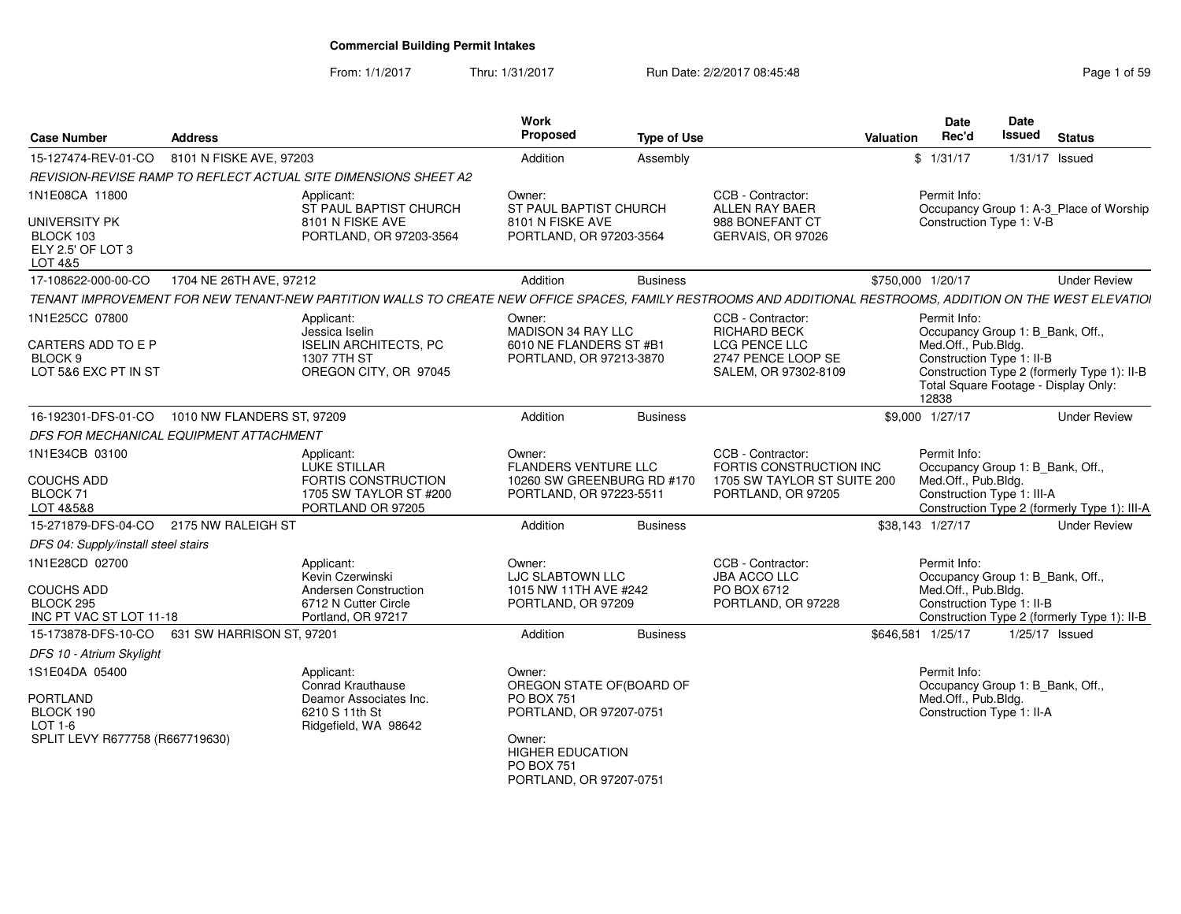# Commercial Building Permit Intakes

From: 1/1/2017 Thru: 1/31/2017 Run Date: 2/2/2017 08:45:48

| Case Number | Address | | Work Proposed | Type of Use | | Valuation | Date Rec'd | Date Issued | Status |
|---|---|---|---|---|---|---|---|---|---|
| 15-127474-REV-01-CO | 8101 N FISKE AVE, 97203 | | Addition | Assembly | | $ | 1/31/17 | 1/31/17 | Issued |
| *REVISION-REVISE RAMP TO REFLECT ACTUAL SITE DIMENSIONS SHEET A2* | | | | | | | | | |
| 1N1E08CA 11800<br><br>UNIVERSITY PK<br>BLOCK 103<br>ELY 2.5' OF LOT 3<br>LOT 4&5 | | Applicant:<br>ST PAUL BAPTIST CHURCH<br>8101 N FISKE AVE<br>PORTLAND, OR 97203-3564 | Owner:<br>ST PAUL BAPTIST CHURCH<br>8101 N FISKE AVE<br>PORTLAND, OR 97203-3564 | | CCB - Contractor:<br>ALLEN RAY BAER<br>988 BONEFANT CT<br>GERVAIS, OR 97026 | | Permit Info:<br>Occupancy Group 1: A-3_Place of Worship<br>Construction Type 1: V-B | | |
| 17-108622-000-00-CO | 1704 NE 26TH AVE, 97212 | | Addition | Business | | $750,000 | 1/20/17 | | Under Review |
| *TENANT IMPROVEMENT FOR NEW TENANT-NEW PARTITION WALLS TO CREATE NEW OFFICE SPACES, FAMILY RESTROOMS AND ADDITIONAL RESTROOMS, ADDITION ON THE WEST ELEVATIOI* | | | | | | | | | |
| 1N1E25CC 07800<br><br>CARTERS ADD TO E P<br>BLOCK 9<br>LOT 5&6 EXC PT IN ST | | Applicant:<br>Jessica Iselin<br>ISELIN ARCHITECTS, PC<br>1307 7TH ST<br>OREGON CITY, OR 97045 | Owner:<br>MADISON 34 RAY LLC<br>6010 NE FLANDERS ST #B1<br>PORTLAND, OR 97213-3870 | | CCB - Contractor:<br>RICHARD BECK<br>LCG PENCE LLC<br>2747 PENCE LOOP SE<br>SALEM, OR 97302-8109 | | Permit Info:<br>Occupancy Group 1: B_Bank, Off., Med.Off., Pub.Bldg.<br>Construction Type 1: II-B<br>Construction Type 2 (formerly Type 1): II-B<br>Total Square Footage - Display Only: 12838 | | |
| 16-192301-DFS-01-CO | 1010 NW FLANDERS ST, 97209 | | Addition | Business | | $9,000 | 1/27/17 | | Under Review |
| *DFS FOR MECHANICAL EQUIPMENT ATTACHMENT* | | | | | | | | | |
| 1N1E34CB 03100<br><br>COUCHS ADD<br>BLOCK 71<br>LOT 4&5&8 | | Applicant:<br>LUKE STILLAR<br>FORTIS CONSTRUCTION<br>1705 SW TAYLOR ST #200<br>PORTLAND OR 97205 | Owner:<br>FLANDERS VENTURE LLC<br>10260 SW GREENBURG RD #170<br>PORTLAND, OR 97223-5511 | | CCB - Contractor:<br>FORTIS CONSTRUCTION INC<br>1705 SW TAYLOR ST SUITE 200<br>PORTLAND, OR 97205 | | Permit Info:<br>Occupancy Group 1: B_Bank, Off., Med.Off., Pub.Bldg.<br>Construction Type 1: III-A<br>Construction Type 2 (formerly Type 1): III-A | | |
| 15-271879-DFS-04-CO | 2175 NW RALEIGH ST | | Addition | Business | | $38,143 | 1/27/17 | | Under Review |
| *DFS 04: Supply/install steel stairs* | | | | | | | | | |
| 1N1E28CD 02700<br><br>COUCHS ADD<br>BLOCK 295<br>INC PT VAC ST LOT 11-18 | | Applicant:<br>Kevin Czerwinski<br>Andersen Construction<br>6712 N Cutter Circle<br>Portland, OR 97217 | Owner:<br>LJC SLABTOWN LLC<br>1015 NW 11TH AVE #242<br>PORTLAND, OR 97209 | | CCB - Contractor:<br>JBA ACCO LLC<br>PO BOX 6712<br>PORTLAND, OR 97228 | | Permit Info:<br>Occupancy Group 1: B_Bank, Off., Med.Off., Pub.Bldg.<br>Construction Type 1: II-B<br>Construction Type 2 (formerly Type 1): II-B | | |
| 15-173878-DFS-10-CO | 631 SW HARRISON ST, 97201 | | Addition | Business | | $646,581 | 1/25/17 | 1/25/17 | Issued |
| *DFS 10 - Atrium Skylight* | | | | | | | | | |
| 1S1E04DA 05400<br><br>PORTLAND<br>BLOCK 190<br>LOT 1-6<br>SPLIT LEVY R677758 (R667719630) | | Applicant:<br>Conrad Krauthause<br>Deamor Associates Inc.<br>6210 S 11th St<br>Ridgefield, WA 98642 | Owner:<br>OREGON STATE OF(BOARD OF<br>PO BOX 751<br>PORTLAND, OR 97207-0751<br><br>Owner:<br>HIGHER EDUCATION<br>PO BOX 751<br>PORTLAND, OR 97207-0751 | | | | Permit Info:<br>Occupancy Group 1: B_Bank, Off., Med.Off., Pub.Bldg.<br>Construction Type 1: II-A | | |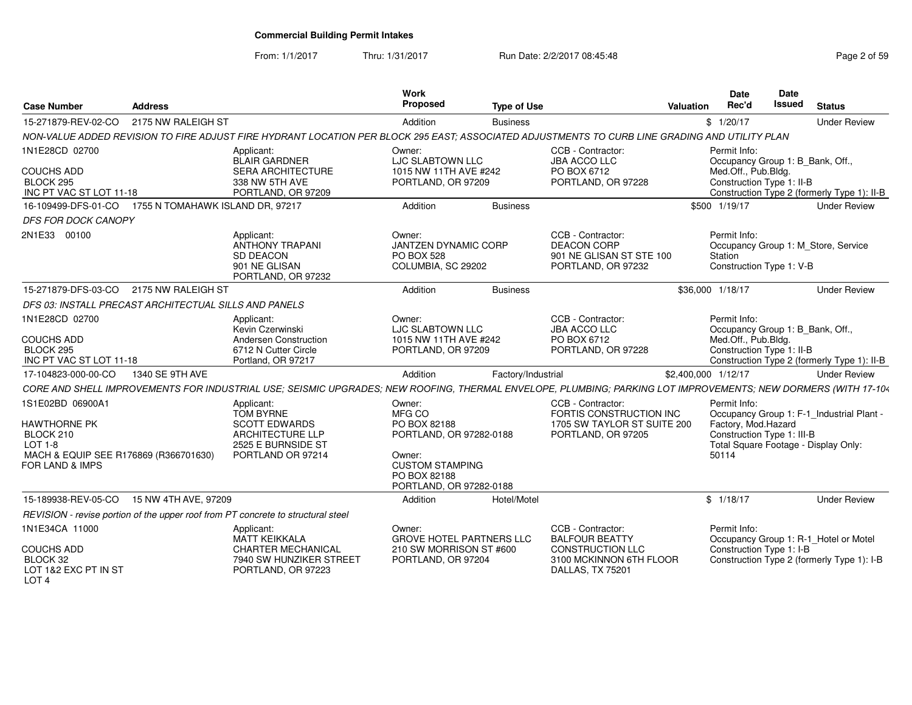# Commercial Building Permit Intakes

From: 1/1/2017 Thru: 1/31/2017 Run Date: 2/2/2017 08:45:48

| Case Number | Address | Work Proposed | Type of Use | Valuation | Date Rec'd | Date Issued | Status |
|---|---|---|---|---|---|---|---|
| 15-271879-REV-02-CO | 2175 NW RALEIGH ST | Addition | Business | $ | 1/20/17 | | Under Review |

*NON-VALUE ADDED REVISION TO FIRE ADJUST FIRE HYDRANT LOCATION PER BLOCK 295 EAST; ASSOCIATED ADJUSTMENTS TO CURB LINE GRADING AND UTILITY PLAN*

1N1E28CD 02700
COUCHS ADD
BLOCK 295
INC PT VAC ST LOT 11-18

Applicant:
BLAIR GARDNER
SERA ARCHITECTURE
338 NW 5TH AVE
PORTLAND, OR 97209

Owner:
LJC SLABTOWN LLC
1015 NW 11TH AVE #242
PORTLAND, OR 97209

CCB - Contractor:
JBA ACCO LLC
PO BOX 6712
PORTLAND, OR 97228

Permit Info:
Occupancy Group 1: B_Bank, Off., Med.Off., Pub.Bldg.
Construction Type 1: II-B
Construction Type 2 (formerly Type 1): II-B

| Case Number | Address | Work Proposed | Type of Use | Valuation | Date Rec'd | Date Issued | Status |
|---|---|---|---|---|---|---|---|
| 16-109499-DFS-01-CO | 1755 N TOMAHAWK ISLAND DR, 97217 | Addition | Business | $500 | 1/19/17 | | Under Review |

*DFS FOR DOCK CANOPY*

2N1E33 00100

Applicant:
ANTHONY TRAPANI
SD DEACON
901 NE GLISAN
PORTLAND, OR 97232

Owner:
JANTZEN DYNAMIC CORP
PO BOX 528
COLUMBIA, SC 29202

CCB - Contractor:
DEACON CORP
901 NE GLISAN ST STE 100
PORTLAND, OR 97232

Permit Info:
Occupancy Group 1: M_Store, Service Station
Construction Type 1: V-B

| Case Number | Address | Work Proposed | Type of Use | Valuation | Date Rec'd | Date Issued | Status |
|---|---|---|---|---|---|---|---|
| 15-271879-DFS-03-CO | 2175 NW RALEIGH ST | Addition | Business | $36,000 | 1/18/17 | | Under Review |

*DFS 03: INSTALL PRECAST ARCHITECTUAL SILLS AND PANELS*

1N1E28CD 02700
COUCHS ADD
BLOCK 295
INC PT VAC ST LOT 11-18

Applicant:
Kevin Czerwinski
Andersen Construction
6712 N Cutter Circle
Portland, OR 97217

Owner:
LJC SLABTOWN LLC
1015 NW 11TH AVE #242
PORTLAND, OR 97209

CCB - Contractor:
JBA ACCO LLC
PO BOX 6712
PORTLAND, OR 97228

Permit Info:
Occupancy Group 1: B_Bank, Off., Med.Off., Pub.Bldg.
Construction Type 1: II-B
Construction Type 2 (formerly Type 1): II-B

| Case Number | Address | Work Proposed | Type of Use | Valuation | Date Rec'd | Date Issued | Status |
|---|---|---|---|---|---|---|---|
| 17-104823-000-00-CO | 1340 SE 9TH AVE | Addition | Factory/Industrial | $2,400,000 | 1/12/17 | | Under Review |

*CORE AND SHELL IMPROVEMENTS FOR INDUSTRIAL USE; SEISMIC UPGRADES; NEW ROOFING, THERMAL ENVELOPE, PLUMBING; PARKING LOT IMPROVEMENTS; NEW DORMERS (WITH 17-104*

1S1E02BD 06900A1
HAWTHORNE PK
BLOCK 210
LOT 1-8
MACH & EQUIP SEE R176869 (R366701630) FOR LAND & IMPS

Applicant:
TOM BYRNE
SCOTT EDWARDS ARCHITECTURE LLP
2525 E BURNSIDE ST
PORTLAND OR 97214

Owner:
MFG CO
PO BOX 82188
PORTLAND, OR 97282-0188

Owner:
CUSTOM STAMPING
PO BOX 82188
PORTLAND, OR 97282-0188

CCB - Contractor:
FORTIS CONSTRUCTION INC
1705 SW TAYLOR ST SUITE 200
PORTLAND, OR 97205

Permit Info:
Occupancy Group 1: F-1_Industrial Plant - Factory, Mod.Hazard
Construction Type 1: III-B
Total Square Footage - Display Only: 50114

| Case Number | Address | Work Proposed | Type of Use | Valuation | Date Rec'd | Date Issued | Status |
|---|---|---|---|---|---|---|---|
| 15-189938-REV-05-CO | 15 NW 4TH AVE, 97209 | Addition | Hotel/Motel | $ | 1/18/17 | | Under Review |

*REVISION - revise portion of the upper roof from PT concrete to structural steel*

1N1E34CA 11000
COUCHS ADD
BLOCK 32
LOT 1&2 EXC PT IN ST
LOT 4

Applicant:
MATT KEIKKALA
CHARTER MECHANICAL
7940 SW HUNZIKER STREET
PORTLAND, OR 97223

Owner:
GROVE HOTEL PARTNERS LLC
210 SW MORRISON ST #600
PORTLAND, OR 97204

CCB - Contractor:
BALFOUR BEATTY CONSTRUCTION LLC
3100 MCKINNON 6TH FLOOR
DALLAS, TX 75201

Permit Info:
Occupancy Group 1: R-1_Hotel or Motel
Construction Type 1: I-B
Construction Type 2 (formerly Type 1): I-B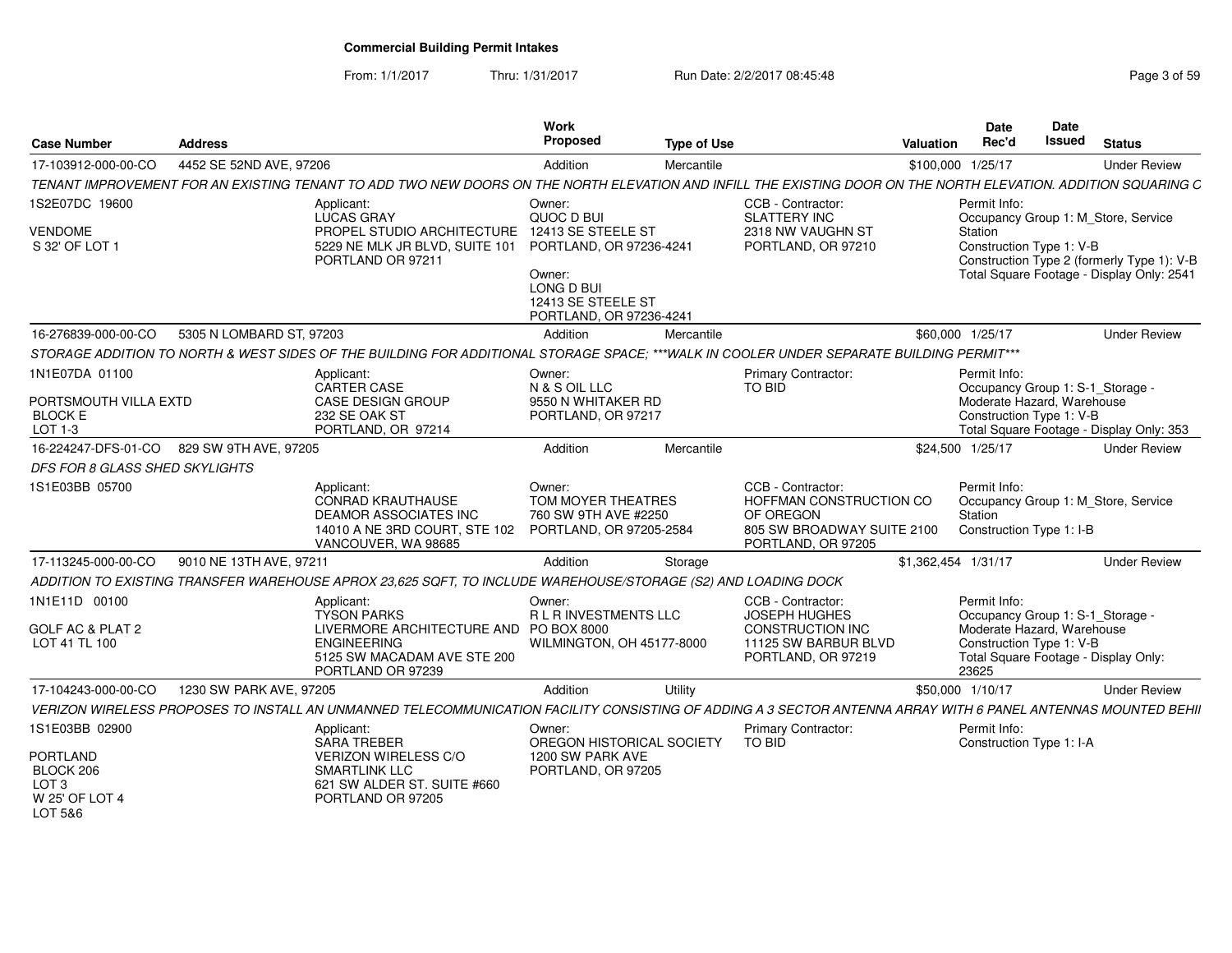# Commercial Building Permit Intakes

From: 1/1/2017 Thru: 1/31/2017 Run Date: 2/2/2017 08:45:48

| Case Number | Address | Work Proposed | Type of Use | Valuation | Date Rec'd | Date Issued | Status |
|---|---|---|---|---|---|---|---|
| 17-103912-000-00-CO | 4452 SE 52ND AVE, 97206 | Addition | Mercantile | $100,000 | 1/25/17 | | Under Review |

*TENANT IMPROVEMENT FOR AN EXISTING TENANT TO ADD TWO NEW DOORS ON THE NORTH ELEVATION AND INFILL THE EXISTING DOOR ON THE NORTH ELEVATION. ADDITION SQUARING C*

1S2E07DC 19600

VENDOME
S 32' OF LOT 1

Applicant:
LUCAS GRAY
PROPEL STUDIO ARCHITECTURE
5229 NE MLK JR BLVD, SUITE 101
PORTLAND OR 97211

Owner:
QUOC D BUI
12413 SE STEELE ST
PORTLAND, OR 97236-4241

Owner:
LONG D BUI
12413 SE STEELE ST
PORTLAND, OR 97236-4241

CCB - Contractor:
SLATTERY INC
2318 NW VAUGHN ST
PORTLAND, OR 97210

Permit Info:
Occupancy Group 1: M_Store, Service Station
Construction Type 1: V-B
Construction Type 2 (formerly Type 1): V-B
Total Square Footage - Display Only: 2541

---

| Case Number | Address | Work Proposed | Type of Use | Valuation | Date Rec'd | Date Issued | Status |
|---|---|---|---|---|---|---|---|
| 16-276839-000-00-CO | 5305 N LOMBARD ST, 97203 | Addition | Mercantile | $60,000 | 1/25/17 | | Under Review |

*STORAGE ADDITION TO NORTH & WEST SIDES OF THE BUILDING FOR ADDITIONAL STORAGE SPACE; ***WALK IN COOLER UNDER SEPARATE BUILDING PERMIT****

1N1E07DA 01100

PORTSMOUTH VILLA EXTD
BLOCK E
LOT 1-3

Applicant:
CARTER CASE
CASE DESIGN GROUP
232 SE OAK ST
PORTLAND, OR 97214

Owner:
N & S OIL LLC
9550 N WHITAKER RD
PORTLAND, OR 97217

Primary Contractor:
TO BID

Permit Info:
Occupancy Group 1: S-1_Storage - Moderate Hazard, Warehouse
Construction Type 1: V-B
Total Square Footage - Display Only: 353

---

| Case Number | Address | Work Proposed | Type of Use | Valuation | Date Rec'd | Date Issued | Status |
|---|---|---|---|---|---|---|---|
| 16-224247-DFS-01-CO | 829 SW 9TH AVE, 97205 | Addition | Mercantile | $24,500 | 1/25/17 | | Under Review |

*DFS FOR 8 GLASS SHED SKYLIGHTS*

1S1E03BB 05700

Applicant:
CONRAD KRAUTHAUSE
DEAMOR ASSOCIATES INC
14010 A NE 3RD COURT, STE 102
VANCOUVER, WA 98685

Owner:
TOM MOYER THEATRES
760 SW 9TH AVE #2250
PORTLAND, OR 97205-2584

CCB - Contractor:
HOFFMAN CONSTRUCTION CO OF OREGON
805 SW BROADWAY SUITE 2100
PORTLAND, OR 97205

Permit Info:
Occupancy Group 1: M_Store, Service Station
Construction Type 1: I-B

---

| Case Number | Address | Work Proposed | Type of Use | Valuation | Date Rec'd | Date Issued | Status |
|---|---|---|---|---|---|---|---|
| 17-113245-000-00-CO | 9010 NE 13TH AVE, 97211 | Addition | Storage | $1,362,454 | 1/31/17 | | Under Review |

*ADDITION TO EXISTING TRANSFER WAREHOUSE APROX 23,625 SQFT, TO INCLUDE WAREHOUSE/STORAGE (S2) AND LOADING DOCK*

1N1E11D 00100

GOLF AC & PLAT 2
LOT 41 TL 100

Applicant:
TYSON PARKS
LIVERMORE ARCHITECTURE AND ENGINEERING
5125 SW MACADAM AVE STE 200
PORTLAND OR 97239

Owner:
R L R INVESTMENTS LLC
PO BOX 8000
WILMINGTON, OH 45177-8000

CCB - Contractor:
JOSEPH HUGHES
CONSTRUCTION INC
11125 SW BARBUR BLVD
PORTLAND, OR 97219

Permit Info:
Occupancy Group 1: S-1_Storage - Moderate Hazard, Warehouse
Construction Type 1: V-B
Total Square Footage - Display Only: 23625

---

| Case Number | Address | Work Proposed | Type of Use | Valuation | Date Rec'd | Date Issued | Status |
|---|---|---|---|---|---|---|---|
| 17-104243-000-00-CO | 1230 SW PARK AVE, 97205 | Addition | Utility | $50,000 | 1/10/17 | | Under Review |

*VERIZON WIRELESS PROPOSES TO INSTALL AN UNMANNED TELECOMMUNICATION FACILITY CONSISTING OF ADDING A 3 SECTOR ANTENNA ARRAY WITH 6 PANEL ANTENNAS MOUNTED BEHI*

1S1E03BB 02900

PORTLAND
BLOCK 206
LOT 3
W 25' OF LOT 4
LOT 5&6

Applicant:
SARA TREBER
VERIZON WIRELESS C/O SMARTLINK LLC
621 SW ALDER ST. SUITE #660
PORTLAND OR 97205

Owner:
OREGON HISTORICAL SOCIETY
1200 SW PARK AVE
PORTLAND, OR 97205

Primary Contractor:
TO BID

Permit Info:
Construction Type 1: I-A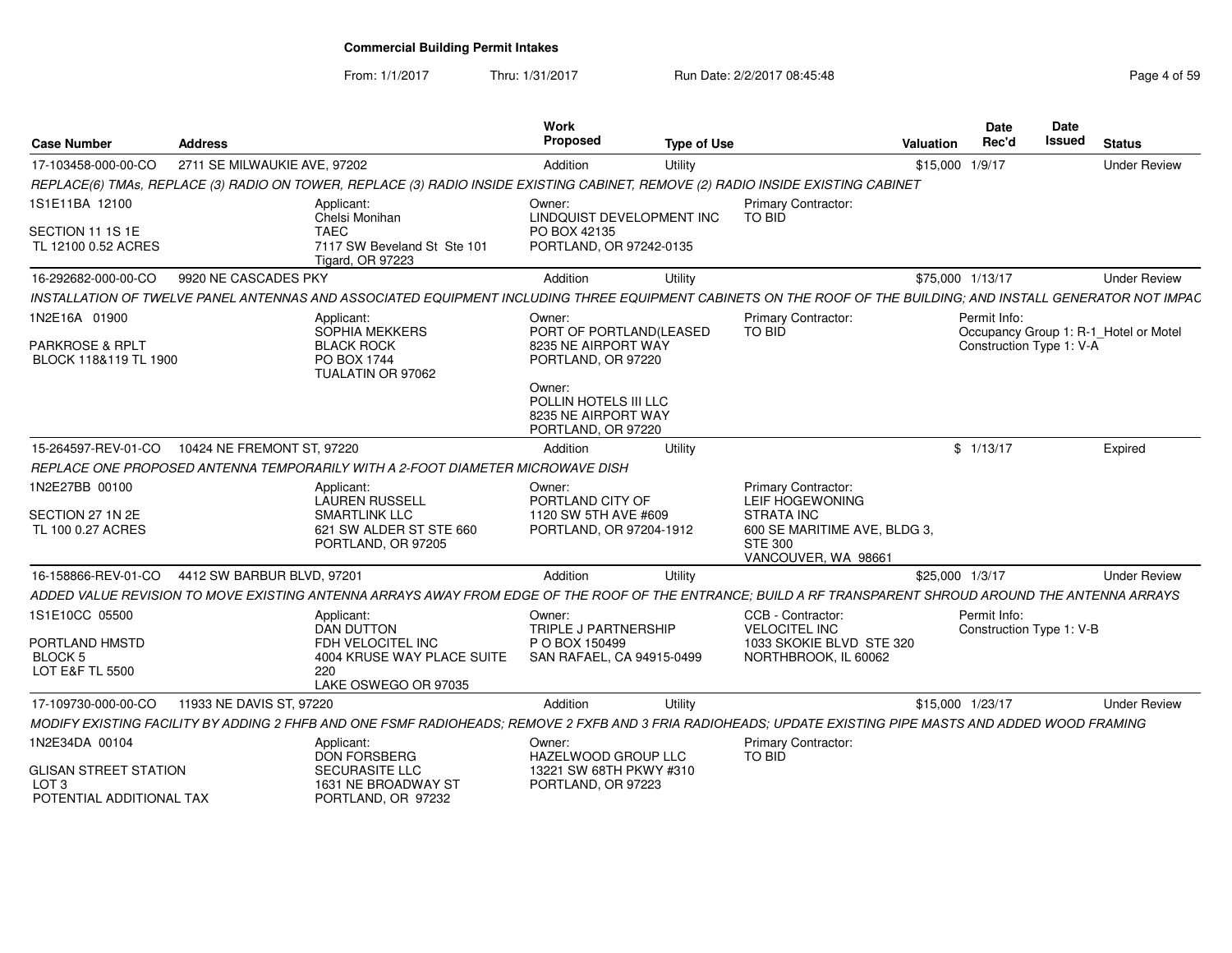# Commercial Building Permit Intakes

From: 1/1/2017 Thru: 1/31/2017 Run Date: 2/2/2017 08:45:48

| Case Number | Address | Work Proposed | Type of Use | Valuation | Date Rec'd | Date Issued | Status |
|---|---|---|---|---|---|---|---|
| 17-103458-000-00-CO | 2711 SE MILWAUKIE AVE, 97202 | Addition | Utility | $15,000 | 1/9/17 | | Under Review |

REPLACE(6) TMAs, REPLACE (3) RADIO ON TOWER, REPLACE (3) RADIO INSIDE EXISTING CABINET, REMOVE (2) RADIO INSIDE EXISTING CABINET

1S1E11BA 12100
SECTION 11 1S 1E
TL 12100 0.52 ACRES

Applicant:
Chelsi Monihan
TAEC
7117 SW Beveland St Ste 101
Tigard, OR 97223

Owner:
LINDQUIST DEVELOPMENT INC
PO BOX 42135
PORTLAND, OR 97242-0135

Primary Contractor:
TO BID

| Case Number | Address | Work Proposed | Type of Use | Valuation | Date Rec'd | Date Issued | Status |
|---|---|---|---|---|---|---|---|
| 16-292682-000-00-CO | 9920 NE CASCADES PKY | Addition | Utility | $75,000 | 1/13/17 | | Under Review |

INSTALLATION OF TWELVE PANEL ANTENNAS AND ASSOCIATED EQUIPMENT INCLUDING THREE EQUIPMENT CABINETS ON THE ROOF OF THE BUILDING; AND INSTALL GENERATOR NOT IMPAC

1N2E16A 01900
PARKROSE & RPLT
BLOCK 118&119 TL 1900

Applicant:
SOPHIA MEKKERS
BLACK ROCK
PO BOX 1744
TUALATIN OR 97062

Owner:
PORT OF PORTLAND(LEASED
8235 NE AIRPORT WAY
PORTLAND, OR 97220

Owner:
POLLIN HOTELS III LLC
8235 NE AIRPORT WAY
PORTLAND, OR 97220

Primary Contractor:
TO BID

Permit Info:
Occupancy Group 1: R-1_Hotel or Motel
Construction Type 1: V-A

| Case Number | Address | Work Proposed | Type of Use | Valuation | Date Rec'd | Date Issued | Status |
|---|---|---|---|---|---|---|---|
| 15-264597-REV-01-CO | 10424 NE FREMONT ST, 97220 | Addition | Utility | $ | 1/13/17 | | Expired |

REPLACE ONE PROPOSED ANTENNA TEMPORARILY WITH A 2-FOOT DIAMETER MICROWAVE DISH

1N2E27BB 00100
SECTION 27 1N 2E
TL 100 0.27 ACRES

Applicant:
LAUREN RUSSELL
SMARTLINK LLC
621 SW ALDER ST STE 660
PORTLAND, OR 97205

Owner:
PORTLAND CITY OF
1120 SW 5TH AVE #609
PORTLAND, OR 97204-1912

Primary Contractor:
LEIF HOGEWONING
STRATA INC
600 SE MARITIME AVE, BLDG 3,
STE 300
VANCOUVER, WA 98661

| Case Number | Address | Work Proposed | Type of Use | Valuation | Date Rec'd | Date Issued | Status |
|---|---|---|---|---|---|---|---|
| 16-158866-REV-01-CO | 4412 SW BARBUR BLVD, 97201 | Addition | Utility | $25,000 | 1/3/17 | | Under Review |

ADDED VALUE REVISION TO MOVE EXISTING ANTENNA ARRAYS AWAY FROM EDGE OF THE ROOF OF THE ENTRANCE; BUILD A RF TRANSPARENT SHROUD AROUND THE ANTENNA ARRAYS

1S1E10CC 05500
PORTLAND HMSTD
BLOCK 5
LOT E&F TL 5500

Applicant:
DAN DUTTON
FDH VELOCITEL INC
4004 KRUSE WAY PLACE SUITE
220
LAKE OSWEGO OR 97035

Owner:
TRIPLE J PARTNERSHIP
P O BOX 150499
SAN RAFAEL, CA 94915-0499

CCB - Contractor:
VELOCITEL INC
1033 SKOKIE BLVD STE 320
NORTHBROOK, IL 60062

Permit Info:
Construction Type 1: V-B

| Case Number | Address | Work Proposed | Type of Use | Valuation | Date Rec'd | Date Issued | Status |
|---|---|---|---|---|---|---|---|
| 17-109730-000-00-CO | 11933 NE DAVIS ST, 97220 | Addition | Utility | $15,000 | 1/23/17 | | Under Review |

MODIFY EXISTING FACILITY BY ADDING 2 FHFB AND ONE FSMF RADIOHEADS; REMOVE 2 FXFB AND 3 FRIA RADIOHEADS; UPDATE EXISTING PIPE MASTS AND ADDED WOOD FRAMING

1N2E34DA 00104
GLISAN STREET STATION
LOT 3
POTENTIAL ADDITIONAL TAX

Applicant:
DON FORSBERG
SECURASITE LLC
1631 NE BROADWAY ST
PORTLAND, OR 97232

Owner:
HAZELWOOD GROUP LLC
13221 SW 68TH PKWY #310
PORTLAND, OR 97223

Primary Contractor:
TO BID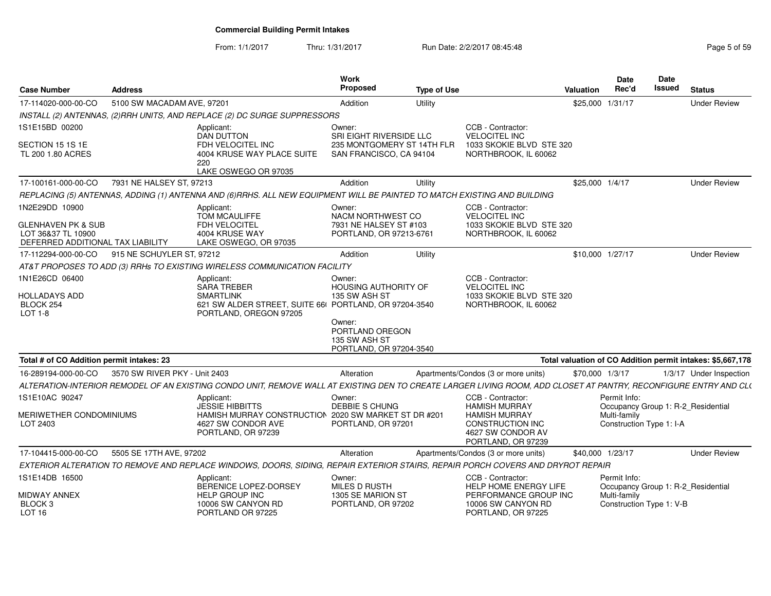# Commercial Building Permit Intakes

From: 1/1/2017 Thru: 1/31/2017 Run Date: 2/2/2017 08:45:48

| Case Number | Address | Work Proposed | Type of Use | Valuation | Date Rec'd | Date Issued | Status |
|---|---|---|---|---|---|---|---|
| 17-114020-000-00-CO | 5100 SW MACADAM AVE, 97201 | Addition | Utility | $25,000 | 1/31/17 | | Under Review |

*INSTALL (2) ANTENNAS, (2)RRH UNITS, AND REPLACE (2) DC SURGE SUPPRESSORS*

1S1E15BD 00200
SECTION 15 1S 1E
TL 200 1.80 ACRES

Applicant: DAN DUTTON, FDH VELOCITEL INC, 4004 KRUSE WAY PLACE SUITE 220, LAKE OSWEGO OR 97035

Owner: SRI EIGHT RIVERSIDE LLC, 235 MONTGOMERY ST 14TH FLR, SAN FRANCISCO, CA 94104

CCB - Contractor: VELOCITEL INC, 1033 SKOKIE BLVD STE 320, NORTHBROOK, IL 60062

| Case Number | Address | Work Proposed | Type of Use | Valuation | Date Rec'd | Date Issued | Status |
|---|---|---|---|---|---|---|---|
| 17-100161-000-00-CO | 7931 NE HALSEY ST, 97213 | Addition | Utility | $25,000 | 1/4/17 | | Under Review |

*REPLACING (5) ANTENNAS, ADDING (1) ANTENNA AND (6)RRHS. ALL NEW EQUIPMENT WILL BE PAINTED TO MATCH EXISTING AND BUILDING*

1N2E29DD 10900
GLENHAVEN PK & SUB
LOT 36&37 TL 10900
DEFERRED ADDITIONAL TAX LIABILITY

Applicant: TOM MCAULIFFE, FDH VELOCITEL, 4004 KRUSE WAY, LAKE OSWEGO, OR 97035

Owner: NACM NORTHWEST CO, 7931 NE HALSEY ST #103, PORTLAND, OR 97213-6761

CCB - Contractor: VELOCITEL INC, 1033 SKOKIE BLVD STE 320, NORTHBROOK, IL 60062

| Case Number | Address | Work Proposed | Type of Use | Valuation | Date Rec'd | Date Issued | Status |
|---|---|---|---|---|---|---|---|
| 17-112294-000-00-CO | 915 NE SCHUYLER ST, 97212 | Addition | Utility | $10,000 | 1/27/17 | | Under Review |

*AT&T PROPOSES TO ADD (3) RRHs TO EXISTING WIRELESS COMMUNICATION FACILITY*

1N1E26CD 06400
HOLLADAYS ADD
BLOCK 254
LOT 1-8

Applicant: SARA TREBER, SMARTLINK, 621 SW ALDER STREET, SUITE 66( PORTLAND, OREGON 97205

Owner: HOUSING AUTHORITY OF, 135 SW ASH ST, PORTLAND, OR 97204-3540

Owner: PORTLAND OREGON, 135 SW ASH ST, PORTLAND, OR 97204-3540

CCB - Contractor: VELOCITEL INC, 1033 SKOKIE BLVD STE 320, NORTHBROOK, IL 60062

**Total # of CO Addition permit intakes: 23** — **Total valuation of CO Addition permit intakes: $5,667,178**

| Case Number | Address | Work Proposed | Type of Use | Valuation | Date Rec'd | Date Issued | Status |
|---|---|---|---|---|---|---|---|
| 16-289194-000-00-CO | 3570 SW RIVER PKY - Unit 2403 | Alteration | Apartments/Condos (3 or more units) | $70,000 | 1/3/17 | 1/3/17 | Under Inspection |

*ALTERATION-INTERIOR REMODEL OF AN EXISTING CONDO UNIT, REMOVE WALL AT EXISTING DEN TO CREATE LARGER LIVING ROOM, ADD CLOSET AT PANTRY, RECONFIGURE ENTRY AND CL(*

1S1E10AC 90247
MERIWETHER CONDOMINIUMS
LOT 2403

Applicant: JESSIE HIBBITTS, HAMISH MURRAY CONSTRUCTION, 4627 SW CONDOR AVE, PORTLAND, OR 97239

Owner: DEBBIE S CHUNG, 2020 SW MARKET ST DR #201, PORTLAND, OR 97201

CCB - Contractor: HAMISH MURRAY, HAMISH MURRAY CONSTRUCTION INC, 4627 SW CONDOR AV, PORTLAND, OR 97239

Permit Info: Occupancy Group 1: R-2_Residential Multi-family; Construction Type 1: I-A

| Case Number | Address | Work Proposed | Type of Use | Valuation | Date Rec'd | Date Issued | Status |
|---|---|---|---|---|---|---|---|
| 17-104415-000-00-CO | 5505 SE 17TH AVE, 97202 | Alteration | Apartments/Condos (3 or more units) | $40,000 | 1/23/17 | | Under Review |

*EXTERIOR ALTERATION TO REMOVE AND REPLACE WINDOWS, DOORS, SIDING, REPAIR EXTERIOR STAIRS, REPAIR PORCH COVERS AND DRYROT REPAIR*

1S1E14DB 16500
MIDWAY ANNEX
BLOCK 3
LOT 16

Applicant: BERENICE LOPEZ-DORSEY, HELP GROUP INC, 10006 SW CANYON RD, PORTLAND OR 97225

Owner: MILES D RUSTH, 1305 SE MARION ST, PORTLAND, OR 97202

CCB - Contractor: HELP HOME ENERGY LIFE PERFORMANCE GROUP INC, 10006 SW CANYON RD, PORTLAND, OR 97225

Permit Info: Occupancy Group 1: R-2_Residential Multi-family; Construction Type 1: V-B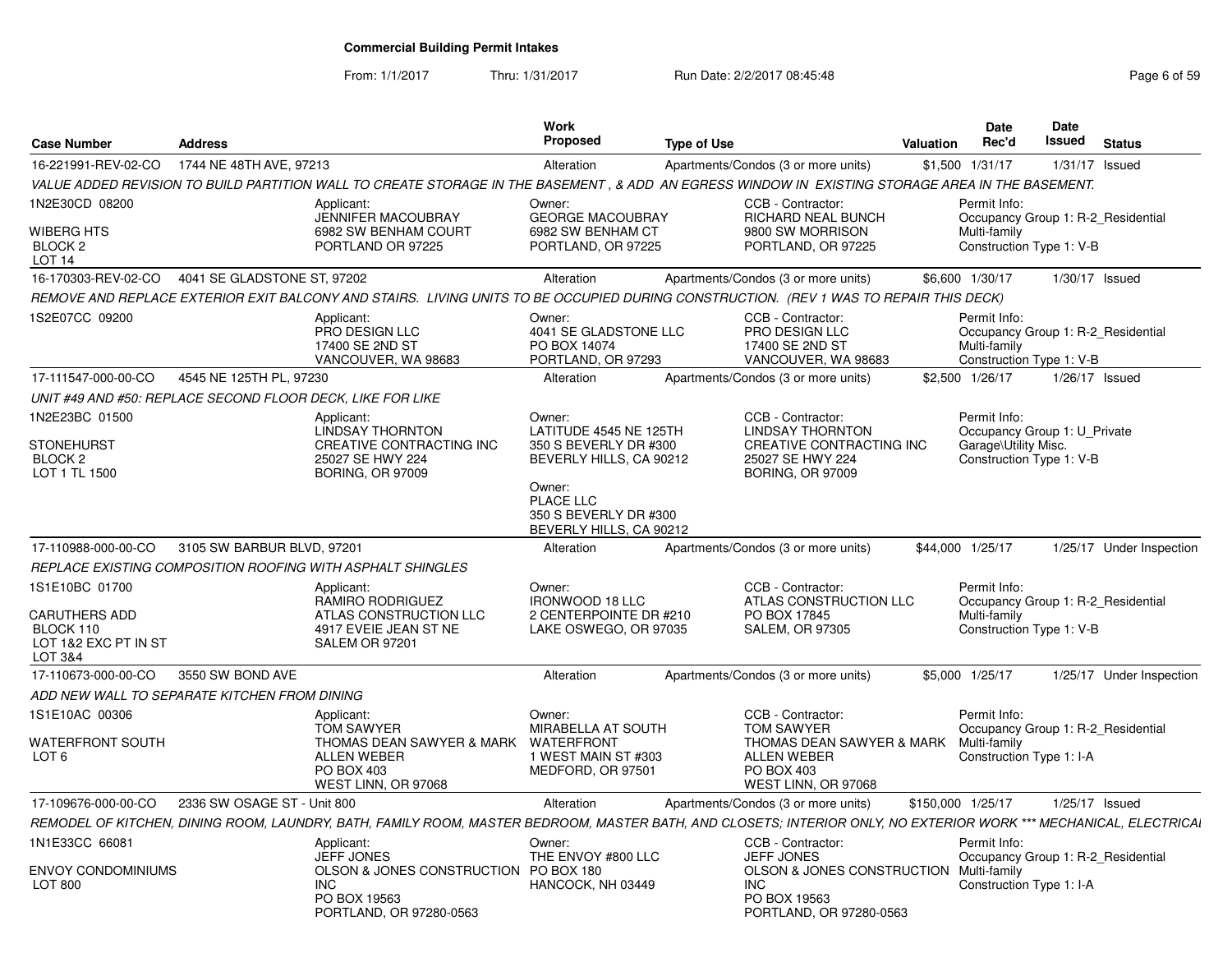# Commercial Building Permit Intakes

From: 1/1/2017 Thru: 1/31/2017 Run Date: 2/2/2017 08:45:48

| Case Number | Address | Work Proposed | Type of Use | Valuation | Date Rec'd | Date Issued | Status |
|---|---|---|---|---|---|---|---|
| 16-221991-REV-02-CO | 1744 NE 48TH AVE, 97213 | Alteration | Apartments/Condos (3 or more units) | $1,500 | 1/31/17 | 1/31/17 | Issued |

*VALUE ADDED REVISION TO BUILD PARTITION WALL TO CREATE STORAGE IN THE BASEMENT , & ADD AN EGRESS WINDOW IN EXISTING STORAGE AREA IN THE BASEMENT.*

1N2E30CD 08200
WIBERG HTS
BLOCK 2
LOT 14

Applicant: JENNIFER MACOUBRAY, 6982 SW BENHAM COURT, PORTLAND OR 97225

Owner: GEORGE MACOUBRAY, 6982 SW BENHAM CT, PORTLAND, OR 97225

CCB - Contractor: RICHARD NEAL BUNCH, 9800 SW MORRISON, PORTLAND, OR 97225

Permit Info: Occupancy Group 1: R-2_Residential Multi-family; Construction Type 1: V-B

---

| Case Number | Address | Work Proposed | Type of Use | Valuation | Date Rec'd | Date Issued | Status |
|---|---|---|---|---|---|---|---|
| 16-170303-REV-02-CO | 4041 SE GLADSTONE ST, 97202 | Alteration | Apartments/Condos (3 or more units) | $6,600 | 1/30/17 | 1/30/17 | Issued |

*REMOVE AND REPLACE EXTERIOR EXIT BALCONY AND STAIRS. LIVING UNITS TO BE OCCUPIED DURING CONSTRUCTION. (REV 1 WAS TO REPAIR THIS DECK)*

1S2E07CC 09200

Applicant: PRO DESIGN LLC, 17400 SE 2ND ST, VANCOUVER, WA 98683

Owner: 4041 SE GLADSTONE LLC, PO BOX 14074, PORTLAND, OR 97293

CCB - Contractor: PRO DESIGN LLC, 17400 SE 2ND ST, VANCOUVER, WA 98683

Permit Info: Occupancy Group 1: R-2_Residential Multi-family; Construction Type 1: V-B

---

| Case Number | Address | Work Proposed | Type of Use | Valuation | Date Rec'd | Date Issued | Status |
|---|---|---|---|---|---|---|---|
| 17-111547-000-00-CO | 4545 NE 125TH PL, 97230 | Alteration | Apartments/Condos (3 or more units) | $2,500 | 1/26/17 | 1/26/17 | Issued |

*UNIT #49 AND #50: REPLACE SECOND FLOOR DECK, LIKE FOR LIKE*

1N2E23BC 01500
STONEHURST
BLOCK 2
LOT 1 TL 1500

Applicant: LINDSAY THORNTON, CREATIVE CONTRACTING INC, 25027 SE HWY 224, BORING, OR 97009

Owner: LATITUDE 4545 NE 125TH, 350 S BEVERLY DR #300, BEVERLY HILLS, CA 90212

Owner: PLACE LLC, 350 S BEVERLY DR #300, BEVERLY HILLS, CA 90212

CCB - Contractor: LINDSAY THORNTON, CREATIVE CONTRACTING INC, 25027 SE HWY 224, BORING, OR 97009

Permit Info: Occupancy Group 1: U_Private Garage\Utility Misc.; Construction Type 1: V-B

---

| Case Number | Address | Work Proposed | Type of Use | Valuation | Date Rec'd | Date Issued | Status |
|---|---|---|---|---|---|---|---|
| 17-110988-000-00-CO | 3105 SW BARBUR BLVD, 97201 | Alteration | Apartments/Condos (3 or more units) | $44,000 | 1/25/17 | 1/25/17 | Under Inspection |

*REPLACE EXISTING COMPOSITION ROOFING WITH ASPHALT SHINGLES*

1S1E10BC 01700
CARUTHERS ADD
BLOCK 110
LOT 1&2 EXC PT IN ST
LOT 3&4

Applicant: RAMIRO RODRIGUEZ, ATLAS CONSTRUCTION LLC, 4917 EVEIE JEAN ST NE, SALEM OR 97201

Owner: IRONWOOD 18 LLC, 2 CENTERPOINTE DR #210, LAKE OSWEGO, OR 97035

CCB - Contractor: ATLAS CONSTRUCTION LLC, PO BOX 17845, SALEM, OR 97305

Permit Info: Occupancy Group 1: R-2_Residential Multi-family; Construction Type 1: V-B

---

| Case Number | Address | Work Proposed | Type of Use | Valuation | Date Rec'd | Date Issued | Status |
|---|---|---|---|---|---|---|---|
| 17-110673-000-00-CO | 3550 SW BOND AVE | Alteration | Apartments/Condos (3 or more units) | $5,000 | 1/25/17 | 1/25/17 | Under Inspection |

*ADD NEW WALL TO SEPARATE KITCHEN FROM DINING*

1S1E10AC 00306
WATERFRONT SOUTH
LOT 6

Applicant: TOM SAWYER, THOMAS DEAN SAWYER & MARK ALLEN WEBER, PO BOX 403, WEST LINN, OR 97068

Owner: MIRABELLA AT SOUTH WATERFRONT, 1 WEST MAIN ST #303, MEDFORD, OR 97501

CCB - Contractor: TOM SAWYER, THOMAS DEAN SAWYER & MARK ALLEN WEBER, PO BOX 403, WEST LINN, OR 97068

Permit Info: Occupancy Group 1: R-2_Residential Multi-family; Construction Type 1: I-A

---

| Case Number | Address | Work Proposed | Type of Use | Valuation | Date Rec'd | Date Issued | Status |
|---|---|---|---|---|---|---|---|
| 17-109676-000-00-CO | 2336 SW OSAGE ST - Unit 800 | Alteration | Apartments/Condos (3 or more units) | $150,000 | 1/25/17 | 1/25/17 | Issued |

*REMODEL OF KITCHEN, DINING ROOM, LAUNDRY, BATH, FAMILY ROOM, MASTER BEDROOM, MASTER BATH, AND CLOSETS; INTERIOR ONLY, NO EXTERIOR WORK *** MECHANICAL, ELECTRICAL*

1N1E33CC 66081
ENVOY CONDOMINIUMS
LOT 800

Applicant: JEFF JONES, OLSON & JONES CONSTRUCTION INC, PO BOX 19563, PORTLAND, OR 97280-0563

Owner: THE ENVOY #800 LLC, PO BOX 180, HANCOCK, NH 03449

CCB - Contractor: JEFF JONES, OLSON & JONES CONSTRUCTION INC, PO BOX 19563, PORTLAND, OR 97280-0563

Permit Info: Occupancy Group 1: R-2_Residential Multi-family; Construction Type 1: I-A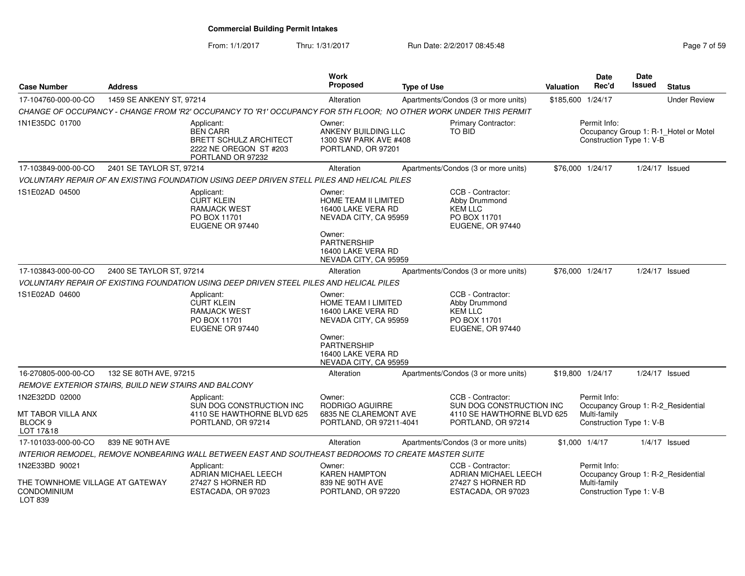# Commercial Building Permit Intakes

From: 1/1/2017 Thru: 1/31/2017 Run Date: 2/2/2017 08:45:48

| Case Number | Address | Work Proposed | Type of Use | Valuation | Date Rec'd | Date Issued | Status |
|---|---|---|---|---|---|---|---|
| 17-104760-000-00-CO | 1459 SE ANKENY ST, 97214 | Alteration | Apartments/Condos (3 or more units) | $185,600 | 1/24/17 | | Under Review |

*CHANGE OF OCCUPANCY - CHANGE FROM 'R2' OCCUPANCY TO 'R1' OCCUPANCY FOR 5TH FLOOR; NO OTHER WORK UNDER THIS PERMIT*

- 1N1E35DC 01700
- Applicant: BEN CARR, BRETT SCHULZ ARCHITECT, 2222 NE OREGON ST #203, PORTLAND OR 97232
- Owner: ANKENY BUILDING LLC, 1300 SW PARK AVE #408, PORTLAND, OR 97201
- Primary Contractor: TO BID
- Permit Info: Occupancy Group 1: R-1_Hotel or Motel; Construction Type 1: V-B

| Case Number | Address | Work Proposed | Type of Use | Valuation | Date Rec'd | Date Issued | Status |
|---|---|---|---|---|---|---|---|
| 17-103849-000-00-CO | 2401 SE TAYLOR ST, 97214 | Alteration | Apartments/Condos (3 or more units) | $76,000 | 1/24/17 | 1/24/17 | Issued |

*VOLUNTARY REPAIR OF AN EXISTING FOUNDATION USING DEEP DRIVEN STELL PILES AND HELICAL PILES*

- 1S1E02AD 04500
- Applicant: CURT KLEIN, RAMJACK WEST, PO BOX 11701, EUGENE OR 97440
- Owner: HOME TEAM II LIMITED, 16400 LAKE VERA RD, NEVADA CITY, CA 95959
- Owner: PARTNERSHIP, 16400 LAKE VERA RD, NEVADA CITY, CA 95959
- CCB - Contractor: Abby Drummond, KEM LLC, PO BOX 11701, EUGENE, OR 97440

| Case Number | Address | Work Proposed | Type of Use | Valuation | Date Rec'd | Date Issued | Status |
|---|---|---|---|---|---|---|---|
| 17-103843-000-00-CO | 2400 SE TAYLOR ST, 97214 | Alteration | Apartments/Condos (3 or more units) | $76,000 | 1/24/17 | 1/24/17 | Issued |

*VOLUNTARY REPAIR OF EXISTING FOUNDATION USING DEEP DRIVEN STEEL PILES AND HELICAL PILES*

- 1S1E02AD 04600
- Applicant: CURT KLEIN, RAMJACK WEST, PO BOX 11701, EUGENE OR 97440
- Owner: HOME TEAM I LIMITED, 16400 LAKE VERA RD, NEVADA CITY, CA 95959
- Owner: PARTNERSHIP, 16400 LAKE VERA RD, NEVADA CITY, CA 95959
- CCB - Contractor: Abby Drummond, KEM LLC, PO BOX 11701, EUGENE, OR 97440

| Case Number | Address | Work Proposed | Type of Use | Valuation | Date Rec'd | Date Issued | Status |
|---|---|---|---|---|---|---|---|
| 16-270805-000-00-CO | 132 SE 80TH AVE, 97215 | Alteration | Apartments/Condos (3 or more units) | $19,800 | 1/24/17 | 1/24/17 | Issued |

*REMOVE EXTERIOR STAIRS, BUILD NEW STAIRS AND BALCONY*

- 1N2E32DD 02000
- MT TABOR VILLA ANX, BLOCK 9, LOT 17&18
- Applicant: SUN DOG CONSTRUCTION INC, 4110 SE HAWTHORNE BLVD 625, PORTLAND, OR 97214
- Owner: RODRIGO AGUIRRE, 6835 NE CLAREMONT AVE, PORTLAND, OR 97211-4041
- CCB - Contractor: SUN DOG CONSTRUCTION INC, 4110 SE HAWTHORNE BLVD 625, PORTLAND, OR 97214
- Permit Info: Occupancy Group 1: R-2_Residential Multi-family; Construction Type 1: V-B

| Case Number | Address | Work Proposed | Type of Use | Valuation | Date Rec'd | Date Issued | Status |
|---|---|---|---|---|---|---|---|
| 17-101033-000-00-CO | 839 NE 90TH AVE | Alteration | Apartments/Condos (3 or more units) | $1,000 | 1/4/17 | 1/4/17 | Issued |

*INTERIOR REMODEL, REMOVE NONBEARING WALL BETWEEN EAST AND SOUTHEAST BEDROOMS TO CREATE MASTER SUITE*

- 1N2E33BD 90021
- THE TOWNHOME VILLAGE AT GATEWAY CONDOMINIUM, LOT 839
- Applicant: ADRIAN MICHAEL LEECH, 27427 S HORNER RD, ESTACADA, OR 97023
- Owner: KAREN HAMPTON, 839 NE 90TH AVE, PORTLAND, OR 97220
- CCB - Contractor: ADRIAN MICHAEL LEECH, 27427 S HORNER RD, ESTACADA, OR 97023
- Permit Info: Occupancy Group 1: R-2_Residential Multi-family; Construction Type 1: V-B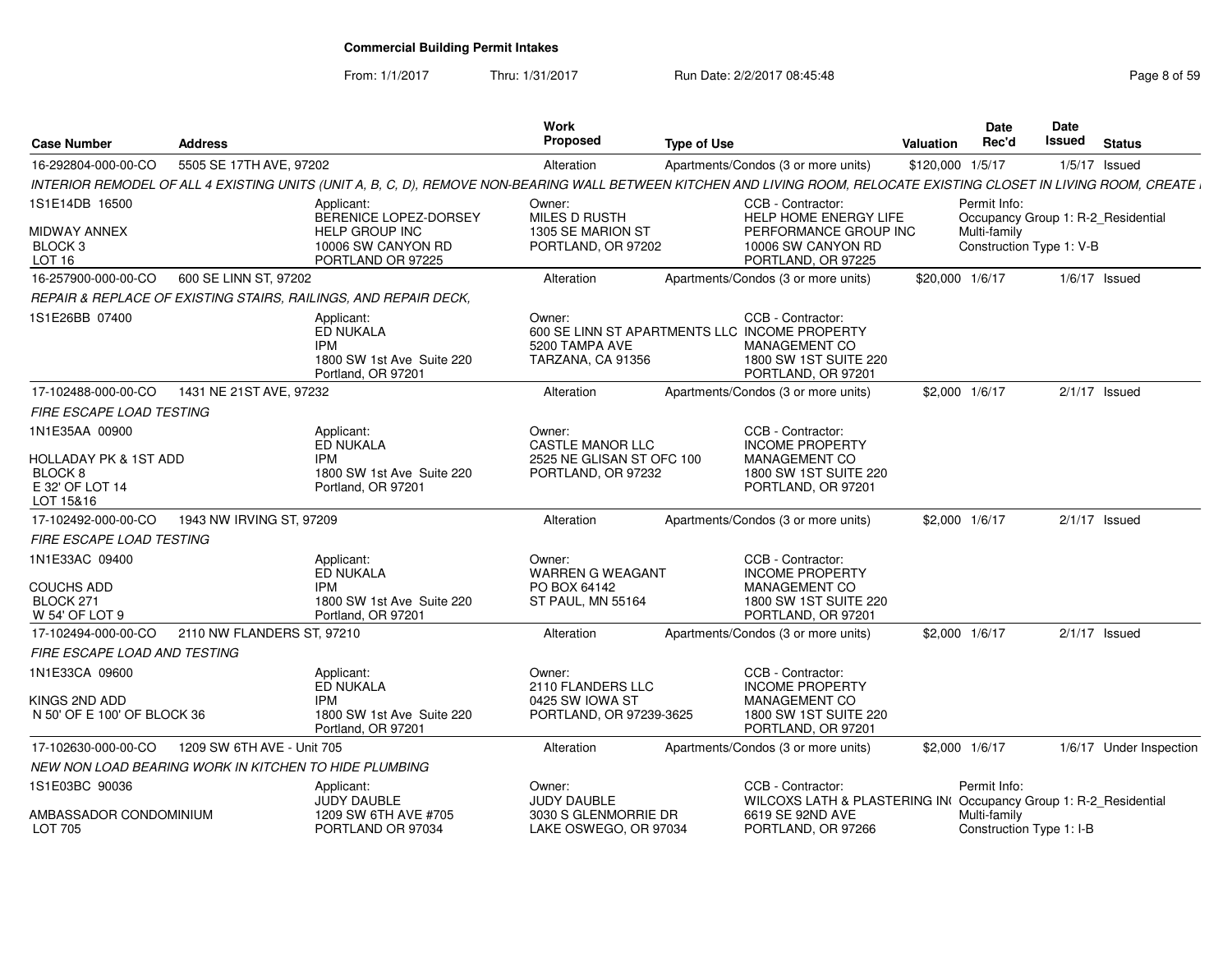# Commercial Building Permit Intakes

From: 1/1/2017 Thru: 1/31/2017 Run Date: 2/2/2017 08:45:48

| Case Number | Address | Work Proposed | Type of Use | Valuation | Date Rec'd | Date Issued | Status |
|---|---|---|---|---|---|---|---|
| 16-292804-000-00-CO | 5505 SE 17TH AVE, 97202 | Alteration | Apartments/Condos (3 or more units) | $120,000 | 1/5/17 | 1/5/17 | Issued |

*INTERIOR REMODEL OF ALL 4 EXISTING UNITS (UNIT A, B, C, D), REMOVE NON-BEARING WALL BETWEEN KITCHEN AND LIVING ROOM, RELOCATE EXISTING CLOSET IN LIVING ROOM, CREATE*

1S1E14DB 16500
MIDWAY ANNEX
BLOCK 3
LOT 16

Applicant: BERENICE LOPEZ-DORSEY, HELP GROUP INC, 10006 SW CANYON RD, PORTLAND OR 97225

Owner: MILES D RUSTH, 1305 SE MARION ST, PORTLAND, OR 97202

CCB - Contractor: HELP HOME ENERGY LIFE PERFORMANCE GROUP INC, 10006 SW CANYON RD, PORTLAND, OR 97225

Permit Info: Occupancy Group 1: R-2_Residential Multi-family; Construction Type 1: V-B

---

| Case Number | Address | Work Proposed | Type of Use | Valuation | Date Rec'd | Date Issued | Status |
|---|---|---|---|---|---|---|---|
| 16-257900-000-00-CO | 600 SE LINN ST, 97202 | Alteration | Apartments/Condos (3 or more units) | $20,000 | 1/6/17 | 1/6/17 | Issued |

*REPAIR & REPLACE OF EXISTING STAIRS, RAILINGS, AND REPAIR DECK,*

1S1E26BB 07400

Applicant: ED NUKALA, IPM, 1800 SW 1st Ave Suite 220, Portland, OR 97201

Owner: 600 SE LINN ST APARTMENTS LLC, 5200 TAMPA AVE, TARZANA, CA 91356

CCB - Contractor: INCOME PROPERTY MANAGEMENT CO, 1800 SW 1ST SUITE 220, PORTLAND, OR 97201

---

| Case Number | Address | Work Proposed | Type of Use | Valuation | Date Rec'd | Date Issued | Status |
|---|---|---|---|---|---|---|---|
| 17-102488-000-00-CO | 1431 NE 21ST AVE, 97232 | Alteration | Apartments/Condos (3 or more units) | $2,000 | 1/6/17 | 2/1/17 | Issued |

*FIRE ESCAPE LOAD TESTING*

1N1E35AA 00900
HOLLADAY PK & 1ST ADD
BLOCK 8
E 32' OF LOT 14
LOT 15&16

Applicant: ED NUKALA, IPM, 1800 SW 1st Ave Suite 220, Portland, OR 97201

Owner: CASTLE MANOR LLC, 2525 NE GLISAN ST OFC 100, PORTLAND, OR 97232

CCB - Contractor: INCOME PROPERTY MANAGEMENT CO, 1800 SW 1ST SUITE 220, PORTLAND, OR 97201

---

| Case Number | Address | Work Proposed | Type of Use | Valuation | Date Rec'd | Date Issued | Status |
|---|---|---|---|---|---|---|---|
| 17-102492-000-00-CO | 1943 NW IRVING ST, 97209 | Alteration | Apartments/Condos (3 or more units) | $2,000 | 1/6/17 | 2/1/17 | Issued |

*FIRE ESCAPE LOAD TESTING*

1N1E33AC 09400
COUCHS ADD
BLOCK 271
W 54' OF LOT 9

Applicant: ED NUKALA, IPM, 1800 SW 1st Ave Suite 220, Portland, OR 97201

Owner: WARREN G WEAGANT, PO BOX 64142, ST PAUL, MN 55164

CCB - Contractor: INCOME PROPERTY MANAGEMENT CO, 1800 SW 1ST SUITE 220, PORTLAND, OR 97201

---

| Case Number | Address | Work Proposed | Type of Use | Valuation | Date Rec'd | Date Issued | Status |
|---|---|---|---|---|---|---|---|
| 17-102494-000-00-CO | 2110 NW FLANDERS ST, 97210 | Alteration | Apartments/Condos (3 or more units) | $2,000 | 1/6/17 | 2/1/17 | Issued |

*FIRE ESCAPE LOAD AND TESTING*

1N1E33CA 09600
KINGS 2ND ADD
N 50' OF E 100' OF BLOCK 36

Applicant: ED NUKALA, IPM, 1800 SW 1st Ave Suite 220, Portland, OR 97201

Owner: 2110 FLANDERS LLC, 0425 SW IOWA ST, PORTLAND, OR 97239-3625

CCB - Contractor: INCOME PROPERTY MANAGEMENT CO, 1800 SW 1ST SUITE 220, PORTLAND, OR 97201

---

| Case Number | Address | Work Proposed | Type of Use | Valuation | Date Rec'd | Date Issued | Status |
|---|---|---|---|---|---|---|---|
| 17-102630-000-00-CO | 1209 SW 6TH AVE - Unit 705 | Alteration | Apartments/Condos (3 or more units) | $2,000 | 1/6/17 | 1/6/17 | Under Inspection |

*NEW NON LOAD BEARING WORK IN KITCHEN TO HIDE PLUMBING*

1S1E03BC 90036
AMBASSADOR CONDOMINIUM
LOT 705

Applicant: JUDY DAUBLE, 1209 SW 6TH AVE #705, PORTLAND OR 97034

Owner: JUDY DAUBLE, 3030 S GLENMORRIE DR, LAKE OSWEGO, OR 97034

CCB - Contractor: WILCOXS LATH & PLASTERING IN(, 6619 SE 92ND AVE, PORTLAND, OR 97266

Permit Info: Occupancy Group 1: R-2_Residential Multi-family; Construction Type 1: I-B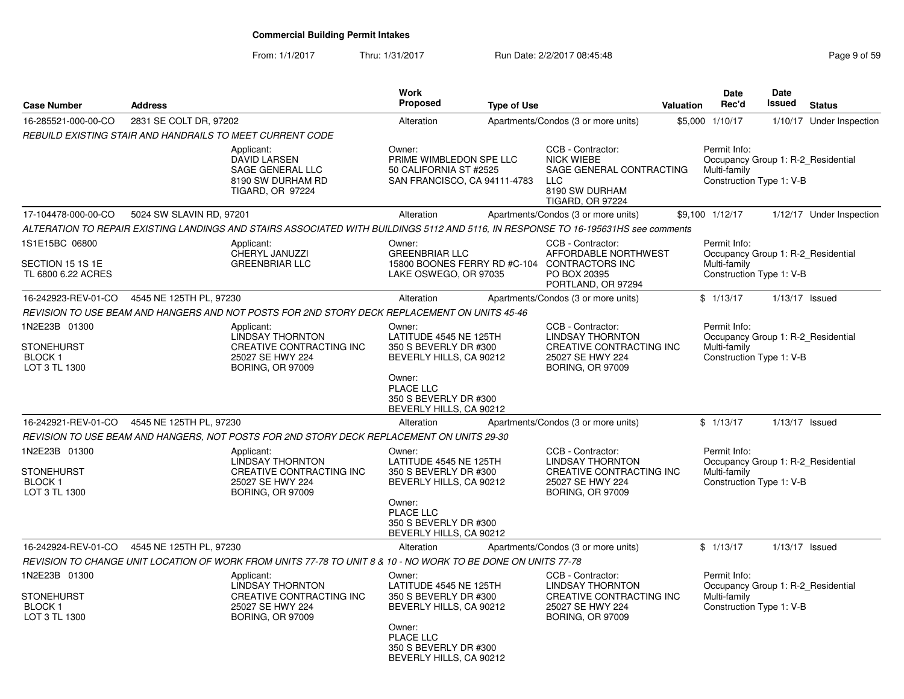# Commercial Building Permit Intakes

From: 1/1/2017 Thru: 1/31/2017 Run Date: 2/2/2017 08:45:48

| Case Number | Address | Work Proposed | Type of Use | Valuation | Date Rec'd | Date Issued | Status |
|---|---|---|---|---|---|---|---|
| 16-285521-000-00-CO | 2831 SE COLT DR, 97202 | Alteration | Apartments/Condos (3 or more units) | $5,000 | 1/10/17 | 1/10/17 | Under Inspection |

REBUILD EXISTING STAIR AND HANDRAILS TO MEET CURRENT CODE

Applicant: DAVID LARSEN, SAGE GENERAL LLC, 8190 SW DURHAM RD, TIGARD, OR 97224

Owner: PRIME WIMBLEDON SPE LLC, 50 CALIFORNIA ST #2525, SAN FRANCISCO, CA 94111-4783

CCB - Contractor: NICK WIEBE, SAGE GENERAL CONTRACTING LLC, 8190 SW DURHAM, TIGARD, OR 97224

Permit Info: Occupancy Group 1: R-2_Residential Multi-family; Construction Type 1: V-B

---

| Case Number | Address | Work Proposed | Type of Use | Valuation | Date Rec'd | Date Issued | Status |
|---|---|---|---|---|---|---|---|
| 17-104478-000-00-CO | 5024 SW SLAVIN RD, 97201 | Alteration | Apartments/Condos (3 or more units) | $9,100 | 1/12/17 | 1/12/17 | Under Inspection |

ALTERATION TO REPAIR EXISTING LANDINGS AND STAIRS ASSOCIATED WITH BUILDINGS 5112 AND 5116, IN RESPONSE TO 16-195631HS see comments

1S1E15BC 06800
SECTION 15 1S 1E
TL 6800 6.22 ACRES

Applicant: CHERYL JANUZZI, GREENBRIAR LLC

Owner: GREENBRIAR LLC, 15800 BOONES FERRY RD #C-104, LAKE OSWEGO, OR 97035

CCB - Contractor: AFFORDABLE NORTHWEST CONTRACTORS INC, PO BOX 20395, PORTLAND, OR 97294

Permit Info: Occupancy Group 1: R-2_Residential Multi-family; Construction Type 1: V-B

---

| Case Number | Address | Work Proposed | Type of Use | Valuation | Date Rec'd | Date Issued | Status |
|---|---|---|---|---|---|---|---|
| 16-242923-REV-01-CO | 4545 NE 125TH PL, 97230 | Alteration | Apartments/Condos (3 or more units) | $ | 1/13/17 | 1/13/17 | Issued |

REVISION TO USE BEAM AND HANGERS AND NOT POSTS FOR 2ND STORY DECK REPLACEMENT ON UNITS 45-46

1N2E23B 01300
STONEHURST
BLOCK 1
LOT 3 TL 1300

Applicant: LINDSAY THORNTON, CREATIVE CONTRACTING INC, 25027 SE HWY 224, BORING, OR 97009

Owner: LATITUDE 4545 NE 125TH, 350 S BEVERLY DR #300, BEVERLY HILLS, CA 90212

Owner: PLACE LLC, 350 S BEVERLY DR #300, BEVERLY HILLS, CA 90212

CCB - Contractor: LINDSAY THORNTON, CREATIVE CONTRACTING INC, 25027 SE HWY 224, BORING, OR 97009

Permit Info: Occupancy Group 1: R-2_Residential Multi-family; Construction Type 1: V-B

---

| Case Number | Address | Work Proposed | Type of Use | Valuation | Date Rec'd | Date Issued | Status |
|---|---|---|---|---|---|---|---|
| 16-242921-REV-01-CO | 4545 NE 125TH PL, 97230 | Alteration | Apartments/Condos (3 or more units) | $ | 1/13/17 | 1/13/17 | Issued |

REVISION TO USE BEAM AND HANGERS, NOT POSTS FOR 2ND STORY DECK REPLACEMENT ON UNITS 29-30

1N2E23B 01300
STONEHURST
BLOCK 1
LOT 3 TL 1300

Applicant: LINDSAY THORNTON, CREATIVE CONTRACTING INC, 25027 SE HWY 224, BORING, OR 97009

Owner: LATITUDE 4545 NE 125TH, 350 S BEVERLY DR #300, BEVERLY HILLS, CA 90212

Owner: PLACE LLC, 350 S BEVERLY DR #300, BEVERLY HILLS, CA 90212

CCB - Contractor: LINDSAY THORNTON, CREATIVE CONTRACTING INC, 25027 SE HWY 224, BORING, OR 97009

Permit Info: Occupancy Group 1: R-2_Residential Multi-family; Construction Type 1: V-B

---

| Case Number | Address | Work Proposed | Type of Use | Valuation | Date Rec'd | Date Issued | Status |
|---|---|---|---|---|---|---|---|
| 16-242924-REV-01-CO | 4545 NE 125TH PL, 97230 | Alteration | Apartments/Condos (3 or more units) | $ | 1/13/17 | 1/13/17 | Issued |

REVISION TO CHANGE UNIT LOCATION OF WORK FROM UNITS 77-78 TO UNIT 8 & 10 - NO WORK TO BE DONE ON UNITS 77-78

1N2E23B 01300
STONEHURST
BLOCK 1
LOT 3 TL 1300

Applicant: LINDSAY THORNTON, CREATIVE CONTRACTING INC, 25027 SE HWY 224, BORING, OR 97009

Owner: LATITUDE 4545 NE 125TH, 350 S BEVERLY DR #300, BEVERLY HILLS, CA 90212

Owner: PLACE LLC, 350 S BEVERLY DR #300, BEVERLY HILLS, CA 90212

CCB - Contractor: LINDSAY THORNTON, CREATIVE CONTRACTING INC, 25027 SE HWY 224, BORING, OR 97009

Permit Info: Occupancy Group 1: R-2_Residential Multi-family; Construction Type 1: V-B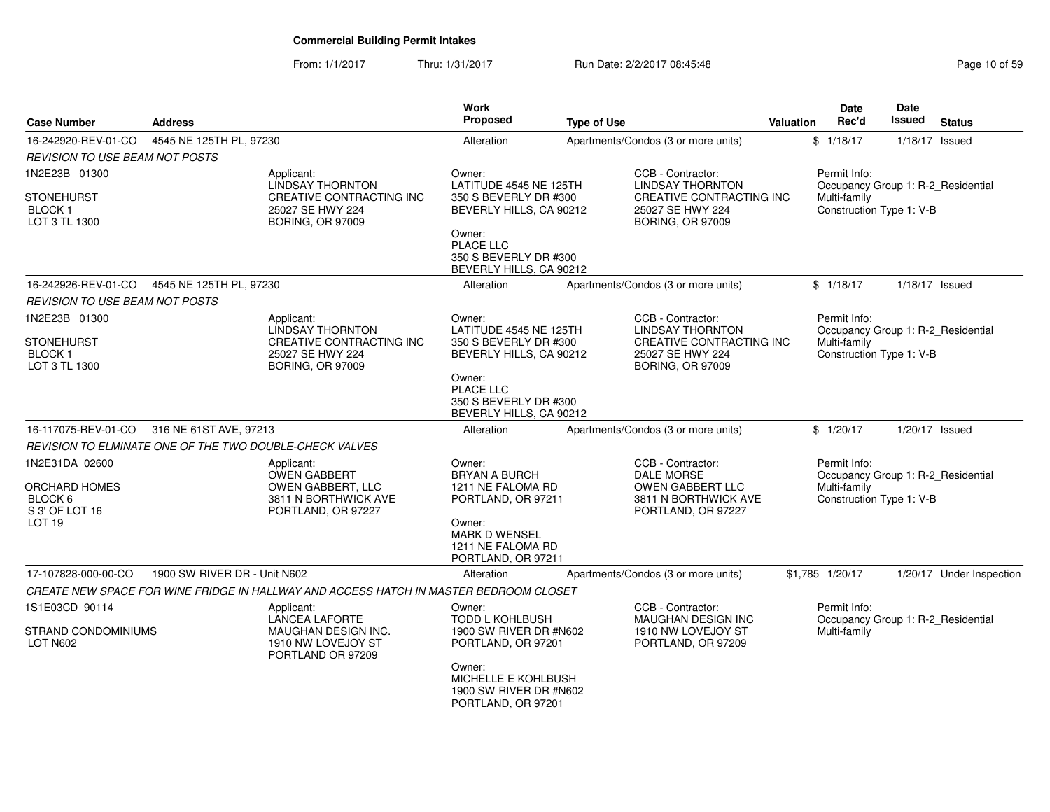# Commercial Building Permit Intakes

From: 1/1/2017 Thru: 1/31/2017 Run Date: 2/2/2017 08:45:48

| Case Number | Address | Work Proposed | Type of Use | Valuation | Date Rec'd | Date Issued | Status |
|---|---|---|---|---|---|---|---|
| 16-242920-REV-01-CO | 4545 NE 125TH PL, 97230 | Alteration | Apartments/Condos (3 or more units) | $ | 1/18/17 | 1/18/17 | Issued |

*REVISION TO USE BEAM NOT POSTS*

1N2E23B 01300

STONEHURST
BLOCK 1
LOT 3 TL 1300

Applicant:
LINDSAY THORNTON
CREATIVE CONTRACTING INC
25027 SE HWY 224
BORING, OR 97009

Owner:
LATITUDE 4545 NE 125TH
350 S BEVERLY DR #300
BEVERLY HILLS, CA 90212

Owner:
PLACE LLC
350 S BEVERLY DR #300
BEVERLY HILLS, CA 90212

CCB - Contractor:
LINDSAY THORNTON
CREATIVE CONTRACTING INC
25027 SE HWY 224
BORING, OR 97009

Permit Info:
Occupancy Group 1: R-2_Residential Multi-family
Construction Type 1: V-B

| Case Number | Address | Work Proposed | Type of Use | Valuation | Date Rec'd | Date Issued | Status |
|---|---|---|---|---|---|---|---|
| 16-242926-REV-01-CO | 4545 NE 125TH PL, 97230 | Alteration | Apartments/Condos (3 or more units) | $ | 1/18/17 | 1/18/17 | Issued |

*REVISION TO USE BEAM NOT POSTS*

1N2E23B 01300

STONEHURST
BLOCK 1
LOT 3 TL 1300

Applicant:
LINDSAY THORNTON
CREATIVE CONTRACTING INC
25027 SE HWY 224
BORING, OR 97009

Owner:
LATITUDE 4545 NE 125TH
350 S BEVERLY DR #300
BEVERLY HILLS, CA 90212

Owner:
PLACE LLC
350 S BEVERLY DR #300
BEVERLY HILLS, CA 90212

CCB - Contractor:
LINDSAY THORNTON
CREATIVE CONTRACTING INC
25027 SE HWY 224
BORING, OR 97009

Permit Info:
Occupancy Group 1: R-2_Residential Multi-family
Construction Type 1: V-B

| Case Number | Address | Work Proposed | Type of Use | Valuation | Date Rec'd | Date Issued | Status |
|---|---|---|---|---|---|---|---|
| 16-117075-REV-01-CO | 316 NE 61ST AVE, 97213 | Alteration | Apartments/Condos (3 or more units) | $ | 1/20/17 | 1/20/17 | Issued |

*REVISION TO ELMINATE ONE OF THE TWO DOUBLE-CHECK VALVES*

1N2E31DA 02600

ORCHARD HOMES
BLOCK 6
S 3' OF LOT 16
LOT 19

Applicant:
OWEN GABBERT
OWEN GABBERT, LLC
3811 N BORTHWICK AVE
PORTLAND, OR 97227

Owner:
BRYAN A BURCH
1211 NE FALOMA RD
PORTLAND, OR 97211

Owner:
MARK D WENSEL
1211 NE FALOMA RD
PORTLAND, OR 97211

CCB - Contractor:
DALE MORSE
OWEN GABBERT LLC
3811 N BORTHWICK AVE
PORTLAND, OR 97227

Permit Info:
Occupancy Group 1: R-2_Residential Multi-family
Construction Type 1: V-B

| Case Number | Address | Work Proposed | Type of Use | Valuation | Date Rec'd | Date Issued | Status |
|---|---|---|---|---|---|---|---|
| 17-107828-000-00-CO | 1900 SW RIVER DR - Unit N602 | Alteration | Apartments/Condos (3 or more units) | $1,785 | 1/20/17 | 1/20/17 | Under Inspection |

*CREATE NEW SPACE FOR WINE FRIDGE IN HALLWAY AND ACCESS HATCH IN MASTER BEDROOM CLOSET*

1S1E03CD 90114

STRAND CONDOMINIUMS
LOT N602

Applicant:
LANCEA LAFORTE
MAUGHAN DESIGN INC.
1910 NW LOVEJOY ST
PORTLAND OR 97209

Owner:
TODD L KOHLBUSH
1900 SW RIVER DR #N602
PORTLAND, OR 97201

Owner:
MICHELLE E KOHLBUSH
1900 SW RIVER DR #N602
PORTLAND, OR 97201

CCB - Contractor:
MAUGHAN DESIGN INC
1910 NW LOVEJOY ST
PORTLAND, OR 97209

Permit Info:
Occupancy Group 1: R-2_Residential Multi-family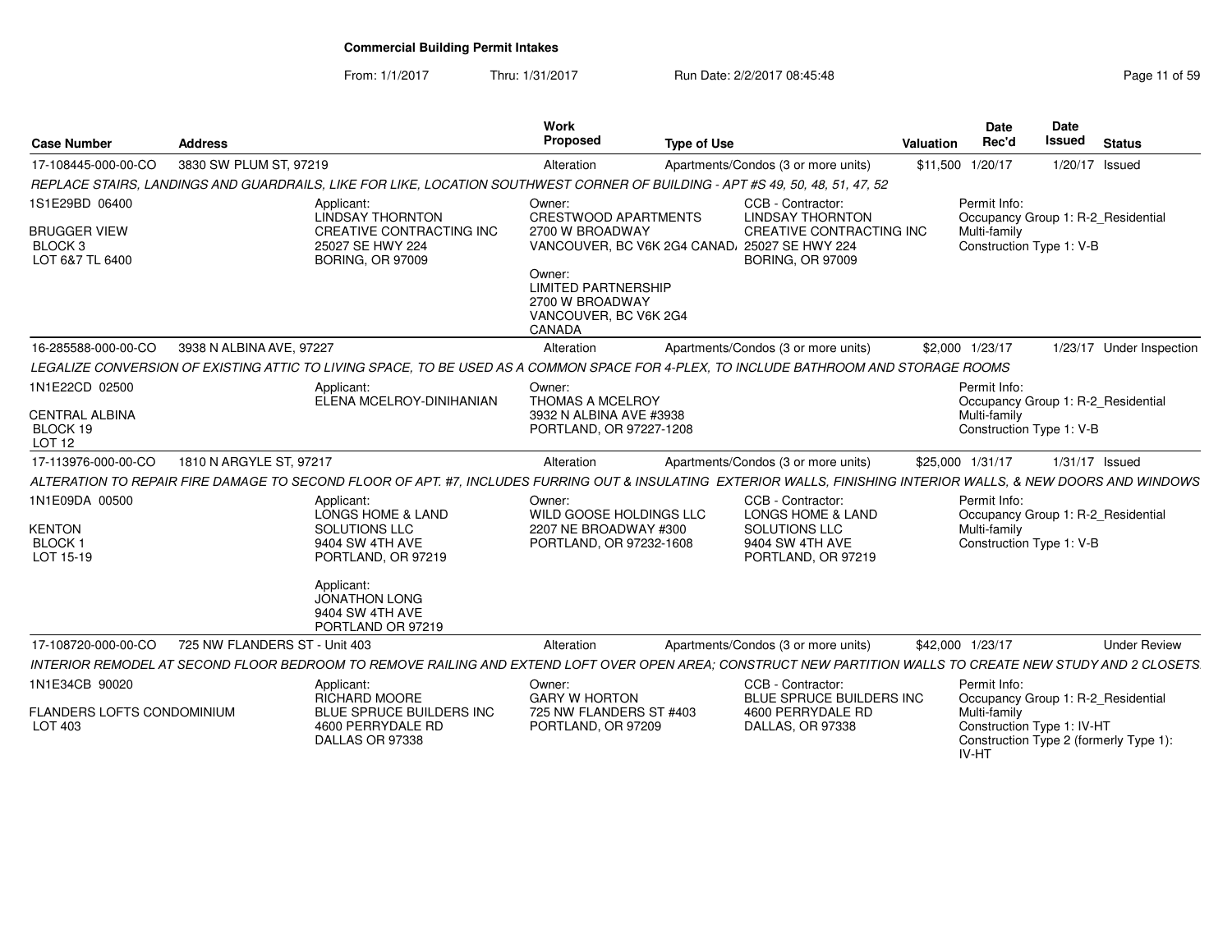# Commercial Building Permit Intakes

From: 1/1/2017 Thru: 1/31/2017 Run Date: 2/2/2017 08:45:48

| Case Number | Address | Work Proposed | Type of Use | Valuation | Date Rec'd | Date Issued | Status |
|---|---|---|---|---|---|---|---|
| 17-108445-000-00-CO | 3830 SW PLUM ST, 97219 | Alteration | Apartments/Condos (3 or more units) | $11,500 | 1/20/17 | 1/20/17 | Issued |

*REPLACE STAIRS, LANDINGS AND GUARDRAILS, LIKE FOR LIKE, LOCATION SOUTHWEST CORNER OF BUILDING - APT #S 49, 50, 48, 51, 47, 52*

1S1E29BD 06400
BRUGGER VIEW
BLOCK 3
LOT 6&7 TL 6400

Applicant:
LINDSAY THORNTON
CREATIVE CONTRACTING INC
25027 SE HWY 224
BORING, OR 97009

Owner:
CRESTWOOD APARTMENTS
2700 W BROADWAY
VANCOUVER, BC V6K 2G4 CANAD/

Owner:
LIMITED PARTNERSHIP
2700 W BROADWAY
VANCOUVER, BC V6K 2G4
CANADA

CCB - Contractor:
LINDSAY THORNTON
CREATIVE CONTRACTING INC
25027 SE HWY 224
BORING, OR 97009

Permit Info:
Occupancy Group 1: R-2_Residential Multi-family
Construction Type 1: V-B

| Case Number | Address | Work Proposed | Type of Use | Valuation | Date Rec'd | Date Issued | Status |
|---|---|---|---|---|---|---|---|
| 16-285588-000-00-CO | 3938 N ALBINA AVE, 97227 | Alteration | Apartments/Condos (3 or more units) | $2,000 | 1/23/17 | 1/23/17 | Under Inspection |

*LEGALIZE CONVERSION OF EXISTING ATTIC TO LIVING SPACE, TO BE USED AS A COMMON SPACE FOR 4-PLEX, TO INCLUDE BATHROOM AND STORAGE ROOMS*

1N1E22CD 02500
CENTRAL ALBINA
BLOCK 19
LOT 12

Applicant:
ELENA MCELROY-DINIHANIAN

Owner:
THOMAS A MCELROY
3932 N ALBINA AVE #3938
PORTLAND, OR 97227-1208

Permit Info:
Occupancy Group 1: R-2_Residential Multi-family
Construction Type 1: V-B

| Case Number | Address | Work Proposed | Type of Use | Valuation | Date Rec'd | Date Issued | Status |
|---|---|---|---|---|---|---|---|
| 17-113976-000-00-CO | 1810 N ARGYLE ST, 97217 | Alteration | Apartments/Condos (3 or more units) | $25,000 | 1/31/17 | 1/31/17 | Issued |

*ALTERATION TO REPAIR FIRE DAMAGE TO SECOND FLOOR OF APT. #7, INCLUDES FURRING OUT & INSULATING EXTERIOR WALLS, FINISHING INTERIOR WALLS, & NEW DOORS AND WINDOWS*

1N1E09DA 00500
KENTON
BLOCK 1
LOT 15-19

Applicant:
LONGS HOME & LAND SOLUTIONS LLC
9404 SW 4TH AVE
PORTLAND, OR 97219

Applicant:
JONATHON LONG
9404 SW 4TH AVE
PORTLAND OR 97219

Owner:
WILD GOOSE HOLDINGS LLC
2207 NE BROADWAY #300
PORTLAND, OR 97232-1608

CCB - Contractor:
LONGS HOME & LAND SOLUTIONS LLC
9404 SW 4TH AVE
PORTLAND, OR 97219

Permit Info:
Occupancy Group 1: R-2_Residential Multi-family
Construction Type 1: V-B

| Case Number | Address | Work Proposed | Type of Use | Valuation | Date Rec'd | Date Issued | Status |
|---|---|---|---|---|---|---|---|
| 17-108720-000-00-CO | 725 NW FLANDERS ST - Unit 403 | Alteration | Apartments/Condos (3 or more units) | $42,000 | 1/23/17 | | Under Review |

*INTERIOR REMODEL AT SECOND FLOOR BEDROOM TO REMOVE RAILING AND EXTEND LOFT OVER OPEN AREA; CONSTRUCT NEW PARTITION WALLS TO CREATE NEW STUDY AND 2 CLOSETS.*

1N1E34CB 90020
FLANDERS LOFTS CONDOMINIUM
LOT 403

Applicant:
RICHARD MOORE
BLUE SPRUCE BUILDERS INC
4600 PERRYDALE RD
DALLAS OR 97338

Owner:
GARY W HORTON
725 NW FLANDERS ST #403
PORTLAND, OR 97209

CCB - Contractor:
BLUE SPRUCE BUILDERS INC
4600 PERRYDALE RD
DALLAS, OR 97338

Permit Info:
Occupancy Group 1: R-2_Residential Multi-family
Construction Type 1: IV-HT
Construction Type 2 (formerly Type 1): IV-HT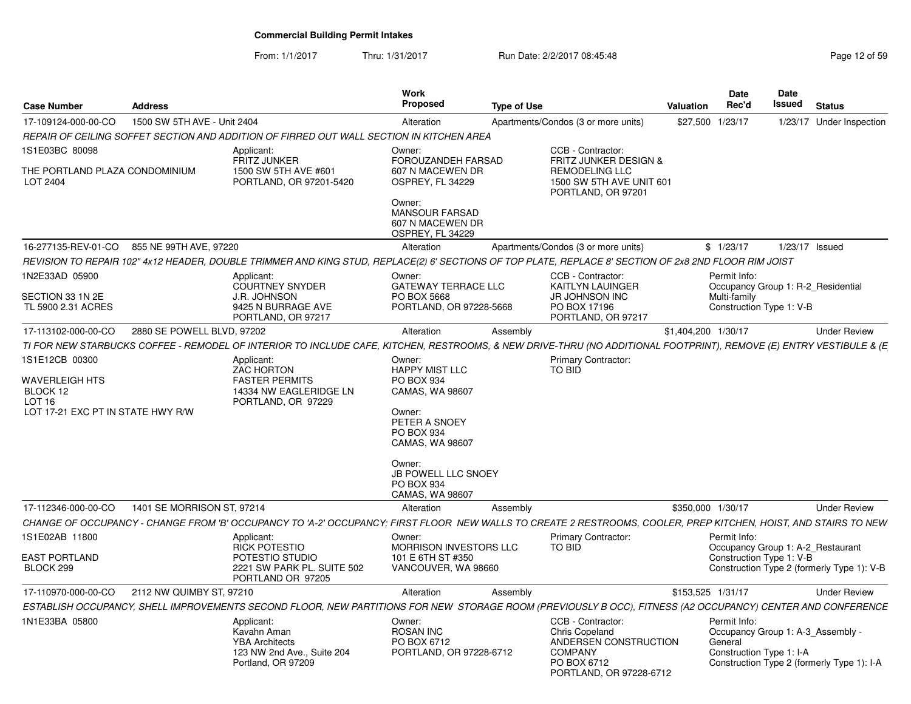# Commercial Building Permit Intakes

From: 1/1/2017 Thru: 1/31/2017 Run Date: 2/2/2017 08:45:48

| Case Number | Address | Work Proposed | Type of Use | Valuation | Date Rec'd | Date Issued | Status |
|---|---|---|---|---|---|---|---|
| 17-109124-000-00-CO | 1500 SW 5TH AVE - Unit 2404 | Alteration | Apartments/Condos (3 or more units) | $27,500 | 1/23/17 | 1/23/17 | Under Inspection |

*REPAIR OF CEILING SOFFET SECTION AND ADDITION OF FIRRED OUT WALL SECTION IN KITCHEN AREA*

1S1E03BC 80098

THE PORTLAND PLAZA CONDOMINIUM
LOT 2404

Applicant:
FRITZ JUNKER
1500 SW 5TH AVE #601
PORTLAND, OR 97201-5420

Owner:
FOROUZANDEH FARSAD
607 N MACEWEN DR
OSPREY, FL 34229

Owner:
MANSOUR FARSAD
607 N MACEWEN DR
OSPREY, FL 34229

CCB - Contractor:
FRITZ JUNKER DESIGN & REMODELING LLC
1500 SW 5TH AVE UNIT 601
PORTLAND, OR 97201

| Case Number | Address | Work Proposed | Type of Use | Valuation | Date Rec'd | Date Issued | Status |
|---|---|---|---|---|---|---|---|
| 16-277135-REV-01-CO | 855 NE 99TH AVE, 97220 | Alteration | Apartments/Condos (3 or more units) | $ | 1/23/17 | 1/23/17 | Issued |

*REVISION TO REPAIR 102" 4x12 HEADER, DOUBLE TRIMMER AND KING STUD, REPLACE(2) 6' SECTIONS OF TOP PLATE, REPLACE 8' SECTION OF 2x8 2ND FLOOR RIM JOIST*

1N2E33AD 05900

SECTION 33 1N 2E
TL 5900 2.31 ACRES

Applicant:
COURTNEY SNYDER
J.R. JOHNSON
9425 N BURRAGE AVE
PORTLAND, OR 97217

Owner:
GATEWAY TERRACE LLC
PO BOX 5668
PORTLAND, OR 97228-5668

CCB - Contractor:
KAITLYN LAUINGER
JR JOHNSON INC
PO BOX 17196
PORTLAND, OR 97217

Permit Info:
Occupancy Group 1: R-2_Residential Multi-family
Construction Type 1: V-B

| Case Number | Address | Work Proposed | Type of Use | Valuation | Date Rec'd | Date Issued | Status |
|---|---|---|---|---|---|---|---|
| 17-113102-000-00-CO | 2880 SE POWELL BLVD, 97202 | Alteration | Assembly | $1,404,200 | 1/30/17 | | Under Review |

*TI FOR NEW STARBUCKS COFFEE - REMODEL OF INTERIOR TO INCLUDE CAFE, KITCHEN, RESTROOMS, & NEW DRIVE-THRU (NO ADDITIONAL FOOTPRINT), REMOVE (E) ENTRY VESTIBULE & (E*

1S1E12CB 00300

WAVERLEIGH HTS
BLOCK 12
LOT 16
LOT 17-21 EXC PT IN STATE HWY R/W

Applicant:
ZAC HORTON
FASTER PERMITS
14334 NW EAGLERIDGE LN
PORTLAND, OR 97229

Owner:
HAPPY MIST LLC
PO BOX 934
CAMAS, WA 98607

Owner:
PETER A SNOEY
PO BOX 934
CAMAS, WA 98607

Owner:
JB POWELL LLC SNOEY
PO BOX 934
CAMAS, WA 98607

Primary Contractor:
TO BID

| Case Number | Address | Work Proposed | Type of Use | Valuation | Date Rec'd | Date Issued | Status |
|---|---|---|---|---|---|---|---|
| 17-112346-000-00-CO | 1401 SE MORRISON ST, 97214 | Alteration | Assembly | $350,000 | 1/30/17 | | Under Review |

*CHANGE OF OCCUPANCY - CHANGE FROM 'B' OCCUPANCY TO 'A-2' OCCUPANCY; FIRST FLOOR NEW WALLS TO CREATE 2 RESTROOMS, COOLER, PREP KITCHEN, HOIST, AND STAIRS TO NEW*

1S1E02AB 11800

EAST PORTLAND
BLOCK 299

Applicant:
RICK POTESTIO
POTESTIO STUDIO
2221 SW PARK PL. SUITE 502
PORTLAND OR 97205

Owner:
MORRISON INVESTORS LLC
101 E 6TH ST #350
VANCOUVER, WA 98660

Primary Contractor:
TO BID

Permit Info:
Occupancy Group 1: A-2_Restaurant
Construction Type 1: V-B
Construction Type 2 (formerly Type 1): V-B

| Case Number | Address | Work Proposed | Type of Use | Valuation | Date Rec'd | Date Issued | Status |
|---|---|---|---|---|---|---|---|
| 17-110970-000-00-CO | 2112 NW QUIMBY ST, 97210 | Alteration | Assembly | $153,525 | 1/31/17 | | Under Review |

*ESTABLISH OCCUPANCY, SHELL IMPROVEMENTS SECOND FLOOR, NEW PARTITIONS FOR NEW STORAGE ROOM (PREVIOUSLY B OCC), FITNESS (A2 OCCUPANCY) CENTER AND CONFERENCE*

1N1E33BA 05800

Applicant:
Kavahn Aman
YBA Architects
123 NW 2nd Ave., Suite 204
Portland, OR 97209

Owner:
ROSAN INC
PO BOX 6712
PORTLAND, OR 97228-6712

CCB - Contractor:
Chris Copeland
ANDERSEN CONSTRUCTION COMPANY
PO BOX 6712
PORTLAND, OR 97228-6712

Permit Info:
Occupancy Group 1: A-3_Assembly - General
Construction Type 1: I-A
Construction Type 2 (formerly Type 1): I-A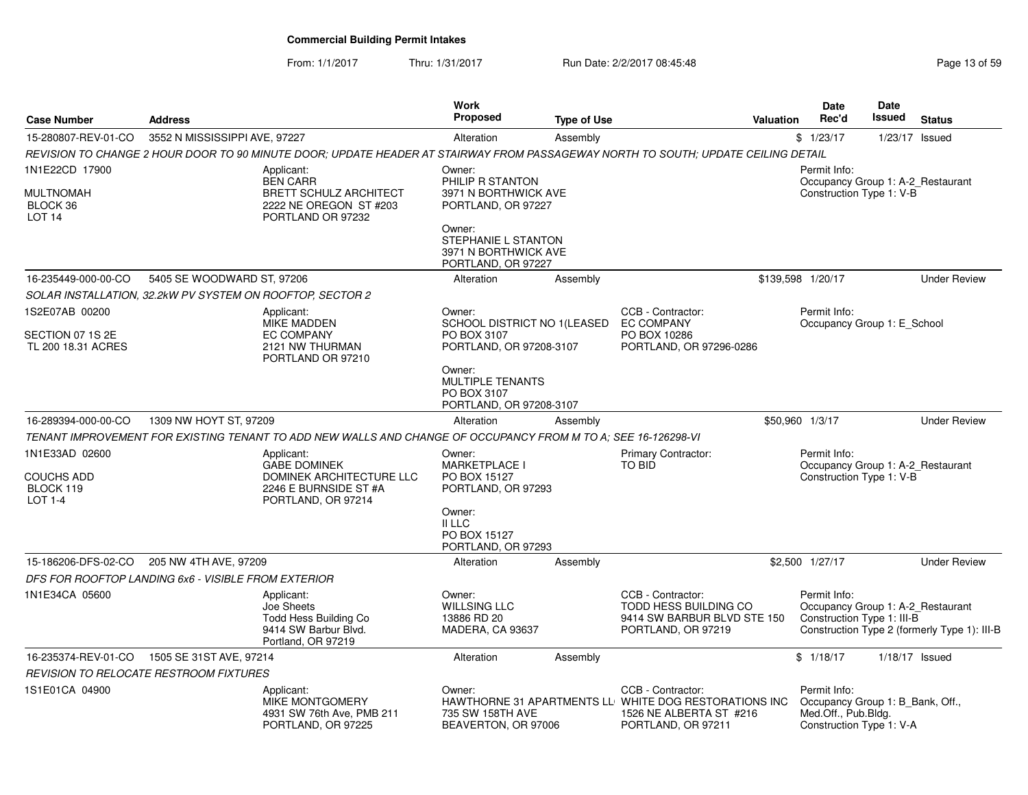# Commercial Building Permit Intakes

From: 1/1/2017 Thru: 1/31/2017 Run Date: 2/2/2017 08:45:48

| Case Number | Address | Work Proposed | Type of Use | Valuation | Date Rec'd | Date Issued | Status |
|---|---|---|---|---|---|---|---|
| 15-280807-REV-01-CO | 3552 N MISSISSIPPI AVE, 97227 | Alteration | Assembly | $ | 1/23/17 | 1/23/17 | Issued |

*REVISION TO CHANGE 2 HOUR DOOR TO 90 MINUTE DOOR; UPDATE HEADER AT STAIRWAY FROM PASSAGEWAY NORTH TO SOUTH; UPDATE CEILING DETAIL*

1N1E22CD 17900
MULTNOMAH
BLOCK 36
LOT 14

Applicant:
BEN CARR
BRETT SCHULZ ARCHITECT
2222 NE OREGON ST #203
PORTLAND OR 97232

Owner:
PHILIP R STANTON
3971 N BORTHWICK AVE
PORTLAND, OR 97227

Owner:
STEPHANIE L STANTON
3971 N BORTHWICK AVE
PORTLAND, OR 97227

Permit Info:
Occupancy Group 1: A-2_Restaurant
Construction Type 1: V-B

| Case Number | Address | Work Proposed | Type of Use | Valuation | Date Rec'd | Date Issued | Status |
|---|---|---|---|---|---|---|---|
| 16-235449-000-00-CO | 5405 SE WOODWARD ST, 97206 | Alteration | Assembly | $139,598 | 1/20/17 | | Under Review |

*SOLAR INSTALLATION, 32.2kW PV SYSTEM ON ROOFTOP, SECTOR 2*

1S2E07AB 00200
SECTION 07 1S 2E
TL 200 18.31 ACRES

Applicant:
MIKE MADDEN
EC COMPANY
2121 NW THURMAN
PORTLAND OR 97210

Owner:
SCHOOL DISTRICT NO 1(LEASED
PO BOX 3107
PORTLAND, OR 97208-3107

Owner:
MULTIPLE TENANTS
PO BOX 3107
PORTLAND, OR 97208-3107

CCB - Contractor:
EC COMPANY
PO BOX 10286
PORTLAND, OR 97296-0286

Permit Info:
Occupancy Group 1: E_School

| Case Number | Address | Work Proposed | Type of Use | Valuation | Date Rec'd | Date Issued | Status |
|---|---|---|---|---|---|---|---|
| 16-289394-000-00-CO | 1309 NW HOYT ST, 97209 | Alteration | Assembly | $50,960 | 1/3/17 | | Under Review |

*TENANT IMPROVEMENT FOR EXISTING TENANT TO ADD NEW WALLS AND CHANGE OF OCCUPANCY FROM M TO A; SEE 16-126298-VI*

1N1E33AD 02600
COUCHS ADD
BLOCK 119
LOT 1-4

Applicant:
GABE DOMINEK
DOMINEK ARCHITECTURE LLC
2246 E BURNSIDE ST #A
PORTLAND, OR 97214

Owner:
MARKETPLACE I
PO BOX 15127
PORTLAND, OR 97293

Owner:
II LLC
PO BOX 15127
PORTLAND, OR 97293

Primary Contractor:
TO BID

Permit Info:
Occupancy Group 1: A-2_Restaurant
Construction Type 1: V-B

| Case Number | Address | Work Proposed | Type of Use | Valuation | Date Rec'd | Date Issued | Status |
|---|---|---|---|---|---|---|---|
| 15-186206-DFS-02-CO | 205 NW 4TH AVE, 97209 | Alteration | Assembly | $2,500 | 1/27/17 | | Under Review |

*DFS FOR ROOFTOP LANDING 6x6 - VISIBLE FROM EXTERIOR*

1N1E34CA 05600

Applicant:
Joe Sheets
Todd Hess Building Co
9414 SW Barbur Blvd.
Portland, OR 97219

Owner:
WILLSING LLC
13886 RD 20
MADERA, CA 93637

CCB - Contractor:
TODD HESS BUILDING CO
9414 SW BARBUR BLVD STE 150
PORTLAND, OR 97219

Permit Info:
Occupancy Group 1: A-2_Restaurant
Construction Type 1: III-B
Construction Type 2 (formerly Type 1): III-B

| Case Number | Address | Work Proposed | Type of Use | Valuation | Date Rec'd | Date Issued | Status |
|---|---|---|---|---|---|---|---|
| 16-235374-REV-01-CO | 1505 SE 31ST AVE, 97214 | Alteration | Assembly | $ | 1/18/17 | 1/18/17 | Issued |

*REVISION TO RELOCATE RESTROOM FIXTURES*

1S1E01CA 04900

Applicant:
MIKE MONTGOMERY
4931 SW 76th Ave, PMB 211
PORTLAND, OR 97225

Owner:
HAWTHORNE 31 APARTMENTS LL
735 SW 158TH AVE
BEAVERTON, OR 97006

CCB - Contractor:
WHITE DOG RESTORATIONS INC
1526 NE ALBERTA ST #216
PORTLAND, OR 97211

Permit Info:
Occupancy Group 1: B_Bank, Off., Med.Off., Pub.Bldg.
Construction Type 1: V-A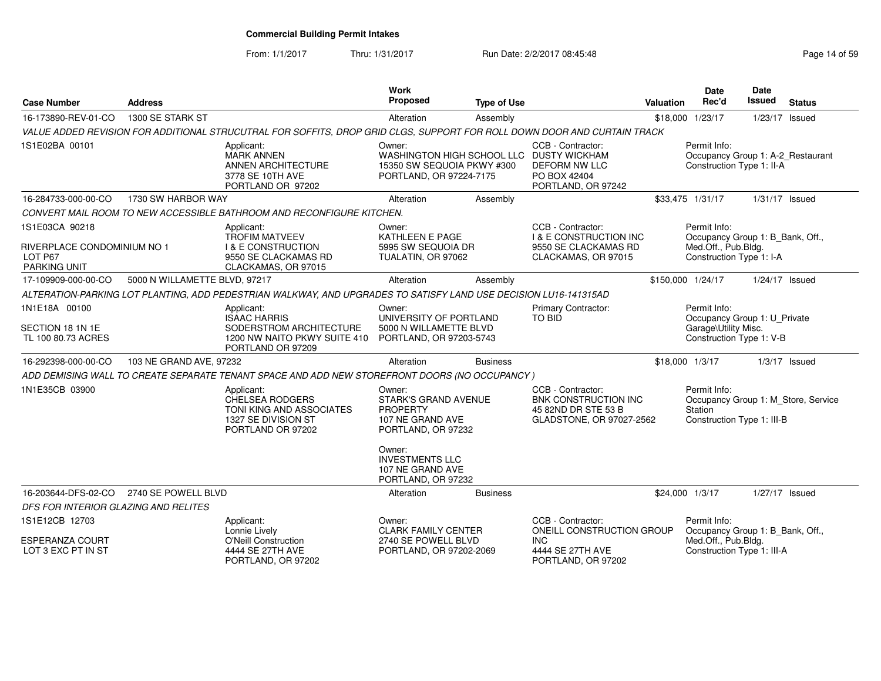# Commercial Building Permit Intakes

From: 1/1/2017 Thru: 1/31/2017 Run Date: 2/2/2017 08:45:48

| Case Number | Address | Work Proposed | Type of Use | Valuation | Date Rec'd | Date Issued | Status |
|---|---|---|---|---|---|---|---|
| 16-173890-REV-01-CO | 1300 SE STARK ST | Alteration | Assembly | $18,000 | 1/23/17 | 1/23/17 | Issued |

*VALUE ADDED REVISION FOR ADDITIONAL STRUCUTRAL FOR SOFFITS, DROP GRID CLGS, SUPPORT FOR ROLL DOWN DOOR AND CURTAIN TRACK*

1S1E02BA 00101

- Applicant: MARK ANNEN, ANNEN ARCHITECTURE, 3778 SE 10TH AVE, PORTLAND OR 97202
- Owner: WASHINGTON HIGH SCHOOL LLC, 15350 SW SEQUOIA PKWY #300, PORTLAND, OR 97224-7175
- CCB - Contractor: DUSTY WICKHAM, DEFORM NW LLC, PO BOX 42404, PORTLAND, OR 97242
- Permit Info: Occupancy Group 1: A-2_Restaurant; Construction Type 1: II-A

---

| Case Number | Address | Work Proposed | Type of Use | Valuation | Date Rec'd | Date Issued | Status |
|---|---|---|---|---|---|---|---|
| 16-284733-000-00-CO | 1730 SW HARBOR WAY | Alteration | Assembly | $33,475 | 1/31/17 | 1/31/17 | Issued |

*CONVERT MAIL ROOM TO NEW ACCESSIBLE BATHROOM AND RECONFIGURE KITCHEN.*

1S1E03CA 90218

RIVERPLACE CONDOMINIUM NO 1
LOT P67
PARKING UNIT

- Applicant: TROFIM MATVEEV, I & E CONSTRUCTION, 9550 SE CLACKAMAS RD, CLACKAMAS, OR 97015
- Owner: KATHLEEN E PAGE, 5995 SW SEQUOIA DR, TUALATIN, OR 97062
- CCB - Contractor: I & E CONSTRUCTION INC, 9550 SE CLACKAMAS RD, CLACKAMAS, OR 97015
- Permit Info: Occupancy Group 1: B_Bank, Off., Med.Off., Pub.Bldg.; Construction Type 1: I-A

---

| Case Number | Address | Work Proposed | Type of Use | Valuation | Date Rec'd | Date Issued | Status |
|---|---|---|---|---|---|---|---|
| 17-109909-000-00-CO | 5000 N WILLAMETTE BLVD, 97217 | Alteration | Assembly | $150,000 | 1/24/17 | 1/24/17 | Issued |

*ALTERATION-PARKING LOT PLANTING, ADD PEDESTRIAN WALKWAY, AND UPGRADES TO SATISFY LAND USE DECISION LU16-141315AD*

1N1E18A 00100

SECTION 18 1N 1E
TL 100 80.73 ACRES

- Applicant: ISAAC HARRIS, SODERSTROM ARCHITECTURE, 1200 NW NAITO PKWY SUITE 410, PORTLAND OR 97209
- Owner: UNIVERSITY OF PORTLAND, 5000 N WILLAMETTE BLVD, PORTLAND, OR 97203-5743
- Primary Contractor: TO BID
- Permit Info: Occupancy Group 1: U_Private Garage\Utility Misc.; Construction Type 1: V-B

---

| Case Number | Address | Work Proposed | Type of Use | Valuation | Date Rec'd | Date Issued | Status |
|---|---|---|---|---|---|---|---|
| 16-292398-000-00-CO | 103 NE GRAND AVE, 97232 | Alteration | Business | $18,000 | 1/3/17 | 1/3/17 | Issued |

*ADD DEMISING WALL TO CREATE SEPARATE TENANT SPACE AND ADD NEW STOREFRONT DOORS (NO OCCUPANCY )*

1N1E35CB 03900

- Applicant: CHELSEA RODGERS, TONI KING AND ASSOCIATES, 1327 SE DIVISION ST, PORTLAND OR 97202
- Owner: STARK'S GRAND AVENUE PROPERTY, 107 NE GRAND AVE, PORTLAND, OR 97232
- Owner: INVESTMENTS LLC, 107 NE GRAND AVE, PORTLAND, OR 97232
- CCB - Contractor: BNK CONSTRUCTION INC, 45 82ND DR STE 53 B, GLADSTONE, OR 97027-2562
- Permit Info: Occupancy Group 1: M_Store, Service Station; Construction Type 1: III-B

---

| Case Number | Address | Work Proposed | Type of Use | Valuation | Date Rec'd | Date Issued | Status |
|---|---|---|---|---|---|---|---|
| 16-203644-DFS-02-CO | 2740 SE POWELL BLVD | Alteration | Business | $24,000 | 1/3/17 | 1/27/17 | Issued |

*DFS FOR INTERIOR GLAZING AND RELITES*

1S1E12CB 12703

ESPERANZA COURT
LOT 3 EXC PT IN ST

- Applicant: Lonnie Lively, O'Neill Construction, 4444 SE 27TH AVE, PORTLAND, OR 97202
- Owner: CLARK FAMILY CENTER, 2740 SE POWELL BLVD, PORTLAND, OR 97202-2069
- CCB - Contractor: ONEILL CONSTRUCTION GROUP INC, 4444 SE 27TH AVE, PORTLAND, OR 97202
- Permit Info: Occupancy Group 1: B_Bank, Off., Med.Off., Pub.Bldg.; Construction Type 1: III-A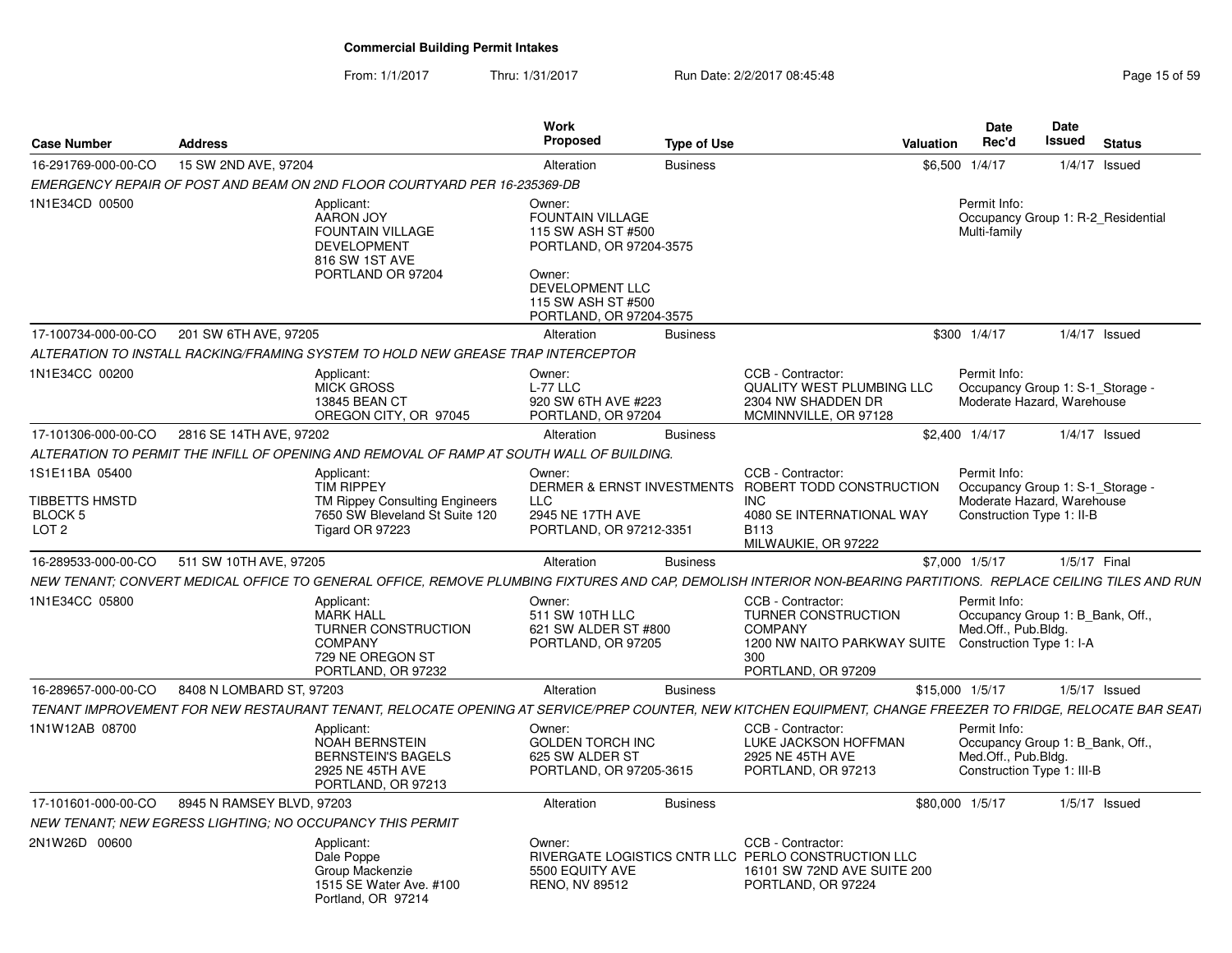# Commercial Building Permit Intakes

From: 1/1/2017 Thru: 1/31/2017 Run Date: 2/2/2017 08:45:48

| Case Number | Address | Work Proposed | Type of Use | Valuation | Date Rec'd | Date Issued | Status |
|---|---|---|---|---|---|---|---|
| 16-291769-000-00-CO | 15 SW 2ND AVE, 97204 | Alteration | Business | $6,500 | 1/4/17 | 1/4/17 | Issued |

*EMERGENCY REPAIR OF POST AND BEAM ON 2ND FLOOR COURTYARD PER 16-235369-DB*

- 1N1E34CD 00500
- Applicant: AARON JOY, FOUNTAIN VILLAGE DEVELOPMENT, 816 SW 1ST AVE, PORTLAND OR 97204
- Owner: FOUNTAIN VILLAGE, 115 SW ASH ST #500, PORTLAND, OR 97204-3575
- Owner: DEVELOPMENT LLC, 115 SW ASH ST #500, PORTLAND, OR 97204-3575
- Permit Info: Occupancy Group 1: R-2_Residential Multi-family

| Case Number | Address | Work Proposed | Type of Use | Valuation | Date Rec'd | Date Issued | Status |
|---|---|---|---|---|---|---|---|
| 17-100734-000-00-CO | 201 SW 6TH AVE, 97205 | Alteration | Business | $300 | 1/4/17 | 1/4/17 | Issued |

*ALTERATION TO INSTALL RACKING/FRAMING SYSTEM TO HOLD NEW GREASE TRAP INTERCEPTOR*

- 1N1E34CC 00200
- Applicant: MICK GROSS, 13845 BEAN CT, OREGON CITY, OR 97045
- Owner: L-77 LLC, 920 SW 6TH AVE #223, PORTLAND, OR 97204
- CCB - Contractor: QUALITY WEST PLUMBING LLC, 2304 NW SHADDEN DR, MCMINNVILLE, OR 97128
- Permit Info: Occupancy Group 1: S-1_Storage - Moderate Hazard, Warehouse

| Case Number | Address | Work Proposed | Type of Use | Valuation | Date Rec'd | Date Issued | Status |
|---|---|---|---|---|---|---|---|
| 17-101306-000-00-CO | 2816 SE 14TH AVE, 97202 | Alteration | Business | $2,400 | 1/4/17 | 1/4/17 | Issued |

*ALTERATION TO PERMIT THE INFILL OF OPENING AND REMOVAL OF RAMP AT SOUTH WALL OF BUILDING.*

- 1S1E11BA 05400, TIBBETTS HMSTD, BLOCK 5, LOT 2
- Applicant: TIM RIPPEY, TM Rippey Consulting Engineers, 7650 SW Bleveland St Suite 120, Tigard OR 97223
- Owner: DERMER & ERNST INVESTMENTS LLC, 2945 NE 17TH AVE, PORTLAND, OR 97212-3351
- CCB - Contractor: ROBERT TODD CONSTRUCTION INC, 4080 SE INTERNATIONAL WAY B113, MILWAUKIE, OR 97222
- Permit Info: Occupancy Group 1: S-1_Storage - Moderate Hazard, Warehouse; Construction Type 1: II-B

| Case Number | Address | Work Proposed | Type of Use | Valuation | Date Rec'd | Date Issued | Status |
|---|---|---|---|---|---|---|---|
| 16-289533-000-00-CO | 511 SW 10TH AVE, 97205 | Alteration | Business | $7,000 | 1/5/17 | 1/5/17 | Final |

*NEW TENANT; CONVERT MEDICAL OFFICE TO GENERAL OFFICE, REMOVE PLUMBING FIXTURES AND CAP, DEMOLISH INTERIOR NON-BEARING PARTITIONS. REPLACE CEILING TILES AND RUN*

- 1N1E34CC 05800
- Applicant: MARK HALL, TURNER CONSTRUCTION COMPANY, 729 NE OREGON ST, PORTLAND, OR 97232
- Owner: 511 SW 10TH LLC, 621 SW ALDER ST #800, PORTLAND, OR 97205
- CCB - Contractor: TURNER CONSTRUCTION COMPANY, 1200 NW NAITO PARKWAY SUITE 300, PORTLAND, OR 97209
- Permit Info: Occupancy Group 1: B_Bank, Off., Med.Off., Pub.Bldg.; Construction Type 1: I-A

| Case Number | Address | Work Proposed | Type of Use | Valuation | Date Rec'd | Date Issued | Status |
|---|---|---|---|---|---|---|---|
| 16-289657-000-00-CO | 8408 N LOMBARD ST, 97203 | Alteration | Business | $15,000 | 1/5/17 | 1/5/17 | Issued |

*TENANT IMPROVEMENT FOR NEW RESTAURANT TENANT, RELOCATE OPENING AT SERVICE/PREP COUNTER, NEW KITCHEN EQUIPMENT, CHANGE FREEZER TO FRIDGE, RELOCATE BAR SEATI*

- 1N1W12AB 08700
- Applicant: NOAH BERNSTEIN, BERNSTEIN'S BAGELS, 2925 NE 45TH AVE, PORTLAND, OR 97213
- Owner: GOLDEN TORCH INC, 625 SW ALDER ST, PORTLAND, OR 97205-3615
- CCB - Contractor: LUKE JACKSON HOFFMAN, 2925 NE 45TH AVE, PORTLAND, OR 97213
- Permit Info: Occupancy Group 1: B_Bank, Off., Med.Off., Pub.Bldg.; Construction Type 1: III-B

| Case Number | Address | Work Proposed | Type of Use | Valuation | Date Rec'd | Date Issued | Status |
|---|---|---|---|---|---|---|---|
| 17-101601-000-00-CO | 8945 N RAMSEY BLVD, 97203 | Alteration | Business | $80,000 | 1/5/17 | 1/5/17 | Issued |

*NEW TENANT; NEW EGRESS LIGHTING; NO OCCUPANCY THIS PERMIT*

- 2N1W26D 00600
- Applicant: Dale Poppe, Group Mackenzie, 1515 SE Water Ave. #100, Portland, OR 97214
- Owner: RIVERGATE LOGISTICS CNTR LLC, 5500 EQUITY AVE, RENO, NV 89512
- CCB - Contractor: PERLO CONSTRUCTION LLC, 16101 SW 72ND AVE SUITE 200, PORTLAND, OR 97224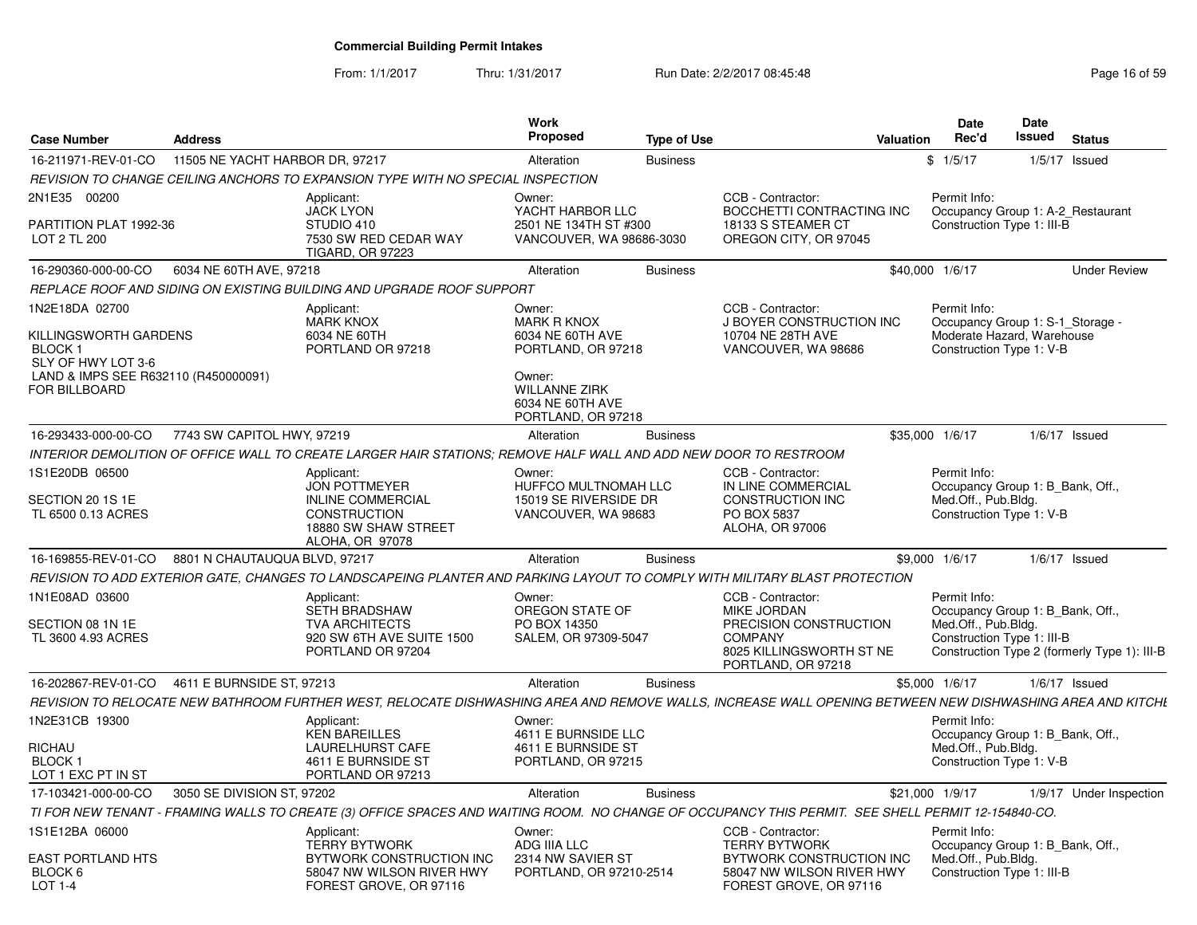# Commercial Building Permit Intakes

From: 1/1/2017 Thru: 1/31/2017 Run Date: 2/2/2017 08:45:48

| Case Number | Address | Work Proposed | Type of Use | Valuation | Date Rec'd | Date Issued | Status |
|---|---|---|---|---|---|---|---|
| 16-211971-REV-01-CO | 11505 NE YACHT HARBOR DR, 97217 | Alteration | Business | $ | 1/5/17 | 1/5/17 | Issued |

*REVISION TO CHANGE CEILING ANCHORS TO EXPANSION TYPE WITH NO SPECIAL INSPECTION*

2N1E35 00200

PARTITION PLAT 1992-36
LOT 2 TL 200

Applicant:
JACK LYON
STUDIO 410
7530 SW RED CEDAR WAY
TIGARD, OR 97223

Owner:
YACHT HARBOR LLC
2501 NE 134TH ST #300
VANCOUVER, WA 98686-3030

CCB - Contractor:
BOCCHETTI CONTRACTING INC
18133 S STEAMER CT
OREGON CITY, OR 97045

Permit Info:
Occupancy Group 1: A-2_Restaurant
Construction Type 1: III-B

---

| Case Number | Address | Work Proposed | Type of Use | Valuation | Date Rec'd | Date Issued | Status |
|---|---|---|---|---|---|---|---|
| 16-290360-000-00-CO | 6034 NE 60TH AVE, 97218 | Alteration | Business | $40,000 | 1/6/17 | | Under Review |

*REPLACE ROOF AND SIDING ON EXISTING BUILDING AND UPGRADE ROOF SUPPORT*

1N2E18DA 02700

KILLINGSWORTH GARDENS
BLOCK 1
SLY OF HWY LOT 3-6
LAND & IMPS SEE R632110 (R450000091)
FOR BILLBOARD

Applicant:
MARK KNOX
6034 NE 60TH
PORTLAND OR 97218

Owner:
MARK R KNOX
6034 NE 60TH AVE
PORTLAND, OR 97218

Owner:
WILLANNE ZIRK
6034 NE 60TH AVE
PORTLAND, OR 97218

CCB - Contractor:
J BOYER CONSTRUCTION INC
10704 NE 28TH AVE
VANCOUVER, WA 98686

Permit Info:
Occupancy Group 1: S-1_Storage - Moderate Hazard, Warehouse
Construction Type 1: V-B

---

| Case Number | Address | Work Proposed | Type of Use | Valuation | Date Rec'd | Date Issued | Status |
|---|---|---|---|---|---|---|---|
| 16-293433-000-00-CO | 7743 SW CAPITOL HWY, 97219 | Alteration | Business | $35,000 | 1/6/17 | 1/6/17 | Issued |

*INTERIOR DEMOLITION OF OFFICE WALL TO CREATE LARGER HAIR STATIONS; REMOVE HALF WALL AND ADD NEW DOOR TO RESTROOM*

1S1E20DB 06500

SECTION 20 1S 1E
TL 6500 0.13 ACRES

Applicant:
JON POTTMEYER
INLINE COMMERCIAL CONSTRUCTION
18880 SW SHAW STREET
ALOHA, OR 97078

Owner:
HUFFCO MULTNOMAH LLC
15019 SE RIVERSIDE DR
VANCOUVER, WA 98683

CCB - Contractor:
IN LINE COMMERCIAL CONSTRUCTION INC
PO BOX 5837
ALOHA, OR 97006

Permit Info:
Occupancy Group 1: B_Bank, Off., Med.Off., Pub.Bldg.
Construction Type 1: V-B

---

| Case Number | Address | Work Proposed | Type of Use | Valuation | Date Rec'd | Date Issued | Status |
|---|---|---|---|---|---|---|---|
| 16-169855-REV-01-CO | 8801 N CHAUTAUQUA BLVD, 97217 | Alteration | Business | $9,000 | 1/6/17 | 1/6/17 | Issued |

*REVISION TO ADD EXTERIOR GATE, CHANGES TO LANDSCAPEING PLANTER AND PARKING LAYOUT TO COMPLY WITH MILITARY BLAST PROTECTION*

1N1E08AD 03600

SECTION 08 1N 1E
TL 3600 4.93 ACRES

Applicant:
SETH BRADSHAW
TVA ARCHITECTS
920 SW 6TH AVE SUITE 1500
PORTLAND OR 97204

Owner:
OREGON STATE OF
PO BOX 14350
SALEM, OR 97309-5047

CCB - Contractor:
MIKE JORDAN
PRECISION CONSTRUCTION COMPANY
8025 KILLINGSWORTH ST NE
PORTLAND, OR 97218

Permit Info:
Occupancy Group 1: B_Bank, Off., Med.Off., Pub.Bldg.
Construction Type 1: III-B
Construction Type 2 (formerly Type 1): III-B

---

| Case Number | Address | Work Proposed | Type of Use | Valuation | Date Rec'd | Date Issued | Status |
|---|---|---|---|---|---|---|---|
| 16-202867-REV-01-CO | 4611 E BURNSIDE ST, 97213 | Alteration | Business | $5,000 | 1/6/17 | 1/6/17 | Issued |

*REVISION TO RELOCATE NEW BATHROOM FURTHER WEST, RELOCATE DISHWASHING AREA AND REMOVE WALLS, INCREASE WALL OPENING BETWEEN NEW DISHWASHING AREA AND KITCHE*

1N2E31CB 19300

RICHAU
BLOCK 1
LOT 1 EXC PT IN ST

Applicant:
KEN BAREILLES
LAURELHURST CAFE
4611 E BURNSIDE ST
PORTLAND OR 97213

Owner:
4611 E BURNSIDE LLC
4611 E BURNSIDE ST
PORTLAND, OR 97215

Permit Info:
Occupancy Group 1: B_Bank, Off., Med.Off., Pub.Bldg.
Construction Type 1: V-B

---

| Case Number | Address | Work Proposed | Type of Use | Valuation | Date Rec'd | Date Issued | Status |
|---|---|---|---|---|---|---|---|
| 17-103421-000-00-CO | 3050 SE DIVISION ST, 97202 | Alteration | Business | $21,000 | 1/9/17 | 1/9/17 | Under Inspection |

*TI FOR NEW TENANT - FRAMING WALLS TO CREATE (3) OFFICE SPACES AND WAITING ROOM. NO CHANGE OF OCCUPANCY THIS PERMIT. SEE SHELL PERMIT 12-154840-CO.*

1S1E12BA 06000

EAST PORTLAND HTS
BLOCK 6
LOT 1-4

Applicant:
TERRY BYTWORK
BYTWORK CONSTRUCTION INC
58047 NW WILSON RIVER HWY
FOREST GROVE, OR 97116

Owner:
ADG IIIA LLC
2314 NW SAVIER ST
PORTLAND, OR 97210-2514

CCB - Contractor:
TERRY BYTWORK
BYTWORK CONSTRUCTION INC
58047 NW WILSON RIVER HWY
FOREST GROVE, OR 97116

Permit Info:
Occupancy Group 1: B_Bank, Off., Med.Off., Pub.Bldg.
Construction Type 1: III-B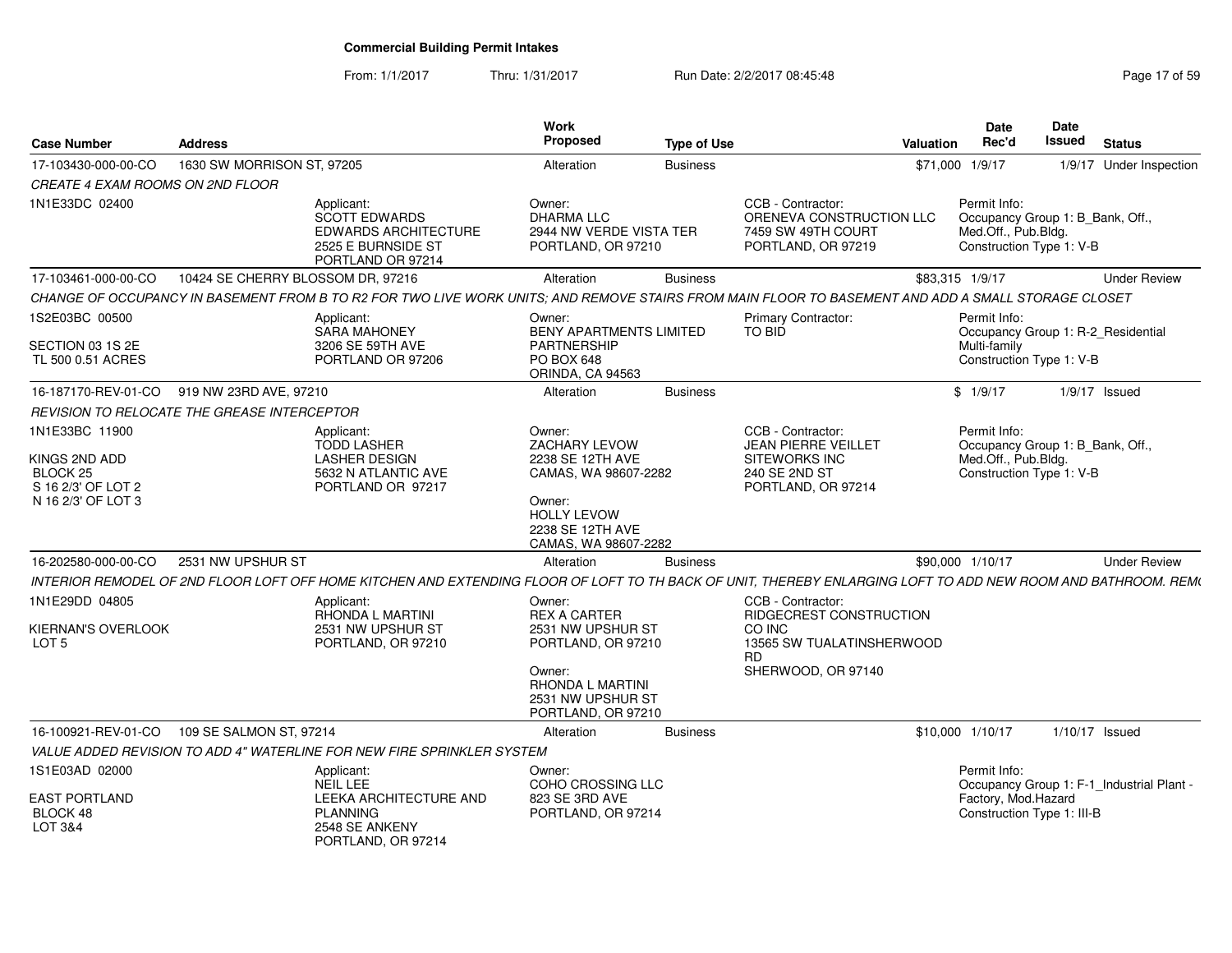# Commercial Building Permit Intakes

From: 1/1/2017 Thru: 1/31/2017 Run Date: 2/2/2017 08:45:48

| Case Number | Address | Work Proposed | Type of Use | Valuation | Date Rec'd | Date Issued | Status |
|---|---|---|---|---|---|---|---|
| 17-103430-000-00-CO | 1630 SW MORRISON ST, 97205 | Alteration | Business | $71,000 | 1/9/17 | 1/9/17 | Under Inspection |

*CREATE 4 EXAM ROOMS ON 2ND FLOOR*

1N1E33DC 02400

Applicant: SCOTT EDWARDS, EDWARDS ARCHITECTURE, 2525 E BURNSIDE ST, PORTLAND OR 97214

Owner: DHARMA LLC, 2944 NW VERDE VISTA TER, PORTLAND, OR 97210

CCB - Contractor: ORENEVA CONSTRUCTION LLC, 7459 SW 49TH COURT, PORTLAND, OR 97219

Permit Info: Occupancy Group 1: B_Bank, Off., Med.Off., Pub.Bldg. Construction Type 1: V-B

---

| Case Number | Address | Work Proposed | Type of Use | Valuation | Date Rec'd | Date Issued | Status |
|---|---|---|---|---|---|---|---|
| 17-103461-000-00-CO | 10424 SE CHERRY BLOSSOM DR, 97216 | Alteration | Business | $83,315 | 1/9/17 | | Under Review |

*CHANGE OF OCCUPANCY IN BASEMENT FROM B TO R2 FOR TWO LIVE WORK UNITS; AND REMOVE STAIRS FROM MAIN FLOOR TO BASEMENT AND ADD A SMALL STORAGE CLOSET*

1S2E03BC 00500
SECTION 03 1S 2E
TL 500 0.51 ACRES

Applicant: SARA MAHONEY, 3206 SE 59TH AVE, PORTLAND OR 97206

Owner: BENY APARTMENTS LIMITED PARTNERSHIP, PO BOX 648, ORINDA, CA 94563

Primary Contractor: TO BID

Permit Info: Occupancy Group 1: R-2_Residential Multi-family. Construction Type 1: V-B

---

| Case Number | Address | Work Proposed | Type of Use | Valuation | Date Rec'd | Date Issued | Status |
|---|---|---|---|---|---|---|---|
| 16-187170-REV-01-CO | 919 NW 23RD AVE, 97210 | Alteration | Business | $ | 1/9/17 | 1/9/17 | Issued |

*REVISION TO RELOCATE THE GREASE INTERCEPTOR*

1N1E33BC 11900
KINGS 2ND ADD
BLOCK 25
S 16 2/3' OF LOT 2
N 16 2/3' OF LOT 3

Applicant: TODD LASHER, LASHER DESIGN, 5632 N ATLANTIC AVE, PORTLAND OR 97217

Owner: ZACHARY LEVOW, 2238 SE 12TH AVE, CAMAS, WA 98607-2282

Owner: HOLLY LEVOW, 2238 SE 12TH AVE, CAMAS, WA 98607-2282

CCB - Contractor: JEAN PIERRE VEILLET, SITEWORKS INC, 240 SE 2ND ST, PORTLAND, OR 97214

Permit Info: Occupancy Group 1: B_Bank, Off., Med.Off., Pub.Bldg. Construction Type 1: V-B

---

| Case Number | Address | Work Proposed | Type of Use | Valuation | Date Rec'd | Date Issued | Status |
|---|---|---|---|---|---|---|---|
| 16-202580-000-00-CO | 2531 NW UPSHUR ST | Alteration | Business | $90,000 | 1/10/17 | | Under Review |

*INTERIOR REMODEL OF 2ND FLOOR LOFT OFF HOME KITCHEN AND EXTENDING FLOOR OF LOFT TO TH BACK OF UNIT, THEREBY ENLARGING LOFT TO ADD NEW ROOM AND BATHROOM. REM*

1N1E29DD 04805
KIERNAN'S OVERLOOK
LOT 5

Applicant: RHONDA L MARTINI, 2531 NW UPSHUR ST, PORTLAND, OR 97210

Owner: REX A CARTER, 2531 NW UPSHUR ST, PORTLAND, OR 97210

Owner: RHONDA L MARTINI, 2531 NW UPSHUR ST, PORTLAND, OR 97210

CCB - Contractor: RIDGECREST CONSTRUCTION CO INC, 13565 SW TUALATINSHERWOOD RD, SHERWOOD, OR 97140

---

| Case Number | Address | Work Proposed | Type of Use | Valuation | Date Rec'd | Date Issued | Status |
|---|---|---|---|---|---|---|---|
| 16-100921-REV-01-CO | 109 SE SALMON ST, 97214 | Alteration | Business | $10,000 | 1/10/17 | 1/10/17 | Issued |

*VALUE ADDED REVISION TO ADD 4" WATERLINE FOR NEW FIRE SPRINKLER SYSTEM*

1S1E03AD 02000
EAST PORTLAND
BLOCK 48
LOT 3&4

Applicant: NEIL LEE, LEEKA ARCHITECTURE AND PLANNING, 2548 SE ANKENY, PORTLAND, OR 97214

Owner: COHO CROSSING LLC, 823 SE 3RD AVE, PORTLAND, OR 97214

Permit Info: Occupancy Group 1: F-1_Industrial Plant - Factory, Mod.Hazard. Construction Type 1: III-B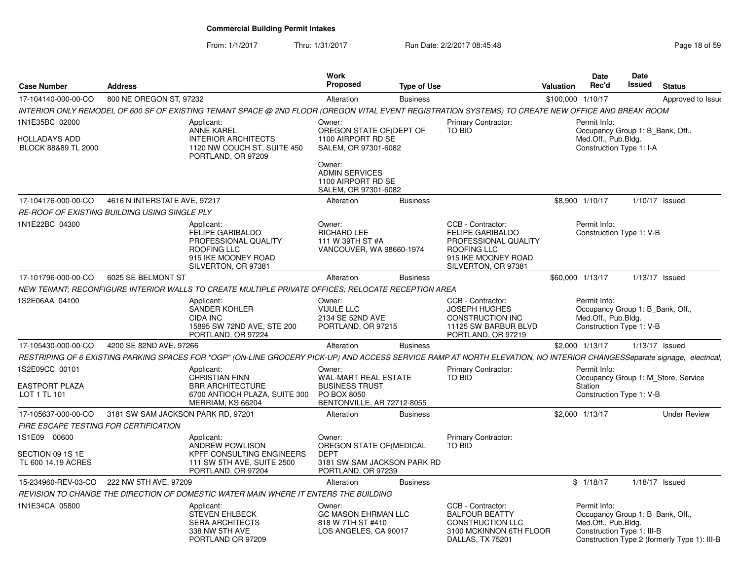# Commercial Building Permit Intakes

From: 1/1/2017 Thru: 1/31/2017 Run Date: 2/2/2017 08:45:48

| Case Number | Address | Work Proposed | Type of Use | Valuation | Date Rec'd | Date Issued | Status |
|---|---|---|---|---|---|---|---|
| 17-104140-000-00-CO | 800 NE OREGON ST, 97232 | Alteration | Business | $100,000 | 1/10/17 | | Approved to Issue |

*INTERIOR ONLY REMODEL OF 600 SF OF EXISTING TENANT SPACE @ 2ND FLOOR (OREGON VITAL EVENT REGISTRATION SYSTEMS) TO CREATE NEW OFFICE AND BREAK ROOM*

1N1E35BC 02000
HOLLADAYS ADD
BLOCK 88&89 TL 2000

Applicant: ANNE KAREL, INTERIOR ARCHITECTS, 1120 NW COUCH ST, SUITE 450, PORTLAND, OR 97209

Owner: OREGON STATE OF(DEPT OF, 1100 AIRPORT RD SE, SALEM, OR 97301-6082

Owner: ADMIN SERVICES, 1100 AIRPORT RD SE, SALEM, OR 97301-6082

Primary Contractor: TO BID

Permit Info: Occupancy Group 1: B_Bank, Off., Med.Off., Pub.Bldg. Construction Type 1: I-A

---

| Case Number | Address | Work Proposed | Type of Use | Valuation | Date Rec'd | Date Issued | Status |
|---|---|---|---|---|---|---|---|
| 17-104176-000-00-CO | 4616 N INTERSTATE AVE, 97217 | Alteration | Business | $8,900 | 1/10/17 | 1/10/17 | Issued |

*RE-ROOF OF EXISTING BUILDING USING SINGLE PLY*

1N1E22BC 04300

Applicant: FELIPE GARIBALDO, PROFESSIONAL QUALITY ROOFING LLC, 915 IKE MOONEY ROAD, SILVERTON, OR 97381

Owner: RICHARD LEE, 111 W 39TH ST #A, VANCOUVER, WA 98660-1974

CCB - Contractor: FELIPE GARIBALDO, PROFESSIONAL QUALITY ROOFING LLC, 915 IKE MOONEY ROAD, SILVERTON, OR 97381

Permit Info: Construction Type 1: V-B

---

| Case Number | Address | Work Proposed | Type of Use | Valuation | Date Rec'd | Date Issued | Status |
|---|---|---|---|---|---|---|---|
| 17-101796-000-00-CO | 6025 SE BELMONT ST | Alteration | Business | $60,000 | 1/13/17 | 1/13/17 | Issued |

*NEW TENANT; RECONFIGURE INTERIOR WALLS TO CREATE MULTIPLE PRIVATE OFFICES; RELOCATE RECEPTION AREA*

1S2E06AA 04100

Applicant: SANDER KOHLER, CIDA INC, 15895 SW 72ND AVE, STE 200, PORTLAND, OR 97224

Owner: VIJULE LLC, 2134 SE 52ND AVE, PORTLAND, OR 97215

CCB - Contractor: JOSEPH HUGHES, CONSTRUCTION INC, 11125 SW BARBUR BLVD, PORTLAND, OR 97219

Permit Info: Occupancy Group 1: B_Bank, Off., Med.Off., Pub.Bldg. Construction Type 1: V-B

---

| Case Number | Address | Work Proposed | Type of Use | Valuation | Date Rec'd | Date Issued | Status |
|---|---|---|---|---|---|---|---|
| 17-105430-000-00-CO | 4200 SE 82ND AVE, 97266 | Alteration | Business | $2,000 | 1/13/17 | 1/13/17 | Issued |

*RESTRIPING OF 6 EXISTING PARKING SPACES FOR "OGP" (ON-LINE GROCERY PICK-UP) AND ACCESS SERVICE RAMP AT NORTH ELEVATION, NO INTERIOR CHANGESSeparate signage, electrical,*

1S2E09CC 00101
EASTPORT PLAZA
LOT 1 TL 101

Applicant: CHRISTIAN FINN, BRR ARCHITECTURE, 6700 ANTIOCH PLAZA, SUITE 300, MERRIAM, KS 66204

Owner: WAL-MART REAL ESTATE BUSINESS TRUST, PO BOX 8050, BENTONVILLE, AR 72712-8055

Primary Contractor: TO BID

Permit Info: Occupancy Group 1: M_Store, Service Station. Construction Type 1: V-B

---

| Case Number | Address | Work Proposed | Type of Use | Valuation | Date Rec'd | Date Issued | Status |
|---|---|---|---|---|---|---|---|
| 17-105637-000-00-CO | 3181 SW SAM JACKSON PARK RD, 97201 | Alteration | Business | $2,000 | 1/13/17 | | Under Review |

*FIRE ESCAPE TESTING FOR CERTIFICATION*

1S1E09 00600
SECTION 09 1S 1E
TL 600 14.19 ACRES

Applicant: ANDREW POWLISON, KPFF CONSULTING ENGINEERS, 111 SW 5TH AVE, SUITE 2500, PORTLAND, OR 97204

Owner: OREGON STATE OF(MEDICAL DEPT, 3181 SW SAM JACKSON PARK RD, PORTLAND, OR 97239

Primary Contractor: TO BID

---

| Case Number | Address | Work Proposed | Type of Use | Valuation | Date Rec'd | Date Issued | Status |
|---|---|---|---|---|---|---|---|
| 15-234960-REV-03-CO | 222 NW 5TH AVE, 97209 | Alteration | Business | $ | 1/18/17 | 1/18/17 | Issued |

*REVISION TO CHANGE THE DIRECTION OF DOMESTIC WATER MAIN WHERE IT ENTERS THE BUILDING*

1N1E34CA 05800

Applicant: STEVEN EHLBECK, SERA ARCHITECTS, 338 NW 5TH AVE, PORTLAND OR 97209

Owner: GC MASON EHRMAN LLC, 818 W 7TH ST #410, LOS ANGELES, CA 90017

CCB - Contractor: BALFOUR BEATTY CONSTRUCTION LLC, 3100 MCKINNON 6TH FLOOR, DALLAS, TX 75201

Permit Info: Occupancy Group 1: B_Bank, Off., Med.Off., Pub.Bldg. Construction Type 1: III-B. Construction Type 2 (formerly Type 1): III-B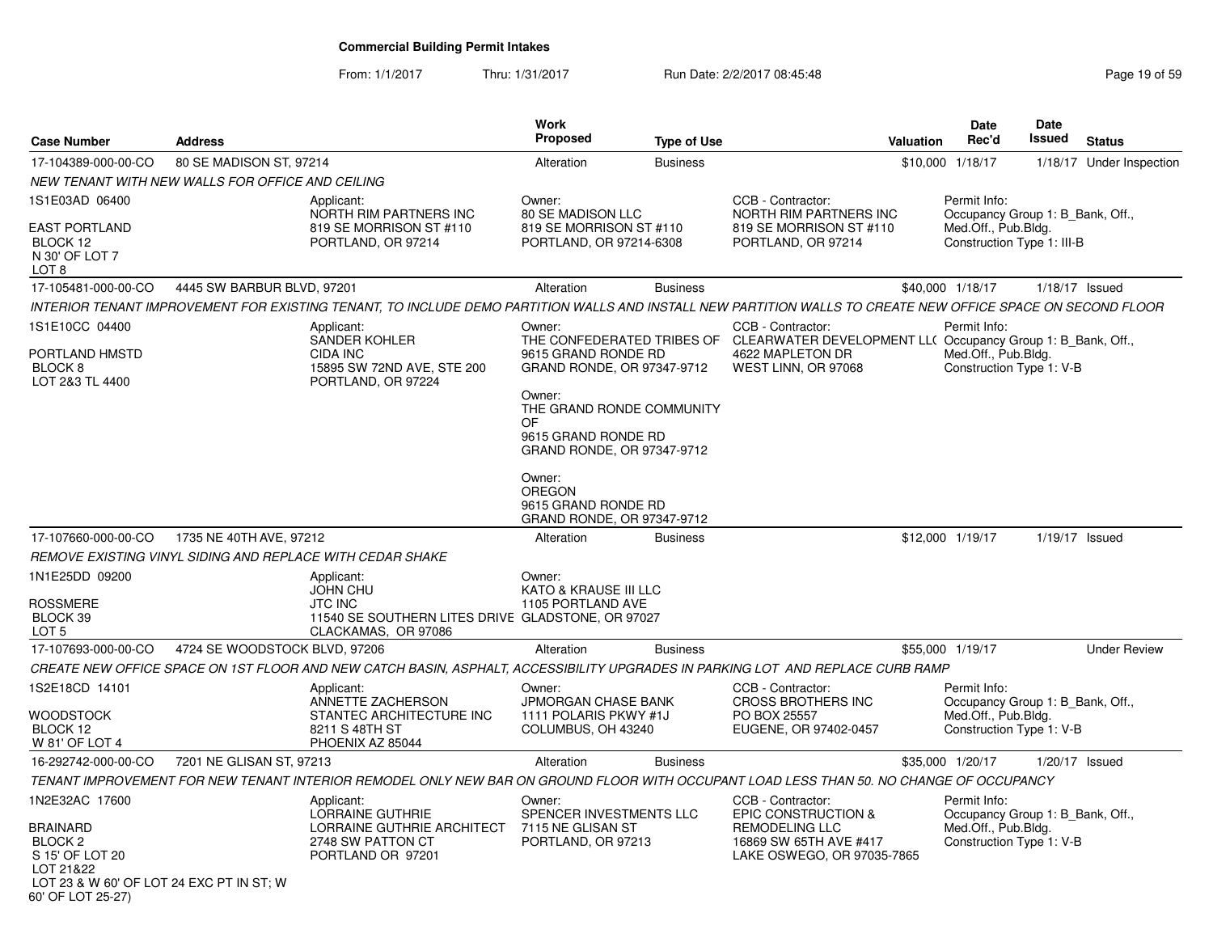# Commercial Building Permit Intakes

From: 1/1/2017 Thru: 1/31/2017 Run Date: 2/2/2017 08:45:48

| Case Number | Address | Work Proposed | Type of Use | Valuation | Date Rec'd | Date Issued | Status |
|---|---|---|---|---|---|---|---|
| 17-104389-000-00-CO | 80 SE MADISON ST, 97214 | Alteration | Business | $10,000 | 1/18/17 | 1/18/17 | Under Inspection |

*NEW TENANT WITH NEW WALLS FOR OFFICE AND CEILING*

1S1E03AD 06400

EAST PORTLAND
BLOCK 12
N 30' OF LOT 7
LOT 8

Applicant:
NORTH RIM PARTNERS INC
819 SE MORRISON ST #110
PORTLAND, OR 97214

Owner:
80 SE MADISON LLC
819 SE MORRISON ST #110
PORTLAND, OR 97214-6308

CCB - Contractor:
NORTH RIM PARTNERS INC
819 SE MORRISON ST #110
PORTLAND, OR 97214

Permit Info:
Occupancy Group 1: B_Bank, Off., Med.Off., Pub.Bldg.
Construction Type 1: III-B

| Case Number | Address | Work Proposed | Type of Use | Valuation | Date Rec'd | Date Issued | Status |
|---|---|---|---|---|---|---|---|
| 17-105481-000-00-CO | 4445 SW BARBUR BLVD, 97201 | Alteration | Business | $40,000 | 1/18/17 | 1/18/17 | Issued |

*INTERIOR TENANT IMPROVEMENT FOR EXISTING TENANT, TO INCLUDE DEMO PARTITION WALLS AND INSTALL NEW PARTITION WALLS TO CREATE NEW OFFICE SPACE ON SECOND FLOOR*

1S1E10CC 04400

PORTLAND HMSTD
BLOCK 8
LOT 2&3 TL 4400

Applicant:
SANDER KOHLER
CIDA INC
15895 SW 72ND AVE, STE 200
PORTLAND, OR 97224

Owner:
THE CONFEDERATED TRIBES OF
9615 GRAND RONDE RD
GRAND RONDE, OR 97347-9712

Owner:
THE GRAND RONDE COMMUNITY OF
9615 GRAND RONDE RD
GRAND RONDE, OR 97347-9712

Owner:
OREGON
9615 GRAND RONDE RD
GRAND RONDE, OR 97347-9712

CCB - Contractor:
CLEARWATER DEVELOPMENT LL(
4622 MAPLETON DR
WEST LINN, OR 97068

Permit Info:
Occupancy Group 1: B_Bank, Off., Med.Off., Pub.Bldg.
Construction Type 1: V-B

| Case Number | Address | Work Proposed | Type of Use | Valuation | Date Rec'd | Date Issued | Status |
|---|---|---|---|---|---|---|---|
| 17-107660-000-00-CO | 1735 NE 40TH AVE, 97212 | Alteration | Business | $12,000 | 1/19/17 | 1/19/17 | Issued |

*REMOVE EXISTING VINYL SIDING AND REPLACE WITH CEDAR SHAKE*

1N1E25DD 09200

ROSSMERE
BLOCK 39
LOT 5

Applicant:
JOHN CHU
JTC INC
11540 SE SOUTHERN LITES DRIVE
CLACKAMAS, OR 97086

Owner:
KATO & KRAUSE III LLC
1105 PORTLAND AVE
GLADSTONE, OR 97027

| Case Number | Address | Work Proposed | Type of Use | Valuation | Date Rec'd | Date Issued | Status |
|---|---|---|---|---|---|---|---|
| 17-107693-000-00-CO | 4724 SE WOODSTOCK BLVD, 97206 | Alteration | Business | $55,000 | 1/19/17 | | Under Review |

*CREATE NEW OFFICE SPACE ON 1ST FLOOR AND NEW CATCH BASIN, ASPHALT, ACCESSIBILITY UPGRADES IN PARKING LOT AND REPLACE CURB RAMP*

1S2E18CD 14101

WOODSTOCK
BLOCK 12
W 81' OF LOT 4

Applicant:
ANNETTE ZACHERSON
STANTEC ARCHITECTURE INC
8211 S 48TH ST
PHOENIX AZ 85044

Owner:
JPMORGAN CHASE BANK
1111 POLARIS PKWY #1J
COLUMBUS, OH 43240

CCB - Contractor:
CROSS BROTHERS INC
PO BOX 25557
EUGENE, OR 97402-0457

Permit Info:
Occupancy Group 1: B_Bank, Off., Med.Off., Pub.Bldg.
Construction Type 1: V-B

| Case Number | Address | Work Proposed | Type of Use | Valuation | Date Rec'd | Date Issued | Status |
|---|---|---|---|---|---|---|---|
| 16-292742-000-00-CO | 7201 NE GLISAN ST, 97213 | Alteration | Business | $35,000 | 1/20/17 | 1/20/17 | Issued |

*TENANT IMPROVEMENT FOR NEW TENANT INTERIOR REMODEL ONLY NEW BAR ON GROUND FLOOR WITH OCCUPANT LOAD LESS THAN 50. NO CHANGE OF OCCUPANCY*

1N2E32AC 17600

BRAINARD
BLOCK 2
S 15' OF LOT 20
LOT 21&22
LOT 23 & W 60' OF LOT 24 EXC PT IN ST; W 60' OF LOT 25-27)

Applicant:
LORRAINE GUTHRIE
LORRAINE GUTHRIE ARCHITECT
2748 SW PATTON CT
PORTLAND OR 97201

Owner:
SPENCER INVESTMENTS LLC
7115 NE GLISAN ST
PORTLAND, OR 97213

CCB - Contractor:
EPIC CONSTRUCTION & REMODELING LLC
16869 SW 65TH AVE #417
LAKE OSWEGO, OR 97035-7865

Permit Info:
Occupancy Group 1: B_Bank, Off., Med.Off., Pub.Bldg.
Construction Type 1: V-B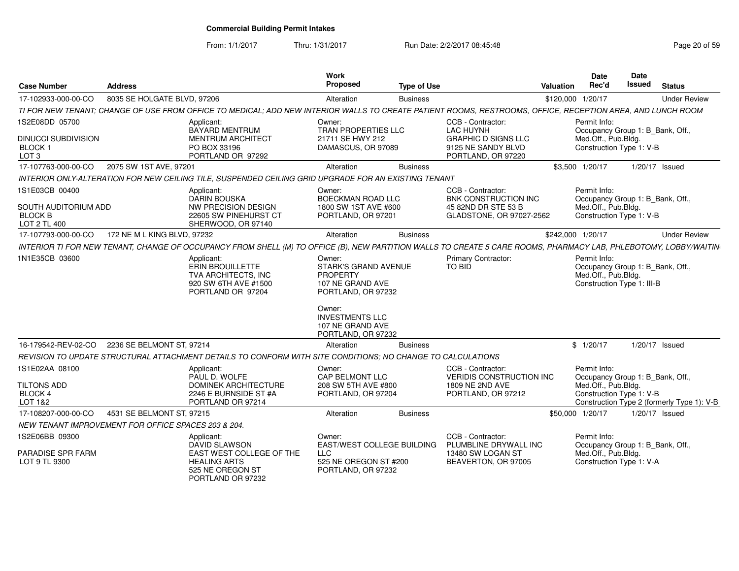# Commercial Building Permit Intakes

From: 1/1/2017 Thru: 1/31/2017 Run Date: 2/2/2017 08:45:48

| Case Number | Address | Work Proposed | Type of Use | Valuation | Date Rec'd | Date Issued | Status |
|---|---|---|---|---|---|---|---|
| 17-102933-000-00-CO | 8035 SE HOLGATE BLVD, 97206 | Alteration | Business | $120,000 | 1/20/17 | | Under Review |

TI FOR NEW TENANT; CHANGE OF USE FROM OFFICE TO MEDICAL; ADD NEW INTERIOR WALLS TO CREATE PATIENT ROOMS, RESTROOMS, OFFICE, RECEPTION AREA, AND LUNCH ROOM

1S2E08DD 05700
DINUCCI SUBDIVISION
BLOCK 1
LOT 3

Applicant: BAYARD MENTRUM, MENTRUM ARCHITECT, PO BOX 33196, PORTLAND OR 97292

Owner: TRAN PROPERTIES LLC, 21711 SE HWY 212, DAMASCUS, OR 97089

CCB - Contractor: LAC HUYNH, GRAPHIC D SIGNS LLC, 9125 NE SANDY BLVD, PORTLAND, OR 97220

Permit Info: Occupancy Group 1: B_Bank, Off., Med.Off., Pub.Bldg. Construction Type 1: V-B

| Case Number | Address | Work Proposed | Type of Use | Valuation | Date Rec'd | Date Issued | Status |
|---|---|---|---|---|---|---|---|
| 17-107763-000-00-CO | 2075 SW 1ST AVE, 97201 | Alteration | Business | $3,500 | 1/20/17 | 1/20/17 | Issued |

INTERIOR ONLY-ALTERATION FOR NEW CEILING TILE, SUSPENDED CEILING GRID UPGRADE FOR AN EXISTING TENANT

1S1E03CB 00400
SOUTH AUDITORIUM ADD
BLOCK B
LOT 2 TL 400

Applicant: DARIN BOUSKA, NW PRECISION DESIGN, 22605 SW PINEHURST CT, SHERWOOD, OR 97140

Owner: BOECKMAN ROAD LLC, 1800 SW 1ST AVE #600, PORTLAND, OR 97201

CCB - Contractor: BNK CONSTRUCTION INC, 45 82ND DR STE 53 B, GLADSTONE, OR 97027-2562

Permit Info: Occupancy Group 1: B_Bank, Off., Med.Off., Pub.Bldg. Construction Type 1: V-B

| Case Number | Address | Work Proposed | Type of Use | Valuation | Date Rec'd | Date Issued | Status |
|---|---|---|---|---|---|---|---|
| 17-107793-000-00-CO | 172 NE M L KING BLVD, 97232 | Alteration | Business | $242,000 | 1/20/17 | | Under Review |

INTERIOR TI FOR NEW TENANT, CHANGE OF OCCUPANCY FROM SHELL (M) TO OFFICE (B), NEW PARTITION WALLS TO CREATE 5 CARE ROOMS, PHARMACY LAB, PHLEBOTOMY, LOBBY/WAITIN

1N1E35CB 03600

Applicant: ERIN BROUILLETTE, TVA ARCHITECTS, INC, 920 SW 6TH AVE #1500, PORTLAND OR 97204

Owner: STARK'S GRAND AVENUE PROPERTY, 107 NE GRAND AVE, PORTLAND, OR 97232

Owner: INVESTMENTS LLC, 107 NE GRAND AVE, PORTLAND, OR 97232

Primary Contractor: TO BID

Permit Info: Occupancy Group 1: B_Bank, Off., Med.Off., Pub.Bldg. Construction Type 1: III-B

| Case Number | Address | Work Proposed | Type of Use | Valuation | Date Rec'd | Date Issued | Status |
|---|---|---|---|---|---|---|---|
| 16-179542-REV-02-CO | 2236 SE BELMONT ST, 97214 | Alteration | Business | $ | 1/20/17 | 1/20/17 | Issued |

REVISION TO UPDATE STRUCTURAL ATTACHMENT DETAILS TO CONFORM WITH SITE CONDITIONS; NO CHANGE TO CALCULATIONS

1S1E02AA 08100
TILTONS ADD
BLOCK 4
LOT 1&2

Applicant: PAUL D. WOLFE, DOMINEK ARCHITECTURE, 2246 E BURNSIDE ST #A, PORTLAND OR 97214

Owner: CAP BELMONT LLC, 208 SW 5TH AVE #800, PORTLAND, OR 97204

CCB - Contractor: VERIDIS CONSTRUCTION INC, 1809 NE 2ND AVE, PORTLAND, OR 97212

Permit Info: Occupancy Group 1: B_Bank, Off., Med.Off., Pub.Bldg. Construction Type 1: V-B Construction Type 2 (formerly Type 1): V-B

| Case Number | Address | Work Proposed | Type of Use | Valuation | Date Rec'd | Date Issued | Status |
|---|---|---|---|---|---|---|---|
| 17-108207-000-00-CO | 4531 SE BELMONT ST, 97215 | Alteration | Business | $50,000 | 1/20/17 | 1/20/17 | Issued |

NEW TENANT IMPROVEMENT FOR OFFICE SPACES 203 & 204.

1S2E06BB 09300
PARADISE SPR FARM
LOT 9 TL 9300

Applicant: DAVID SLAWSON, EAST WEST COLLEGE OF THE HEALING ARTS, 525 NE OREGON ST, PORTLAND OR 97232

Owner: EAST/WEST COLLEGE BUILDING LLC, 525 NE OREGON ST #200, PORTLAND, OR 97232

CCB - Contractor: PLUMBLINE DRYWALL INC, 13480 SW LOGAN ST, BEAVERTON, OR 97005

Permit Info: Occupancy Group 1: B_Bank, Off., Med.Off., Pub.Bldg. Construction Type 1: V-A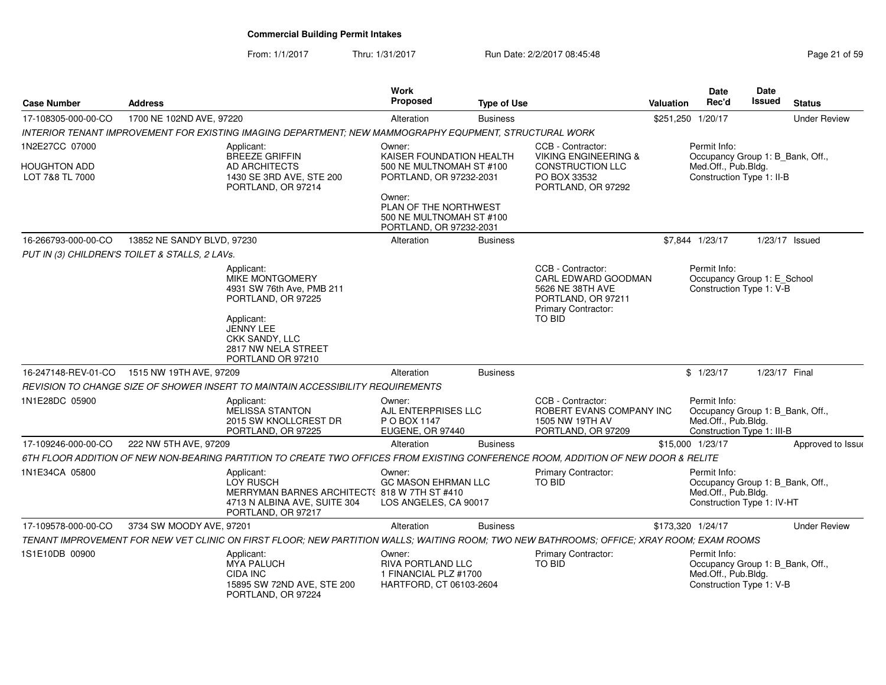# Commercial Building Permit Intakes

From: 1/1/2017 Thru: 1/31/2017 Run Date: 2/2/2017 08:45:48

| Case Number | Address | Work Proposed | Type of Use | Valuation | Date Rec'd | Date Issued | Status |
|---|---|---|---|---|---|---|---|
| 17-108305-000-00-CO | 1700 NE 102ND AVE, 97220 | Alteration | Business | $251,250 | 1/20/17 | | Under Review |

INTERIOR TENANT IMPROVEMENT FOR EXISTING IMAGING DEPARTMENT; NEW MAMMOGRAPHY EQUPMENT, STRUCTURAL WORK

1N2E27CC 07000
HOUGHTON ADD
LOT 7&8 TL 7000

Applicant:
BREEZE GRIFFIN
AD ARCHITECTS
1430 SE 3RD AVE, STE 200
PORTLAND, OR 97214

Owner:
KAISER FOUNDATION HEALTH
500 NE MULTNOMAH ST #100
PORTLAND, OR 97232-2031

Owner:
PLAN OF THE NORTHWEST
500 NE MULTNOMAH ST #100
PORTLAND, OR 97232-2031

CCB - Contractor:
VIKING ENGINEERING & CONSTRUCTION LLC
PO BOX 33532
PORTLAND, OR 97292

Permit Info:
Occupancy Group 1: B_Bank, Off., Med.Off., Pub.Bldg.
Construction Type 1: II-B

| Case Number | Address | Work Proposed | Type of Use | Valuation | Date Rec'd | Date Issued | Status |
|---|---|---|---|---|---|---|---|
| 16-266793-000-00-CO | 13852 NE SANDY BLVD, 97230 | Alteration | Business | $7,844 | 1/23/17 | 1/23/17 | Issued |

PUT IN (3) CHILDREN'S TOILET & STALLS, 2 LAVs.

Applicant:
MIKE MONTGOMERY
4931 SW 76th Ave, PMB 211
PORTLAND, OR 97225

Applicant:
JENNY LEE
CKK SANDY, LLC
2817 NW NELA STREET
PORTLAND OR 97210

CCB - Contractor:
CARL EDWARD GOODMAN
5626 NE 38TH AVE
PORTLAND, OR 97211
Primary Contractor:
TO BID

Permit Info:
Occupancy Group 1: E_School
Construction Type 1: V-B

| Case Number | Address | Work Proposed | Type of Use | Valuation | Date Rec'd | Date Issued | Status |
|---|---|---|---|---|---|---|---|
| 16-247148-REV-01-CO | 1515 NW 19TH AVE, 97209 | Alteration | Business | $ | 1/23/17 | 1/23/17 | Final |

REVISION TO CHANGE SIZE OF SHOWER INSERT TO MAINTAIN ACCESSIBILITY REQUIREMENTS

1N1E28DC 05900

Applicant:
MELISSA STANTON
2015 SW KNOLLCREST DR
PORTLAND, OR 97225

Owner:
AJL ENTERPRISES LLC
P O BOX 1147
EUGENE, OR 97440

CCB - Contractor:
ROBERT EVANS COMPANY INC
1505 NW 19TH AV
PORTLAND, OR 97209

Permit Info:
Occupancy Group 1: B_Bank, Off., Med.Off., Pub.Bldg.
Construction Type 1: III-B

| Case Number | Address | Work Proposed | Type of Use | Valuation | Date Rec'd | Date Issued | Status |
|---|---|---|---|---|---|---|---|
| 17-109246-000-00-CO | 222 NW 5TH AVE, 97209 | Alteration | Business | $15,000 | 1/23/17 | | Approved to Issue |

6TH FLOOR ADDITION OF NEW NON-BEARING PARTITION TO CREATE TWO OFFICES FROM EXISTING CONFERENCE ROOM, ADDITION OF NEW DOOR & RELITE

1N1E34CA 05800

Applicant:
LOY RUSCH
MERRYMAN BARNES ARCHITECTS
4713 N ALBINA AVE, SUITE 304
PORTLAND, OR 97217

Owner:
GC MASON EHRMAN LLC
818 W 7TH ST #410
LOS ANGELES, CA 90017

Primary Contractor:
TO BID

Permit Info:
Occupancy Group 1: B_Bank, Off., Med.Off., Pub.Bldg.
Construction Type 1: IV-HT

| Case Number | Address | Work Proposed | Type of Use | Valuation | Date Rec'd | Date Issued | Status |
|---|---|---|---|---|---|---|---|
| 17-109578-000-00-CO | 3734 SW MOODY AVE, 97201 | Alteration | Business | $173,320 | 1/24/17 | | Under Review |

TENANT IMPROVEMENT FOR NEW VET CLINIC ON FIRST FLOOR; NEW PARTITION WALLS; WAITING ROOM; TWO NEW BATHROOMS; OFFICE; XRAY ROOM; EXAM ROOMS

1S1E10DB 00900

Applicant:
MYA PALUCH
CIDA INC
15895 SW 72ND AVE, STE 200
PORTLAND, OR 97224

Owner:
RIVA PORTLAND LLC
1 FINANCIAL PLZ #1700
HARTFORD, CT 06103-2604

Primary Contractor:
TO BID

Permit Info:
Occupancy Group 1: B_Bank, Off., Med.Off., Pub.Bldg.
Construction Type 1: V-B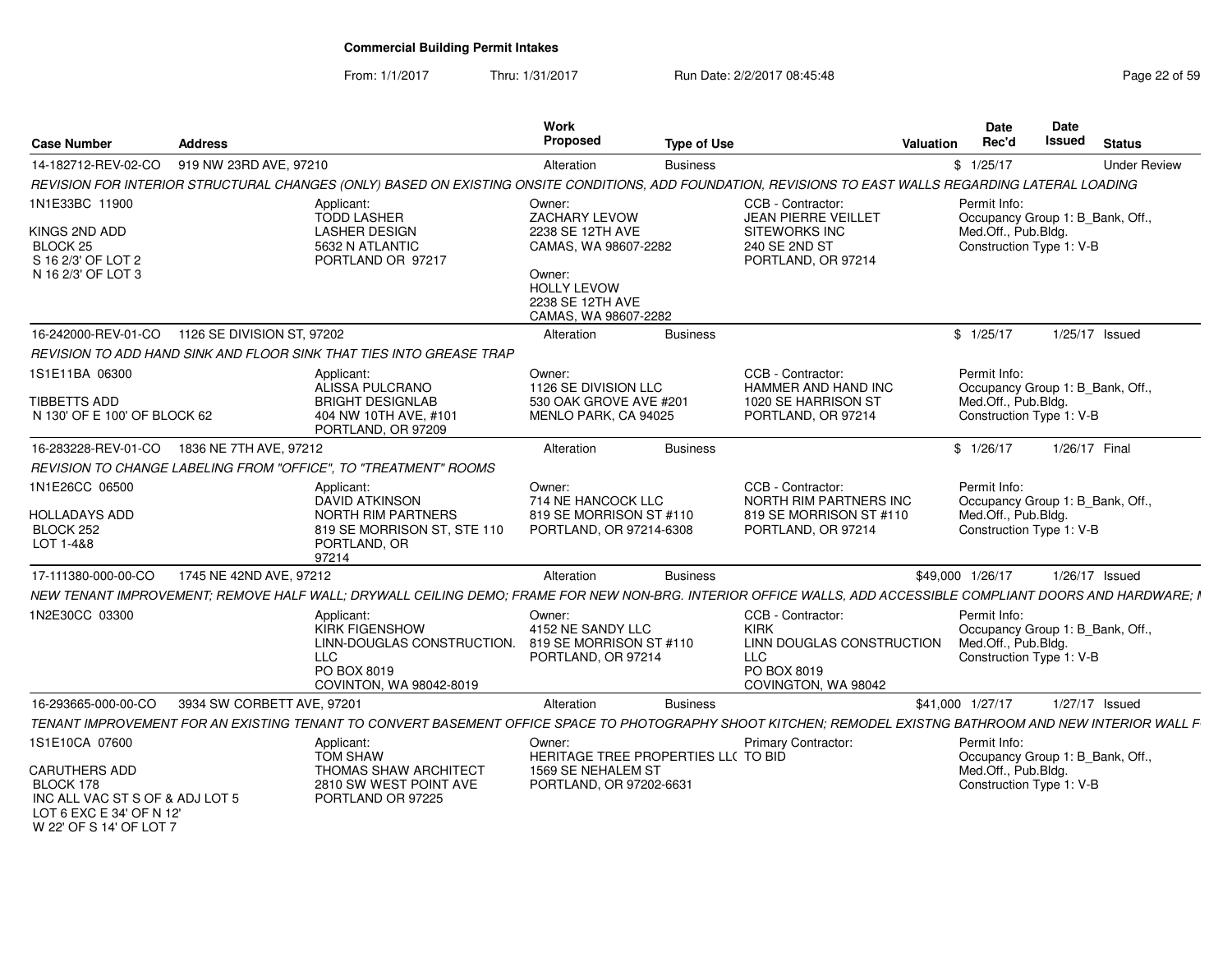## Commercial Building Permit Intakes

From: 1/1/2017 Thru: 1/31/2017 Run Date: 2/2/2017 08:45:48

| Case Number | Address | Work Proposed | Type of Use | Valuation | Date Rec'd | Date Issued | Status |
|---|---|---|---|---|---|---|---|
| 14-182712-REV-02-CO | 919 NW 23RD AVE, 97210 | Alteration | Business | $ | 1/25/17 | | Under Review |

REVISION FOR INTERIOR STRUCTURAL CHANGES (ONLY) BASED ON EXISTING ONSITE CONDITIONS, ADD FOUNDATION, REVISIONS TO EAST WALLS REGARDING LATERAL LOADING

1N1E33BC 11900
KINGS 2ND ADD
BLOCK 25
S 16 2/3' OF LOT 2
N 16 2/3' OF LOT 3

Applicant: TODD LASHER, LASHER DESIGN, 5632 N ATLANTIC, PORTLAND OR 97217

Owner: ZACHARY LEVOW, 2238 SE 12TH AVE, CAMAS, WA 98607-2282

Owner: HOLLY LEVOW, 2238 SE 12TH AVE, CAMAS, WA 98607-2282

CCB - Contractor: JEAN PIERRE VEILLET, SITEWORKS INC, 240 SE 2ND ST, PORTLAND, OR 97214

Permit Info: Occupancy Group 1: B_Bank, Off., Med.Off., Pub.Bldg. Construction Type 1: V-B

| Case Number | Address | Work Proposed | Type of Use | Valuation | Date Rec'd | Date Issued | Status |
|---|---|---|---|---|---|---|---|
| 16-242000-REV-01-CO | 1126 SE DIVISION ST, 97202 | Alteration | Business | $ | 1/25/17 | 1/25/17 | Issued |

REVISION TO ADD HAND SINK AND FLOOR SINK THAT TIES INTO GREASE TRAP

1S1E11BA 06300
TIBBETTS ADD
N 130' OF E 100' OF BLOCK 62

Applicant: ALISSA PULCRANO, BRIGHT DESIGNLAB, 404 NW 10TH AVE, #101, PORTLAND, OR 97209

Owner: 1126 SE DIVISION LLC, 530 OAK GROVE AVE #201, MENLO PARK, CA 94025

CCB - Contractor: HAMMER AND HAND INC, 1020 SE HARRISON ST, PORTLAND, OR 97214

Permit Info: Occupancy Group 1: B_Bank, Off., Med.Off., Pub.Bldg. Construction Type 1: V-B

| Case Number | Address | Work Proposed | Type of Use | Valuation | Date Rec'd | Date Issued | Status |
|---|---|---|---|---|---|---|---|
| 16-283228-REV-01-CO | 1836 NE 7TH AVE, 97212 | Alteration | Business | $ | 1/26/17 | 1/26/17 | Final |

REVISION TO CHANGE LABELING FROM "OFFICE", TO "TREATMENT" ROOMS

1N1E26CC 06500
HOLLADAYS ADD
BLOCK 252
LOT 1-4&8

Applicant: DAVID ATKINSON, NORTH RIM PARTNERS, 819 SE MORRISON ST, STE 110, PORTLAND, OR 97214

Owner: 714 NE HANCOCK LLC, 819 SE MORRISON ST #110, PORTLAND, OR 97214-6308

CCB - Contractor: NORTH RIM PARTNERS INC, 819 SE MORRISON ST #110, PORTLAND, OR 97214

Permit Info: Occupancy Group 1: B_Bank, Off., Med.Off., Pub.Bldg. Construction Type 1: V-B

| Case Number | Address | Work Proposed | Type of Use | Valuation | Date Rec'd | Date Issued | Status |
|---|---|---|---|---|---|---|---|
| 17-111380-000-00-CO | 1745 NE 42ND AVE, 97212 | Alteration | Business | $49,000 | 1/26/17 | 1/26/17 | Issued |

NEW TENANT IMPROVEMENT; REMOVE HALF WALL; DRYWALL CEILING DEMO; FRAME FOR NEW NON-BRG. INTERIOR OFFICE WALLS, ADD ACCESSIBLE COMPLIANT DOORS AND HARDWARE; I

1N2E30CC 03300

Applicant: KIRK FIGENSHOW, LINN-DOUGLAS CONSTRUCTION. LLC, PO BOX 8019, COVINTON, WA 98042-8019

Owner: 4152 NE SANDY LLC, 819 SE MORRISON ST #110, PORTLAND, OR 97214

CCB - Contractor: KIRK, LINN DOUGLAS CONSTRUCTION LLC, PO BOX 8019, COVINGTON, WA 98042

Permit Info: Occupancy Group 1: B_Bank, Off., Med.Off., Pub.Bldg. Construction Type 1: V-B

| Case Number | Address | Work Proposed | Type of Use | Valuation | Date Rec'd | Date Issued | Status |
|---|---|---|---|---|---|---|---|
| 16-293665-000-00-CO | 3934 SW CORBETT AVE, 97201 | Alteration | Business | $41,000 | 1/27/17 | 1/27/17 | Issued |

TENANT IMPROVEMENT FOR AN EXISTING TENANT TO CONVERT BASEMENT OFFICE SPACE TO PHOTOGRAPHY SHOOT KITCHEN; REMODEL EXISTNG BATHROOM AND NEW INTERIOR WALL F

1S1E10CA 07600
CARUTHERS ADD
BLOCK 178
INC ALL VAC ST S OF & ADJ LOT 5
LOT 6 EXC E 34' OF N 12'
W 22' OF S 14' OF LOT 7

Applicant: TOM SHAW, THOMAS SHAW ARCHITECT, 2810 SW WEST POINT AVE, PORTLAND OR 97225

Owner: HERITAGE TREE PROPERTIES LL( 1569 SE NEHALEM ST, PORTLAND, OR 97202-6631

Primary Contractor: TO BID

Permit Info: Occupancy Group 1: B_Bank, Off., Med.Off., Pub.Bldg. Construction Type 1: V-B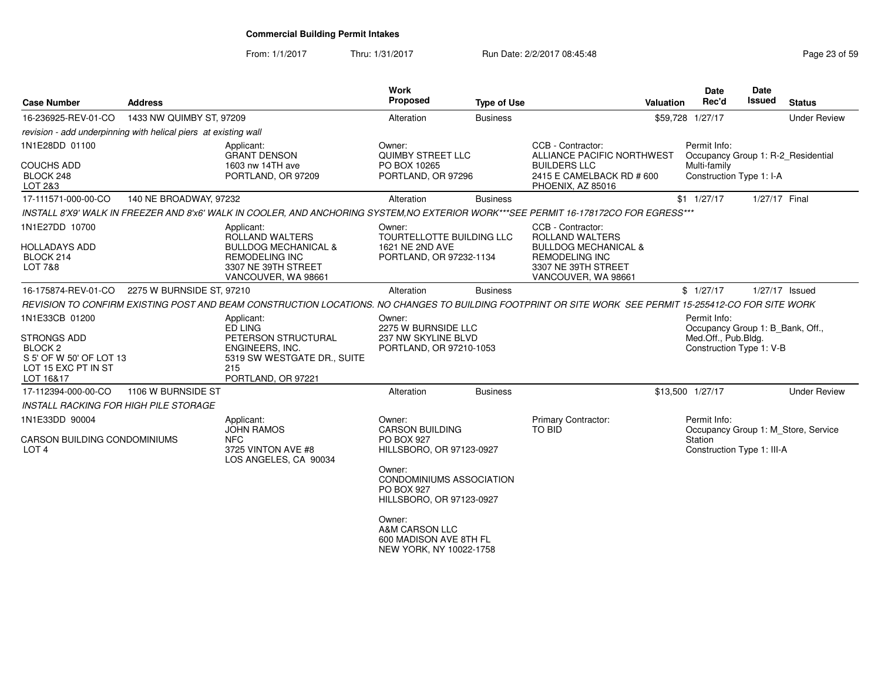# Commercial Building Permit Intakes

From: 1/1/2017 Thru: 1/31/2017 Run Date: 2/2/2017 08:45:48

| Case Number | Address | Work Proposed | Type of Use | Valuation | Date Rec'd | Date Issued | Status |
|---|---|---|---|---|---|---|---|
| 16-236925-REV-01-CO | 1433 NW QUIMBY ST, 97209 | Alteration | Business | $59,728 | 1/27/17 | | Under Review |

*revision - add underpinning with helical piers at existing wall*

- 1N1E28DD 01100
- COUCHS ADD
- BLOCK 248
- LOT 2&3

Applicant: GRANT DENSON, 1603 nw 14TH ave, PORTLAND, OR 97209

Owner: QUIMBY STREET LLC, PO BOX 10265, PORTLAND, OR 97296

CCB - Contractor: ALLIANCE PACIFIC NORTHWEST BUILDERS LLC, 2415 E CAMELBACK RD # 600, PHOENIX, AZ 85016

Permit Info: Occupancy Group 1: R-2_Residential Multi-family; Construction Type 1: I-A

---

| Case Number | Address | Work Proposed | Type of Use | Valuation | Date Rec'd | Date Issued | Status |
|---|---|---|---|---|---|---|---|
| 17-111571-000-00-CO | 140 NE BROADWAY, 97232 | Alteration | Business | $1 | 1/27/17 | 1/27/17 | Final |

*INSTALL 8'X9' WALK IN FREEZER AND 8'x6' WALK IN COOLER, AND ANCHORING SYSTEM,NO EXTERIOR WORK***SEE PERMIT 16-178172CO FOR EGRESS****

- 1N1E27DD 10700
- HOLLADAYS ADD
- BLOCK 214
- LOT 7&8

Applicant: ROLLAND WALTERS, BULLDOG MECHANICAL & REMODELING INC, 3307 NE 39TH STREET, VANCOUVER, WA 98661

Owner: TOURTELLOTTE BUILDING LLC, 1621 NE 2ND AVE, PORTLAND, OR 97232-1134

CCB - Contractor: ROLLAND WALTERS, BULLDOG MECHANICAL & REMODELING INC, 3307 NE 39TH STREET, VANCOUVER, WA 98661

---

| Case Number | Address | Work Proposed | Type of Use | Valuation | Date Rec'd | Date Issued | Status |
|---|---|---|---|---|---|---|---|
| 16-175874-REV-01-CO | 2275 W BURNSIDE ST, 97210 | Alteration | Business | $ | 1/27/17 | 1/27/17 | Issued |

*REVISION TO CONFIRM EXISTING POST AND BEAM CONSTRUCTION LOCATIONS. NO CHANGES TO BUILDING FOOTPRINT OR SITE WORK SEE PERMIT 15-255412-CO FOR SITE WORK*

- 1N1E33CB 01200
- STRONGS ADD
- BLOCK 2
- S 5' OF W 50' OF LOT 13
- LOT 15 EXC PT IN ST
- LOT 16&17

Applicant: ED LING, PETERSON STRUCTURAL ENGINEERS, INC., 5319 SW WESTGATE DR., SUITE 215, PORTLAND, OR 97221

Owner: 2275 W BURNSIDE LLC, 237 NW SKYLINE BLVD, PORTLAND, OR 97210-1053

Permit Info: Occupancy Group 1: B_Bank, Off., Med.Off., Pub.Bldg.; Construction Type 1: V-B

---

| Case Number | Address | Work Proposed | Type of Use | Valuation | Date Rec'd | Date Issued | Status |
|---|---|---|---|---|---|---|---|
| 17-112394-000-00-CO | 1106 W BURNSIDE ST | Alteration | Business | $13,500 | 1/27/17 | | Under Review |

*INSTALL RACKING FOR HIGH PILE STORAGE*

- 1N1E33DD 90004
- CARSON BUILDING CONDOMINIUMS
- LOT 4

Applicant: JOHN RAMOS, NFC, 3725 VINTON AVE #8, LOS ANGELES, CA 90034

Owner: CARSON BUILDING, PO BOX 927, HILLSBORO, OR 97123-0927

Owner: CONDOMINIUMS ASSOCIATION, PO BOX 927, HILLSBORO, OR 97123-0927

Owner: A&M CARSON LLC, 600 MADISON AVE 8TH FL, NEW YORK, NY 10022-1758

Primary Contractor: TO BID

Permit Info: Occupancy Group 1: M_Store, Service Station; Construction Type 1: III-A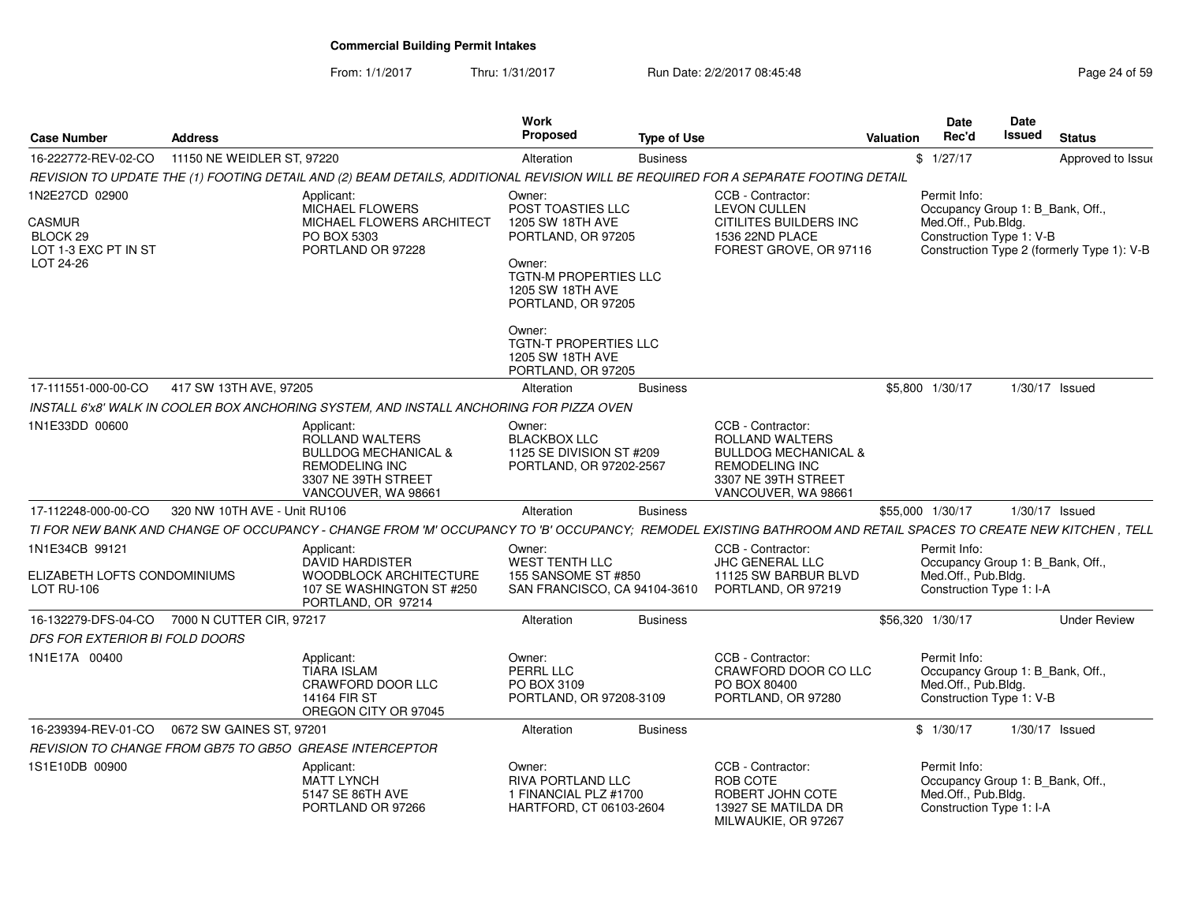# Commercial Building Permit Intakes

From: 1/1/2017 Thru: 1/31/2017 Run Date: 2/2/2017 08:45:48

| Case Number | Address | Work Proposed | Type of Use | Valuation | Date Rec'd | Date Issued | Status |
|---|---|---|---|---|---|---|---|
| 16-222772-REV-02-CO | 11150 NE WEIDLER ST, 97220 | Alteration | Business | $ | 1/27/17 | | Approved to Issue |

*REVISION TO UPDATE THE (1) FOOTING DETAIL AND (2) BEAM DETAILS, ADDITIONAL REVISION WILL BE REQUIRED FOR A SEPARATE FOOTING DETAIL*

1N2E27CD 02900

CASMUR
BLOCK 29
LOT 1-3 EXC PT IN ST
LOT 24-26

Applicant:
MICHAEL FLOWERS
MICHAEL FLOWERS ARCHITECT
PO BOX 5303
PORTLAND OR 97228

Owner:
POST TOASTIES LLC
1205 SW 18TH AVE
PORTLAND, OR 97205

Owner:
TGTN-M PROPERTIES LLC
1205 SW 18TH AVE
PORTLAND, OR 97205

Owner:
TGTN-T PROPERTIES LLC
1205 SW 18TH AVE
PORTLAND, OR 97205

CCB - Contractor:
LEVON CULLEN
CITILITES BUILDERS INC
1536 22ND PLACE
FOREST GROVE, OR 97116

Permit Info:
Occupancy Group 1: B_Bank, Off., Med.Off., Pub.Bldg.
Construction Type 1: V-B
Construction Type 2 (formerly Type 1): V-B

---

| Case Number | Address | Work Proposed | Type of Use | Valuation | Date Rec'd | Date Issued | Status |
|---|---|---|---|---|---|---|---|
| 17-111551-000-00-CO | 417 SW 13TH AVE, 97205 | Alteration | Business | $5,800 | 1/30/17 | 1/30/17 | Issued |

*INSTALL 6'x8' WALK IN COOLER BOX ANCHORING SYSTEM, AND INSTALL ANCHORING FOR PIZZA OVEN*

1N1E33DD 00600

Applicant:
ROLLAND WALTERS
BULLDOG MECHANICAL & REMODELING INC
3307 NE 39TH STREET
VANCOUVER, WA 98661

Owner:
BLACKBOX LLC
1125 SE DIVISION ST #209
PORTLAND, OR 97202-2567

CCB - Contractor:
ROLLAND WALTERS
BULLDOG MECHANICAL & REMODELING INC
3307 NE 39TH STREET
VANCOUVER, WA 98661

---

| Case Number | Address | Work Proposed | Type of Use | Valuation | Date Rec'd | Date Issued | Status |
|---|---|---|---|---|---|---|---|
| 17-112248-000-00-CO | 320 NW 10TH AVE - Unit RU106 | Alteration | Business | $55,000 | 1/30/17 | 1/30/17 | Issued |

*TI FOR NEW BANK AND CHANGE OF OCCUPANCY - CHANGE FROM 'M' OCCUPANCY TO 'B' OCCUPANCY; REMODEL EXISTING BATHROOM AND RETAIL SPACES TO CREATE NEW KITCHEN , TELL*

1N1E34CB 99121

ELIZABETH LOFTS CONDOMINIUMS
LOT RU-106

Applicant:
DAVID HARDISTER
WOODBLOCK ARCHITECTURE
107 SE WASHINGTON ST #250
PORTLAND, OR 97214

Owner:
WEST TENTH LLC
155 SANSOME ST #850
SAN FRANCISCO, CA 94104-3610

CCB - Contractor:
JHC GENERAL LLC
11125 SW BARBUR BLVD
PORTLAND, OR 97219

Permit Info:
Occupancy Group 1: B_Bank, Off., Med.Off., Pub.Bldg.
Construction Type 1: I-A

---

| Case Number | Address | Work Proposed | Type of Use | Valuation | Date Rec'd | Date Issued | Status |
|---|---|---|---|---|---|---|---|
| 16-132279-DFS-04-CO | 7000 N CUTTER CIR, 97217 | Alteration | Business | $56,320 | 1/30/17 | | Under Review |

*DFS FOR EXTERIOR BI FOLD DOORS*

1N1E17A 00400

Applicant:
TIARA ISLAM
CRAWFORD DOOR LLC
14164 FIR ST
OREGON CITY OR 97045

Owner:
PERRL LLC
PO BOX 3109
PORTLAND, OR 97208-3109

CCB - Contractor:
CRAWFORD DOOR CO LLC
PO BOX 80400
PORTLAND, OR 97280

Permit Info:
Occupancy Group 1: B_Bank, Off., Med.Off., Pub.Bldg.
Construction Type 1: V-B

---

| Case Number | Address | Work Proposed | Type of Use | Valuation | Date Rec'd | Date Issued | Status |
|---|---|---|---|---|---|---|---|
| 16-239394-REV-01-CO | 0672 SW GAINES ST, 97201 | Alteration | Business | $ | 1/30/17 | 1/30/17 | Issued |

*REVISION TO CHANGE FROM GB75 TO GB5O GREASE INTERCEPTOR*

1S1E10DB 00900

Applicant:
MATT LYNCH
5147 SE 86TH AVE
PORTLAND OR 97266

Owner:
RIVA PORTLAND LLC
1 FINANCIAL PLZ #1700
HARTFORD, CT 06103-2604

CCB - Contractor:
ROB COTE
ROBERT JOHN COTE
13927 SE MATILDA DR
MILWAUKIE, OR 97267

Permit Info:
Occupancy Group 1: B_Bank, Off., Med.Off., Pub.Bldg.
Construction Type 1: I-A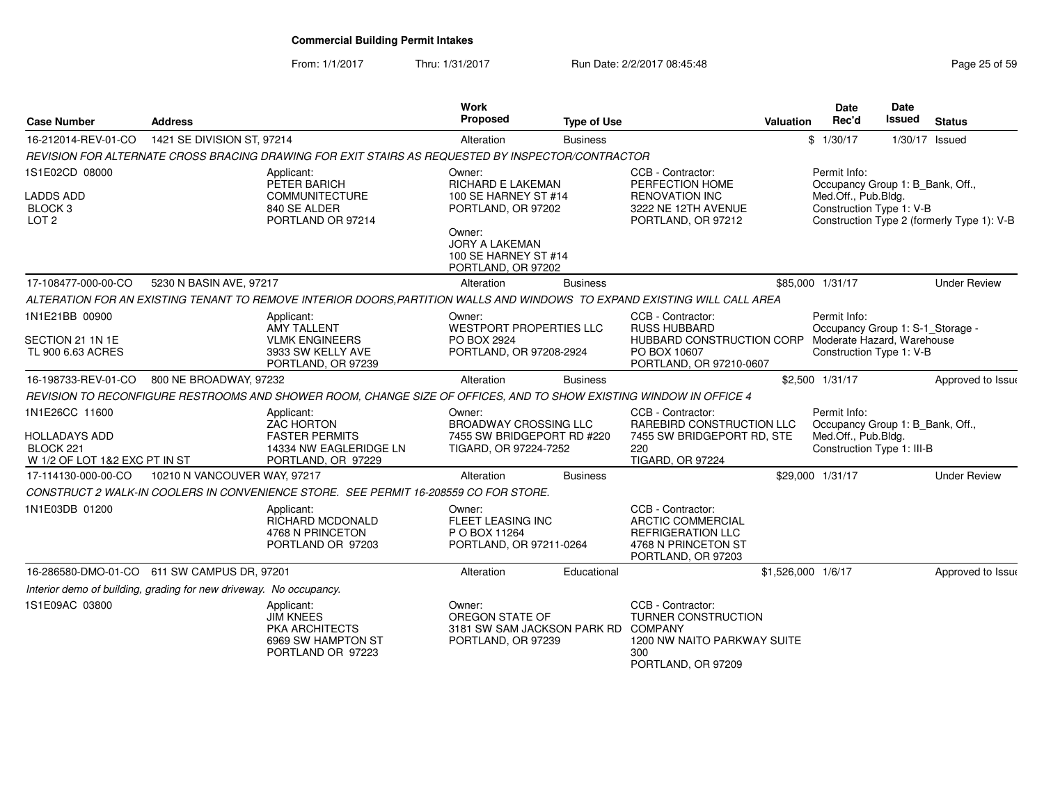# Commercial Building Permit Intakes

From: 1/1/2017 Thru: 1/31/2017 Run Date: 2/2/2017 08:45:48

| Case Number | Address | Work Proposed | Type of Use | Valuation | Date Rec'd | Date Issued | Status |
|---|---|---|---|---|---|---|---|
| 16-212014-REV-01-CO | 1421 SE DIVISION ST, 97214 | Alteration | Business | $ | 1/30/17 | 1/30/17 | Issued |

*REVISION FOR ALTERNATE CROSS BRACING DRAWING FOR EXIT STAIRS AS REQUESTED BY INSPECTOR/CONTRACTOR*

- 1S1E02CD 08000, LADDS ADD, BLOCK 3, LOT 2
- Applicant: PETER BARICH, COMMUNITECTURE, 840 SE ALDER, PORTLAND OR 97214
- Owner: RICHARD E LAKEMAN, 100 SE HARNEY ST #14, PORTLAND, OR 97202
- Owner: JORY A LAKEMAN, 100 SE HARNEY ST #14, PORTLAND, OR 97202
- CCB - Contractor: PERFECTION HOME RENOVATION INC, 3222 NE 12TH AVENUE, PORTLAND, OR 97212
- Permit Info: Occupancy Group 1: B_Bank, Off., Med.Off., Pub.Bldg. Construction Type 1: V-B. Construction Type 2 (formerly Type 1): V-B

| Case Number | Address | Work Proposed | Type of Use | Valuation | Date Rec'd | Date Issued | Status |
|---|---|---|---|---|---|---|---|
| 17-108477-000-00-CO | 5230 N BASIN AVE, 97217 | Alteration | Business | $85,000 | 1/31/17 | | Under Review |

*ALTERATION FOR AN EXISTING TENANT TO REMOVE INTERIOR DOORS,PARTITION WALLS AND WINDOWS TO EXPAND EXISTING WILL CALL AREA*

- 1N1E21BB 00900, SECTION 21 1N 1E, TL 900 6.63 ACRES
- Applicant: AMY TALLENT, VLMK ENGINEERS, 3933 SW KELLY AVE, PORTLAND, OR 97239
- Owner: WESTPORT PROPERTIES LLC, PO BOX 2924, PORTLAND, OR 97208-2924
- CCB - Contractor: RUSS HUBBARD, HUBBARD CONSTRUCTION CORP, PO BOX 10607, PORTLAND, OR 97210-0607
- Permit Info: Occupancy Group 1: S-1_Storage - Moderate Hazard, Warehouse. Construction Type 1: V-B

| Case Number | Address | Work Proposed | Type of Use | Valuation | Date Rec'd | Date Issued | Status |
|---|---|---|---|---|---|---|---|
| 16-198733-REV-01-CO | 800 NE BROADWAY, 97232 | Alteration | Business | $2,500 | 1/31/17 | | Approved to Issue |

*REVISION TO RECONFIGURE RESTROOMS AND SHOWER ROOM, CHANGE SIZE OF OFFICES, AND TO SHOW EXISTING WINDOW IN OFFICE 4*

- 1N1E26CC 11600, HOLLADAYS ADD, BLOCK 221, W 1/2 OF LOT 1&2 EXC PT IN ST
- Applicant: ZAC HORTON, FASTER PERMITS, 14334 NW EAGLERIDGE LN, PORTLAND, OR 97229
- Owner: BROADWAY CROSSING LLC, 7455 SW BRIDGEPORT RD #220, TIGARD, OR 97224-7252
- CCB - Contractor: RAREBIRD CONSTRUCTION LLC, 7455 SW BRIDGEPORT RD, STE 220, TIGARD, OR 97224
- Permit Info: Occupancy Group 1: B_Bank, Off., Med.Off., Pub.Bldg. Construction Type 1: III-B

| Case Number | Address | Work Proposed | Type of Use | Valuation | Date Rec'd | Date Issued | Status |
|---|---|---|---|---|---|---|---|
| 17-114130-000-00-CO | 10210 N VANCOUVER WAY, 97217 | Alteration | Business | $29,000 | 1/31/17 | | Under Review |

*CONSTRUCT 2 WALK-IN COOLERS IN CONVENIENCE STORE. SEE PERMIT 16-208559 CO FOR STORE.*

- 1N1E03DB 01200
- Applicant: RICHARD MCDONALD, 4768 N PRINCETON, PORTLAND OR 97203
- Owner: FLEET LEASING INC, P O BOX 11264, PORTLAND, OR 97211-0264
- CCB - Contractor: ARCTIC COMMERCIAL REFRIGERATION LLC, 4768 N PRINCETON ST, PORTLAND, OR 97203

| Case Number | Address | Work Proposed | Type of Use | Valuation | Date Rec'd | Date Issued | Status |
|---|---|---|---|---|---|---|---|
| 16-286580-DMO-01-CO | 611 SW CAMPUS DR, 97201 | Alteration | Educational | $1,526,000 | 1/6/17 | | Approved to Issue |

*Interior demo of building, grading for new driveway. No occupancy.*

- 1S1E09AC 03800
- Applicant: JIM KNEES, PKA ARCHITECTS, 6969 SW HAMPTON ST, PORTLAND OR 97223
- Owner: OREGON STATE OF, 3181 SW SAM JACKSON PARK RD, PORTLAND, OR 97239
- CCB - Contractor: TURNER CONSTRUCTION COMPANY, 1200 NW NAITO PARKWAY SUITE 300, PORTLAND, OR 97209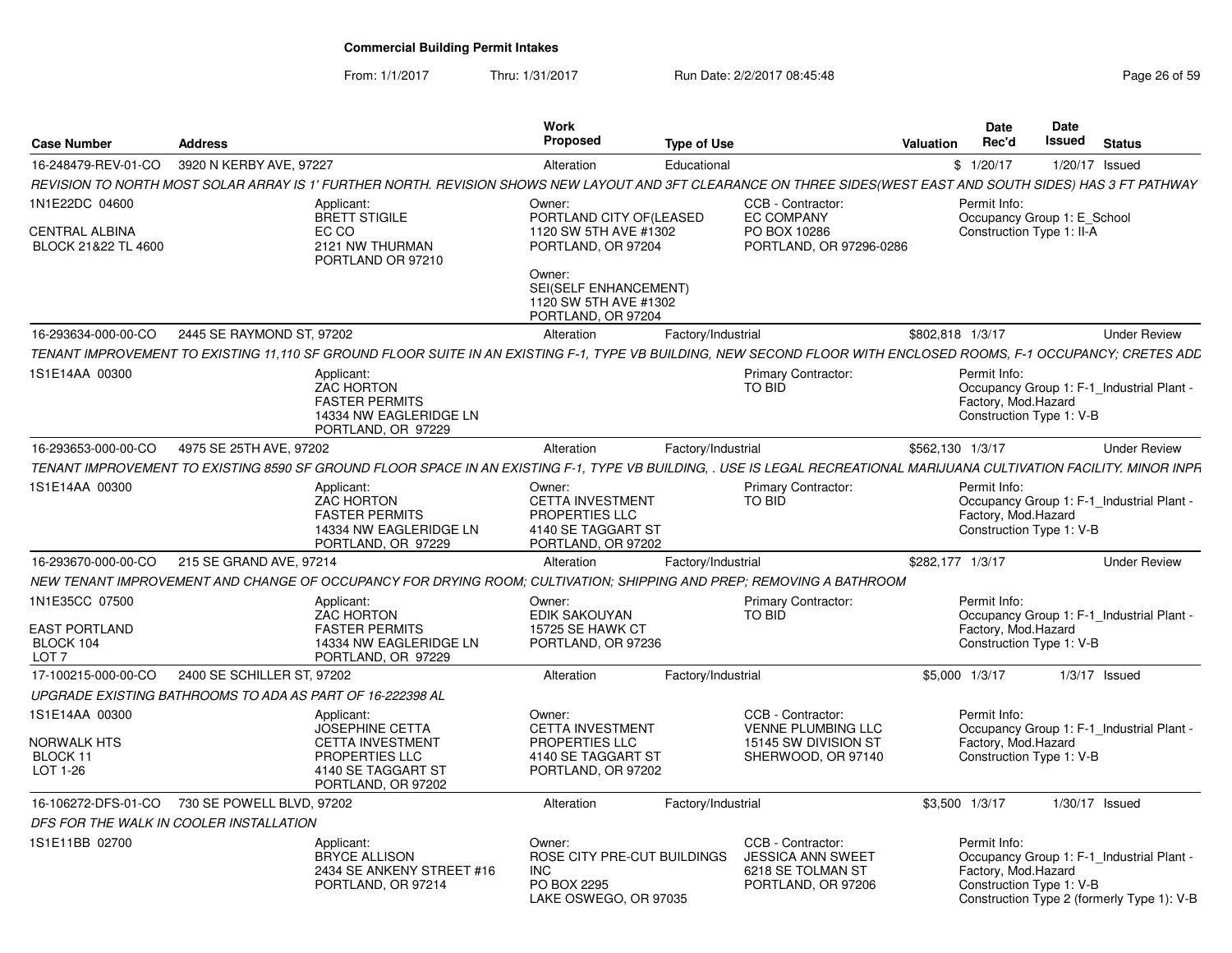# Commercial Building Permit Intakes

From: 1/1/2017 Thru: 1/31/2017 Run Date: 2/2/2017 08:45:48

| Case Number | Address | Work Proposed | Type of Use | Valuation | Date Rec'd | Date Issued | Status |
|---|---|---|---|---|---|---|---|
| 16-248479-REV-01-CO | 3920 N KERBY AVE, 97227 | Alteration | Educational | $ | 1/20/17 | 1/20/17 | Issued |

*REVISION TO NORTH MOST SOLAR ARRAY IS 1' FURTHER NORTH. REVISION SHOWS NEW LAYOUT AND 3FT CLEARANCE ON THREE SIDES(WEST EAST AND SOUTH SIDES) HAS 3 FT PATHWAY*

1N1E22DC 04600
CENTRAL ALBINA
BLOCK 21&22 TL 4600

Applicant: BRETT STIGILE, EC CO, 2121 NW THURMAN, PORTLAND OR 97210

Owner: PORTLAND CITY OF(LEASED, 1120 SW 5TH AVE #1302, PORTLAND, OR 97204

Owner: SEI(SELF ENHANCEMENT), 1120 SW 5TH AVE #1302, PORTLAND, OR 97204

CCB - Contractor: EC COMPANY, PO BOX 10286, PORTLAND, OR 97296-0286

Permit Info: Occupancy Group 1: E_School; Construction Type 1: II-A

| Case Number | Address | Work Proposed | Type of Use | Valuation | Date Rec'd | Date Issued | Status |
|---|---|---|---|---|---|---|---|
| 16-293634-000-00-CO | 2445 SE RAYMOND ST, 97202 | Alteration | Factory/Industrial | $802,818 | 1/3/17 | | Under Review |

*TENANT IMPROVEMENT TO EXISTING 11,110 SF GROUND FLOOR SUITE IN AN EXISTING F-1, TYPE VB BUILDING, NEW SECOND FLOOR WITH ENCLOSED ROOMS, F-1 OCCUPANCY; CRETES ADD*

1S1E14AA 00300

Applicant: ZAC HORTON, FASTER PERMITS, 14334 NW EAGLERIDGE LN, PORTLAND, OR 97229

Primary Contractor: TO BID

Permit Info: Occupancy Group 1: F-1_Industrial Plant - Factory, Mod.Hazard; Construction Type 1: V-B

| Case Number | Address | Work Proposed | Type of Use | Valuation | Date Rec'd | Date Issued | Status |
|---|---|---|---|---|---|---|---|
| 16-293653-000-00-CO | 4975 SE 25TH AVE, 97202 | Alteration | Factory/Industrial | $562,130 | 1/3/17 | | Under Review |

*TENANT IMPROVEMENT TO EXISTING 8590 SF GROUND FLOOR SPACE IN AN EXISTING F-1, TYPE VB BUILDING, . USE IS LEGAL RECREATIONAL MARIJUANA CULTIVATION FACILITY. MINOR INPR*

1S1E14AA 00300

Applicant: ZAC HORTON, FASTER PERMITS, 14334 NW EAGLERIDGE LN, PORTLAND, OR 97229

Owner: CETTA INVESTMENT PROPERTIES LLC, 4140 SE TAGGART ST, PORTLAND, OR 97202

Primary Contractor: TO BID

Permit Info: Occupancy Group 1: F-1_Industrial Plant - Factory, Mod.Hazard; Construction Type 1: V-B

| Case Number | Address | Work Proposed | Type of Use | Valuation | Date Rec'd | Date Issued | Status |
|---|---|---|---|---|---|---|---|
| 16-293670-000-00-CO | 215 SE GRAND AVE, 97214 | Alteration | Factory/Industrial | $282,177 | 1/3/17 | | Under Review |

*NEW TENANT IMPROVEMENT AND CHANGE OF OCCUPANCY FOR DRYING ROOM; CULTIVATION; SHIPPING AND PREP; REMOVING A BATHROOM*

1N1E35CC 07500
EAST PORTLAND
BLOCK 104
LOT 7

Applicant: ZAC HORTON, FASTER PERMITS, 14334 NW EAGLERIDGE LN, PORTLAND, OR 97229

Owner: EDIK SAKOUYAN, 15725 SE HAWK CT, PORTLAND, OR 97236

Primary Contractor: TO BID

Permit Info: Occupancy Group 1: F-1_Industrial Plant - Factory, Mod.Hazard; Construction Type 1: V-B

| Case Number | Address | Work Proposed | Type of Use | Valuation | Date Rec'd | Date Issued | Status |
|---|---|---|---|---|---|---|---|
| 17-100215-000-00-CO | 2400 SE SCHILLER ST, 97202 | Alteration | Factory/Industrial | $5,000 | 1/3/17 | 1/3/17 | Issued |

*UPGRADE EXISTING BATHROOMS TO ADA AS PART OF 16-222398 AL*

1S1E14AA 00300
NORWALK HTS
BLOCK 11
LOT 1-26

Applicant: JOSEPHINE CETTA, CETTA INVESTMENT PROPERTIES LLC, 4140 SE TAGGART ST, PORTLAND, OR 97202

Owner: CETTA INVESTMENT PROPERTIES LLC, 4140 SE TAGGART ST, PORTLAND, OR 97202

CCB - Contractor: VENNE PLUMBING LLC, 15145 SW DIVISION ST, SHERWOOD, OR 97140

Permit Info: Occupancy Group 1: F-1_Industrial Plant - Factory, Mod.Hazard; Construction Type 1: V-B

| Case Number | Address | Work Proposed | Type of Use | Valuation | Date Rec'd | Date Issued | Status |
|---|---|---|---|---|---|---|---|
| 16-106272-DFS-01-CO | 730 SE POWELL BLVD, 97202 | Alteration | Factory/Industrial | $3,500 | 1/3/17 | 1/30/17 | Issued |

*DFS FOR THE WALK IN COOLER INSTALLATION*

1S1E11BB 02700

Applicant: BRYCE ALLISON, 2434 SE ANKENY STREET #16, PORTLAND, OR 97214

Owner: ROSE CITY PRE-CUT BUILDINGS INC, PO BOX 2295, LAKE OSWEGO, OR 97035

CCB - Contractor: JESSICA ANN SWEET, 6218 SE TOLMAN ST, PORTLAND, OR 97206

Permit Info: Occupancy Group 1: F-1_Industrial Plant - Factory, Mod.Hazard; Construction Type 1: V-B; Construction Type 2 (formerly Type 1): V-B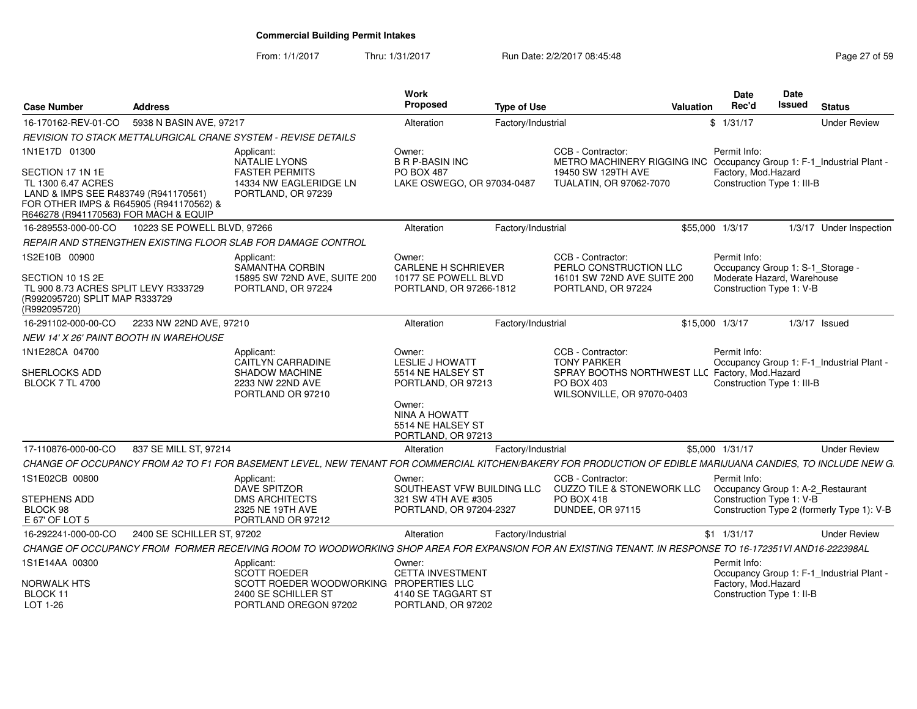# Commercial Building Permit Intakes

From: 1/1/2017 Thru: 1/31/2017 Run Date: 2/2/2017 08:45:48

| Case Number | Address | Work Proposed | Type of Use | Valuation | Date Rec'd | Date Issued | Status |
|---|---|---|---|---|---|---|---|
| 16-170162-REV-01-CO | 5938 N BASIN AVE, 97217 | Alteration | Factory/Industrial | $ | 1/31/17 | | Under Review |
| 16-289553-000-00-CO | 10223 SE POWELL BLVD, 97266 | Alteration | Factory/Industrial | $55,000 | 1/3/17 | 1/3/17 | Under Inspection |
| 16-291102-000-00-CO | 2233 NW 22ND AVE, 97210 | Alteration | Factory/Industrial | $15,000 | 1/3/17 | 1/3/17 | Issued |
| 17-110876-000-00-CO | 837 SE MILL ST, 97214 | Alteration | Factory/Industrial | $5,000 | 1/31/17 | | Under Review |
| 16-292241-000-00-CO | 2400 SE SCHILLER ST, 97202 | Alteration | Factory/Industrial | $1 | 1/31/17 | | Under Review |

## 16-170162-REV-01-CO — 5938 N BASIN AVE, 97217

*REVISION TO STACK METTALURGICAL CRANE SYSTEM - REVISE DETAILS*

1N1E17D 01300

SECTION 17 1N 1E
TL 1300 6.47 ACRES
LAND & IMPS SEE R483749 (R941170561)
FOR OTHER IMPS & R645905 (R941170562) &
R646278 (R941170563) FOR MACH & EQUIP

Applicant:
NATALIE LYONS
FASTER PERMITS
14334 NW EAGLERIDGE LN
PORTLAND, OR 97239

Owner:
B R P-BASIN INC
PO BOX 487
LAKE OSWEGO, OR 97034-0487

CCB - Contractor:
METRO MACHINERY RIGGING INC
19450 SW 129TH AVE
TUALATIN, OR 97062-7070

Permit Info:
Occupancy Group 1: F-1_Industrial Plant - Factory, Mod.Hazard
Construction Type 1: III-B

## 16-289553-000-00-CO — 10223 SE POWELL BLVD, 97266

*REPAIR AND STRENGTHEN EXISTING FLOOR SLAB FOR DAMAGE CONTROL*

1S2E10B 00900

SECTION 10 1S 2E
TL 900 8.73 ACRES SPLIT LEVY R333729
(R992095720) SPLIT MAP R333729
(R992095720)

Applicant:
SAMANTHA CORBIN
15895 SW 72ND AVE, SUITE 200
PORTLAND, OR 97224

Owner:
CARLENE H SCHRIEVER
10177 SE POWELL BLVD
PORTLAND, OR 97266-1812

CCB - Contractor:
PERLO CONSTRUCTION LLC
16101 SW 72ND AVE SUITE 200
PORTLAND, OR 97224

Permit Info:
Occupancy Group 1: S-1_Storage - Moderate Hazard, Warehouse
Construction Type 1: V-B

## 16-291102-000-00-CO — 2233 NW 22ND AVE, 97210

*NEW 14' X 26' PAINT BOOTH IN WAREHOUSE*

1N1E28CA 04700

SHERLOCKS ADD
BLOCK 7 TL 4700

Applicant:
CAITLYN CARRADINE
SHADOW MACHINE
2233 NW 22ND AVE
PORTLAND OR 97210

Owner:
LESLIE J HOWATT
5514 NE HALSEY ST
PORTLAND, OR 97213

Owner:
NINA A HOWATT
5514 NE HALSEY ST
PORTLAND, OR 97213

CCB - Contractor:
TONY PARKER
SPRAY BOOTHS NORTHWEST LLC
PO BOX 403
WILSONVILLE, OR 97070-0403

Permit Info:
Occupancy Group 1: F-1_Industrial Plant - Factory, Mod.Hazard
Construction Type 1: III-B

## 17-110876-000-00-CO — 837 SE MILL ST, 97214

*CHANGE OF OCCUPANCY FROM A2 TO F1 FOR BASEMENT LEVEL, NEW TENANT FOR COMMERCIAL KITCHEN/BAKERY FOR PRODUCTION OF EDIBLE MARIJUANA CANDIES, TO INCLUDE NEW G*

1S1E02CB 00800

STEPHENS ADD
BLOCK 98
E 67' OF LOT 5

Applicant:
DAVE SPITZOR
DMS ARCHITECTS
2325 NE 19TH AVE
PORTLAND OR 97212

Owner:
SOUTHEAST VFW BUILDING LLC
321 SW 4TH AVE #305
PORTLAND, OR 97204-2327

CCB - Contractor:
CUZZO TILE & STONEWORK LLC
PO BOX 418
DUNDEE, OR 97115

Permit Info:
Occupancy Group 1: A-2_Restaurant
Construction Type 1: V-B
Construction Type 2 (formerly Type 1): V-B

## 16-292241-000-00-CO — 2400 SE SCHILLER ST, 97202

*CHANGE OF OCCUPANCY FROM FORMER RECEIVING ROOM TO WOODWORKING SHOP AREA FOR EXPANSION FOR AN EXISTING TENANT. IN RESPONSE TO 16-172351VI AND16-222398AL*

1S1E14AA 00300

NORWALK HTS
BLOCK 11
LOT 1-26

Applicant:
SCOTT ROEDER
SCOTT ROEDER WOODWORKING
2400 SE SCHILLER ST
PORTLAND OREGON 97202

Owner:
CETTA INVESTMENT PROPERTIES LLC
4140 SE TAGGART ST
PORTLAND, OR 97202

Permit Info:
Occupancy Group 1: F-1_Industrial Plant - Factory, Mod.Hazard
Construction Type 1: II-B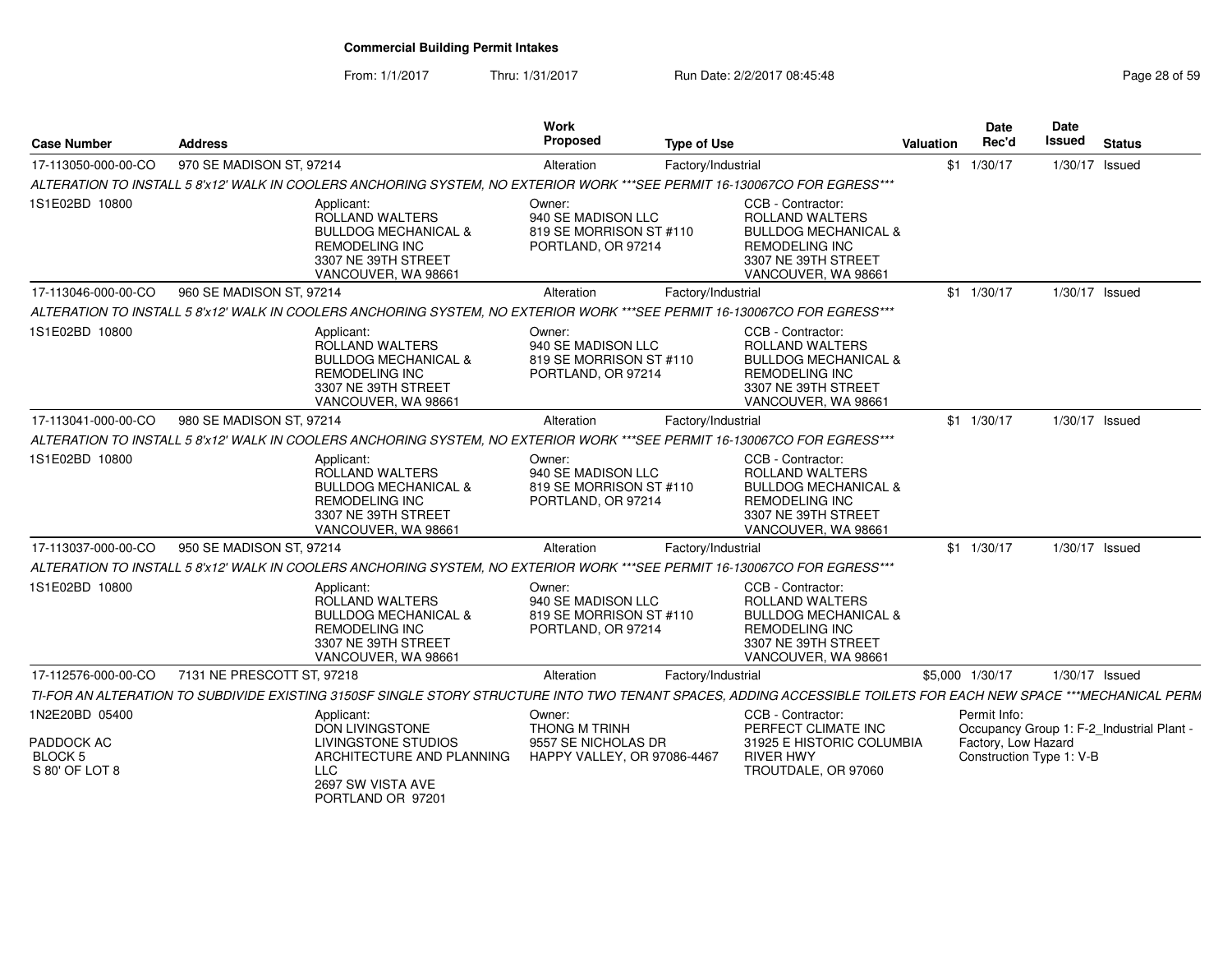**Commercial Building Permit Intakes**

From: 1/1/2017 Thru: 1/31/2017 Run Date: 2/2/2017 08:45:48

| Case Number | Address | Work Proposed | Type of Use | Valuation | Date Rec'd | Date Issued | Status |
|---|---|---|---|---|---|---|---|
| 17-113050-000-00-CO | 970 SE MADISON ST, 97214 | Alteration | Factory/Industrial | $1 | 1/30/17 | 1/30/17 | Issued |

*ALTERATION TO INSTALL 5 8'x12' WALK IN COOLERS ANCHORING SYSTEM, NO EXTERIOR WORK ***SEE PERMIT 16-130067CO FOR EGRESS****

1S1E02BD 10800

Applicant: ROLLAND WALTERS, BULLDOG MECHANICAL & REMODELING INC, 3307 NE 39TH STREET, VANCOUVER, WA 98661

Owner: 940 SE MADISON LLC, 819 SE MORRISON ST #110, PORTLAND, OR 97214

CCB - Contractor: ROLLAND WALTERS, BULLDOG MECHANICAL & REMODELING INC, 3307 NE 39TH STREET, VANCOUVER, WA 98661

| Case Number | Address | Work Proposed | Type of Use | Valuation | Date Rec'd | Date Issued | Status |
|---|---|---|---|---|---|---|---|
| 17-113046-000-00-CO | 960 SE MADISON ST, 97214 | Alteration | Factory/Industrial | $1 | 1/30/17 | 1/30/17 | Issued |

*ALTERATION TO INSTALL 5 8'x12' WALK IN COOLERS ANCHORING SYSTEM, NO EXTERIOR WORK ***SEE PERMIT 16-130067CO FOR EGRESS****

1S1E02BD 10800

Applicant: ROLLAND WALTERS, BULLDOG MECHANICAL & REMODELING INC, 3307 NE 39TH STREET, VANCOUVER, WA 98661

Owner: 940 SE MADISON LLC, 819 SE MORRISON ST #110, PORTLAND, OR 97214

CCB - Contractor: ROLLAND WALTERS, BULLDOG MECHANICAL & REMODELING INC, 3307 NE 39TH STREET, VANCOUVER, WA 98661

| Case Number | Address | Work Proposed | Type of Use | Valuation | Date Rec'd | Date Issued | Status |
|---|---|---|---|---|---|---|---|
| 17-113041-000-00-CO | 980 SE MADISON ST, 97214 | Alteration | Factory/Industrial | $1 | 1/30/17 | 1/30/17 | Issued |

*ALTERATION TO INSTALL 5 8'x12' WALK IN COOLERS ANCHORING SYSTEM, NO EXTERIOR WORK ***SEE PERMIT 16-130067CO FOR EGRESS****

1S1E02BD 10800

Applicant: ROLLAND WALTERS, BULLDOG MECHANICAL & REMODELING INC, 3307 NE 39TH STREET, VANCOUVER, WA 98661

Owner: 940 SE MADISON LLC, 819 SE MORRISON ST #110, PORTLAND, OR 97214

CCB - Contractor: ROLLAND WALTERS, BULLDOG MECHANICAL & REMODELING INC, 3307 NE 39TH STREET, VANCOUVER, WA 98661

| Case Number | Address | Work Proposed | Type of Use | Valuation | Date Rec'd | Date Issued | Status |
|---|---|---|---|---|---|---|---|
| 17-113037-000-00-CO | 950 SE MADISON ST, 97214 | Alteration | Factory/Industrial | $1 | 1/30/17 | 1/30/17 | Issued |

*ALTERATION TO INSTALL 5 8'x12' WALK IN COOLERS ANCHORING SYSTEM, NO EXTERIOR WORK ***SEE PERMIT 16-130067CO FOR EGRESS****

1S1E02BD 10800

Applicant: ROLLAND WALTERS, BULLDOG MECHANICAL & REMODELING INC, 3307 NE 39TH STREET, VANCOUVER, WA 98661

Owner: 940 SE MADISON LLC, 819 SE MORRISON ST #110, PORTLAND, OR 97214

CCB - Contractor: ROLLAND WALTERS, BULLDOG MECHANICAL & REMODELING INC, 3307 NE 39TH STREET, VANCOUVER, WA 98661

| Case Number | Address | Work Proposed | Type of Use | Valuation | Date Rec'd | Date Issued | Status |
|---|---|---|---|---|---|---|---|
| 17-112576-000-00-CO | 7131 NE PRESCOTT ST, 97218 | Alteration | Factory/Industrial | $5,000 | 1/30/17 | 1/30/17 | Issued |

*TI-FOR AN ALTERATION TO SUBDIVIDE EXISTING 3150SF SINGLE STORY STRUCTURE INTO TWO TENANT SPACES, ADDING ACCESSIBLE TOILETS FOR EACH NEW SPACE ***MECHANICAL PERM*

1N2E20BD 05400

PADDOCK AC
BLOCK 5
S 80' OF LOT 8

Applicant: DON LIVINGSTONE, LIVINGSTONE STUDIOS ARCHITECTURE AND PLANNING LLC, 2697 SW VISTA AVE, PORTLAND OR 97201

Owner: THONG M TRINH, 9557 SE NICHOLAS DR, HAPPY VALLEY, OR 97086-4467

CCB - Contractor: PERFECT CLIMATE INC, 31925 E HISTORIC COLUMBIA RIVER HWY, TROUTDALE, OR 97060

Permit Info: Occupancy Group 1: F-2_Industrial Plant - Factory, Low Hazard; Construction Type 1: V-B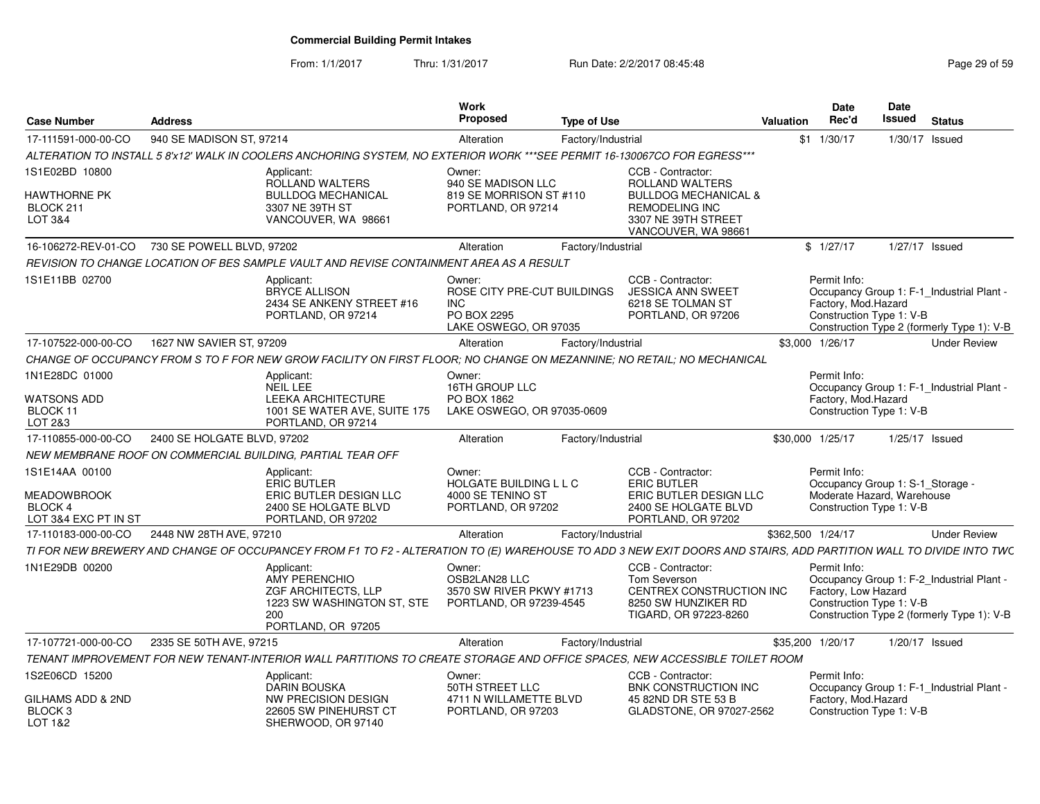# Commercial Building Permit Intakes

From: 1/1/2017 Thru: 1/31/2017 Run Date: 2/2/2017 08:45:48

| Case Number | Address | Work Proposed | Type of Use | Valuation | Date Rec'd | Date Issued | Status |
|---|---|---|---|---|---|---|---|
| 17-111591-000-00-CO | 940 SE MADISON ST, 97214 | Alteration | Factory/Industrial | $1 | 1/30/17 | 1/30/17 | Issued |

ALTERATION TO INSTALL 5 8'x12' WALK IN COOLERS ANCHORING SYSTEM, NO EXTERIOR WORK ***SEE PERMIT 16-130067CO FOR EGRESS***

1S1E02BD 10800
HAWTHORNE PK
BLOCK 211
LOT 3&4

Applicant: ROLLAND WALTERS, BULLDOG MECHANICAL, 3307 NE 39TH ST, VANCOUVER, WA 98661

Owner: 940 SE MADISON LLC, 819 SE MORRISON ST #110, PORTLAND, OR 97214

CCB - Contractor: ROLLAND WALTERS, BULLDOG MECHANICAL & REMODELING INC, 3307 NE 39TH STREET, VANCOUVER, WA 98661

---

| Case Number | Address | Work Proposed | Type of Use | Valuation | Date Rec'd | Date Issued | Status |
|---|---|---|---|---|---|---|---|
| 16-106272-REV-01-CO | 730 SE POWELL BLVD, 97202 | Alteration | Factory/Industrial | $ | 1/27/17 | 1/27/17 | Issued |

REVISION TO CHANGE LOCATION OF BES SAMPLE VAULT AND REVISE CONTAINMENT AREA AS A RESULT

1S1E11BB 02700

Applicant: BRYCE ALLISON, 2434 SE ANKENY STREET #16, PORTLAND, OR 97214

Owner: ROSE CITY PRE-CUT BUILDINGS INC, PO BOX 2295, LAKE OSWEGO, OR 97035

CCB - Contractor: JESSICA ANN SWEET, 6218 SE TOLMAN ST, PORTLAND, OR 97206

Permit Info: Occupancy Group 1: F-1_Industrial Plant - Factory, Mod.Hazard; Construction Type 1: V-B; Construction Type 2 (formerly Type 1): V-B

---

| Case Number | Address | Work Proposed | Type of Use | Valuation | Date Rec'd | Date Issued | Status |
|---|---|---|---|---|---|---|---|
| 17-107522-000-00-CO | 1627 NW SAVIER ST, 97209 | Alteration | Factory/Industrial | $3,000 | 1/26/17 | | Under Review |

CHANGE OF OCCUPANCY FROM S TO F FOR NEW GROW FACILITY ON FIRST FLOOR; NO CHANGE ON MEZANNINE; NO RETAIL; NO MECHANICAL

1N1E28DC 01000
WATSONS ADD
BLOCK 11
LOT 2&3

Applicant: NEIL LEE, LEEKA ARCHITECTURE, 1001 SE WATER AVE, SUITE 175, PORTLAND, OR 97214

Owner: 16TH GROUP LLC, PO BOX 1862, LAKE OSWEGO, OR 97035-0609

Permit Info: Occupancy Group 1: F-1_Industrial Plant - Factory, Mod.Hazard; Construction Type 1: V-B

---

| Case Number | Address | Work Proposed | Type of Use | Valuation | Date Rec'd | Date Issued | Status |
|---|---|---|---|---|---|---|---|
| 17-110855-000-00-CO | 2400 SE HOLGATE BLVD, 97202 | Alteration | Factory/Industrial | $30,000 | 1/25/17 | 1/25/17 | Issued |

NEW MEMBRANE ROOF ON COMMERCIAL BUILDING, PARTIAL TEAR OFF

1S1E14AA 00100
MEADOWBROOK
BLOCK 4
LOT 3&4 EXC PT IN ST

Applicant: ERIC BUTLER, ERIC BUTLER DESIGN LLC, 2400 SE HOLGATE BLVD, PORTLAND, OR 97202

Owner: HOLGATE BUILDING L L C, 4000 SE TENINO ST, PORTLAND, OR 97202

CCB - Contractor: ERIC BUTLER, ERIC BUTLER DESIGN LLC, 2400 SE HOLGATE BLVD, PORTLAND, OR 97202

Permit Info: Occupancy Group 1: S-1_Storage - Moderate Hazard, Warehouse; Construction Type 1: V-B

---

| Case Number | Address | Work Proposed | Type of Use | Valuation | Date Rec'd | Date Issued | Status |
|---|---|---|---|---|---|---|---|
| 17-110183-000-00-CO | 2448 NW 28TH AVE, 97210 | Alteration | Factory/Industrial | $362,500 | 1/24/17 | | Under Review |

TI FOR NEW BREWERY AND CHANGE OF OCCUPANCEY FROM F1 TO F2 - ALTERATION TO (E) WAREHOUSE TO ADD 3 NEW EXIT DOORS AND STAIRS, ADD PARTITION WALL TO DIVIDE INTO TWC

1N1E29DB 00200

Applicant: AMY PERENCHIO, ZGF ARCHITECTS, LLP, 1223 SW WASHINGTON ST, STE 200, PORTLAND, OR 97205

Owner: OSB2LAN28 LLC, 3570 SW RIVER PKWY #1713, PORTLAND, OR 97239-4545

CCB - Contractor: Tom Severson, CENTREX CONSTRUCTION INC, 8250 SW HUNZIKER RD, TIGARD, OR 97223-8260

Permit Info: Occupancy Group 1: F-2_Industrial Plant - Factory, Low Hazard; Construction Type 1: V-B; Construction Type 2 (formerly Type 1): V-B

---

| Case Number | Address | Work Proposed | Type of Use | Valuation | Date Rec'd | Date Issued | Status |
|---|---|---|---|---|---|---|---|
| 17-107721-000-00-CO | 2335 SE 50TH AVE, 97215 | Alteration | Factory/Industrial | $35,200 | 1/20/17 | 1/20/17 | Issued |

TENANT IMPROVEMENT FOR NEW TENANT-INTERIOR WALL PARTITIONS TO CREATE STORAGE AND OFFICE SPACES, NEW ACCESSIBLE TOILET ROOM

1S2E06CD 15200
GILHAMS ADD & 2ND
BLOCK 3
LOT 1&2

Applicant: DARIN BOUSKA, NW PRECISION DESIGN, 22605 SW PINEHURST CT, SHERWOOD, OR 97140

Owner: 50TH STREET LLC, 4711 N WILLAMETTE BLVD, PORTLAND, OR 97203

CCB - Contractor: BNK CONSTRUCTION INC, 45 82ND DR STE 53 B, GLADSTONE, OR 97027-2562

Permit Info: Occupancy Group 1: F-1_Industrial Plant - Factory, Mod.Hazard; Construction Type 1: V-B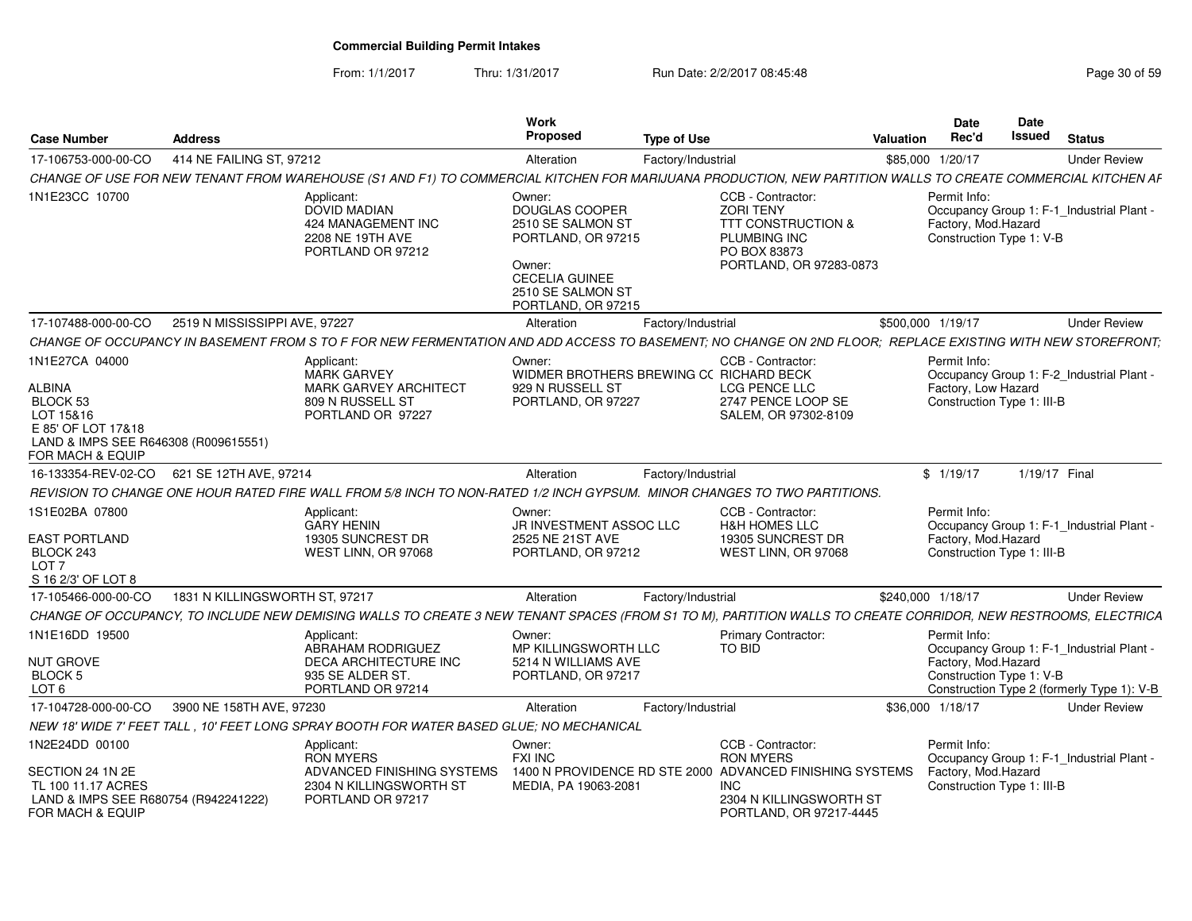# Commercial Building Permit Intakes

From: 1/1/2017 Thru: 1/31/2017 Run Date: 2/2/2017 08:45:48

| Case Number | Address | Work Proposed | Type of Use | Valuation | Date Rec'd | Date Issued | Status |
|---|---|---|---|---|---|---|---|
| 17-106753-000-00-CO | 414 NE FAILING ST, 97212 | Alteration | Factory/Industrial | $85,000 | 1/20/17 | | Under Review |

*CHANGE OF USE FOR NEW TENANT FROM WAREHOUSE (S1 AND F1) TO COMMERCIAL KITCHEN FOR MARIJUANA PRODUCTION, NEW PARTITION WALLS TO CREATE COMMERCIAL KITCHEN AF*

1N1E23CC 10700

Applicant: DOVID MADIAN, 424 MANAGEMENT INC, 2208 NE 19TH AVE, PORTLAND OR 97212

Owner: DOUGLAS COOPER, 2510 SE SALMON ST, PORTLAND, OR 97215

Owner: CECELIA GUINEE, 2510 SE SALMON ST, PORTLAND, OR 97215

CCB - Contractor: ZORI TENY, TTT CONSTRUCTION & PLUMBING INC, PO BOX 83873, PORTLAND, OR 97283-0873

Permit Info: Occupancy Group 1: F-1_Industrial Plant - Factory, Mod.Hazard; Construction Type 1: V-B

| Case Number | Address | Work Proposed | Type of Use | Valuation | Date Rec'd | Date Issued | Status |
|---|---|---|---|---|---|---|---|
| 17-107488-000-00-CO | 2519 N MISSISSIPPI AVE, 97227 | Alteration | Factory/Industrial | $500,000 | 1/19/17 | | Under Review |

*CHANGE OF OCCUPANCY IN BASEMENT FROM S TO F FOR NEW FERMENTATION AND ADD ACCESS TO BASEMENT; NO CHANGE ON 2ND FLOOR; REPLACE EXISTING WITH NEW STOREFRONT;*

1N1E27CA 04000
ALBINA
BLOCK 53
LOT 15&16
E 85' OF LOT 17&18
LAND & IMPS SEE R646308 (R009615551) FOR MACH & EQUIP

Applicant: MARK GARVEY, MARK GARVEY ARCHITECT, 809 N RUSSELL ST, PORTLAND OR 97227

Owner: WIDMER BROTHERS BREWING CO, 929 N RUSSELL ST, PORTLAND, OR 97227

CCB - Contractor: RICHARD BECK, LCG PENCE LLC, 2747 PENCE LOOP SE, SALEM, OR 97302-8109

Permit Info: Occupancy Group 1: F-2_Industrial Plant - Factory, Low Hazard; Construction Type 1: III-B

| Case Number | Address | Work Proposed | Type of Use | Valuation | Date Rec'd | Date Issued | Status |
|---|---|---|---|---|---|---|---|
| 16-133354-REV-02-CO | 621 SE 12TH AVE, 97214 | Alteration | Factory/Industrial | $ | 1/19/17 | 1/19/17 | Final |

*REVISION TO CHANGE ONE HOUR RATED FIRE WALL FROM 5/8 INCH TO NON-RATED 1/2 INCH GYPSUM. MINOR CHANGES TO TWO PARTITIONS.*

1S1E02BA 07800
EAST PORTLAND
BLOCK 243
LOT 7
S 16 2/3' OF LOT 8

Applicant: GARY HENIN, 19305 SUNCREST DR, WEST LINN, OR 97068

Owner: JR INVESTMENT ASSOC LLC, 2525 NE 21ST AVE, PORTLAND, OR 97212

CCB - Contractor: H&H HOMES LLC, 19305 SUNCREST DR, WEST LINN, OR 97068

Permit Info: Occupancy Group 1: F-1_Industrial Plant - Factory, Mod.Hazard; Construction Type 1: III-B

| Case Number | Address | Work Proposed | Type of Use | Valuation | Date Rec'd | Date Issued | Status |
|---|---|---|---|---|---|---|---|
| 17-105466-000-00-CO | 1831 N KILLINGSWORTH ST, 97217 | Alteration | Factory/Industrial | $240,000 | 1/18/17 | | Under Review |

*CHANGE OF OCCUPANCY, TO INCLUDE NEW DEMISING WALLS TO CREATE 3 NEW TENANT SPACES (FROM S1 TO M), PARTITION WALLS TO CREATE CORRIDOR, NEW RESTROOMS, ELECTRICA*

1N1E16DD 19500
NUT GROVE
BLOCK 5
LOT 6

Applicant: ABRAHAM RODRIGUEZ, DECA ARCHITECTURE INC, 935 SE ALDER ST., PORTLAND OR 97214

Owner: MP KILLINGSWORTH LLC, 5214 N WILLIAMS AVE, PORTLAND, OR 97217

Primary Contractor: TO BID

Permit Info: Occupancy Group 1: F-1_Industrial Plant - Factory, Mod.Hazard; Construction Type 1: V-B; Construction Type 2 (formerly Type 1): V-B

| Case Number | Address | Work Proposed | Type of Use | Valuation | Date Rec'd | Date Issued | Status |
|---|---|---|---|---|---|---|---|
| 17-104728-000-00-CO | 3900 NE 158TH AVE, 97230 | Alteration | Factory/Industrial | $36,000 | 1/18/17 | | Under Review |

*NEW 18' WIDE 7' FEET TALL , 10' FEET LONG SPRAY BOOTH FOR WATER BASED GLUE; NO MECHANICAL*

1N2E24DD 00100
SECTION 24 1N 2E
TL 100 11.17 ACRES
LAND & IMPS SEE R680754 (R942241222) FOR MACH & EQUIP

Applicant: RON MYERS, ADVANCED FINISHING SYSTEMS, 2304 N KILLINGSWORTH ST, PORTLAND OR 97217

Owner: FXI INC, 1400 N PROVIDENCE RD STE 2000, MEDIA, PA 19063-2081

CCB - Contractor: RON MYERS, ADVANCED FINISHING SYSTEMS INC, 2304 N KILLINGSWORTH ST, PORTLAND, OR 97217-4445

Permit Info: Occupancy Group 1: F-1_Industrial Plant - Factory, Mod.Hazard; Construction Type 1: III-B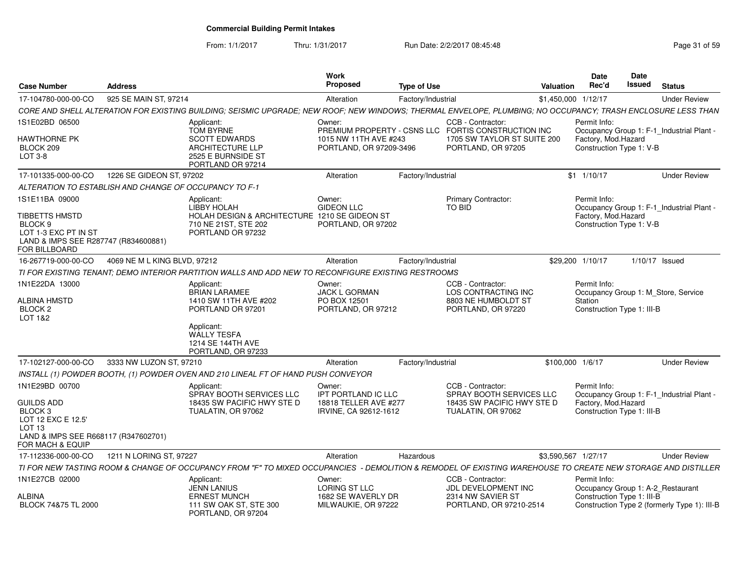**Commercial Building Permit Intakes**

From: 1/1/2017 Thru: 1/31/2017 Run Date: 2/2/2017 08:45:48

| Case Number | Address | | Work Proposed | Type of Use | | Valuation | Date Rec'd | Date Issued | Status |
|---|---|---|---|---|---|---|---|---|---|
| 17-104780-000-00-CO | 925 SE MAIN ST, 97214 | | Alteration | Factory/Industrial | | $1,450,000 | 1/12/17 | | Under Review |
| CORE AND SHELL ALTERATION FOR EXISTING BUILDING; SEISMIC UPGRADE; NEW ROOF; NEW WINDOWS; THERMAL ENVELOPE, PLUMBING; NO OCCUPANCY; TRASH ENCLOSURE LESS THAN | | | | | | | | | |
| 1S1E02BD 06500<br>HAWTHORNE PK<br>BLOCK 209<br>LOT 3-8 | | Applicant:<br>TOM BYRNE<br>SCOTT EDWARDS ARCHITECTURE LLP<br>2525 E BURNSIDE ST<br>PORTLAND OR 97214 | Owner:<br>PREMIUM PROPERTY - CSNS LLC<br>1015 NW 11TH AVE #243<br>PORTLAND, OR 97209-3496 | | CCB - Contractor:<br>FORTIS CONSTRUCTION INC<br>1705 SW TAYLOR ST SUITE 200<br>PORTLAND, OR 97205 | | Permit Info:<br>Occupancy Group 1: F-1_Industrial Plant - Factory, Mod.Hazard<br>Construction Type 1: V-B | | |
| 17-101335-000-00-CO | 1226 SE GIDEON ST, 97202 | | Alteration | Factory/Industrial | | $1 | 1/10/17 | | Under Review |
| ALTERATION TO ESTABLISH AND CHANGE OF OCCUPANCY TO F-1 | | | | | | | | | |
| 1S1E11BA 09000<br>TIBBETTS HMSTD<br>BLOCK 9<br>LOT 1-3 EXC PT IN ST<br>LAND & IMPS SEE R287747 (R834600881) FOR BILLBOARD | | Applicant:<br>LIBBY HOLAH<br>HOLAH DESIGN & ARCHITECTURE<br>710 NE 21ST, STE 202<br>PORTLAND OR 97232 | Owner:<br>GIDEON LLC<br>1210 SE GIDEON ST<br>PORTLAND, OR 97202 | | Primary Contractor:<br>TO BID | | Permit Info:<br>Occupancy Group 1: F-1_Industrial Plant - Factory, Mod.Hazard<br>Construction Type 1: V-B | | |
| 16-267719-000-00-CO | 4069 NE M L KING BLVD, 97212 | | Alteration | Factory/Industrial | | $29,200 | 1/10/17 | 1/10/17 | Issued |
| TI FOR EXISTING TENANT; DEMO INTERIOR PARTITION WALLS AND ADD NEW TO RECONFIGURE EXISTING RESTROOMS | | | | | | | | | |
| 1N1E22DA 13000<br>ALBINA HMSTD<br>BLOCK 2<br>LOT 1&2 | | Applicant:<br>BRIAN LARAMEE<br>1410 SW 11TH AVE #202<br>PORTLAND OR 97201<br><br>Applicant:<br>WALLY TESFA<br>1214 SE 144TH AVE<br>PORTLAND, OR 97233 | Owner:<br>JACK L GORMAN<br>PO BOX 12501<br>PORTLAND, OR 97212 | | CCB - Contractor:<br>LOS CONTRACTING INC<br>8803 NE HUMBOLDT ST<br>PORTLAND, OR 97220 | | Permit Info:<br>Occupancy Group 1: M_Store, Service Station<br>Construction Type 1: III-B | | |
| 17-102127-000-00-CO | 3333 NW LUZON ST, 97210 | | Alteration | Factory/Industrial | | $100,000 | 1/6/17 | | Under Review |
| INSTALL (1) POWDER BOOTH, (1) POWDER OVEN AND 210 LINEAL FT OF HAND PUSH CONVEYOR | | | | | | | | | |
| 1N1E29BD 00700<br>GUILDS ADD<br>BLOCK 3<br>LOT 12 EXC E 12.5'<br>LOT 13<br>LAND & IMPS SEE R668117 (R347602701) FOR MACH & EQUIP | | Applicant:<br>SPRAY BOOTH SERVICES LLC<br>18435 SW PACIFIC HWY STE D<br>TUALATIN, OR 97062 | Owner:<br>IPT PORTLAND IC LLC<br>18818 TELLER AVE #277<br>IRVINE, CA 92612-1612 | | CCB - Contractor:<br>SPRAY BOOTH SERVICES LLC<br>18435 SW PACIFIC HWY STE D<br>TUALATIN, OR 97062 | | Permit Info:<br>Occupancy Group 1: F-1_Industrial Plant - Factory, Mod.Hazard<br>Construction Type 1: III-B | | |
| 17-112336-000-00-CO | 1211 N LORING ST, 97227 | | Alteration | Hazardous | | $3,590,567 | 1/27/17 | | Under Review |
| TI FOR NEW TASTING ROOM & CHANGE OF OCCUPANCY FROM "F" TO MIXED OCCUPANCIES - DEMOLITION & REMODEL OF EXISTING WAREHOUSE TO CREATE NEW STORAGE AND DISTILLER | | | | | | | | | |
| 1N1E27CB 02000<br>ALBINA<br>BLOCK 74&75 TL 2000 | | Applicant:<br>JENN LANIUS<br>ERNEST MUNCH<br>111 SW OAK ST, STE 300<br>PORTLAND, OR 97204 | Owner:<br>LORING ST LLC<br>1682 SE WAVERLY DR<br>MILWAUKIE, OR 97222 | | CCB - Contractor:<br>JDL DEVELOPMENT INC<br>2314 NW SAVIER ST<br>PORTLAND, OR 97210-2514 | | Permit Info:<br>Occupancy Group 1: A-2_Restaurant<br>Construction Type 1: III-B<br>Construction Type 2 (formerly Type 1): III-B | | |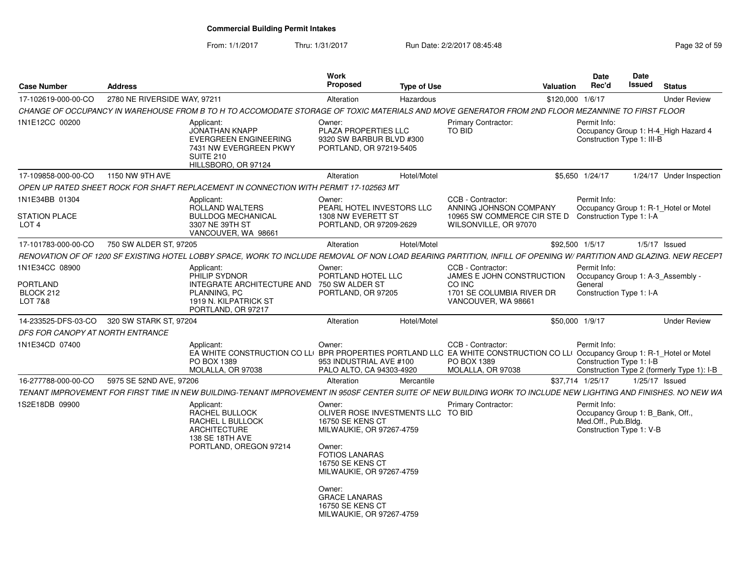# Commercial Building Permit Intakes

From: 1/1/2017 Thru: 1/31/2017 Run Date: 2/2/2017 08:45:48

| Case Number | Address | Work Proposed | Type of Use | Valuation | Date Rec'd | Date Issued | Status |
|---|---|---|---|---|---|---|---|
| 17-102619-000-00-CO | 2780 NE RIVERSIDE WAY, 97211 | Alteration | Hazardous | $120,000 | 1/6/17 | | Under Review |

CHANGE OF OCCUPANCY IN WAREHOUSE FROM B TO H TO ACCOMODATE STORAGE OF TOXIC MATERIALS AND MOVE GENERATOR FROM 2ND FLOOR MEZANNINE TO FIRST FLOOR

1N1E12CC 00200

Applicant: JONATHAN KNAPP, EVERGREEN ENGINEERING, 7431 NW EVERGREEN PKWY, SUITE 210, HILLSBORO, OR 97124

Owner: PLAZA PROPERTIES LLC, 9320 SW BARBUR BLVD #300, PORTLAND, OR 97219-5405

Primary Contractor: TO BID

Permit Info: Occupancy Group 1: H-4_High Hazard 4; Construction Type 1: III-B

---

| Case Number | Address | Work Proposed | Type of Use | Valuation | Date Rec'd | Date Issued | Status |
|---|---|---|---|---|---|---|---|
| 17-109858-000-00-CO | 1150 NW 9TH AVE | Alteration | Hotel/Motel | $5,650 | 1/24/17 | 1/24/17 | Under Inspection |

OPEN UP RATED SHEET ROCK FOR SHAFT REPLACEMENT IN CONNECTION WITH PERMIT 17-102563 MT

1N1E34BB 01304, STATION PLACE, LOT 4

Applicant: ROLLAND WALTERS, BULLDOG MECHANICAL, 3307 NE 39TH ST, VANCOUVER, WA 98661

Owner: PEARL HOTEL INVESTORS LLC, 1308 NW EVERETT ST, PORTLAND, OR 97209-2629

CCB - Contractor: ANNING JOHNSON COMPANY, 10965 SW COMMERCE CIR STE D, WILSONVILLE, OR 97070

Permit Info: Occupancy Group 1: R-1_Hotel or Motel; Construction Type 1: I-A

---

| Case Number | Address | Work Proposed | Type of Use | Valuation | Date Rec'd | Date Issued | Status |
|---|---|---|---|---|---|---|---|
| 17-101783-000-00-CO | 750 SW ALDER ST, 97205 | Alteration | Hotel/Motel | $92,500 | 1/5/17 | 1/5/17 | Issued |

RENOVATION OF OF 1200 SF EXISTING HOTEL LOBBY SPACE, WORK TO INCLUDE REMOVAL OF NON LOAD BEARING PARTITION, INFILL OF OPENING W/ PARTITION AND GLAZING. NEW RECEPT

1N1E34CC 08900, PORTLAND, BLOCK 212, LOT 7&8

Applicant: PHILIP SYDNOR, INTEGRATE ARCHITECTURE AND PLANNING, PC, 1919 N. KILPATRICK ST, PORTLAND, OR 97217

Owner: PORTLAND HOTEL LLC, 750 SW ALDER ST, PORTLAND, OR 97205

CCB - Contractor: JAMES E JOHN CONSTRUCTION CO INC, 1701 SE COLUMBIA RIVER DR, VANCOUVER, WA 98661

Permit Info: Occupancy Group 1: A-3_Assembly - General; Construction Type 1: I-A

---

| Case Number | Address | Work Proposed | Type of Use | Valuation | Date Rec'd | Date Issued | Status |
|---|---|---|---|---|---|---|---|
| 14-233525-DFS-03-CO | 320 SW STARK ST, 97204 | Alteration | Hotel/Motel | $50,000 | 1/9/17 | | Under Review |

DFS FOR CANOPY AT NORTH ENTRANCE

1N1E34CD 07400

Applicant: EA WHITE CONSTRUCTION CO LL(, PO BOX 1389, MOLALLA, OR 97038

Owner: BPR PROPERTIES PORTLAND LLC, 953 INDUSTRIAL AVE #100, PALO ALTO, CA 94303-4920

CCB - Contractor: EA WHITE CONSTRUCTION CO LL(, PO BOX 1389, MOLALLA, OR 97038

Permit Info: Occupancy Group 1: R-1_Hotel or Motel; Construction Type 1: I-B; Construction Type 2 (formerly Type 1): I-B

---

| Case Number | Address | Work Proposed | Type of Use | Valuation | Date Rec'd | Date Issued | Status |
|---|---|---|---|---|---|---|---|
| 16-277788-000-00-CO | 5975 SE 52ND AVE, 97206 | Alteration | Mercantile | $37,714 | 1/25/17 | 1/25/17 | Issued |

TENANT IMPROVEMENT FOR FIRST TIME IN NEW BUILDING-TENANT IMPROVEMENT IN 950SF CENTER SUITE OF NEW BUILDING WORK TO INCLUDE NEW LIGHTING AND FINISHES. NO NEW WA

1S2E18DB 09900

Applicant: RACHEL BULLOCK, RACHEL L BULLOCK ARCHITECTURE, 138 SE 18TH AVE, PORTLAND, OREGON 97214

Owner: OLIVER ROSE INVESTMENTS LLC, 16750 SE KENS CT, MILWAUKIE, OR 97267-4759

Owner: FOTIOS LANARAS, 16750 SE KENS CT, MILWAUKIE, OR 97267-4759

Owner: GRACE LANARAS, 16750 SE KENS CT, MILWAUKIE, OR 97267-4759

Primary Contractor: TO BID

Permit Info: Occupancy Group 1: B_Bank, Off., Med.Off., Pub.Bldg.; Construction Type 1: V-B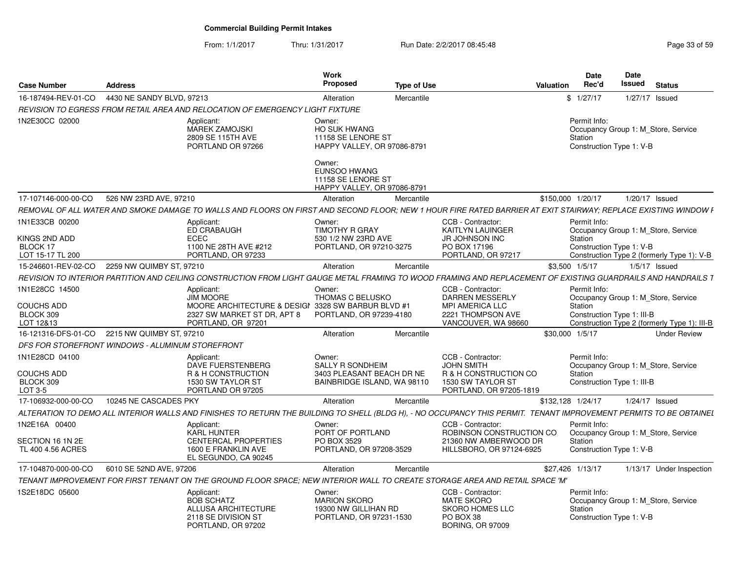# Commercial Building Permit Intakes

From: 1/1/2017 Thru: 1/31/2017 Run Date: 2/2/2017 08:45:48

| Case Number | Address | Work Proposed | Type of Use | Valuation | Date Rec'd | Date Issued | Status |
|---|---|---|---|---|---|---|---|
| 16-187494-REV-01-CO | 4430 NE SANDY BLVD, 97213 | Alteration | Mercantile | $ | 1/27/17 | 1/27/17 | Issued |

*REVISION TO EGRESS FROM RETAIL AREA AND RELOCATION OF EMERGENCY LIGHT FIXTURE*

1N2E30CC 02000

Applicant: MAREK ZAMOJSKI, 2809 SE 115TH AVE, PORTLAND OR 97266

Owner: HO SUK HWANG, 11158 SE LENORE ST, HAPPY VALLEY, OR 97086-8791

Owner: EUNSOO HWANG, 11158 SE LENORE ST, HAPPY VALLEY, OR 97086-8791

Permit Info: Occupancy Group 1: M_Store, Service Station; Construction Type 1: V-B

---

| Case Number | Address | Work Proposed | Type of Use | Valuation | Date Rec'd | Date Issued | Status |
|---|---|---|---|---|---|---|---|
| 17-107146-000-00-CO | 526 NW 23RD AVE, 97210 | Alteration | Mercantile | $150,000 | 1/20/17 | 1/20/17 | Issued |

*REMOVAL OF ALL WATER AND SMOKE DAMAGE TO WALLS AND FLOORS ON FIRST AND SECOND FLOOR; NEW 1 HOUR FIRE RATED BARRIER AT EXIT STAIRWAY; REPLACE EXISTING WINDOW F*

1N1E33CB 00200, KINGS 2ND ADD, BLOCK 17, LOT 15-17 TL 200

Applicant: ED CRABAUGH, ECEC, 1100 NE 28TH AVE #212, PORTLAND, OR 97233

Owner: TIMOTHY R GRAY, 530 1/2 NW 23RD AVE, PORTLAND, OR 97210-3275

CCB - Contractor: KAITLYN LAUINGER, JR JOHNSON INC, PO BOX 17196, PORTLAND, OR 97217

Permit Info: Occupancy Group 1: M_Store, Service Station; Construction Type 1: V-B; Construction Type 2 (formerly Type 1): V-B

---

| Case Number | Address | Work Proposed | Type of Use | Valuation | Date Rec'd | Date Issued | Status |
|---|---|---|---|---|---|---|---|
| 15-246601-REV-02-CO | 2259 NW QUIMBY ST, 97210 | Alteration | Mercantile | $3,500 | 1/5/17 | 1/5/17 | Issued |

*REVISION TO INTERIOR PARTITION AND CEILING CONSTRUCTION FROM LIGHT GAUGE METAL FRAMING TO WOOD FRAMING AND REPLACEMENT OF EXISTING GUARDRAILS AND HANDRAILS T*

1N1E28CC 14500, COUCHS ADD, BLOCK 309, LOT 12&13

Applicant: JIM MOORE, MOORE ARCHITECTURE & DESIGN, 2327 SW MARKET ST DR, APT 8, PORTLAND, OR 97201

Owner: THOMAS C BELUSKO, 3328 SW BARBUR BLVD #1, PORTLAND, OR 97239-4180

CCB - Contractor: DARREN MESSERLY, MPI AMERICA LLC, 2221 THOMPSON AVE, VANCOUVER, WA 98660

Permit Info: Occupancy Group 1: M_Store, Service Station; Construction Type 1: III-B; Construction Type 2 (formerly Type 1): III-B

---

| Case Number | Address | Work Proposed | Type of Use | Valuation | Date Rec'd | Date Issued | Status |
|---|---|---|---|---|---|---|---|
| 16-121316-DFS-01-CO | 2215 NW QUIMBY ST, 97210 | Alteration | Mercantile | $30,000 | 1/5/17 | | Under Review |

*DFS FOR STOREFRONT WINDOWS - ALUMINUM STOREFRONT*

1N1E28CD 04100, COUCHS ADD, BLOCK 309, LOT 3-5

Applicant: DAVE FUERSTENBERG, R & H CONSTRUCTION, 1530 SW TAYLOR ST, PORTLAND OR 97205

Owner: SALLY R SONDHEIM, 3403 PLEASANT BEACH DR NE, BAINBRIDGE ISLAND, WA 98110

CCB - Contractor: JOHN SMITH, R & H CONSTRUCTION CO, 1530 SW TAYLOR ST, PORTLAND, OR 97205-1819

Permit Info: Occupancy Group 1: M_Store, Service Station; Construction Type 1: III-B

---

| Case Number | Address | Work Proposed | Type of Use | Valuation | Date Rec'd | Date Issued | Status |
|---|---|---|---|---|---|---|---|
| 17-106932-000-00-CO | 10245 NE CASCADES PKY | Alteration | Mercantile | $132,128 | 1/24/17 | 1/24/17 | Issued |

*ALTERATION TO DEMO ALL INTERIOR WALLS AND FINISHES TO RETURN THE BUILDING TO SHELL (BLDG H), - NO OCCUPANCY THIS PERMIT. TENANT IMPROVEMENT PERMITS TO BE OBTAINEL*

1N2E16A 00400, SECTION 16 1N 2E, TL 400 4.56 ACRES

Applicant: KARL HUNTER, CENTERCAL PROPERTIES, 1600 E FRANKLIN AVE, EL SEGUNDO, CA 90245

Owner: PORT OF PORTLAND, PO BOX 3529, PORTLAND, OR 97208-3529

CCB - Contractor: ROBINSON CONSTRUCTION CO, 21360 NW AMBERWOOD DR, HILLSBORO, OR 97124-6925

Permit Info: Occupancy Group 1: M_Store, Service Station; Construction Type 1: V-B

---

| Case Number | Address | Work Proposed | Type of Use | Valuation | Date Rec'd | Date Issued | Status |
|---|---|---|---|---|---|---|---|
| 17-104870-000-00-CO | 6010 SE 52ND AVE, 97206 | Alteration | Mercantile | $27,426 | 1/13/17 | 1/13/17 | Under Inspection |

*TENANT IMPROVEMENT FOR FIRST TENANT ON THE GROUND FLOOR SPACE; NEW INTERIOR WALL TO CREATE STORAGE AREA AND RETAIL SPACE 'M'*

1S2E18DC 05600

Applicant: BOB SCHATZ, ALLUSA ARCHITECTURE, 2118 SE DIVISION ST, PORTLAND, OR 97202

Owner: MARION SKORO, 19300 NW GILLIHAN RD, PORTLAND, OR 97231-1530

CCB - Contractor: MATE SKORO, SKORO HOMES LLC, PO BOX 38, BORING, OR 97009

Permit Info: Occupancy Group 1: M_Store, Service Station; Construction Type 1: V-B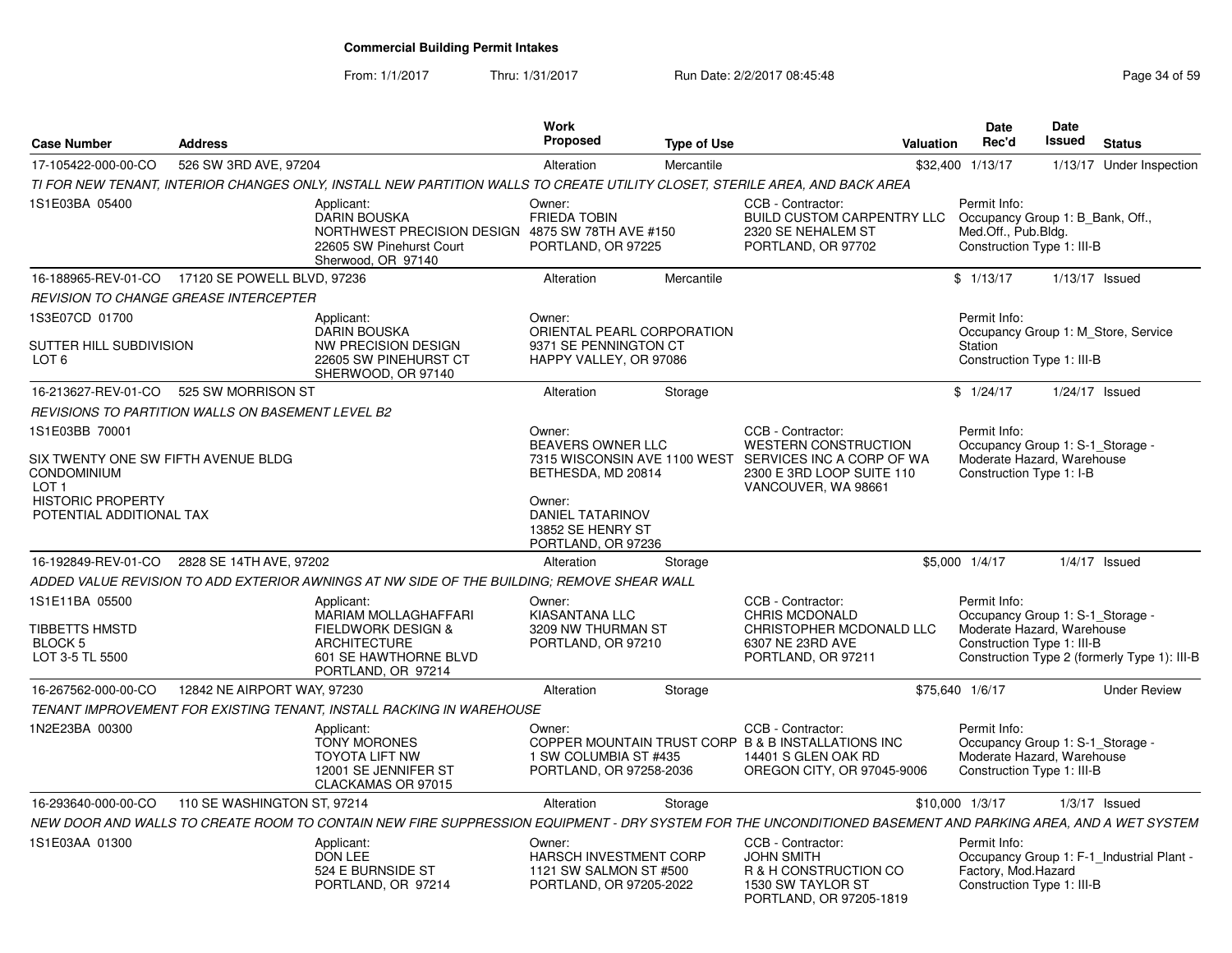# Commercial Building Permit Intakes

From: 1/1/2017 Thru: 1/31/2017 Run Date: 2/2/2017 08:45:48

| Case Number | Address | Work Proposed | Type of Use | Valuation | Date Rec'd | Date Issued | Status |
|---|---|---|---|---|---|---|---|
| 17-105422-000-00-CO | 526 SW 3RD AVE, 97204 | Alteration | Mercantile | $32,400 | 1/13/17 | 1/13/17 | Under Inspection |

TI FOR NEW TENANT, INTERIOR CHANGES ONLY, INSTALL NEW PARTITION WALLS TO CREATE UTILITY CLOSET, STERILE AREA, AND BACK AREA

1S1E03BA 05400

Applicant: DARIN BOUSKA, NORTHWEST PRECISION DESIGN, 22605 SW Pinehurst Court, Sherwood, OR 97140

Owner: FRIEDA TOBIN, 4875 SW 78TH AVE #150, PORTLAND, OR 97225

CCB - Contractor: BUILD CUSTOM CARPENTRY LLC, 2320 SE NEHALEM ST, PORTLAND, OR 97702

Permit Info: Occupancy Group 1: B_Bank, Off., Med.Off., Pub.Bldg. Construction Type 1: III-B

| Case Number | Address | Work Proposed | Type of Use | Valuation | Date Rec'd | Date Issued | Status |
|---|---|---|---|---|---|---|---|
| 16-188965-REV-01-CO | 17120 SE POWELL BLVD, 97236 | Alteration | Mercantile | $ | 1/13/17 | 1/13/17 | Issued |

REVISION TO CHANGE GREASE INTERCEPTER

1S3E07CD 01700

SUTTER HILL SUBDIVISION
LOT 6

Applicant: DARIN BOUSKA, NW PRECISION DESIGN, 22605 SW PINEHURST CT, SHERWOOD, OR 97140

Owner: ORIENTAL PEARL CORPORATION, 9371 SE PENNINGTON CT, HAPPY VALLEY, OR 97086

Permit Info: Occupancy Group 1: M_Store, Service Station. Construction Type 1: III-B

| Case Number | Address | Work Proposed | Type of Use | Valuation | Date Rec'd | Date Issued | Status |
|---|---|---|---|---|---|---|---|
| 16-213627-REV-01-CO | 525 SW MORRISON ST | Alteration | Storage | $ | 1/24/17 | 1/24/17 | Issued |

REVISIONS TO PARTITION WALLS ON BASEMENT LEVEL B2

1S1E03BB 70001

SIX TWENTY ONE SW FIFTH AVENUE BLDG CONDOMINIUM
LOT 1
HISTORIC PROPERTY
POTENTIAL ADDITIONAL TAX

Owner: BEAVERS OWNER LLC, 7315 WISCONSIN AVE 1100 WEST, BETHESDA, MD 20814

Owner: DANIEL TATARINOV, 13852 SE HENRY ST, PORTLAND, OR 97236

CCB - Contractor: WESTERN CONSTRUCTION SERVICES INC A CORP OF WA, 2300 E 3RD LOOP SUITE 110, VANCOUVER, WA 98661

Permit Info: Occupancy Group 1: S-1_Storage - Moderate Hazard, Warehouse. Construction Type 1: I-B

| Case Number | Address | Work Proposed | Type of Use | Valuation | Date Rec'd | Date Issued | Status |
|---|---|---|---|---|---|---|---|
| 16-192849-REV-01-CO | 2828 SE 14TH AVE, 97202 | Alteration | Storage | $5,000 | 1/4/17 | 1/4/17 | Issued |

ADDED VALUE REVISION TO ADD EXTERIOR AWNINGS AT NW SIDE OF THE BUILDING; REMOVE SHEAR WALL

1S1E11BA 05500

TIBBETTS HMSTD
BLOCK 5
LOT 3-5 TL 5500

Applicant: MARIAM MOLLAGHAFFARI, FIELDWORK DESIGN & ARCHITECTURE, 601 SE HAWTHORNE BLVD, PORTLAND, OR 97214

Owner: KIASANTANA LLC, 3209 NW THURMAN ST, PORTLAND, OR 97210

CCB - Contractor: CHRIS MCDONALD, CHRISTOPHER MCDONALD LLC, 6307 NE 23RD AVE, PORTLAND, OR 97211

Permit Info: Occupancy Group 1: S-1_Storage - Moderate Hazard, Warehouse. Construction Type 1: III-B. Construction Type 2 (formerly Type 1): III-B

| Case Number | Address | Work Proposed | Type of Use | Valuation | Date Rec'd | Date Issued | Status |
|---|---|---|---|---|---|---|---|
| 16-267562-000-00-CO | 12842 NE AIRPORT WAY, 97230 | Alteration | Storage | $75,640 | 1/6/17 | | Under Review |

TENANT IMPROVEMENT FOR EXISTING TENANT, INSTALL RACKING IN WAREHOUSE

1N2E23BA 00300

Applicant: TONY MORONES, TOYOTA LIFT NW, 12001 SE JENNIFER ST, CLACKAMAS OR 97015

Owner: COPPER MOUNTAIN TRUST CORP, 1 SW COLUMBIA ST #435, PORTLAND, OR 97258-2036

CCB - Contractor: B & B INSTALLATIONS INC, 14401 S GLEN OAK RD, OREGON CITY, OR 97045-9006

Permit Info: Occupancy Group 1: S-1_Storage - Moderate Hazard, Warehouse. Construction Type 1: III-B

| Case Number | Address | Work Proposed | Type of Use | Valuation | Date Rec'd | Date Issued | Status |
|---|---|---|---|---|---|---|---|
| 16-293640-000-00-CO | 110 SE WASHINGTON ST, 97214 | Alteration | Storage | $10,000 | 1/3/17 | 1/3/17 | Issued |

NEW DOOR AND WALLS TO CREATE ROOM TO CONTAIN NEW FIRE SUPPRESSION EQUIPMENT - DRY SYSTEM FOR THE UNCONDITIONED BASEMENT AND PARKING AREA, AND A WET SYSTEM

1S1E03AA 01300

Applicant: DON LEE, 524 E BURNSIDE ST, PORTLAND, OR 97214

Owner: HARSCH INVESTMENT CORP, 1121 SW SALMON ST #500, PORTLAND, OR 97205-2022

CCB - Contractor: JOHN SMITH, R & H CONSTRUCTION CO, 1530 SW TAYLOR ST, PORTLAND, OR 97205-1819

Permit Info: Occupancy Group 1: F-1_Industrial Plant - Factory, Mod.Hazard. Construction Type 1: III-B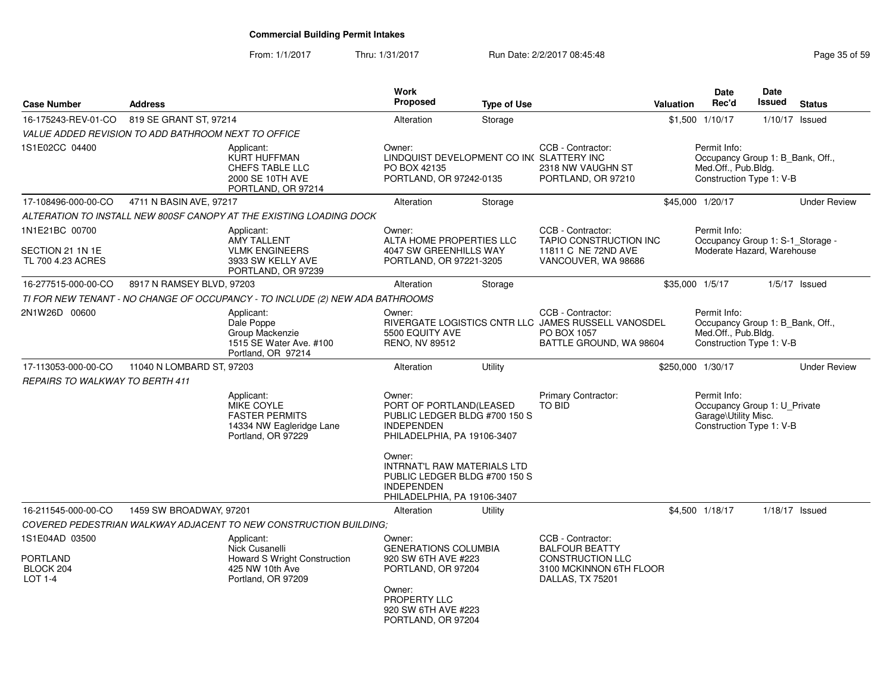# Commercial Building Permit Intakes

From: 1/1/2017 Thru: 1/31/2017 Run Date: 2/2/2017 08:45:48

| Case Number | Address | Work Proposed | Type of Use | Valuation | Date Rec'd | Date Issued | Status |
|---|---|---|---|---|---|---|---|
| 16-175243-REV-01-CO | 819 SE GRANT ST, 97214 | Alteration | Storage | $1,500 | 1/10/17 | 1/10/17 | Issued |

*VALUE ADDED REVISION TO ADD BATHROOM NEXT TO OFFICE*

1S1E02CC 04400

Applicant: KURT HUFFMAN, CHEFS TABLE LLC, 2000 SE 10TH AVE, PORTLAND, OR 97214

Owner: LINDQUIST DEVELOPMENT CO INC, PO BOX 42135, PORTLAND, OR 97242-0135

CCB - Contractor: SLATTERY INC, 2318 NW VAUGHN ST, PORTLAND, OR 97210

Permit Info: Occupancy Group 1: B_Bank, Off., Med.Off., Pub.Bldg. Construction Type 1: V-B

---

| Case Number | Address | Work Proposed | Type of Use | Valuation | Date Rec'd | Date Issued | Status |
|---|---|---|---|---|---|---|---|
| 17-108496-000-00-CO | 4711 N BASIN AVE, 97217 | Alteration | Storage | $45,000 | 1/20/17 | | Under Review |

*ALTERATION TO INSTALL NEW 800SF CANOPY AT THE EXISTING LOADING DOCK*

1N1E21BC 00700

SECTION 21 1N 1E
TL 700 4.23 ACRES

Applicant: AMY TALLENT, VLMK ENGINEERS, 3933 SW KELLY AVE, PORTLAND, OR 97239

Owner: ALTA HOME PROPERTIES LLC, 4047 SW GREENHILLS WAY, PORTLAND, OR 97221-3205

CCB - Contractor: TAPIO CONSTRUCTION INC, 11811 C NE 72ND AVE, VANCOUVER, WA 98686

Permit Info: Occupancy Group 1: S-1_Storage - Moderate Hazard, Warehouse

---

| Case Number | Address | Work Proposed | Type of Use | Valuation | Date Rec'd | Date Issued | Status |
|---|---|---|---|---|---|---|---|
| 16-277515-000-00-CO | 8917 N RAMSEY BLVD, 97203 | Alteration | Storage | $35,000 | 1/5/17 | 1/5/17 | Issued |

*TI FOR NEW TENANT - NO CHANGE OF OCCUPANCY - TO INCLUDE (2) NEW ADA BATHROOMS*

2N1W26D 00600

Applicant: Dale Poppe, Group Mackenzie, 1515 SE Water Ave. #100, Portland, OR 97214

Owner: RIVERGATE LOGISTICS CNTR LLC, 5500 EQUITY AVE, RENO, NV 89512

CCB - Contractor: JAMES RUSSELL VANOSDEL, PO BOX 1057, BATTLE GROUND, WA 98604

Permit Info: Occupancy Group 1: B_Bank, Off., Med.Off., Pub.Bldg. Construction Type 1: V-B

---

| Case Number | Address | Work Proposed | Type of Use | Valuation | Date Rec'd | Date Issued | Status |
|---|---|---|---|---|---|---|---|
| 17-113053-000-00-CO | 11040 N LOMBARD ST, 97203 | Alteration | Utility | $250,000 | 1/30/17 | | Under Review |

*REPAIRS TO WALKWAY TO BERTH 411*

Applicant: MIKE COYLE, FASTER PERMITS, 14334 NW Eagleridge Lane, Portland, OR 97229

Owner: PORT OF PORTLAND(LEASED, PUBLIC LEDGER BLDG #700 150 S INDEPENDEN, PHILADELPHIA, PA 19106-3407

Owner: INTRNAT'L RAW MATERIALS LTD, PUBLIC LEDGER BLDG #700 150 S INDEPENDEN, PHILADELPHIA, PA 19106-3407

Primary Contractor: TO BID

Permit Info: Occupancy Group 1: U_Private Garage\Utility Misc. Construction Type 1: V-B

---

| Case Number | Address | Work Proposed | Type of Use | Valuation | Date Rec'd | Date Issued | Status |
|---|---|---|---|---|---|---|---|
| 16-211545-000-00-CO | 1459 SW BROADWAY, 97201 | Alteration | Utility | $4,500 | 1/18/17 | 1/18/17 | Issued |

*COVERED PEDESTRIAN WALKWAY ADJACENT TO NEW CONSTRUCTION BUILDING;*

1S1E04AD 03500

PORTLAND
BLOCK 204
LOT 1-4

Applicant: Nick Cusanelli, Howard S Wright Construction, 425 NW 10th Ave, Portland, OR 97209

Owner: GENERATIONS COLUMBIA, 920 SW 6TH AVE #223, PORTLAND, OR 97204

Owner: PROPERTY LLC, 920 SW 6TH AVE #223, PORTLAND, OR 97204

CCB - Contractor: BALFOUR BEATTY CONSTRUCTION LLC, 3100 MCKINNON 6TH FLOOR, DALLAS, TX 75201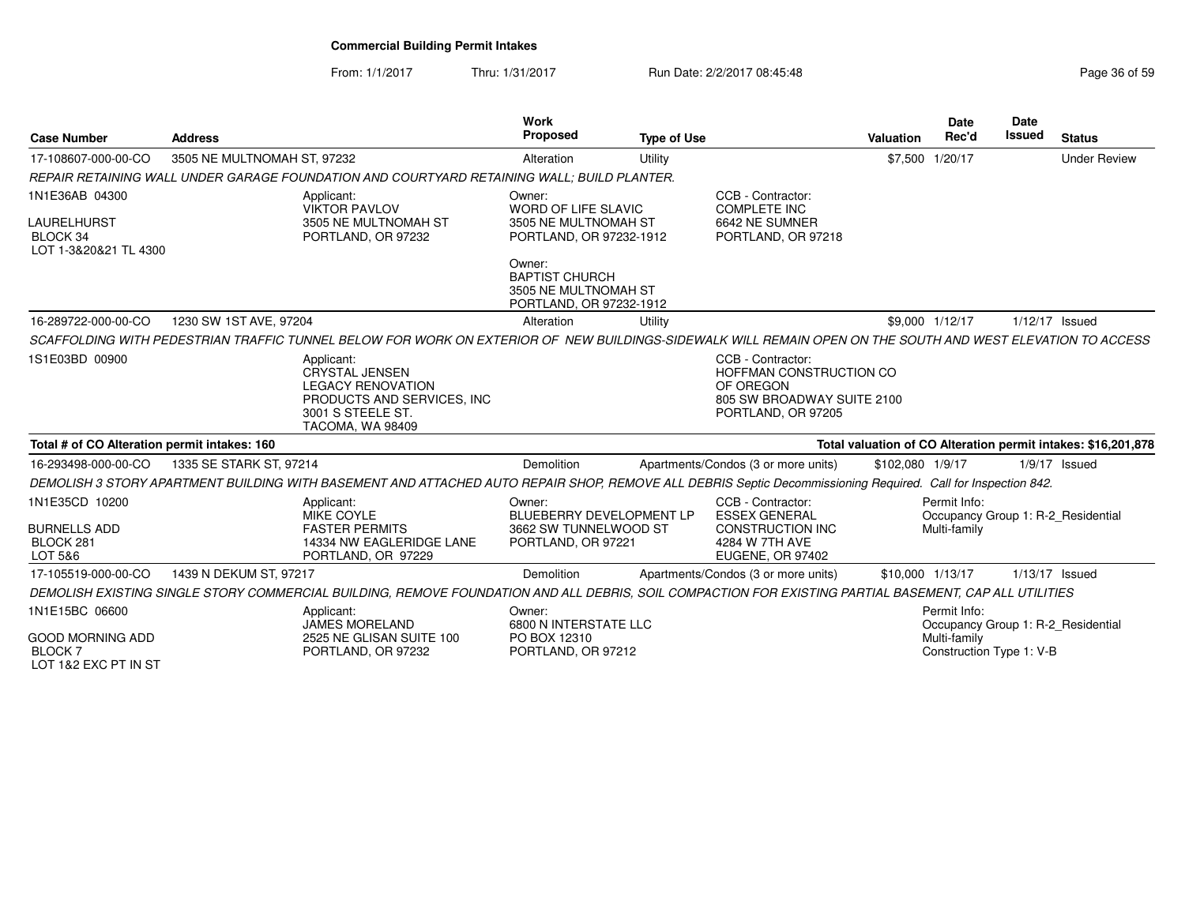**Commercial Building Permit Intakes**

From: 1/1/2017 Thru: 1/31/2017 Run Date: 2/2/2017 08:45:48

| Case Number | Address | Work Proposed | Type of Use | Valuation | Date Rec'd | Date Issued | Status |
|---|---|---|---|---|---|---|---|
| 17-108607-000-00-CO | 3505 NE MULTNOMAH ST, 97232 | Alteration | Utility | $7,500 | 1/20/17 | | Under Review |

*REPAIR RETAINING WALL UNDER GARAGE FOUNDATION AND COURTYARD RETAINING WALL; BUILD PLANTER.*

1N1E36AB 04300
LAURELHURST
BLOCK 34
LOT 1-3&20&21 TL 4300

Applicant:
VIKTOR PAVLOV
3505 NE MULTNOMAH ST
PORTLAND, OR 97232

Owner:
WORD OF LIFE SLAVIC
3505 NE MULTNOMAH ST
PORTLAND, OR 97232-1912

Owner:
BAPTIST CHURCH
3505 NE MULTNOMAH ST
PORTLAND, OR 97232-1912

CCB - Contractor:
COMPLETE INC
6642 NE SUMNER
PORTLAND, OR 97218

| Case Number | Address | Work Proposed | Type of Use | Valuation | Date Rec'd | Date Issued | Status |
|---|---|---|---|---|---|---|---|
| 16-289722-000-00-CO | 1230 SW 1ST AVE, 97204 | Alteration | Utility | $9,000 | 1/12/17 | 1/12/17 | Issued |

*SCAFFOLDING WITH PEDESTRIAN TRAFFIC TUNNEL BELOW FOR WORK ON EXTERIOR OF NEW BUILDINGS-SIDEWALK WILL REMAIN OPEN ON THE SOUTH AND WEST ELEVATION TO ACCESS*

1S1E03BD 00900

Applicant:
CRYSTAL JENSEN
LEGACY RENOVATION
PRODUCTS AND SERVICES, INC
3001 S STEELE ST.
TACOMA, WA 98409

CCB - Contractor:
HOFFMAN CONSTRUCTION CO
OF OREGON
805 SW BROADWAY SUITE 2100
PORTLAND, OR 97205

**Total # of CO Alteration permit intakes: 160**

**Total valuation of CO Alteration permit intakes: $16,201,878**

| Case Number | Address | Work Proposed | Type of Use | Valuation | Date Rec'd | Date Issued | Status |
|---|---|---|---|---|---|---|---|
| 16-293498-000-00-CO | 1335 SE STARK ST, 97214 | Demolition | Apartments/Condos (3 or more units) | $102,080 | 1/9/17 | 1/9/17 | Issued |

*DEMOLISH 3 STORY APARTMENT BUILDING WITH BASEMENT AND ATTACHED AUTO REPAIR SHOP, REMOVE ALL DEBRIS Septic Decommissioning Required. Call for Inspection 842.*

1N1E35CD 10200
BURNELLS ADD
BLOCK 281
LOT 5&6

Applicant:
MIKE COYLE
FASTER PERMITS
14334 NW EAGLERIDGE LANE
PORTLAND, OR 97229

Owner:
BLUEBERRY DEVELOPMENT LP
3662 SW TUNNELWOOD ST
PORTLAND, OR 97221

CCB - Contractor:
ESSEX GENERAL
CONSTRUCTION INC
4284 W 7TH AVE
EUGENE, OR 97402

Permit Info:
Occupancy Group 1: R-2_Residential Multi-family

| Case Number | Address | Work Proposed | Type of Use | Valuation | Date Rec'd | Date Issued | Status |
|---|---|---|---|---|---|---|---|
| 17-105519-000-00-CO | 1439 N DEKUM ST, 97217 | Demolition | Apartments/Condos (3 or more units) | $10,000 | 1/13/17 | 1/13/17 | Issued |

*DEMOLISH EXISTING SINGLE STORY COMMERCIAL BUILDING, REMOVE FOUNDATION AND ALL DEBRIS, SOIL COMPACTION FOR EXISTING PARTIAL BASEMENT, CAP ALL UTILITIES*

1N1E15BC 06600
GOOD MORNING ADD
BLOCK 7
LOT 1&2 EXC PT IN ST

Applicant:
JAMES MORELAND
2525 NE GLISAN SUITE 100
PORTLAND, OR 97232

Owner:
6800 N INTERSTATE LLC
PO BOX 12310
PORTLAND, OR 97212

Permit Info:
Occupancy Group 1: R-2_Residential Multi-family
Construction Type 1: V-B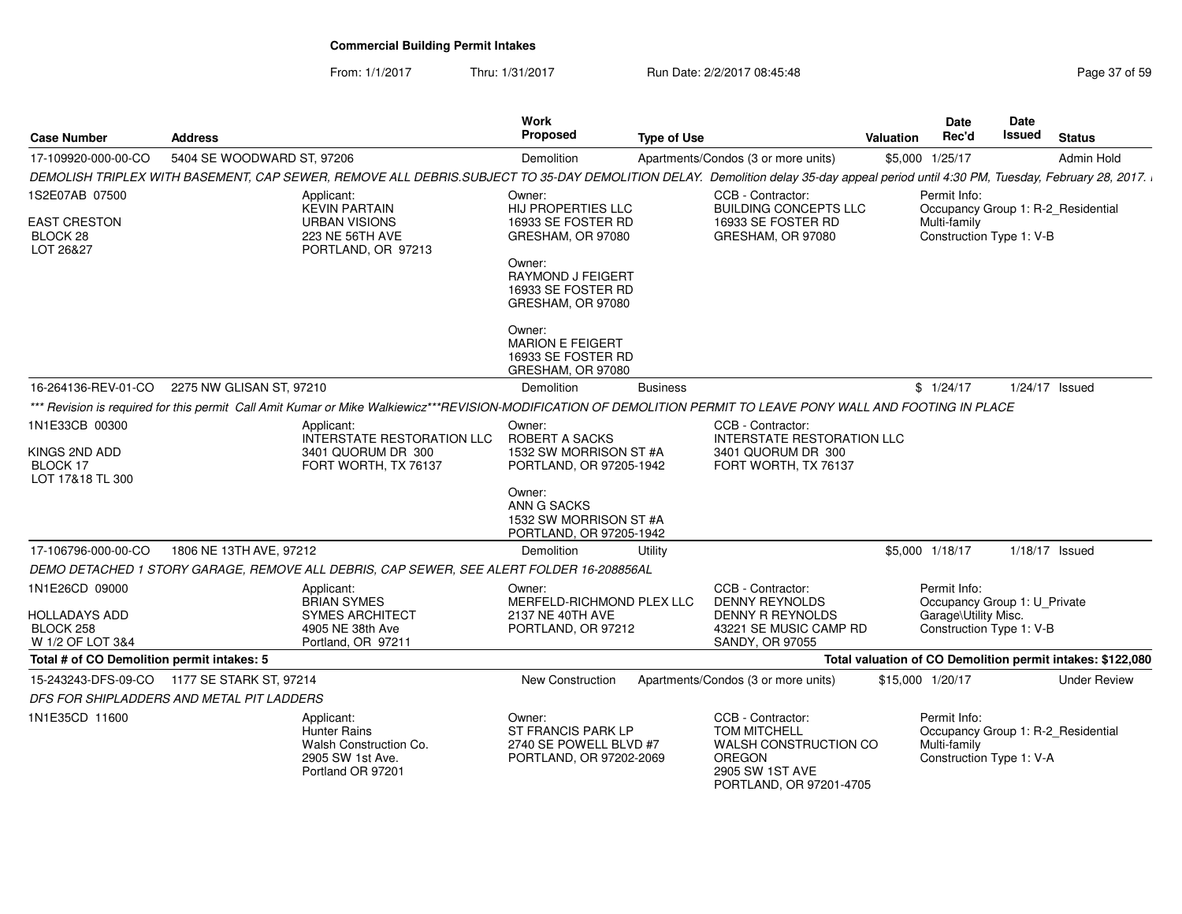**Commercial Building Permit Intakes**

From: 1/1/2017 Thru: 1/31/2017 Run Date: 2/2/2017 08:45:48

| Case Number | Address | Work Proposed | Type of Use | Valuation | Date Rec'd | Date Issued | Status |
|---|---|---|---|---|---|---|---|
| 17-109920-000-00-CO | 5404 SE WOODWARD ST, 97206 | Demolition | Apartments/Condos (3 or more units) | $5,000 | 1/25/17 | | Admin Hold |

*DEMOLISH TRIPLEX WITH BASEMENT, CAP SEWER, REMOVE ALL DEBRIS.SUBJECT TO 35-DAY DEMOLITION DELAY. Demolition delay 35-day appeal period until 4:30 PM, Tuesday, February 28, 2017.*

1S2E07AB 07500
EAST CRESTON
BLOCK 28
LOT 26&27

Applicant:
KEVIN PARTAIN
URBAN VISIONS
223 NE 56TH AVE
PORTLAND, OR 97213

Owner:
HIJ PROPERTIES LLC
16933 SE FOSTER RD
GRESHAM, OR 97080

Owner:
RAYMOND J FEIGERT
16933 SE FOSTER RD
GRESHAM, OR 97080

Owner:
MARION E FEIGERT
16933 SE FOSTER RD
GRESHAM, OR 97080

CCB - Contractor:
BUILDING CONCEPTS LLC
16933 SE FOSTER RD
GRESHAM, OR 97080

Permit Info:
Occupancy Group 1: R-2_Residential Multi-family
Construction Type 1: V-B

| Case Number | Address | Work Proposed | Type of Use | Valuation | Date Rec'd | Date Issued | Status |
|---|---|---|---|---|---|---|---|
| 16-264136-REV-01-CO | 2275 NW GLISAN ST, 97210 | Demolition | Business | $ | 1/24/17 | 1/24/17 | Issued |

*\*\*\* Revision is required for this permit Call Amit Kumar or Mike Walkiewicz\*\*\*REVISION-MODIFICATION OF DEMOLITION PERMIT TO LEAVE PONY WALL AND FOOTING IN PLACE*

1N1E33CB 00300
KINGS 2ND ADD
BLOCK 17
LOT 17&18 TL 300

Applicant:
INTERSTATE RESTORATION LLC
3401 QUORUM DR 300
FORT WORTH, TX 76137

Owner:
ROBERT A SACKS
1532 SW MORRISON ST #A
PORTLAND, OR 97205-1942

Owner:
ANN G SACKS
1532 SW MORRISON ST #A
PORTLAND, OR 97205-1942

CCB - Contractor:
INTERSTATE RESTORATION LLC
3401 QUORUM DR 300
FORT WORTH, TX 76137

| Case Number | Address | Work Proposed | Type of Use | Valuation | Date Rec'd | Date Issued | Status |
|---|---|---|---|---|---|---|---|
| 17-106796-000-00-CO | 1806 NE 13TH AVE, 97212 | Demolition | Utility | $5,000 | 1/18/17 | 1/18/17 | Issued |

*DEMO DETACHED 1 STORY GARAGE, REMOVE ALL DEBRIS, CAP SEWER, SEE ALERT FOLDER 16-208856AL*

1N1E26CD 09000
HOLLADAYS ADD
BLOCK 258
W 1/2 OF LOT 3&4

Applicant:
BRIAN SYMES
SYMES ARCHITECT
4905 NE 38th Ave
Portland, OR 97211

Owner:
MERFELD-RICHMOND PLEX LLC
2137 NE 40TH AVE
PORTLAND, OR 97212

CCB - Contractor:
DENNY REYNOLDS
DENNY R REYNOLDS
43221 SE MUSIC CAMP RD
SANDY, OR 97055

Permit Info:
Occupancy Group 1: U_Private Garage\Utility Misc.
Construction Type 1: V-B

**Total # of CO Demolition permit intakes: 5**

**Total valuation of CO Demolition permit intakes: $122,080**

| Case Number | Address | Work Proposed | Type of Use | Valuation | Date Rec'd | Date Issued | Status |
|---|---|---|---|---|---|---|---|
| 15-243243-DFS-09-CO | 1177 SE STARK ST, 97214 | New Construction | Apartments/Condos (3 or more units) | $15,000 | 1/20/17 | | Under Review |

*DFS FOR SHIPLADDERS AND METAL PIT LADDERS*

1N1E35CD 11600

Applicant:
Hunter Rains
Walsh Construction Co.
2905 SW 1st Ave.
Portland OR 97201

Owner:
ST FRANCIS PARK LP
2740 SE POWELL BLVD #7
PORTLAND, OR 97202-2069

CCB - Contractor:
TOM MITCHELL
WALSH CONSTRUCTION CO OREGON
2905 SW 1ST AVE
PORTLAND, OR 97201-4705

Permit Info:
Occupancy Group 1: R-2_Residential Multi-family
Construction Type 1: V-A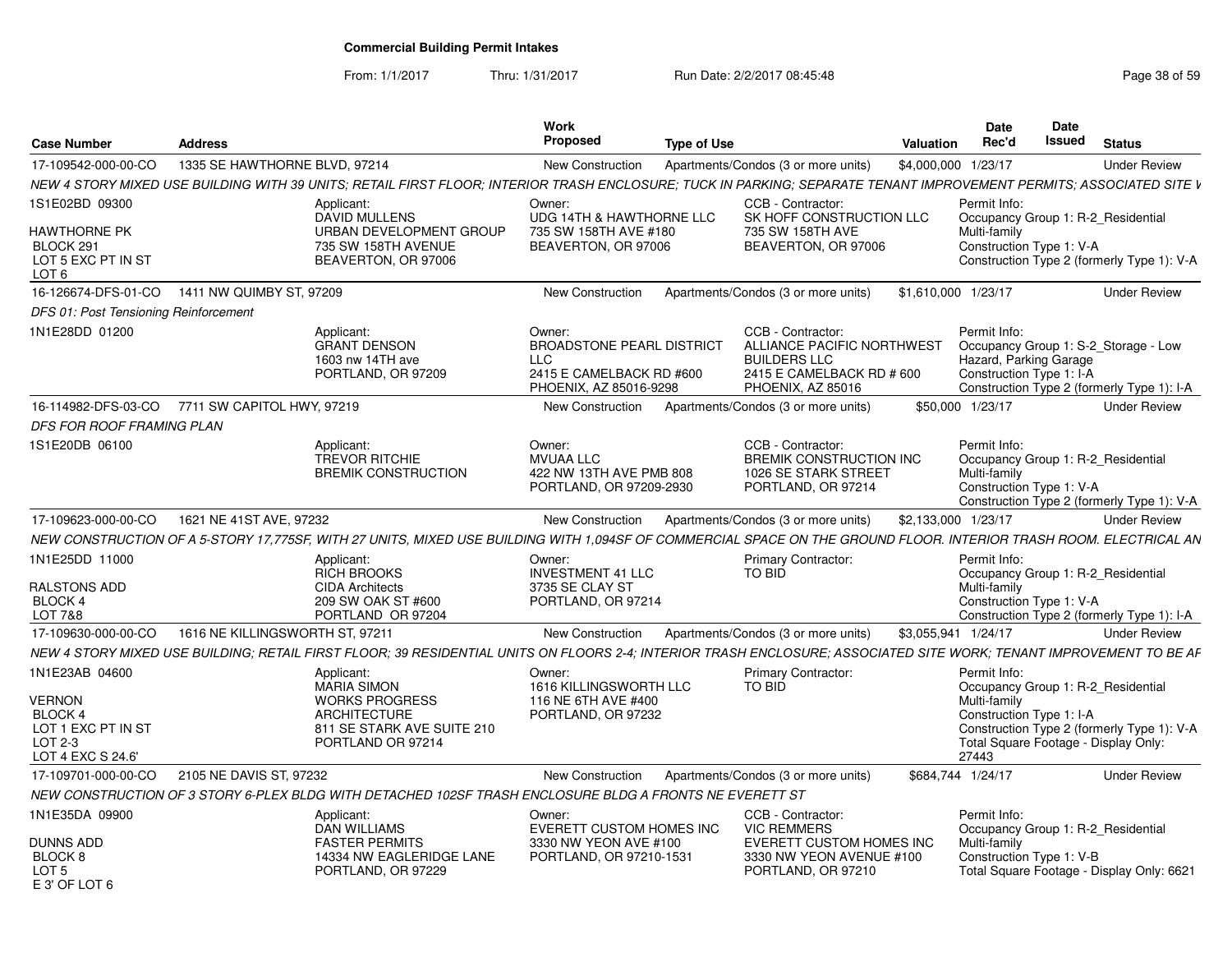# Commercial Building Permit Intakes

From: 1/1/2017 Thru: 1/31/2017 Run Date: 2/2/2017 08:45:48

| Case Number | Address | Work Proposed | Type of Use | Valuation | Date Rec'd | Date Issued | Status |
|---|---|---|---|---|---|---|---|
| 17-109542-000-00-CO | 1335 SE HAWTHORNE BLVD, 97214 | New Construction | Apartments/Condos (3 or more units) | $4,000,000 | 1/23/17 | | Under Review |

*NEW 4 STORY MIXED USE BUILDING WITH 39 UNITS; RETAIL FIRST FLOOR; INTERIOR TRASH ENCLOSURE; TUCK IN PARKING; SEPARATE TENANT IMPROVEMENT PERMITS; ASSOCIATED SITE V*

1S1E02BD 09300
HAWTHORNE PK
BLOCK 291
LOT 5 EXC PT IN ST
LOT 6

Applicant: DAVID MULLENS, URBAN DEVELOPMENT GROUP, 735 SW 158TH AVENUE, BEAVERTON, OR 97006

Owner: UDG 14TH & HAWTHORNE LLC, 735 SW 158TH AVE #180, BEAVERTON, OR 97006

CCB - Contractor: SK HOFF CONSTRUCTION LLC, 735 SW 158TH AVE, BEAVERTON, OR 97006

Permit Info: Occupancy Group 1: R-2_Residential Multi-family; Construction Type 1: V-A; Construction Type 2 (formerly Type 1): V-A

| Case Number | Address | Work Proposed | Type of Use | Valuation | Date Rec'd | Date Issued | Status |
|---|---|---|---|---|---|---|---|
| 16-126674-DFS-01-CO | 1411 NW QUIMBY ST, 97209 | New Construction | Apartments/Condos (3 or more units) | $1,610,000 | 1/23/17 | | Under Review |

*DFS 01: Post Tensioning Reinforcement*

1N1E28DD 01200

Applicant: GRANT DENSON, 1603 nw 14TH ave, PORTLAND, OR 97209

Owner: BROADSTONE PEARL DISTRICT LLC, 2415 E CAMELBACK RD #600, PHOENIX, AZ 85016-9298

CCB - Contractor: ALLIANCE PACIFIC NORTHWEST BUILDERS LLC, 2415 E CAMELBACK RD # 600, PHOENIX, AZ 85016

Permit Info: Occupancy Group 1: S-2_Storage - Low Hazard, Parking Garage; Construction Type 1: I-A; Construction Type 2 (formerly Type 1): I-A

| Case Number | Address | Work Proposed | Type of Use | Valuation | Date Rec'd | Date Issued | Status |
|---|---|---|---|---|---|---|---|
| 16-114982-DFS-03-CO | 7711 SW CAPITOL HWY, 97219 | New Construction | Apartments/Condos (3 or more units) | $50,000 | 1/23/17 | | Under Review |

*DFS FOR ROOF FRAMING PLAN*

1S1E20DB 06100

Applicant: TREVOR RITCHIE, BREMIK CONSTRUCTION

Owner: MVUAA LLC, 422 NW 13TH AVE PMB 808, PORTLAND, OR 97209-2930

CCB - Contractor: BREMIK CONSTRUCTION INC, 1026 SE STARK STREET, PORTLAND, OR 97214

Permit Info: Occupancy Group 1: R-2_Residential Multi-family; Construction Type 1: V-A; Construction Type 2 (formerly Type 1): V-A

| Case Number | Address | Work Proposed | Type of Use | Valuation | Date Rec'd | Date Issued | Status |
|---|---|---|---|---|---|---|---|
| 17-109623-000-00-CO | 1621 NE 41ST AVE, 97232 | New Construction | Apartments/Condos (3 or more units) | $2,133,000 | 1/23/17 | | Under Review |

*NEW CONSTRUCTION OF A 5-STORY 17,775SF, WITH 27 UNITS, MIXED USE BUILDING WITH 1,094SF OF COMMERCIAL SPACE ON THE GROUND FLOOR. INTERIOR TRASH ROOM. ELECTRICAL AN*

1N1E25DD 11000
RALSTONS ADD
BLOCK 4
LOT 7&8

Applicant: RICH BROOKS, CIDA Architects, 209 SW OAK ST #600, PORTLAND OR 97204

Owner: INVESTMENT 41 LLC, 3735 SE CLAY ST, PORTLAND, OR 97214

Primary Contractor: TO BID

Permit Info: Occupancy Group 1: R-2_Residential Multi-family; Construction Type 1: V-A; Construction Type 2 (formerly Type 1): I-A

| Case Number | Address | Work Proposed | Type of Use | Valuation | Date Rec'd | Date Issued | Status |
|---|---|---|---|---|---|---|---|
| 17-109630-000-00-CO | 1616 NE KILLINGSWORTH ST, 97211 | New Construction | Apartments/Condos (3 or more units) | $3,055,941 | 1/24/17 | | Under Review |

*NEW 4 STORY MIXED USE BUILDING; RETAIL FIRST FLOOR; 39 RESIDENTIAL UNITS ON FLOORS 2-4; INTERIOR TRASH ENCLOSURE; ASSOCIATED SITE WORK; TENANT IMPROVEMENT TO BE AF*

1N1E23AB 04600
VERNON
BLOCK 4
LOT 1 EXC PT IN ST
LOT 2-3
LOT 4 EXC S 24.6'

Applicant: MARIA SIMON, WORKS PROGRESS ARCHITECTURE, 811 SE STARK AVE SUITE 210, PORTLAND OR 97214

Owner: 1616 KILLINGSWORTH LLC, 116 NE 6TH AVE #400, PORTLAND, OR 97232

Primary Contractor: TO BID

Permit Info: Occupancy Group 1: R-2_Residential Multi-family; Construction Type 1: I-A; Construction Type 2 (formerly Type 1): V-A; Total Square Footage - Display Only: 27443

| Case Number | Address | Work Proposed | Type of Use | Valuation | Date Rec'd | Date Issued | Status |
|---|---|---|---|---|---|---|---|
| 17-109701-000-00-CO | 2105 NE DAVIS ST, 97232 | New Construction | Apartments/Condos (3 or more units) | $684,744 | 1/24/17 | | Under Review |

*NEW CONSTRUCTION OF 3 STORY 6-PLEX BLDG WITH DETACHED 102SF TRASH ENCLOSURE BLDG A FRONTS NE EVERETT ST*

1N1E35DA 09900
DUNNS ADD
BLOCK 8
LOT 5
E 3' OF LOT 6

Applicant: DAN WILLIAMS, FASTER PERMITS, 14334 NW EAGLERIDGE LANE, PORTLAND, OR 97229

Owner: EVERETT CUSTOM HOMES INC, 3330 NW YEON AVE #100, PORTLAND, OR 97210-1531

CCB - Contractor: VIC REMMERS, EVERETT CUSTOM HOMES INC, 3330 NW YEON AVENUE #100, PORTLAND, OR 97210

Permit Info: Occupancy Group 1: R-2_Residential Multi-family; Construction Type 1: V-B; Total Square Footage - Display Only: 6621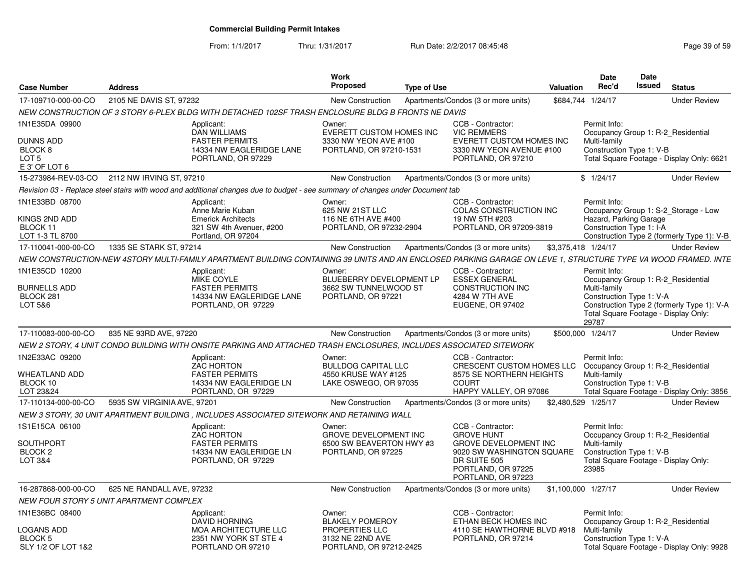**Commercial Building Permit Intakes**

From: 1/1/2017 Thru: 1/31/2017 Run Date: 2/2/2017 08:45:48

| Case Number | Address | Work Proposed | Type of Use | Valuation | Date Rec'd | Date Issued | Status |
|---|---|---|---|---|---|---|---|
| 17-109710-000-00-CO | 2105 NE DAVIS ST, 97232 | New Construction | Apartments/Condos (3 or more units) | $684,744 | 1/24/17 | | Under Review |

*NEW CONSTRUCTION OF 3 STORY 6-PLEX BLDG WITH DETACHED 102SF TRASH ENCLOSURE BLDG B FRONTS NE DAVIS*

1N1E35DA 09900
DUNNS ADD
BLOCK 8
LOT 5
E 3' OF LOT 6

Applicant: DAN WILLIAMS, FASTER PERMITS, 14334 NW EAGLERIDGE LANE, PORTLAND, OR 97229

Owner: EVERETT CUSTOM HOMES INC, 3330 NW YEON AVE #100, PORTLAND, OR 97210-1531

CCB - Contractor: VIC REMMERS, EVERETT CUSTOM HOMES INC, 3330 NW YEON AVENUE #100, PORTLAND, OR 97210

Permit Info: Occupancy Group 1: R-2_Residential Multi-family; Construction Type 1: V-B; Total Square Footage - Display Only: 6621

| Case Number | Address | Work Proposed | Type of Use | Valuation | Date Rec'd | Date Issued | Status |
|---|---|---|---|---|---|---|---|
| 15-273984-REV-03-CO | 2112 NW IRVING ST, 97210 | New Construction | Apartments/Condos (3 or more units) | $ | 1/24/17 | | Under Review |

*Revision 03 - Replace steel stairs with wood and additional changes due to budget - see summary of changes under Document tab*

1N1E33BD 08700
KINGS 2ND ADD
BLOCK 11
LOT 1-3 TL 8700

Applicant: Anne Marie Kuban, Emerick Architects, 321 SW 4th Avenuer, #200, Portland, OR 97204

Owner: 625 NW 21ST LLC, 116 NE 6TH AVE #400, PORTLAND, OR 97232-2904

CCB - Contractor: COLAS CONSTRUCTION INC, 19 NW 5TH #203, PORTLAND, OR 97209-3819

Permit Info: Occupancy Group 1: S-2_Storage - Low Hazard, Parking Garage; Construction Type 1: I-A; Construction Type 2 (formerly Type 1): V-B

| Case Number | Address | Work Proposed | Type of Use | Valuation | Date Rec'd | Date Issued | Status |
|---|---|---|---|---|---|---|---|
| 17-110041-000-00-CO | 1335 SE STARK ST, 97214 | New Construction | Apartments/Condos (3 or more units) | $3,375,418 | 1/24/17 | | Under Review |

*NEW CONSTRUCTION-NEW 4STORY MULTI-FAMILY APARTMENT BUILDING CONTAINING 39 UNITS AND AN ENCLOSED PARKING GARAGE ON LEVE 1, STRUCTURE TYPE VA WOOD FRAMED. INTE*

1N1E35CD 10200
BURNELLS ADD
BLOCK 281
LOT 5&6

Applicant: MIKE COYLE, FASTER PERMITS, 14334 NW EAGLERIDGE LANE, PORTLAND, OR 97229

Owner: BLUEBERRY DEVELOPMENT LP, 3662 SW TUNNELWOOD ST, PORTLAND, OR 97221

CCB - Contractor: ESSEX GENERAL CONSTRUCTION INC, 4284 W 7TH AVE, EUGENE, OR 97402

Permit Info: Occupancy Group 1: R-2_Residential Multi-family; Construction Type 1: V-A; Construction Type 2 (formerly Type 1): V-A; Total Square Footage - Display Only: 29787

| Case Number | Address | Work Proposed | Type of Use | Valuation | Date Rec'd | Date Issued | Status |
|---|---|---|---|---|---|---|---|
| 17-110083-000-00-CO | 835 NE 93RD AVE, 97220 | New Construction | Apartments/Condos (3 or more units) | $500,000 | 1/24/17 | | Under Review |

*NEW 2 STORY, 4 UNIT CONDO BUILDING WITH ONSITE PARKING AND ATTACHED TRASH ENCLOSURES, INCLUDES ASSOCIATED SITEWORK*

1N2E33AC 09200
WHEATLAND ADD
BLOCK 10
LOT 23&24

Applicant: ZAC HORTON, FASTER PERMITS, 14334 NW EAGLERIDGE LN, PORTLAND, OR 97229

Owner: BULLDOG CAPITAL LLC, 4550 KRUSE WAY #125, LAKE OSWEGO, OR 97035

CCB - Contractor: CRESCENT CUSTOM HOMES LLC, 8575 SE NORTHERN HEIGHTS COURT, HAPPY VALLEY, OR 97086

Permit Info: Occupancy Group 1: R-2_Residential Multi-family; Construction Type 1: V-B; Total Square Footage - Display Only: 3856

| Case Number | Address | Work Proposed | Type of Use | Valuation | Date Rec'd | Date Issued | Status |
|---|---|---|---|---|---|---|---|
| 17-110134-000-00-CO | 5935 SW VIRGINIA AVE, 97201 | New Construction | Apartments/Condos (3 or more units) | $2,480,529 | 1/25/17 | | Under Review |

*NEW 3 STORY, 30 UNIT APARTMENT BUILDING , INCLUDES ASSOCIATED SITEWORK AND RETAINING WALL*

1S1E15CA 06100
SOUTHPORT
BLOCK 2
LOT 3&4

Applicant: ZAC HORTON, FASTER PERMITS, 14334 NW EAGLERIDGE LN, PORTLAND, OR 97229

Owner: GROVE DEVELOPMENT INC, 6500 SW BEAVERTON HWY #3, PORTLAND, OR 97225

CCB - Contractor: GROVE HUNT, GROVE DEVELOPMENT INC, 9020 SW WASHINGTON SQUARE DR SUITE 505, PORTLAND, OR 97225, PORTLAND, OR 97223

Permit Info: Occupancy Group 1: R-2_Residential Multi-family; Construction Type 1: V-B; Total Square Footage - Display Only: 23985

| Case Number | Address | Work Proposed | Type of Use | Valuation | Date Rec'd | Date Issued | Status |
|---|---|---|---|---|---|---|---|
| 16-287868-000-00-CO | 625 NE RANDALL AVE, 97232 | New Construction | Apartments/Condos (3 or more units) | $1,100,000 | 1/27/17 | | Under Review |

*NEW FOUR STORY 5 UNIT APARTMENT COMPLEX*

1N1E36BC 08400
LOGANS ADD
BLOCK 5
SLY 1/2 OF LOT 1&2

Applicant: DAVID HORNING, MOA ARCHITECTURE LLC, 2351 NW YORK ST STE 4, PORTLAND OR 97210

Owner: BLAKELY POMEROY PROPERTIES LLC, 3132 NE 22ND AVE, PORTLAND, OR 97212-2425

CCB - Contractor: ETHAN BECK HOMES INC, 4110 SE HAWTHORNE BLVD #918, PORTLAND, OR 97214

Permit Info: Occupancy Group 1: R-2_Residential Multi-family; Construction Type 1: V-A; Total Square Footage - Display Only: 9928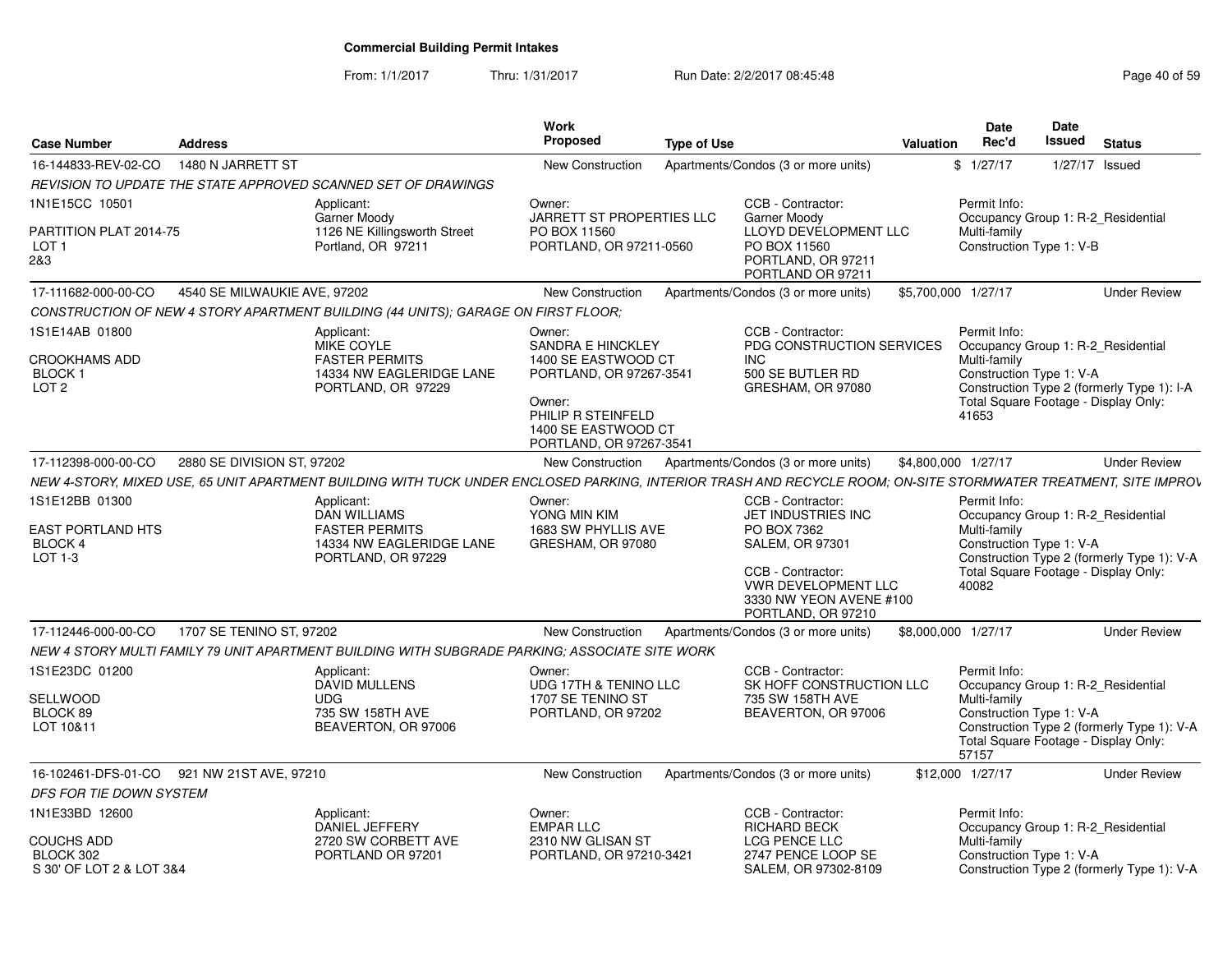# Commercial Building Permit Intakes

From: 1/1/2017 Thru: 1/31/2017 Run Date: 2/2/2017 08:45:48

| Case Number | Address | Work Proposed | Type of Use | Valuation | Date Rec'd | Date Issued | Status |
|---|---|---|---|---|---|---|---|
| 16-144833-REV-02-CO | 1480 N JARRETT ST | New Construction | Apartments/Condos (3 or more units) | $ | 1/27/17 | 1/27/17 | Issued |

*REVISION TO UPDATE THE STATE APPROVED SCANNED SET OF DRAWINGS*

1N1E15CC 10501
PARTITION PLAT 2014-75
LOT 1
2&3

Applicant: Garner Moody, 1126 NE Killingsworth Street, Portland, OR 97211

Owner: JARRETT ST PROPERTIES LLC, PO BOX 11560, PORTLAND, OR 97211-0560

CCB - Contractor: Garner Moody, LLOYD DEVELOPMENT LLC, PO BOX 11560, PORTLAND, OR 97211, PORTLAND OR 97211

Permit Info: Occupancy Group 1: R-2_Residential Multi-family; Construction Type 1: V-B

---

| Case Number | Address | Work Proposed | Type of Use | Valuation | Date Rec'd | Date Issued | Status |
|---|---|---|---|---|---|---|---|
| 17-111682-000-00-CO | 4540 SE MILWAUKIE AVE, 97202 | New Construction | Apartments/Condos (3 or more units) | $5,700,000 | 1/27/17 | | Under Review |

*CONSTRUCTION OF NEW 4 STORY APARTMENT BUILDING (44 UNITS); GARAGE ON FIRST FLOOR;*

1S1E14AB 01800
CROOKHAMS ADD
BLOCK 1
LOT 2

Applicant: MIKE COYLE, FASTER PERMITS, 14334 NW EAGLERIDGE LANE, PORTLAND, OR 97229

Owner: SANDRA E HINCKLEY, 1400 SE EASTWOOD CT, PORTLAND, OR 97267-3541

Owner: PHILIP R STEINFELD, 1400 SE EASTWOOD CT, PORTLAND, OR 97267-3541

CCB - Contractor: PDG CONSTRUCTION SERVICES INC, 500 SE BUTLER RD, GRESHAM, OR 97080

Permit Info: Occupancy Group 1: R-2_Residential Multi-family; Construction Type 1: V-A; Construction Type 2 (formerly Type 1): I-A; Total Square Footage - Display Only: 41653

---

| Case Number | Address | Work Proposed | Type of Use | Valuation | Date Rec'd | Date Issued | Status |
|---|---|---|---|---|---|---|---|
| 17-112398-000-00-CO | 2880 SE DIVISION ST, 97202 | New Construction | Apartments/Condos (3 or more units) | $4,800,000 | 1/27/17 | | Under Review |

*NEW 4-STORY, MIXED USE, 65 UNIT APARTMENT BUILDING WITH TUCK UNDER ENCLOSED PARKING, INTERIOR TRASH AND RECYCLE ROOM; ON-SITE STORMWATER TREATMENT, SITE IMPROV*

1S1E12BB 01300
EAST PORTLAND HTS
BLOCK 4
LOT 1-3

Applicant: DAN WILLIAMS, FASTER PERMITS, 14334 NW EAGLERIDGE LANE, PORTLAND, OR 97229

Owner: YONG MIN KIM, 1683 SW PHYLLIS AVE, GRESHAM, OR 97080

CCB - Contractor: JET INDUSTRIES INC, PO BOX 7362, SALEM, OR 97301

CCB - Contractor: VWR DEVELOPMENT LLC, 3330 NW YEON AVENE #100, PORTLAND, OR 97210

Permit Info: Occupancy Group 1: R-2_Residential Multi-family; Construction Type 1: V-A; Construction Type 2 (formerly Type 1): V-A; Total Square Footage - Display Only: 40082

---

| Case Number | Address | Work Proposed | Type of Use | Valuation | Date Rec'd | Date Issued | Status |
|---|---|---|---|---|---|---|---|
| 17-112446-000-00-CO | 1707 SE TENINO ST, 97202 | New Construction | Apartments/Condos (3 or more units) | $8,000,000 | 1/27/17 | | Under Review |

*NEW 4 STORY MULTI FAMILY 79 UNIT APARTMENT BUILDING WITH SUBGRADE PARKING; ASSOCIATE SITE WORK*

1S1E23DC 01200
SELLWOOD
BLOCK 89
LOT 10&11

Applicant: DAVID MULLENS, UDG, 735 SW 158TH AVE, BEAVERTON, OR 97006

Owner: UDG 17TH & TENINO LLC, 1707 SE TENINO ST, PORTLAND, OR 97202

CCB - Contractor: SK HOFF CONSTRUCTION LLC, 735 SW 158TH AVE, BEAVERTON, OR 97006

Permit Info: Occupancy Group 1: R-2_Residential Multi-family; Construction Type 1: V-A; Construction Type 2 (formerly Type 1): V-A; Total Square Footage - Display Only: 57157

---

| Case Number | Address | Work Proposed | Type of Use | Valuation | Date Rec'd | Date Issued | Status |
|---|---|---|---|---|---|---|---|
| 16-102461-DFS-01-CO | 921 NW 21ST AVE, 97210 | New Construction | Apartments/Condos (3 or more units) | $12,000 | 1/27/17 | | Under Review |

*DFS FOR TIE DOWN SYSTEM*

1N1E33BD 12600
COUCHS ADD
BLOCK 302
S 30' OF LOT 2 & LOT 3&4

Applicant: DANIEL JEFFERY, 2720 SW CORBETT AVE, PORTLAND OR 97201

Owner: EMPAR LLC, 2310 NW GLISAN ST, PORTLAND, OR 97210-3421

CCB - Contractor: RICHARD BECK, LCG PENCE LLC, 2747 PENCE LOOP SE, SALEM, OR 97302-8109

Permit Info: Occupancy Group 1: R-2_Residential Multi-family; Construction Type 1: V-A; Construction Type 2 (formerly Type 1): V-A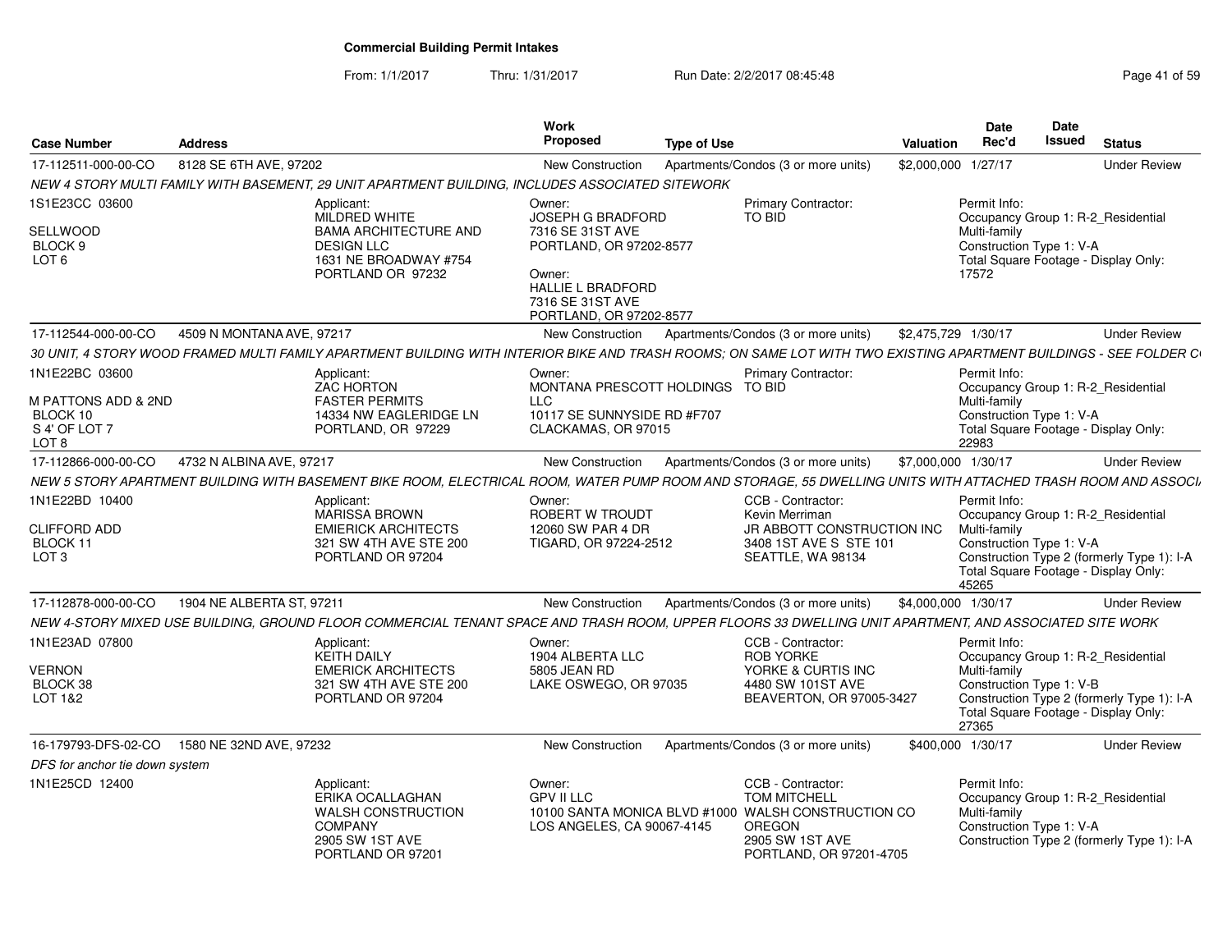# Commercial Building Permit Intakes

From: 1/1/2017 Thru: 1/31/2017 Run Date: 2/2/2017 08:45:48

| Case Number | Address | Work Proposed | Type of Use | Valuation | Date Rec'd | Date Issued | Status |
|---|---|---|---|---|---|---|---|
| 17-112511-000-00-CO | 8128 SE 6TH AVE, 97202 | New Construction | Apartments/Condos (3 or more units) | $2,000,000 | 1/27/17 | | Under Review |

NEW 4 STORY MULTI FAMILY WITH BASEMENT, 29 UNIT APARTMENT BUILDING, INCLUDES ASSOCIATED SITEWORK

1S1E23CC 03600
SELLWOOD
BLOCK 9
LOT 6

Applicant:
MILDRED WHITE
BAMA ARCHITECTURE AND DESIGN LLC
1631 NE BROADWAY #754
PORTLAND OR 97232

Owner:
JOSEPH G BRADFORD
7316 SE 31ST AVE
PORTLAND, OR 97202-8577

Owner:
HALLIE L BRADFORD
7316 SE 31ST AVE
PORTLAND, OR 97202-8577

Primary Contractor:
TO BID

Permit Info:
Occupancy Group 1: R-2_Residential Multi-family
Construction Type 1: V-A
Total Square Footage - Display Only: 17572

---

| Case Number | Address | Work Proposed | Type of Use | Valuation | Date Rec'd | Date Issued | Status |
|---|---|---|---|---|---|---|---|
| 17-112544-000-00-CO | 4509 N MONTANA AVE, 97217 | New Construction | Apartments/Condos (3 or more units) | $2,475,729 | 1/30/17 | | Under Review |

30 UNIT, 4 STORY WOOD FRAMED MULTI FAMILY APARTMENT BUILDING WITH INTERIOR BIKE AND TRASH ROOMS; ON SAME LOT WITH TWO EXISTING APARTMENT BUILDINGS - SEE FOLDER C

1N1E22BC 03600
M PATTONS ADD & 2ND
BLOCK 10
S 4' OF LOT 7
LOT 8

Applicant:
ZAC HORTON
FASTER PERMITS
14334 NW EAGLERIDGE LN
PORTLAND, OR 97229

Owner:
MONTANA PRESCOTT HOLDINGS LLC
10117 SE SUNNYSIDE RD #F707
CLACKAMAS, OR 97015

Primary Contractor:
TO BID

Permit Info:
Occupancy Group 1: R-2_Residential Multi-family
Construction Type 1: V-A
Total Square Footage - Display Only: 22983

---

| Case Number | Address | Work Proposed | Type of Use | Valuation | Date Rec'd | Date Issued | Status |
|---|---|---|---|---|---|---|---|
| 17-112866-000-00-CO | 4732 N ALBINA AVE, 97217 | New Construction | Apartments/Condos (3 or more units) | $7,000,000 | 1/30/17 | | Under Review |

NEW 5 STORY APARTMENT BUILDING WITH BASEMENT BIKE ROOM, ELECTRICAL ROOM, WATER PUMP ROOM AND STORAGE, 55 DWELLING UNITS WITH ATTACHED TRASH ROOM AND ASSOCI

1N1E22BD 10400
CLIFFORD ADD
BLOCK 11
LOT 3

Applicant:
MARISSA BROWN
EMIERICK ARCHITECTS
321 SW 4TH AVE STE 200
PORTLAND OR 97204

Owner:
ROBERT W TROUDT
12060 SW PAR 4 DR
TIGARD, OR 97224-2512

CCB - Contractor:
Kevin Merriman
JR ABBOTT CONSTRUCTION INC
3408 1ST AVE S STE 101
SEATTLE, WA 98134

Permit Info:
Occupancy Group 1: R-2_Residential Multi-family
Construction Type 1: V-A
Construction Type 2 (formerly Type 1): I-A
Total Square Footage - Display Only: 45265

---

| Case Number | Address | Work Proposed | Type of Use | Valuation | Date Rec'd | Date Issued | Status |
|---|---|---|---|---|---|---|---|
| 17-112878-000-00-CO | 1904 NE ALBERTA ST, 97211 | New Construction | Apartments/Condos (3 or more units) | $4,000,000 | 1/30/17 | | Under Review |

NEW 4-STORY MIXED USE BUILDING, GROUND FLOOR COMMERCIAL TENANT SPACE AND TRASH ROOM, UPPER FLOORS 33 DWELLING UNIT APARTMENT, AND ASSOCIATED SITE WORK

1N1E23AD 07800
VERNON
BLOCK 38
LOT 1&2

Applicant:
KEITH DAILY
EMERICK ARCHITECTS
321 SW 4TH AVE STE 200
PORTLAND OR 97204

Owner:
1904 ALBERTA LLC
5805 JEAN RD
LAKE OSWEGO, OR 97035

CCB - Contractor:
ROB YORKE
YORKE & CURTIS INC
4480 SW 101ST AVE
BEAVERTON, OR 97005-3427

Permit Info:
Occupancy Group 1: R-2_Residential Multi-family
Construction Type 1: V-B
Construction Type 2 (formerly Type 1): I-A
Total Square Footage - Display Only: 27365

---

| Case Number | Address | Work Proposed | Type of Use | Valuation | Date Rec'd | Date Issued | Status |
|---|---|---|---|---|---|---|---|
| 16-179793-DFS-02-CO | 1580 NE 32ND AVE, 97232 | New Construction | Apartments/Condos (3 or more units) | $400,000 | 1/30/17 | | Under Review |

DFS for anchor tie down system

1N1E25CD 12400

Applicant:
ERIKA OCALLAGHAN
WALSH CONSTRUCTION COMPANY
2905 SW 1ST AVE
PORTLAND OR 97201

Owner:
GPV II LLC
10100 SANTA MONICA BLVD #1000
LOS ANGELES, CA 90067-4145

CCB - Contractor:
TOM MITCHELL
WALSH CONSTRUCTION CO OREGON
2905 SW 1ST AVE
PORTLAND, OR 97201-4705

Permit Info:
Occupancy Group 1: R-2_Residential Multi-family
Construction Type 1: V-A
Construction Type 2 (formerly Type 1): I-A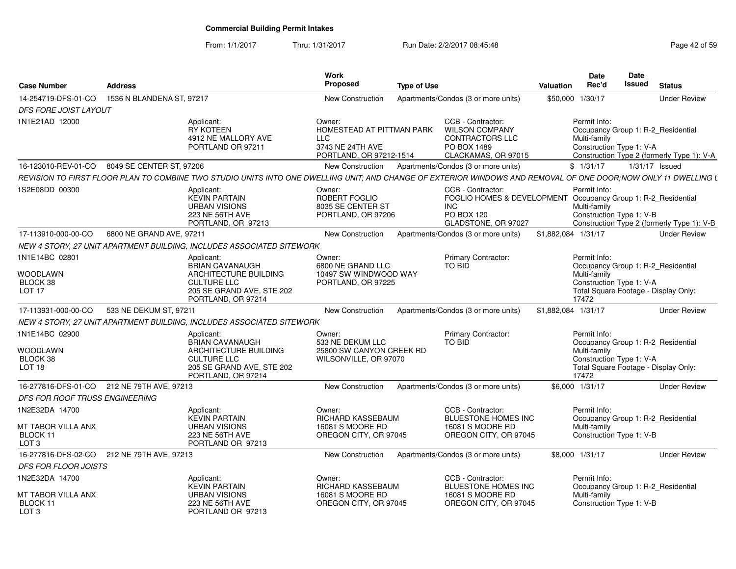**Commercial Building Permit Intakes**

From: 1/1/2017 Thru: 1/31/2017 Run Date: 2/2/2017 08:45:48

| Case Number | Address | Work Proposed | Type of Use | Valuation | Date Rec'd | Date Issued | Status |
|---|---|---|---|---|---|---|---|
| 14-254719-DFS-01-CO | 1536 N BLANDENA ST, 97217 | New Construction | Apartments/Condos (3 or more units) | $50,000 | 1/30/17 | | Under Review |

*DFS FORE JOIST LAYOUT*

1N1E21AD 12000

Applicant: RY KOTEEN, 4912 NE MALLORY AVE, PORTLAND OR 97211

Owner: HOMESTEAD AT PITTMAN PARK LLC, 3743 NE 24TH AVE, PORTLAND, OR 97212-1514

CCB - Contractor: WILSON COMPANY CONTRACTORS LLC, PO BOX 1489, CLACKAMAS, OR 97015

Permit Info: Occupancy Group 1: R-2_Residential Multi-family; Construction Type 1: V-A; Construction Type 2 (formerly Type 1): V-A

| Case Number | Address | Work Proposed | Type of Use | Valuation | Date Rec'd | Date Issued | Status |
|---|---|---|---|---|---|---|---|
| 16-123010-REV-01-CO | 8049 SE CENTER ST, 97206 | New Construction | Apartments/Condos (3 or more units) | $ | 1/31/17 | 1/31/17 | Issued |

*REVISION TO FIRST FLOOR PLAN TO COMBINE TWO STUDIO UNITS INTO ONE DWELLING UNIT; AND CHANGE OF EXTERIOR WINDOWS AND REMOVAL OF ONE DOOR;NOW ONLY 11 DWELLING U*

1S2E08DD 00300

Applicant: KEVIN PARTAIN, URBAN VISIONS, 223 NE 56TH AVE, PORTLAND, OR 97213

Owner: ROBERT FOGLIO, 8035 SE CENTER ST, PORTLAND, OR 97206

CCB - Contractor: FOGLIO HOMES & DEVELOPMENT INC, PO BOX 120, GLADSTONE, OR 97027

Permit Info: Occupancy Group 1: R-2_Residential Multi-family; Construction Type 1: V-B; Construction Type 2 (formerly Type 1): V-B

| Case Number | Address | Work Proposed | Type of Use | Valuation | Date Rec'd | Date Issued | Status |
|---|---|---|---|---|---|---|---|
| 17-113910-000-00-CO | 6800 NE GRAND AVE, 97211 | New Construction | Apartments/Condos (3 or more units) | $1,882,084 | 1/31/17 | | Under Review |

*NEW 4 STORY, 27 UNIT APARTMENT BUILDING, INCLUDES ASSOCIATED SITEWORK*

1N1E14BC 02801, WOODLAWN, BLOCK 38, LOT 17

Applicant: BRIAN CAVANAUGH, ARCHITECTURE BUILDING CULTURE LLC, 205 SE GRAND AVE, STE 202, PORTLAND, OR 97214

Owner: 6800 NE GRAND LLC, 10497 SW WINDWOOD WAY, PORTLAND, OR 97225

Primary Contractor: TO BID

Permit Info: Occupancy Group 1: R-2_Residential Multi-family; Construction Type 1: V-A; Total Square Footage - Display Only: 17472

| Case Number | Address | Work Proposed | Type of Use | Valuation | Date Rec'd | Date Issued | Status |
|---|---|---|---|---|---|---|---|
| 17-113931-000-00-CO | 533 NE DEKUM ST, 97211 | New Construction | Apartments/Condos (3 or more units) | $1,882,084 | 1/31/17 | | Under Review |

*NEW 4 STORY, 27 UNIT APARTMENT BUILDING, INCLUDES ASSOCIATED SITEWORK*

1N1E14BC 02900, WOODLAWN, BLOCK 38, LOT 18

Applicant: BRIAN CAVANAUGH, ARCHITECTURE BUILDING CULTURE LLC, 205 SE GRAND AVE, STE 202, PORTLAND, OR 97214

Owner: 533 NE DEKUM LLC, 25800 SW CANYON CREEK RD, WILSONVILLE, OR 97070

Primary Contractor: TO BID

Permit Info: Occupancy Group 1: R-2_Residential Multi-family; Construction Type 1: V-A; Total Square Footage - Display Only: 17472

| Case Number | Address | Work Proposed | Type of Use | Valuation | Date Rec'd | Date Issued | Status |
|---|---|---|---|---|---|---|---|
| 16-277816-DFS-01-CO | 212 NE 79TH AVE, 97213 | New Construction | Apartments/Condos (3 or more units) | $6,000 | 1/31/17 | | Under Review |

*DFS FOR ROOF TRUSS ENGINEERING*

1N2E32DA 14700, MT TABOR VILLA ANX, BLOCK 11, LOT 3

Applicant: KEVIN PARTAIN, URBAN VISIONS, 223 NE 56TH AVE, PORTLAND OR 97213

Owner: RICHARD KASSEBAUM, 16081 S MOORE RD, OREGON CITY, OR 97045

CCB - Contractor: BLUESTONE HOMES INC, 16081 S MOORE RD, OREGON CITY, OR 97045

Permit Info: Occupancy Group 1: R-2_Residential Multi-family; Construction Type 1: V-B

| Case Number | Address | Work Proposed | Type of Use | Valuation | Date Rec'd | Date Issued | Status |
|---|---|---|---|---|---|---|---|
| 16-277816-DFS-02-CO | 212 NE 79TH AVE, 97213 | New Construction | Apartments/Condos (3 or more units) | $8,000 | 1/31/17 | | Under Review |

*DFS FOR FLOOR JOISTS*

1N2E32DA 14700, MT TABOR VILLA ANX, BLOCK 11, LOT 3

Applicant: KEVIN PARTAIN, URBAN VISIONS, 223 NE 56TH AVE, PORTLAND OR 97213

Owner: RICHARD KASSEBAUM, 16081 S MOORE RD, OREGON CITY, OR 97045

CCB - Contractor: BLUESTONE HOMES INC, 16081 S MOORE RD, OREGON CITY, OR 97045

Permit Info: Occupancy Group 1: R-2_Residential Multi-family; Construction Type 1: V-B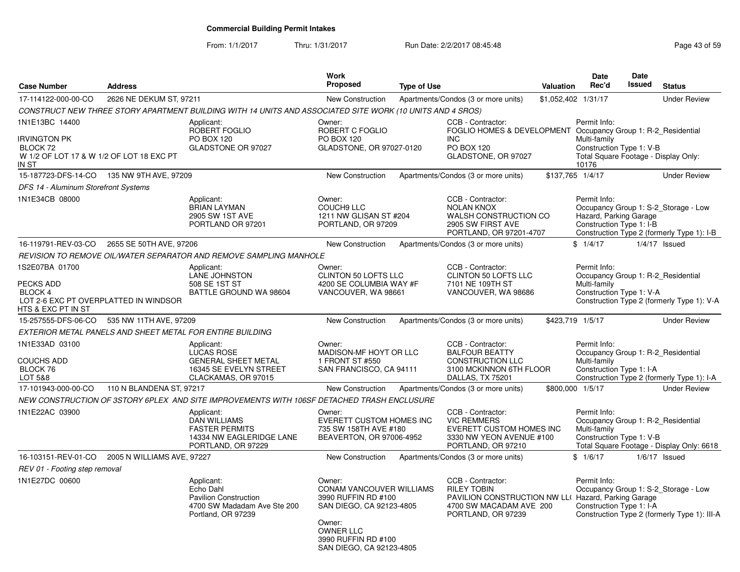# Commercial Building Permit Intakes

From: 1/1/2017 Thru: 1/31/2017 Run Date: 2/2/2017 08:45:48

| Case Number | Address | Work Proposed | Type of Use | Valuation | Date Rec'd | Date Issued | Status |
|---|---|---|---|---|---|---|---|
| 17-114122-000-00-CO | 2626 NE DEKUM ST, 97211 | New Construction | Apartments/Condos (3 or more units) | $1,052,402 | 1/31/17 | | Under Review |

*CONSTRUCT NEW THREE STORY APARTMENT BUILDING WITH 14 UNITS AND ASSOCIATED SITE WORK (10 UNITS AND 4 SROS)*

1N1E13BC 14400
IRVINGTON PK
BLOCK 72
W 1/2 OF LOT 17 & W 1/2 OF LOT 18 EXC PT IN ST

Applicant: ROBERT FOGLIO, PO BOX 120, GLADSTONE OR 97027

Owner: ROBERT C FOGLIO, PO BOX 120, GLADSTONE, OR 97027-0120

CCB - Contractor: FOGLIO HOMES & DEVELOPMENT INC, PO BOX 120, GLADSTONE, OR 97027

Permit Info: Occupancy Group 1: R-2_Residential Multi-family; Construction Type 1: V-B; Total Square Footage - Display Only: 10176

| Case Number | Address | Work Proposed | Type of Use | Valuation | Date Rec'd | Date Issued | Status |
|---|---|---|---|---|---|---|---|
| 15-187723-DFS-14-CO | 135 NW 9TH AVE, 97209 | New Construction | Apartments/Condos (3 or more units) | $137,765 | 1/4/17 | | Under Review |

*DFS 14 - Aluminum Storefront Systems*

1N1E34CB 08000

Applicant: BRIAN LAYMAN, 2905 SW 1ST AVE, PORTLAND OR 97201

Owner: COUCH9 LLC, 1211 NW GLISAN ST #204, PORTLAND, OR 97209

CCB - Contractor: NOLAN KNOX, WALSH CONSTRUCTION CO, 2905 SW FIRST AVE, PORTLAND, OR 97201-4707

Permit Info: Occupancy Group 1: S-2_Storage - Low Hazard, Parking Garage; Construction Type 1: I-B; Construction Type 2 (formerly Type 1): I-B

| Case Number | Address | Work Proposed | Type of Use | Valuation | Date Rec'd | Date Issued | Status |
|---|---|---|---|---|---|---|---|
| 16-119791-REV-03-CO | 2655 SE 50TH AVE, 97206 | New Construction | Apartments/Condos (3 or more units) | $ | 1/4/17 | 1/4/17 | Issued |

*REVISION TO REMOVE OIL/WATER SEPARATOR AND REMOVE SAMPLING MANHOLE*

1S2E07BA 01700
PECKS ADD
BLOCK 4
LOT 2-6 EXC PT OVERPLATTED IN WINDSOR HTS & EXC PT IN ST

Applicant: LANE JOHNSTON, 508 SE 1ST ST, BATTLE GROUND WA 98604

Owner: CLINTON 50 LOFTS LLC, 4200 SE COLUMBIA WAY #F, VANCOUVER, WA 98661

CCB - Contractor: CLINTON 50 LOFTS LLC, 7101 NE 109TH ST, VANCOUVER, WA 98686

Permit Info: Occupancy Group 1: R-2_Residential Multi-family; Construction Type 1: V-A; Construction Type 2 (formerly Type 1): V-A

| Case Number | Address | Work Proposed | Type of Use | Valuation | Date Rec'd | Date Issued | Status |
|---|---|---|---|---|---|---|---|
| 15-257555-DFS-06-CO | 535 NW 11TH AVE, 97209 | New Construction | Apartments/Condos (3 or more units) | $423,719 | 1/5/17 | | Under Review |

*EXTERIOR METAL PANELS AND SHEET METAL FOR ENTIRE BUILDING*

1N1E33AD 03100
COUCHS ADD
BLOCK 76
LOT 5&8

Applicant: LUCAS ROSE, GENERAL SHEET METAL, 16345 SE EVELYN STREET, CLACKAMAS, OR 97015

Owner: MADISON-MF HOYT OR LLC, 1 FRONT ST #550, SAN FRANCISCO, CA 94111

CCB - Contractor: BALFOUR BEATTY CONSTRUCTION LLC, 3100 MCKINNON 6TH FLOOR, DALLAS, TX 75201

Permit Info: Occupancy Group 1: R-2_Residential Multi-family; Construction Type 1: I-A; Construction Type 2 (formerly Type 1): I-A

| Case Number | Address | Work Proposed | Type of Use | Valuation | Date Rec'd | Date Issued | Status |
|---|---|---|---|---|---|---|---|
| 17-101943-000-00-CO | 110 N BLANDENA ST, 97217 | New Construction | Apartments/Condos (3 or more units) | $800,000 | 1/5/17 | | Under Review |

*NEW CONSTRUCTION OF 3STORY 6PLEX AND SITE IMPROVEMENTS WITH 106SF DETACHED TRASH ENCLUSURE*

1N1E22AC 03900

Applicant: DAN WILLIAMS, FASTER PERMITS, 14334 NW EAGLERIDGE LANE, PORTLAND, OR 97229

Owner: EVERETT CUSTOM HOMES INC, 735 SW 158TH AVE #180, BEAVERTON, OR 97006-4952

CCB - Contractor: VIC REMMERS, EVERETT CUSTOM HOMES INC, 3330 NW YEON AVENUE #100, PORTLAND, OR 97210

Permit Info: Occupancy Group 1: R-2_Residential Multi-family; Construction Type 1: V-B; Total Square Footage - Display Only: 6618

| Case Number | Address | Work Proposed | Type of Use | Valuation | Date Rec'd | Date Issued | Status |
|---|---|---|---|---|---|---|---|
| 16-103151-REV-01-CO | 2005 N WILLIAMS AVE, 97227 | New Construction | Apartments/Condos (3 or more units) | $ | 1/6/17 | 1/6/17 | Issued |

*REV 01 - Footing step removal*

1N1E27DC 00600

Applicant: Echo Dahl, Pavilion Construction, 4700 SW Madadam Ave Ste 200, Portland, OR 97239

Owner: CONAM VANCOUVER WILLIAMS, 3990 RUFFIN RD #100, SAN DIEGO, CA 92123-4805

Owner: OWNER LLC, 3990 RUFFIN RD #100, SAN DIEGO, CA 92123-4805

CCB - Contractor: RILEY TOBIN, PAVILION CONSTRUCTION NW LL(, 4700 SW MACADAM AVE 200, PORTLAND, OR 97239

Permit Info: Occupancy Group 1: S-2_Storage - Low Hazard, Parking Garage; Construction Type 1: I-A; Construction Type 2 (formerly Type 1): III-A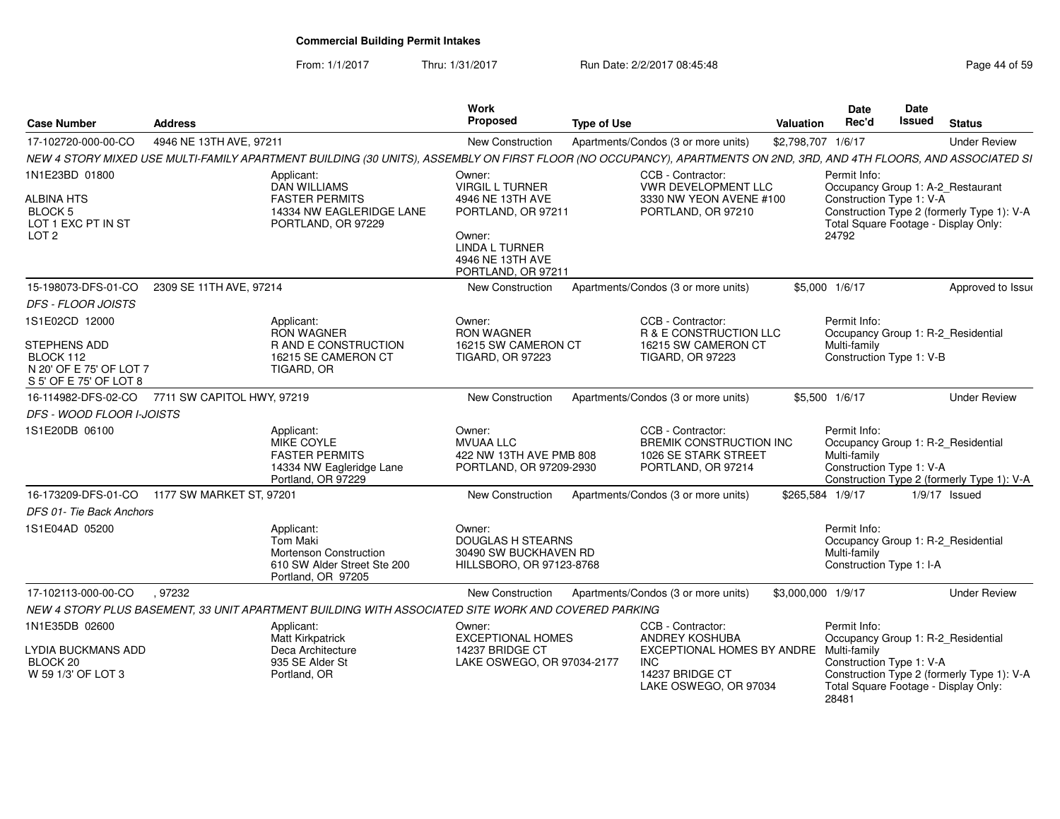**Commercial Building Permit Intakes**

From: 1/1/2017 Thru: 1/31/2017 Run Date: 2/2/2017 08:45:48

| Case Number | Address | Work Proposed | Type of Use | Valuation | Date Rec'd | Date Issued | Status |
|---|---|---|---|---|---|---|---|
| 17-102720-000-00-CO | 4946 NE 13TH AVE, 97211 | New Construction | Apartments/Condos (3 or more units) | $2,798,707 | 1/6/17 | | Under Review |

NEW 4 STORY MIXED USE MULTI-FAMILY APARTMENT BUILDING (30 UNITS), ASSEMBLY ON FIRST FLOOR (NO OCCUPANCY), APARTMENTS ON 2ND, 3RD, AND 4TH FLOORS, AND ASSOCIATED SI

1N1E23BD 01800
ALBINA HTS
BLOCK 5
LOT 1 EXC PT IN ST
LOT 2

Applicant: DAN WILLIAMS, FASTER PERMITS, 14334 NW EAGLERIDGE LANE, PORTLAND, OR 97229

Owner: VIRGIL L TURNER, 4946 NE 13TH AVE, PORTLAND, OR 97211
Owner: LINDA L TURNER, 4946 NE 13TH AVE, PORTLAND, OR 97211

CCB - Contractor: VWR DEVELOPMENT LLC, 3330 NW YEON AVENE #100, PORTLAND, OR 97210

Permit Info: Occupancy Group 1: A-2_Restaurant; Construction Type 1: V-A; Construction Type 2 (formerly Type 1): V-A; Total Square Footage - Display Only: 24792

| Case Number | Address | Work Proposed | Type of Use | Valuation | Date Rec'd | Date Issued | Status |
|---|---|---|---|---|---|---|---|
| 15-198073-DFS-01-CO | 2309 SE 11TH AVE, 97214 | New Construction | Apartments/Condos (3 or more units) | $5,000 | 1/6/17 | | Approved to Issue |

*DFS - FLOOR JOISTS*

1S1E02CD 12000
STEPHENS ADD
BLOCK 112
N 20' OF E 75' OF LOT 7
S 5' OF E 75' OF LOT 8

Applicant: RON WAGNER, R AND E CONSTRUCTION, 16215 SE CAMERON CT, TIGARD, OR

Owner: RON WAGNER, 16215 SW CAMERON CT, TIGARD, OR 97223

CCB - Contractor: R & E CONSTRUCTION LLC, 16215 SW CAMERON CT, TIGARD, OR 97223

Permit Info: Occupancy Group 1: R-2_Residential Multi-family; Construction Type 1: V-B

| Case Number | Address | Work Proposed | Type of Use | Valuation | Date Rec'd | Date Issued | Status |
|---|---|---|---|---|---|---|---|
| 16-114982-DFS-02-CO | 7711 SW CAPITOL HWY, 97219 | New Construction | Apartments/Condos (3 or more units) | $5,500 | 1/6/17 | | Under Review |

*DFS - WOOD FLOOR I-JOISTS*

1S1E20DB 06100

Applicant: MIKE COYLE, FASTER PERMITS, 14334 NW Eagleridge Lane, Portland, OR 97229

Owner: MVUAA LLC, 422 NW 13TH AVE PMB 808, PORTLAND, OR 97209-2930

CCB - Contractor: BREMIK CONSTRUCTION INC, 1026 SE STARK STREET, PORTLAND, OR 97214

Permit Info: Occupancy Group 1: R-2_Residential Multi-family; Construction Type 1: V-A; Construction Type 2 (formerly Type 1): V-A

| Case Number | Address | Work Proposed | Type of Use | Valuation | Date Rec'd | Date Issued | Status |
|---|---|---|---|---|---|---|---|
| 16-173209-DFS-01-CO | 1177 SW MARKET ST, 97201 | New Construction | Apartments/Condos (3 or more units) | $265,584 | 1/9/17 | 1/9/17 | Issued |

*DFS 01- Tie Back Anchors*

1S1E04AD 05200

Applicant: Tom Maki, Mortenson Construction, 610 SW Alder Street Ste 200, Portland, OR 97205

Owner: DOUGLAS H STEARNS, 30490 SW BUCKHAVEN RD, HILLSBORO, OR 97123-8768

Permit Info: Occupancy Group 1: R-2_Residential Multi-family; Construction Type 1: I-A

| Case Number | Address | Work Proposed | Type of Use | Valuation | Date Rec'd | Date Issued | Status |
|---|---|---|---|---|---|---|---|
| 17-102113-000-00-CO | , 97232 | New Construction | Apartments/Condos (3 or more units) | $3,000,000 | 1/9/17 | | Under Review |

NEW 4 STORY PLUS BASEMENT, 33 UNIT APARTMENT BUILDING WITH ASSOCIATED SITE WORK AND COVERED PARKING

1N1E35DB 02600
LYDIA BUCKMANS ADD
BLOCK 20
W 59 1/3' OF LOT 3

Applicant: Matt Kirkpatrick, Deca Architecture, 935 SE Alder St, Portland, OR

Owner: EXCEPTIONAL HOMES, 14237 BRIDGE CT, LAKE OSWEGO, OR 97034-2177

CCB - Contractor: ANDREY KOSHUBA, EXCEPTIONAL HOMES BY ANDRE INC, 14237 BRIDGE CT, LAKE OSWEGO, OR 97034

Permit Info: Occupancy Group 1: R-2_Residential Multi-family; Construction Type 1: V-A; Construction Type 2 (formerly Type 1): V-A; Total Square Footage - Display Only: 28481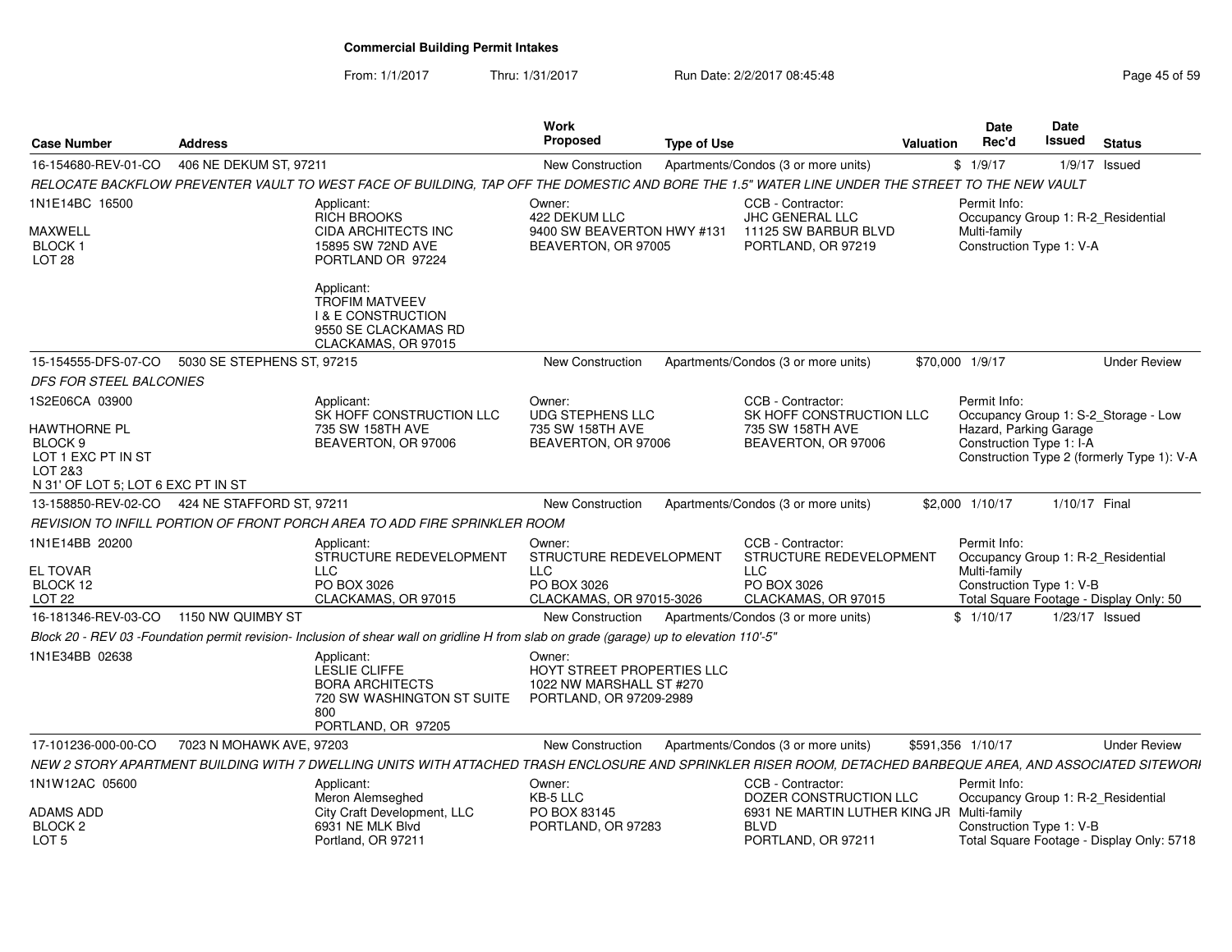## Commercial Building Permit Intakes

From: 1/1/2017 Thru: 1/31/2017 Run Date: 2/2/2017 08:45:48

| Case Number | Address | Work Proposed | Type of Use | Valuation | Date Rec'd | Date Issued | Status |
|---|---|---|---|---|---|---|---|
| 16-154680-REV-01-CO | 406 NE DEKUM ST, 97211 | New Construction | Apartments/Condos (3 or more units) | $ | 1/9/17 | 1/9/17 | Issued |

*RELOCATE BACKFLOW PREVENTER VAULT TO WEST FACE OF BUILDING, TAP OFF THE DOMESTIC AND BORE THE 1.5" WATER LINE UNDER THE STREET TO THE NEW VAULT*

1N1E14BC 16500
MAXWELL
BLOCK 1
LOT 28

Applicant:
RICH BROOKS
CIDA ARCHITECTS INC
15895 SW 72ND AVE
PORTLAND OR 97224

Applicant:
TROFIM MATVEEV
I & E CONSTRUCTION
9550 SE CLACKAMAS RD
CLACKAMAS, OR 97015

Owner:
422 DEKUM LLC
9400 SW BEAVERTON HWY #131
BEAVERTON, OR 97005

CCB - Contractor:
JHC GENERAL LLC
11125 SW BARBUR BLVD
PORTLAND, OR 97219

Permit Info:
Occupancy Group 1: R-2_Residential Multi-family
Construction Type 1: V-A

---

| Case Number | Address | Work Proposed | Type of Use | Valuation | Date Rec'd | Date Issued | Status |
|---|---|---|---|---|---|---|---|
| 15-154555-DFS-07-CO | 5030 SE STEPHENS ST, 97215 | New Construction | Apartments/Condos (3 or more units) | $70,000 | 1/9/17 | | Under Review |

*DFS FOR STEEL BALCONIES*

1S2E06CA 03900
HAWTHORNE PL
BLOCK 9
LOT 1 EXC PT IN ST
LOT 2&3
N 31' OF LOT 5; LOT 6 EXC PT IN ST

Applicant:
SK HOFF CONSTRUCTION LLC
735 SW 158TH AVE
BEAVERTON, OR 97006

Owner:
UDG STEPHENS LLC
735 SW 158TH AVE
BEAVERTON, OR 97006

CCB - Contractor:
SK HOFF CONSTRUCTION LLC
735 SW 158TH AVE
BEAVERTON, OR 97006

Permit Info:
Occupancy Group 1: S-2_Storage - Low Hazard, Parking Garage
Construction Type 1: I-A
Construction Type 2 (formerly Type 1): V-A

---

| Case Number | Address | Work Proposed | Type of Use | Valuation | Date Rec'd | Date Issued | Status |
|---|---|---|---|---|---|---|---|
| 13-158850-REV-02-CO | 424 NE STAFFORD ST, 97211 | New Construction | Apartments/Condos (3 or more units) | $2,000 | 1/10/17 | 1/10/17 | Final |

*REVISION TO INFILL PORTION OF FRONT PORCH AREA TO ADD FIRE SPRINKLER ROOM*

1N1E14BB 20200
EL TOVAR
BLOCK 12
LOT 22

Applicant:
STRUCTURE REDEVELOPMENT LLC
PO BOX 3026
CLACKAMAS, OR 97015

Owner:
STRUCTURE REDEVELOPMENT LLC
PO BOX 3026
CLACKAMAS, OR 97015-3026

CCB - Contractor:
STRUCTURE REDEVELOPMENT LLC
PO BOX 3026
CLACKAMAS, OR 97015

Permit Info:
Occupancy Group 1: R-2_Residential Multi-family
Construction Type 1: V-B
Total Square Footage - Display Only: 50

---

| Case Number | Address | Work Proposed | Type of Use | Valuation | Date Rec'd | Date Issued | Status |
|---|---|---|---|---|---|---|---|
| 16-181346-REV-03-CO | 1150 NW QUIMBY ST | New Construction | Apartments/Condos (3 or more units) | $ | 1/10/17 | 1/23/17 | Issued |

*Block 20 - REV 03 -Foundation permit revision- Inclusion of shear wall on gridline H from slab on grade (garage) up to elevation 110'-5"*

1N1E34BB 02638

Applicant:
LESLIE CLIFFE
BORA ARCHITECTS
720 SW WASHINGTON ST SUITE 800
PORTLAND, OR 97205

Owner:
HOYT STREET PROPERTIES LLC
1022 NW MARSHALL ST #270
PORTLAND, OR 97209-2989

---

| Case Number | Address | Work Proposed | Type of Use | Valuation | Date Rec'd | Date Issued | Status |
|---|---|---|---|---|---|---|---|
| 17-101236-000-00-CO | 7023 N MOHAWK AVE, 97203 | New Construction | Apartments/Condos (3 or more units) | $591,356 | 1/10/17 | | Under Review |

*NEW 2 STORY APARTMENT BUILDING WITH 7 DWELLING UNITS WITH ATTACHED TRASH ENCLOSURE AND SPRINKLER RISER ROOM, DETACHED BARBEQUE AREA, AND ASSOCIATED SITEWORI*

1N1W12AC 05600
ADAMS ADD
BLOCK 2
LOT 5

Applicant:
Meron Alemseghed
City Craft Development, LLC
6931 NE MLK Blvd
Portland, OR 97211

Owner:
KB-5 LLC
PO BOX 83145
PORTLAND, OR 97283

CCB - Contractor:
DOZER CONSTRUCTION LLC
6931 NE MARTIN LUTHER KING JR BLVD
PORTLAND, OR 97211

Permit Info:
Occupancy Group 1: R-2_Residential Multi-family
Construction Type 1: V-B
Total Square Footage - Display Only: 5718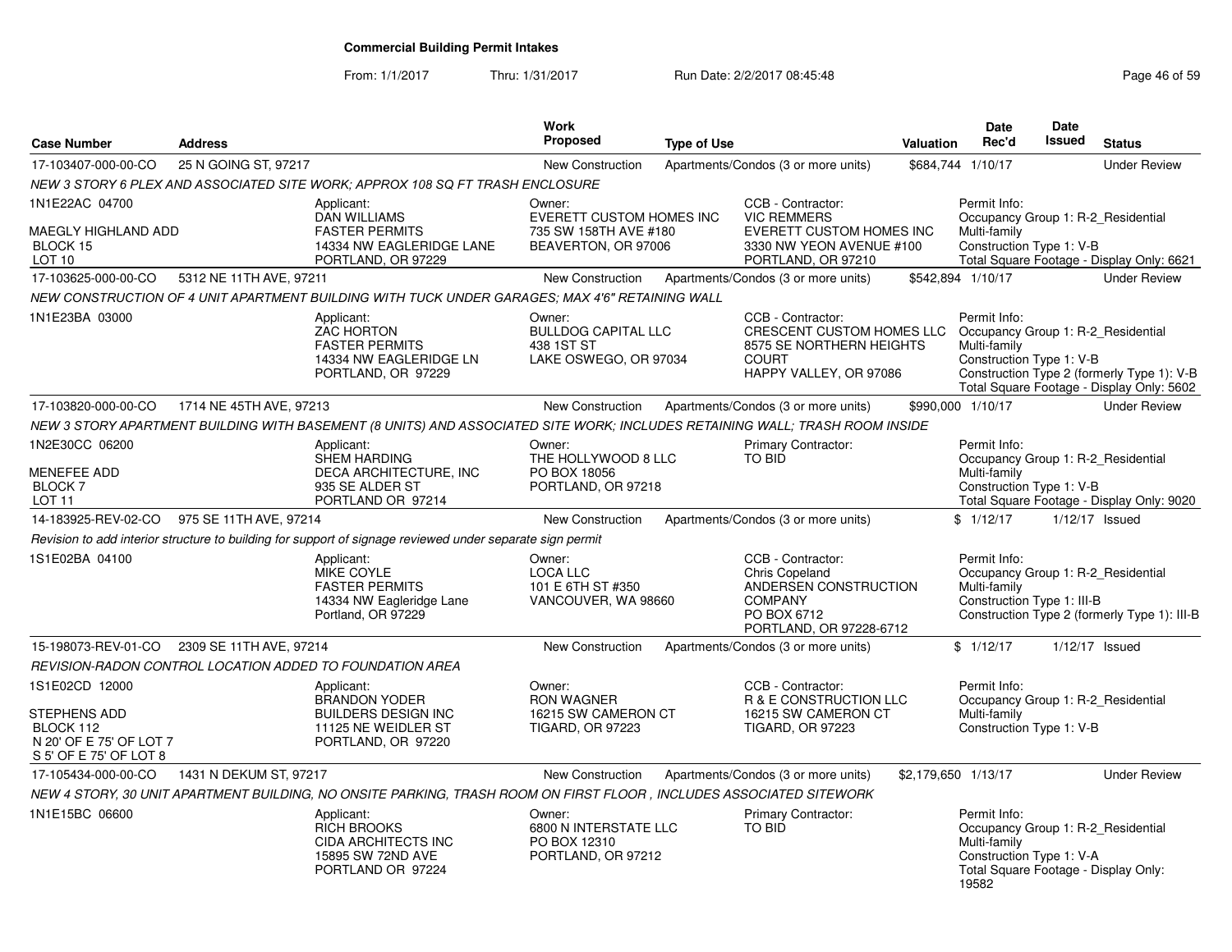# Commercial Building Permit Intakes

From: 1/1/2017 Thru: 1/31/2017 Run Date: 2/2/2017 08:45:48

| Case Number | Address | Work Proposed | Type of Use | Valuation | Date Rec'd | Date Issued | Status |
|---|---|---|---|---|---|---|---|
| 17-103407-000-00-CO | 25 N GOING ST, 97217 | New Construction | Apartments/Condos (3 or more units) | $684,744 | 1/10/17 | | Under Review |

*NEW 3 STORY 6 PLEX AND ASSOCIATED SITE WORK; APPROX 108 SQ FT TRASH ENCLOSURE*

1N1E22AC 04700
MAEGLY HIGHLAND ADD
BLOCK 15
LOT 10

Applicant: DAN WILLIAMS, FASTER PERMITS, 14334 NW EAGLERIDGE LANE, PORTLAND, OR 97229

Owner: EVERETT CUSTOM HOMES INC, 735 SW 158TH AVE #180, BEAVERTON, OR 97006

CCB - Contractor: VIC REMMERS, EVERETT CUSTOM HOMES INC, 3330 NW YEON AVENUE #100, PORTLAND, OR 97210

Permit Info: Occupancy Group 1: R-2_Residential Multi-family; Construction Type 1: V-B; Total Square Footage - Display Only: 6621

| Case Number | Address | Work Proposed | Type of Use | Valuation | Date Rec'd | Date Issued | Status |
|---|---|---|---|---|---|---|---|
| 17-103625-000-00-CO | 5312 NE 11TH AVE, 97211 | New Construction | Apartments/Condos (3 or more units) | $542,894 | 1/10/17 | | Under Review |

*NEW CONSTRUCTION OF 4 UNIT APARTMENT BUILDING WITH TUCK UNDER GARAGES; MAX 4'6" RETAINING WALL*

1N1E23BA 03000

Applicant: ZAC HORTON, FASTER PERMITS, 14334 NW EAGLERIDGE LN, PORTLAND, OR 97229

Owner: BULLDOG CAPITAL LLC, 438 1ST ST, LAKE OSWEGO, OR 97034

CCB - Contractor: CRESCENT CUSTOM HOMES LLC, 8575 SE NORTHERN HEIGHTS COURT, HAPPY VALLEY, OR 97086

Permit Info: Occupancy Group 1: R-2_Residential Multi-family; Construction Type 1: V-B; Construction Type 2 (formerly Type 1): V-B; Total Square Footage - Display Only: 5602

| Case Number | Address | Work Proposed | Type of Use | Valuation | Date Rec'd | Date Issued | Status |
|---|---|---|---|---|---|---|---|
| 17-103820-000-00-CO | 1714 NE 45TH AVE, 97213 | New Construction | Apartments/Condos (3 or more units) | $990,000 | 1/10/17 | | Under Review |

*NEW 3 STORY APARTMENT BUILDING WITH BASEMENT (8 UNITS) AND ASSOCIATED SITE WORK; INCLUDES RETAINING WALL; TRASH ROOM INSIDE*

1N2E30CC 06200
MENEFEE ADD
BLOCK 7
LOT 11

Applicant: SHEM HARDING, DECA ARCHITECTURE, INC, 935 SE ALDER ST, PORTLAND OR 97214

Owner: THE HOLLYWOOD 8 LLC, PO BOX 18056, PORTLAND, OR 97218

Primary Contractor: TO BID

Permit Info: Occupancy Group 1: R-2_Residential Multi-family; Construction Type 1: V-B; Total Square Footage - Display Only: 9020

| Case Number | Address | Work Proposed | Type of Use | Valuation | Date Rec'd | Date Issued | Status |
|---|---|---|---|---|---|---|---|
| 14-183925-REV-02-CO | 975 SE 11TH AVE, 97214 | New Construction | Apartments/Condos (3 or more units) | $ | 1/12/17 | 1/12/17 | Issued |

*Revision to add interior structure to building for support of signage reviewed under separate sign permit*

1S1E02BA 04100

Applicant: MIKE COYLE, FASTER PERMITS, 14334 NW Eagleridge Lane, Portland, OR 97229

Owner: LOCA LLC, 101 E 6TH ST #350, VANCOUVER, WA 98660

CCB - Contractor: Chris Copeland, ANDERSEN CONSTRUCTION COMPANY, PO BOX 6712, PORTLAND, OR 97228-6712

Permit Info: Occupancy Group 1: R-2_Residential Multi-family; Construction Type 1: III-B; Construction Type 2 (formerly Type 1): III-B

| Case Number | Address | Work Proposed | Type of Use | Valuation | Date Rec'd | Date Issued | Status |
|---|---|---|---|---|---|---|---|
| 15-198073-REV-01-CO | 2309 SE 11TH AVE, 97214 | New Construction | Apartments/Condos (3 or more units) | $ | 1/12/17 | 1/12/17 | Issued |

*REVISION-RADON CONTROL LOCATION ADDED TO FOUNDATION AREA*

1S1E02CD 12000
STEPHENS ADD
BLOCK 112
N 20' OF E 75' OF LOT 7
S 5' OF E 75' OF LOT 8

Applicant: BRANDON YODER, BUILDERS DESIGN INC, 11125 NE WEIDLER ST, PORTLAND, OR 97220

Owner: RON WAGNER, 16215 SW CAMERON CT, TIGARD, OR 97223

CCB - Contractor: R & E CONSTRUCTION LLC, 16215 SW CAMERON CT, TIGARD, OR 97223

Permit Info: Occupancy Group 1: R-2_Residential Multi-family; Construction Type 1: V-B

| Case Number | Address | Work Proposed | Type of Use | Valuation | Date Rec'd | Date Issued | Status |
|---|---|---|---|---|---|---|---|
| 17-105434-000-00-CO | 1431 N DEKUM ST, 97217 | New Construction | Apartments/Condos (3 or more units) | $2,179,650 | 1/13/17 | | Under Review |

*NEW 4 STORY, 30 UNIT APARTMENT BUILDING, NO ONSITE PARKING, TRASH ROOM ON FIRST FLOOR , INCLUDES ASSOCIATED SITEWORK*

1N1E15BC 06600

Applicant: RICH BROOKS, CIDA ARCHITECTS INC, 15895 SW 72ND AVE, PORTLAND OR 97224

Owner: 6800 N INTERSTATE LLC, PO BOX 12310, PORTLAND, OR 97212

Primary Contractor: TO BID

Permit Info: Occupancy Group 1: R-2_Residential Multi-family; Construction Type 1: V-A; Total Square Footage - Display Only: 19582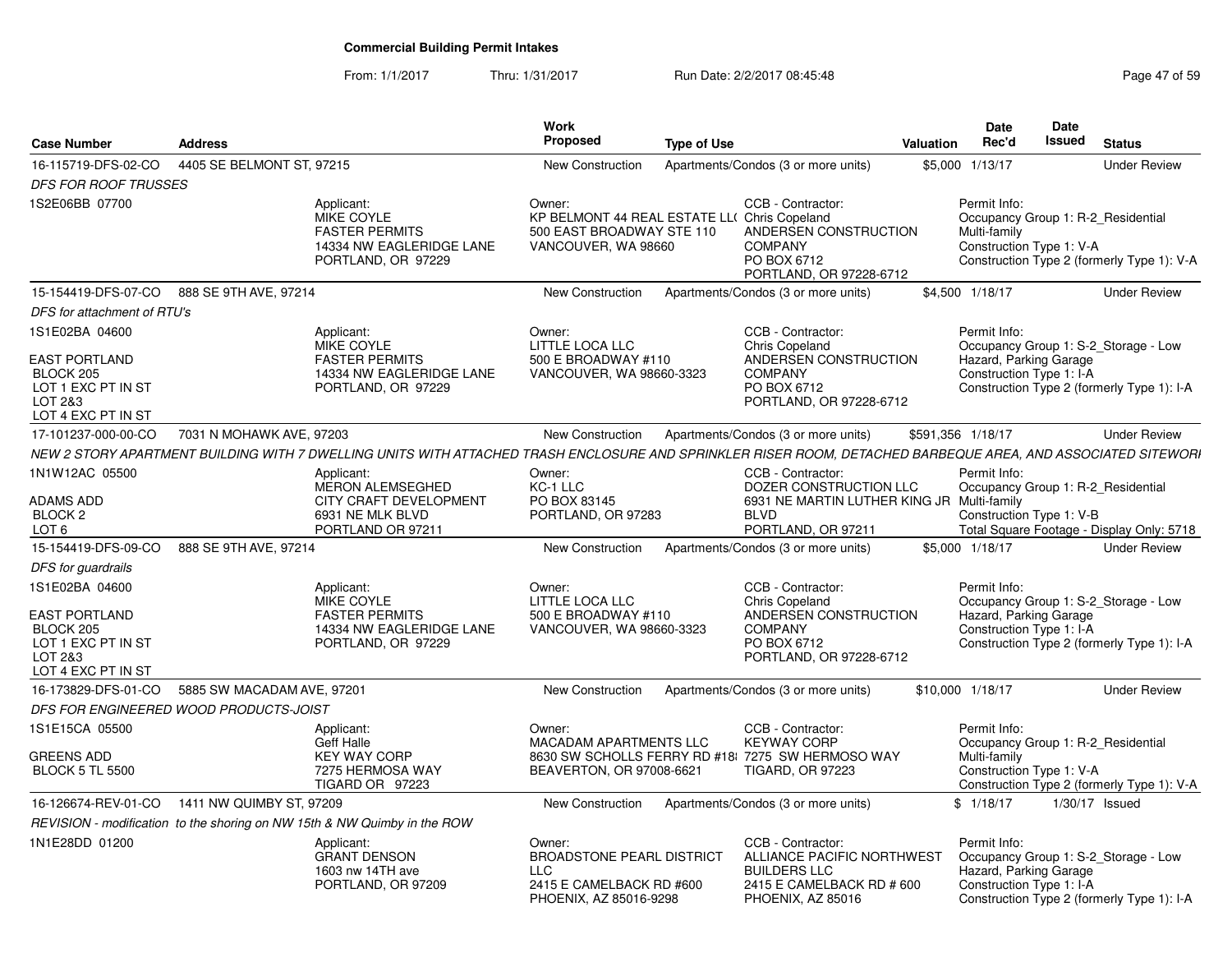**Commercial Building Permit Intakes**

From: 1/1/2017 Thru: 1/31/2017 Run Date: 2/2/2017 08:45:48

| Case Number | Address | Work Proposed | Type of Use | Valuation | Date Rec'd | Date Issued | Status |
|---|---|---|---|---|---|---|---|
| 16-115719-DFS-02-CO | 4405 SE BELMONT ST, 97215 | New Construction | Apartments/Condos (3 or more units) | $5,000 | 1/13/17 | | Under Review |

*DFS FOR ROOF TRUSSES*

1S2E06BB 07700

Applicant: MIKE COYLE, FASTER PERMITS, 14334 NW EAGLERIDGE LANE, PORTLAND, OR 97229

Owner: KP BELMONT 44 REAL ESTATE LL( 500 EAST BROADWAY STE 110, VANCOUVER, WA 98660

CCB - Contractor: Chris Copeland, ANDERSEN CONSTRUCTION COMPANY, PO BOX 6712, PORTLAND, OR 97228-6712

Permit Info: Occupancy Group 1: R-2_Residential Multi-family; Construction Type 1: V-A; Construction Type 2 (formerly Type 1): V-A

| Case Number | Address | Work Proposed | Type of Use | Valuation | Date Rec'd | Date Issued | Status |
|---|---|---|---|---|---|---|---|
| 15-154419-DFS-07-CO | 888 SE 9TH AVE, 97214 | New Construction | Apartments/Condos (3 or more units) | $4,500 | 1/18/17 | | Under Review |

*DFS for attachment of RTU's*

1S1E02BA 04600

EAST PORTLAND
BLOCK 205
LOT 1 EXC PT IN ST
LOT 2&3
LOT 4 EXC PT IN ST

Applicant: MIKE COYLE, FASTER PERMITS, 14334 NW EAGLERIDGE LANE, PORTLAND, OR 97229

Owner: LITTLE LOCA LLC, 500 E BROADWAY #110, VANCOUVER, WA 98660-3323

CCB - Contractor: Chris Copeland, ANDERSEN CONSTRUCTION COMPANY, PO BOX 6712, PORTLAND, OR 97228-6712

Permit Info: Occupancy Group 1: S-2_Storage - Low Hazard, Parking Garage; Construction Type 1: I-A; Construction Type 2 (formerly Type 1): I-A

| Case Number | Address | Work Proposed | Type of Use | Valuation | Date Rec'd | Date Issued | Status |
|---|---|---|---|---|---|---|---|
| 17-101237-000-00-CO | 7031 N MOHAWK AVE, 97203 | New Construction | Apartments/Condos (3 or more units) | $591,356 | 1/18/17 | | Under Review |

*NEW 2 STORY APARTMENT BUILDING WITH 7 DWELLING UNITS WITH ATTACHED TRASH ENCLOSURE AND SPRINKLER RISER ROOM, DETACHED BARBEQUE AREA, AND ASSOCIATED SITEWORI*

1N1W12AC 05500

ADAMS ADD
BLOCK 2
LOT 6

Applicant: MERON ALEMSEGHED, CITY CRAFT DEVELOPMENT, 6931 NE MLK BLVD, PORTLAND OR 97211

Owner: KC-1 LLC, PO BOX 83145, PORTLAND, OR 97283

CCB - Contractor: DOZER CONSTRUCTION LLC, 6931 NE MARTIN LUTHER KING JR BLVD, PORTLAND, OR 97211

Permit Info: Occupancy Group 1: R-2_Residential Multi-family; Construction Type 1: V-B; Total Square Footage - Display Only: 5718

| Case Number | Address | Work Proposed | Type of Use | Valuation | Date Rec'd | Date Issued | Status |
|---|---|---|---|---|---|---|---|
| 15-154419-DFS-09-CO | 888 SE 9TH AVE, 97214 | New Construction | Apartments/Condos (3 or more units) | $5,000 | 1/18/17 | | Under Review |

*DFS for guardrails*

1S1E02BA 04600

EAST PORTLAND
BLOCK 205
LOT 1 EXC PT IN ST
LOT 2&3
LOT 4 EXC PT IN ST

Applicant: MIKE COYLE, FASTER PERMITS, 14334 NW EAGLERIDGE LANE, PORTLAND, OR 97229

Owner: LITTLE LOCA LLC, 500 E BROADWAY #110, VANCOUVER, WA 98660-3323

CCB - Contractor: Chris Copeland, ANDERSEN CONSTRUCTION COMPANY, PO BOX 6712, PORTLAND, OR 97228-6712

Permit Info: Occupancy Group 1: S-2_Storage - Low Hazard, Parking Garage; Construction Type 1: I-A; Construction Type 2 (formerly Type 1): I-A

| Case Number | Address | Work Proposed | Type of Use | Valuation | Date Rec'd | Date Issued | Status |
|---|---|---|---|---|---|---|---|
| 16-173829-DFS-01-CO | 5885 SW MACADAM AVE, 97201 | New Construction | Apartments/Condos (3 or more units) | $10,000 | 1/18/17 | | Under Review |

*DFS FOR ENGINEERED WOOD PRODUCTS-JOIST*

1S1E15CA 05500

GREENS ADD
BLOCK 5 TL 5500

Applicant: Geff Halle, KEY WAY CORP, 7275 HERMOSA WAY, TIGARD OR 97223

Owner: MACADAM APARTMENTS LLC, 8630 SW SCHOLLS FERRY RD #18, BEAVERTON, OR 97008-6621

CCB - Contractor: KEYWAY CORP, 7275 SW HERMOSO WAY, TIGARD, OR 97223

Permit Info: Occupancy Group 1: R-2_Residential Multi-family; Construction Type 1: V-A; Construction Type 2 (formerly Type 1): V-A

| Case Number | Address | Work Proposed | Type of Use | Valuation | Date Rec'd | Date Issued | Status |
|---|---|---|---|---|---|---|---|
| 16-126674-REV-01-CO | 1411 NW QUIMBY ST, 97209 | New Construction | Apartments/Condos (3 or more units) | $ | 1/18/17 | 1/30/17 | Issued |

*REVISION - modification to the shoring on NW 15th & NW Quimby in the ROW*

1N1E28DD 01200

Applicant: GRANT DENSON, 1603 nw 14TH ave, PORTLAND, OR 97209

Owner: BROADSTONE PEARL DISTRICT LLC, 2415 E CAMELBACK RD #600, PHOENIX, AZ 85016-9298

CCB - Contractor: ALLIANCE PACIFIC NORTHWEST BUILDERS LLC, 2415 E CAMELBACK RD # 600, PHOENIX, AZ 85016

Permit Info: Occupancy Group 1: S-2_Storage - Low Hazard, Parking Garage; Construction Type 1: I-A; Construction Type 2 (formerly Type 1): I-A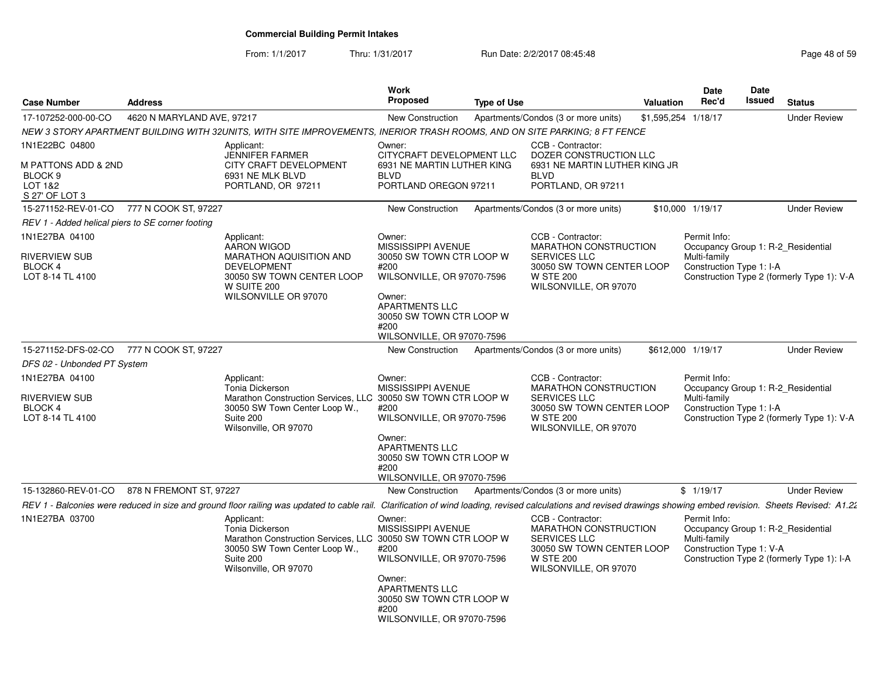**Commercial Building Permit Intakes**

From: 1/1/2017 Thru: 1/31/2017 Run Date: 2/2/2017 08:45:48

| Case Number | Address | Work Proposed | Type of Use | Valuation | Date Rec'd | Date Issued | Status |
|---|---|---|---|---|---|---|---|
| 17-107252-000-00-CO | 4620 N MARYLAND AVE, 97217 | New Construction | Apartments/Condos (3 or more units) | $1,595,254 | 1/18/17 | | Under Review |

*NEW 3 STORY APARTMENT BUILDING WITH 32UNITS, WITH SITE IMPROVEMENTS, INERIOR TRASH ROOMS, AND ON SITE PARKING; 8 FT FENCE*

1N1E22BC 04800

M PATTONS ADD & 2ND
BLOCK 9
LOT 1&2
S 27' OF LOT 3

Applicant:
JENNIFER FARMER
CITY CRAFT DEVELOPMENT
6931 NE MLK BLVD
PORTLAND, OR 97211

Owner:
CITYCRAFT DEVELOPMENT LLC
6931 NE MARTIN LUTHER KING BLVD
PORTLAND OREGON 97211

CCB - Contractor:
DOZER CONSTRUCTION LLC
6931 NE MARTIN LUTHER KING JR BLVD
PORTLAND, OR 97211

---

| Case Number | Address | Work Proposed | Type of Use | Valuation | Date Rec'd | Date Issued | Status |
|---|---|---|---|---|---|---|---|
| 15-271152-REV-01-CO | 777 N COOK ST, 97227 | New Construction | Apartments/Condos (3 or more units) | $10,000 | 1/19/17 | | Under Review |

*REV 1 - Added helical piers to SE corner footing*

1N1E27BA 04100

RIVERVIEW SUB
BLOCK 4
LOT 8-14 TL 4100

Applicant:
AARON WIGOD
MARATHON AQUISITION AND DEVELOPMENT
30050 SW TOWN CENTER LOOP W SUITE 200
WILSONVILLE OR 97070

Owner:
MISSISSIPPI AVENUE
30050 SW TOWN CTR LOOP W #200
WILSONVILLE, OR 97070-7596

Owner:
APARTMENTS LLC
30050 SW TOWN CTR LOOP W #200
WILSONVILLE, OR 97070-7596

CCB - Contractor:
MARATHON CONSTRUCTION SERVICES LLC
30050 SW TOWN CENTER LOOP W STE 200
WILSONVILLE, OR 97070

Permit Info:
Occupancy Group 1: R-2_Residential Multi-family
Construction Type 1: I-A
Construction Type 2 (formerly Type 1): V-A

---

| Case Number | Address | Work Proposed | Type of Use | Valuation | Date Rec'd | Date Issued | Status |
|---|---|---|---|---|---|---|---|
| 15-271152-DFS-02-CO | 777 N COOK ST, 97227 | New Construction | Apartments/Condos (3 or more units) | $612,000 | 1/19/17 | | Under Review |

*DFS 02 - Unbonded PT System*

1N1E27BA 04100

RIVERVIEW SUB
BLOCK 4
LOT 8-14 TL 4100

Applicant:
Tonia Dickerson
Marathon Construction Services, LLC
30050 SW Town Center Loop W., Suite 200
Wilsonville, OR 97070

Owner:
MISSISSIPPI AVENUE
30050 SW TOWN CTR LOOP W #200
WILSONVILLE, OR 97070-7596

Owner:
APARTMENTS LLC
30050 SW TOWN CTR LOOP W #200
WILSONVILLE, OR 97070-7596

CCB - Contractor:
MARATHON CONSTRUCTION SERVICES LLC
30050 SW TOWN CENTER LOOP W STE 200
WILSONVILLE, OR 97070

Permit Info:
Occupancy Group 1: R-2_Residential Multi-family
Construction Type 1: I-A
Construction Type 2 (formerly Type 1): V-A

---

| Case Number | Address | Work Proposed | Type of Use | Valuation | Date Rec'd | Date Issued | Status |
|---|---|---|---|---|---|---|---|
| 15-132860-REV-01-CO | 878 N FREMONT ST, 97227 | New Construction | Apartments/Condos (3 or more units) | $ | 1/19/17 | | Under Review |

*REV 1 - Balconies were reduced in size and ground floor railing was updated to cable rail. Clarification of wind loading, revised calculations and revised drawings showing embed revision. Sheets Revised: A1.22*

1N1E27BA 03700

Applicant:
Tonia Dickerson
Marathon Construction Services, LLC
30050 SW Town Center Loop W., Suite 200
Wilsonville, OR 97070

Owner:
MISSISSIPPI AVENUE
30050 SW TOWN CTR LOOP W #200
WILSONVILLE, OR 97070-7596

Owner:
APARTMENTS LLC
30050 SW TOWN CTR LOOP W #200
WILSONVILLE, OR 97070-7596

CCB - Contractor:
MARATHON CONSTRUCTION SERVICES LLC
30050 SW TOWN CENTER LOOP W STE 200
WILSONVILLE, OR 97070

Permit Info:
Occupancy Group 1: R-2_Residential Multi-family
Construction Type 1: V-A
Construction Type 2 (formerly Type 1): I-A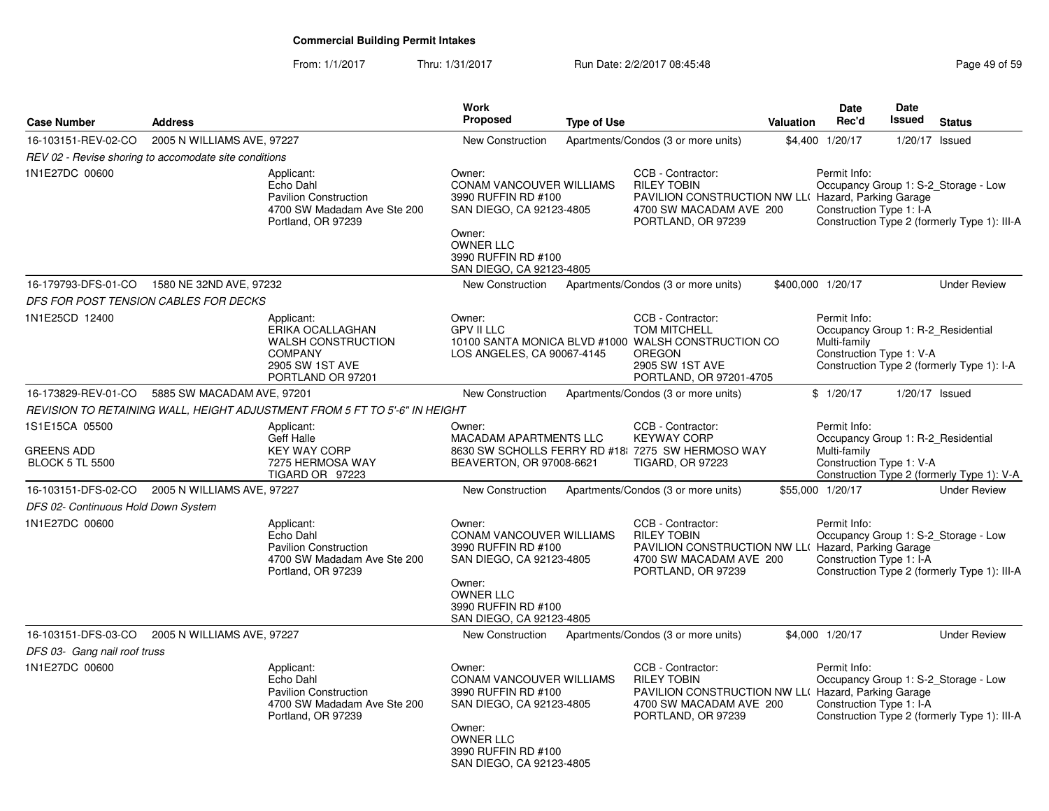## Commercial Building Permit Intakes

From: 1/1/2017 Thru: 1/31/2017 Run Date: 2/2/2017 08:45:48

| Case Number | Address | Work Proposed | Type of Use | Valuation | Date Rec'd | Date Issued | Status |
|---|---|---|---|---|---|---|---|
| 16-103151-REV-02-CO | 2005 N WILLIAMS AVE, 97227 | New Construction | Apartments/Condos (3 or more units) | $4,400 | 1/20/17 | 1/20/17 | Issued |

*REV 02 - Revise shoring to accomodate site conditions*

1N1E27DC 00600

Applicant: Echo Dahl, Pavilion Construction, 4700 SW Madadam Ave Ste 200, Portland, OR 97239

Owner: CONAM VANCOUVER WILLIAMS, 3990 RUFFIN RD #100, SAN DIEGO, CA 92123-4805

Owner: OWNER LLC, 3990 RUFFIN RD #100, SAN DIEGO, CA 92123-4805

CCB - Contractor: RILEY TOBIN, PAVILION CONSTRUCTION NW LL(, 4700 SW MACADAM AVE 200, PORTLAND, OR 97239

Permit Info: Occupancy Group 1: S-2_Storage - Low Hazard, Parking Garage; Construction Type 1: I-A; Construction Type 2 (formerly Type 1): III-A

---

| Case Number | Address | Work Proposed | Type of Use | Valuation | Date Rec'd | Date Issued | Status |
|---|---|---|---|---|---|---|---|
| 16-179793-DFS-01-CO | 1580 NE 32ND AVE, 97232 | New Construction | Apartments/Condos (3 or more units) | $400,000 | 1/20/17 | | Under Review |

*DFS FOR POST TENSION CABLES FOR DECKS*

1N1E25CD 12400

Applicant: ERIKA OCALLAGHAN, WALSH CONSTRUCTION COMPANY, 2905 SW 1ST AVE, PORTLAND OR 97201

Owner: GPV II LLC, 10100 SANTA MONICA BLVD #1000, LOS ANGELES, CA 90067-4145

CCB - Contractor: TOM MITCHELL, WALSH CONSTRUCTION CO OREGON, 2905 SW 1ST AVE, PORTLAND, OR 97201-4705

Permit Info: Occupancy Group 1: R-2_Residential Multi-family; Construction Type 1: V-A; Construction Type 2 (formerly Type 1): I-A

---

| Case Number | Address | Work Proposed | Type of Use | Valuation | Date Rec'd | Date Issued | Status |
|---|---|---|---|---|---|---|---|
| 16-173829-REV-01-CO | 5885 SW MACADAM AVE, 97201 | New Construction | Apartments/Condos (3 or more units) | $ | 1/20/17 | 1/20/17 | Issued |

*REVISION TO RETAINING WALL, HEIGHT ADJUSTMENT FROM 5 FT TO 5'-6" IN HEIGHT*

1S1E15CA 05500, GREENS ADD, BLOCK 5 TL 5500

Applicant: Geff Halle, KEY WAY CORP, 7275 HERMOSA WAY, TIGARD OR 97223

Owner: MACADAM APARTMENTS LLC, 8630 SW SCHOLLS FERRY RD #18, BEAVERTON, OR 97008-6621

CCB - Contractor: KEYWAY CORP, 7275 SW HERMOSO WAY, TIGARD, OR 97223

Permit Info: Occupancy Group 1: R-2_Residential Multi-family; Construction Type 1: V-A; Construction Type 2 (formerly Type 1): V-A

---

| Case Number | Address | Work Proposed | Type of Use | Valuation | Date Rec'd | Date Issued | Status |
|---|---|---|---|---|---|---|---|
| 16-103151-DFS-02-CO | 2005 N WILLIAMS AVE, 97227 | New Construction | Apartments/Condos (3 or more units) | $55,000 | 1/20/17 | | Under Review |

*DFS 02- Continuous Hold Down System*

1N1E27DC 00600

Applicant: Echo Dahl, Pavilion Construction, 4700 SW Madadam Ave Ste 200, Portland, OR 97239

Owner: CONAM VANCOUVER WILLIAMS, 3990 RUFFIN RD #100, SAN DIEGO, CA 92123-4805

Owner: OWNER LLC, 3990 RUFFIN RD #100, SAN DIEGO, CA 92123-4805

CCB - Contractor: RILEY TOBIN, PAVILION CONSTRUCTION NW LL(, 4700 SW MACADAM AVE 200, PORTLAND, OR 97239

Permit Info: Occupancy Group 1: S-2_Storage - Low Hazard, Parking Garage; Construction Type 1: I-A; Construction Type 2 (formerly Type 1): III-A

---

| Case Number | Address | Work Proposed | Type of Use | Valuation | Date Rec'd | Date Issued | Status |
|---|---|---|---|---|---|---|---|
| 16-103151-DFS-03-CO | 2005 N WILLIAMS AVE, 97227 | New Construction | Apartments/Condos (3 or more units) | $4,000 | 1/20/17 | | Under Review |

*DFS 03- Gang nail roof truss*

1N1E27DC 00600

Applicant: Echo Dahl, Pavilion Construction, 4700 SW Madadam Ave Ste 200, Portland, OR 97239

Owner: CONAM VANCOUVER WILLIAMS, 3990 RUFFIN RD #100, SAN DIEGO, CA 92123-4805

Owner: OWNER LLC, 3990 RUFFIN RD #100, SAN DIEGO, CA 92123-4805

CCB - Contractor: RILEY TOBIN, PAVILION CONSTRUCTION NW LL(, 4700 SW MACADAM AVE 200, PORTLAND, OR 97239

Permit Info: Occupancy Group 1: S-2_Storage - Low Hazard, Parking Garage; Construction Type 1: I-A; Construction Type 2 (formerly Type 1): III-A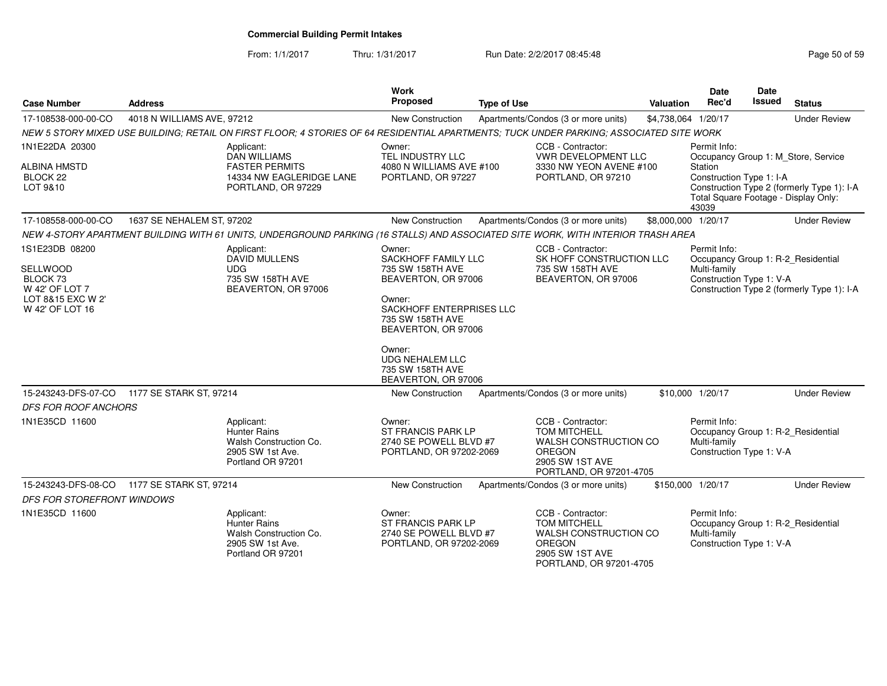# Commercial Building Permit Intakes

From: 1/1/2017 Thru: 1/31/2017 Run Date: 2/2/2017 08:45:48

| Case Number | Address | Work Proposed | Type of Use | Valuation | Date Rec'd | Date Issued | Status |
|---|---|---|---|---|---|---|---|
| 17-108538-000-00-CO | 4018 N WILLIAMS AVE, 97212 | New Construction | Apartments/Condos (3 or more units) | $4,738,064 | 1/20/17 | | Under Review |

*NEW 5 STORY MIXED USE BUILDING; RETAIL ON FIRST FLOOR; 4 STORIES OF 64 RESIDENTIAL APARTMENTS; TUCK UNDER PARKING; ASSOCIATED SITE WORK*

1N1E22DA 20300
ALBINA HMSTD
BLOCK 22
LOT 9&10

Applicant:
DAN WILLIAMS
FASTER PERMITS
14334 NW EAGLERIDGE LANE
PORTLAND, OR 97229

Owner:
TEL INDUSTRY LLC
4080 N WILLIAMS AVE #100
PORTLAND, OR 97227

CCB - Contractor:
VWR DEVELOPMENT LLC
3330 NW YEON AVENE #100
PORTLAND, OR 97210

Permit Info:
Occupancy Group 1: M_Store, Service Station
Construction Type 1: I-A
Construction Type 2 (formerly Type 1): I-A
Total Square Footage - Display Only: 43039

| Case Number | Address | Work Proposed | Type of Use | Valuation | Date Rec'd | Date Issued | Status |
|---|---|---|---|---|---|---|---|
| 17-108558-000-00-CO | 1637 SE NEHALEM ST, 97202 | New Construction | Apartments/Condos (3 or more units) | $8,000,000 | 1/20/17 | | Under Review |

*NEW 4-STORY APARTMENT BUILDING WITH 61 UNITS, UNDERGROUND PARKING (16 STALLS) AND ASSOCIATED SITE WORK, WITH INTERIOR TRASH AREA*

1S1E23DB 08200
SELLWOOD
BLOCK 73
W 42' OF LOT 7
LOT 8&15 EXC W 2'
W 42' OF LOT 16

Applicant:
DAVID MULLENS
UDG
735 SW 158TH AVE
BEAVERTON, OR 97006

Owner:
SACKHOFF FAMILY LLC
735 SW 158TH AVE
BEAVERTON, OR 97006

Owner:
SACKHOFF ENTERPRISES LLC
735 SW 158TH AVE
BEAVERTON, OR 97006

Owner:
UDG NEHALEM LLC
735 SW 158TH AVE
BEAVERTON, OR 97006

CCB - Contractor:
SK HOFF CONSTRUCTION LLC
735 SW 158TH AVE
BEAVERTON, OR 97006

Permit Info:
Occupancy Group 1: R-2_Residential Multi-family
Construction Type 1: V-A
Construction Type 2 (formerly Type 1): I-A

| Case Number | Address | Work Proposed | Type of Use | Valuation | Date Rec'd | Date Issued | Status |
|---|---|---|---|---|---|---|---|
| 15-243243-DFS-07-CO | 1177 SE STARK ST, 97214 | New Construction | Apartments/Condos (3 or more units) | $10,000 | 1/20/17 | | Under Review |

*DFS FOR ROOF ANCHORS*

1N1E35CD 11600

Applicant:
Hunter Rains
Walsh Construction Co.
2905 SW 1st Ave.
Portland OR 97201

Owner:
ST FRANCIS PARK LP
2740 SE POWELL BLVD #7
PORTLAND, OR 97202-2069

CCB - Contractor:
TOM MITCHELL
WALSH CONSTRUCTION CO OREGON
2905 SW 1ST AVE
PORTLAND, OR 97201-4705

Permit Info:
Occupancy Group 1: R-2_Residential Multi-family
Construction Type 1: V-A

| Case Number | Address | Work Proposed | Type of Use | Valuation | Date Rec'd | Date Issued | Status |
|---|---|---|---|---|---|---|---|
| 15-243243-DFS-08-CO | 1177 SE STARK ST, 97214 | New Construction | Apartments/Condos (3 or more units) | $150,000 | 1/20/17 | | Under Review |

*DFS FOR STOREFRONT WINDOWS*

1N1E35CD 11600

Applicant:
Hunter Rains
Walsh Construction Co.
2905 SW 1st Ave.
Portland OR 97201

Owner:
ST FRANCIS PARK LP
2740 SE POWELL BLVD #7
PORTLAND, OR 97202-2069

CCB - Contractor:
TOM MITCHELL
WALSH CONSTRUCTION CO OREGON
2905 SW 1ST AVE
PORTLAND, OR 97201-4705

Permit Info:
Occupancy Group 1: R-2_Residential Multi-family
Construction Type 1: V-A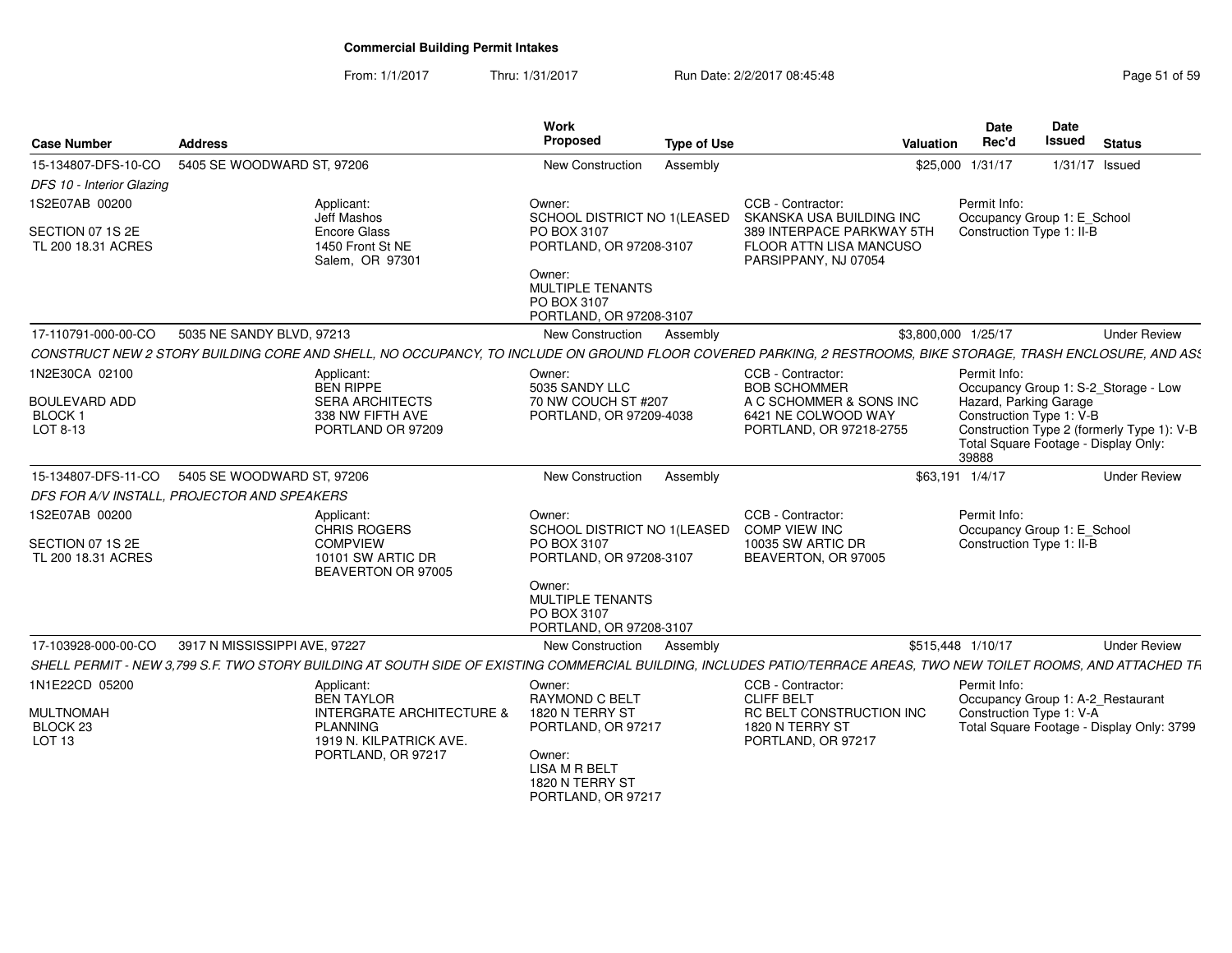# Commercial Building Permit Intakes

From: 1/1/2017 Thru: 1/31/2017 Run Date: 2/2/2017 08:45:48

| Case Number | Address | Work Proposed | Type of Use | Valuation | Date Rec'd | Date Issued | Status |
|---|---|---|---|---|---|---|---|
| 15-134807-DFS-10-CO | 5405 SE WOODWARD ST, 97206 | New Construction | Assembly | $25,000 | 1/31/17 | 1/31/17 | Issued |

*DFS 10 - Interior Glazing*

1S2E07AB 00200
SECTION 07 1S 2E
TL 200 18.31 ACRES

Applicant:
Jeff Mashos
Encore Glass
1450 Front St NE
Salem, OR 97301

Owner:
SCHOOL DISTRICT NO 1(LEASED
PO BOX 3107
PORTLAND, OR 97208-3107

Owner:
MULTIPLE TENANTS
PO BOX 3107
PORTLAND, OR 97208-3107

CCB - Contractor:
SKANSKA USA BUILDING INC
389 INTERPACE PARKWAY 5TH
FLOOR ATTN LISA MANCUSO
PARSIPPANY, NJ 07054

Permit Info:
Occupancy Group 1: E_School
Construction Type 1: II-B

---

| Case Number | Address | Work Proposed | Type of Use | Valuation | Date Rec'd | Date Issued | Status |
|---|---|---|---|---|---|---|---|
| 17-110791-000-00-CO | 5035 NE SANDY BLVD, 97213 | New Construction | Assembly | $3,800,000 | 1/25/17 | | Under Review |

*CONSTRUCT NEW 2 STORY BUILDING CORE AND SHELL, NO OCCUPANCY, TO INCLUDE ON GROUND FLOOR COVERED PARKING, 2 RESTROOMS, BIKE STORAGE, TRASH ENCLOSURE, AND ASS*

1N2E30CA 02100
BOULEVARD ADD
BLOCK 1
LOT 8-13

Applicant:
BEN RIPPE
SERA ARCHITECTS
338 NW FIFTH AVE
PORTLAND OR 97209

Owner:
5035 SANDY LLC
70 NW COUCH ST #207
PORTLAND, OR 97209-4038

CCB - Contractor:
BOB SCHOMMER
A C SCHOMMER & SONS INC
6421 NE COLWOOD WAY
PORTLAND, OR 97218-2755

Permit Info:
Occupancy Group 1: S-2_Storage - Low Hazard, Parking Garage
Construction Type 1: V-B
Construction Type 2 (formerly Type 1): V-B
Total Square Footage - Display Only: 39888

---

| Case Number | Address | Work Proposed | Type of Use | Valuation | Date Rec'd | Date Issued | Status |
|---|---|---|---|---|---|---|---|
| 15-134807-DFS-11-CO | 5405 SE WOODWARD ST, 97206 | New Construction | Assembly | $63,191 | 1/4/17 | | Under Review |

*DFS FOR A/V INSTALL, PROJECTOR AND SPEAKERS*

1S2E07AB 00200
SECTION 07 1S 2E
TL 200 18.31 ACRES

Applicant:
CHRIS ROGERS
COMPVIEW
10101 SW ARTIC DR
BEAVERTON OR 97005

Owner:
SCHOOL DISTRICT NO 1(LEASED
PO BOX 3107
PORTLAND, OR 97208-3107

Owner:
MULTIPLE TENANTS
PO BOX 3107
PORTLAND, OR 97208-3107

CCB - Contractor:
COMP VIEW INC
10035 SW ARTIC DR
BEAVERTON, OR 97005

Permit Info:
Occupancy Group 1: E_School
Construction Type 1: II-B

---

| Case Number | Address | Work Proposed | Type of Use | Valuation | Date Rec'd | Date Issued | Status |
|---|---|---|---|---|---|---|---|
| 17-103928-000-00-CO | 3917 N MISSISSIPPI AVE, 97227 | New Construction | Assembly | $515,448 | 1/10/17 | | Under Review |

*SHELL PERMIT - NEW 3,799 S.F. TWO STORY BUILDING AT SOUTH SIDE OF EXISTING COMMERCIAL BUILDING, INCLUDES PATIO/TERRACE AREAS, TWO NEW TOILET ROOMS, AND ATTACHED TR*

1N1E22CD 05200
MULTNOMAH
BLOCK 23
LOT 13

Applicant:
BEN TAYLOR
INTERGRATE ARCHITECTURE & PLANNING
1919 N. KILPATRICK AVE.
PORTLAND, OR 97217

Owner:
RAYMOND C BELT
1820 N TERRY ST
PORTLAND, OR 97217

Owner:
LISA M R BELT
1820 N TERRY ST
PORTLAND, OR 97217

CCB - Contractor:
CLIFF BELT
RC BELT CONSTRUCTION INC
1820 N TERRY ST
PORTLAND, OR 97217

Permit Info:
Occupancy Group 1: A-2_Restaurant
Construction Type 1: V-A
Total Square Footage - Display Only: 3799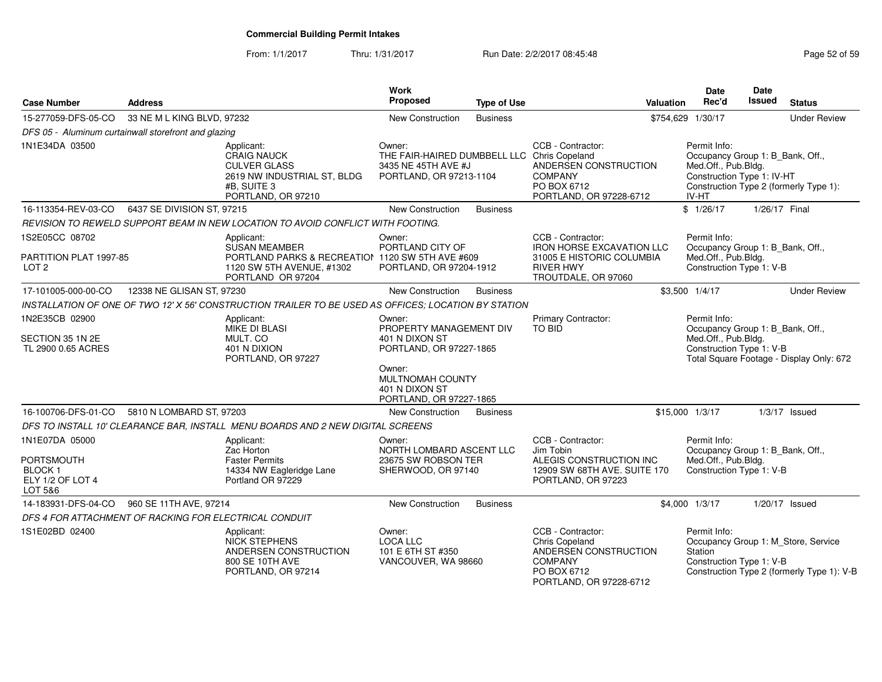# Commercial Building Permit Intakes

From: 1/1/2017 Thru: 1/31/2017 Run Date: 2/2/2017 08:45:48

| Case Number | Address | Work Proposed | Type of Use | Valuation | Date Rec'd | Date Issued | Status |
|---|---|---|---|---|---|---|---|
| 15-277059-DFS-05-CO | 33 NE M L KING BLVD, 97232 | New Construction | Business | $754,629 | 1/30/17 | | Under Review |

DFS 05 - Aluminum curtainwall storefront and glazing

1N1E34DA 03500

Applicant: CRAIG NAUCK, CULVER GLASS, 2619 NW INDUSTRIAL ST, BLDG #B, SUITE 3, PORTLAND, OR 97210

Owner: THE FAIR-HAIRED DUMBBELL LLC, 3435 NE 45TH AVE #J, PORTLAND, OR 97213-1104

CCB - Contractor: Chris Copeland, ANDERSEN CONSTRUCTION COMPANY, PO BOX 6712, PORTLAND, OR 97228-6712

Permit Info: Occupancy Group 1: B_Bank, Off., Med.Off., Pub.Bldg. Construction Type 1: IV-HT. Construction Type 2 (formerly Type 1): IV-HT

| Case Number | Address | Work Proposed | Type of Use | Valuation | Date Rec'd | Date Issued | Status |
|---|---|---|---|---|---|---|---|
| 16-113354-REV-03-CO | 6437 SE DIVISION ST, 97215 | New Construction | Business | $ | 1/26/17 | 1/26/17 | Final |

REVISION TO REWELD SUPPORT BEAM IN NEW LOCATION TO AVOID CONFLICT WITH FOOTING.

1S2E05CC 08702

PARTITION PLAT 1997-85 LOT 2

Applicant: SUSAN MEAMBER, PORTLAND PARKS & RECREATION, 1120 SW 5TH AVENUE, #1302, PORTLAND OR 97204

Owner: PORTLAND CITY OF, 1120 SW 5TH AVE #609, PORTLAND, OR 97204-1912

CCB - Contractor: IRON HORSE EXCAVATION LLC, 31005 E HISTORIC COLUMBIA RIVER HWY, TROUTDALE, OR 97060

Permit Info: Occupancy Group 1: B_Bank, Off., Med.Off., Pub.Bldg. Construction Type 1: V-B

| Case Number | Address | Work Proposed | Type of Use | Valuation | Date Rec'd | Date Issued | Status |
|---|---|---|---|---|---|---|---|
| 17-101005-000-00-CO | 12338 NE GLISAN ST, 97230 | New Construction | Business | $3,500 | 1/4/17 | | Under Review |

INSTALLATION OF ONE OF TWO 12' X 56' CONSTRUCTION TRAILER TO BE USED AS OFFICES; LOCATION BY STATION

1N2E35CB 02900

SECTION 35 1N 2E TL 2900 0.65 ACRES

Applicant: MIKE DI BLASI, MULT. CO, 401 N DIXION, PORTLAND, OR 97227

Owner: PROPERTY MANAGEMENT DIV, 401 N DIXON ST, PORTLAND, OR 97227-1865

Owner: MULTNOMAH COUNTY, 401 N DIXON ST, PORTLAND, OR 97227-1865

Primary Contractor: TO BID

Permit Info: Occupancy Group 1: B_Bank, Off., Med.Off., Pub.Bldg. Construction Type 1: V-B. Total Square Footage - Display Only: 672

| Case Number | Address | Work Proposed | Type of Use | Valuation | Date Rec'd | Date Issued | Status |
|---|---|---|---|---|---|---|---|
| 16-100706-DFS-01-CO | 5810 N LOMBARD ST, 97203 | New Construction | Business | $15,000 | 1/3/17 | 1/3/17 | Issued |

DFS TO INSTALL 10' CLEARANCE BAR, INSTALL MENU BOARDS AND 2 NEW DIGITAL SCREENS

1N1E07DA 05000

PORTSMOUTH BLOCK 1 ELY 1/2 OF LOT 4 LOT 5&6

Applicant: Zac Horton, Faster Permits, 14334 NW Eagleridge Lane, Portland OR 97229

Owner: NORTH LOMBARD ASCENT LLC, 23675 SW ROBSON TER, SHERWOOD, OR 97140

CCB - Contractor: Jim Tobin, ALEGIS CONSTRUCTION INC, 12909 SW 68TH AVE. SUITE 170, PORTLAND, OR 97223

Permit Info: Occupancy Group 1: B_Bank, Off., Med.Off., Pub.Bldg. Construction Type 1: V-B

| Case Number | Address | Work Proposed | Type of Use | Valuation | Date Rec'd | Date Issued | Status |
|---|---|---|---|---|---|---|---|
| 14-183931-DFS-04-CO | 960 SE 11TH AVE, 97214 | New Construction | Business | $4,000 | 1/3/17 | 1/20/17 | Issued |

DFS 4 FOR ATTACHMENT OF RACKING FOR ELECTRICAL CONDUIT

1S1E02BD 02400

Applicant: NICK STEPHENS, ANDERSEN CONSTRUCTION, 800 SE 10TH AVE, PORTLAND, OR 97214

Owner: LOCA LLC, 101 E 6TH ST #350, VANCOUVER, WA 98660

CCB - Contractor: Chris Copeland, ANDERSEN CONSTRUCTION COMPANY, PO BOX 6712, PORTLAND, OR 97228-6712

Permit Info: Occupancy Group 1: M_Store, Service Station. Construction Type 1: V-B. Construction Type 2 (formerly Type 1): V-B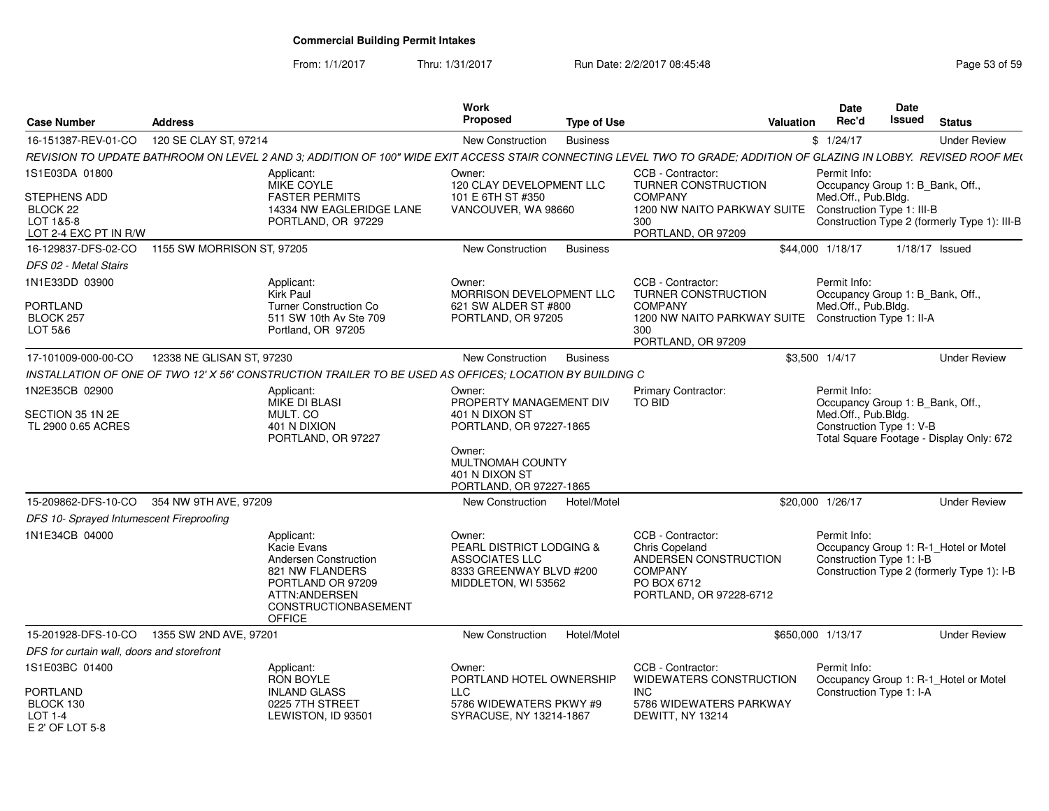**Commercial Building Permit Intakes**

From: 1/1/2017 Thru: 1/31/2017 Run Date: 2/2/2017 08:45:48

| Case Number | Address | Work Proposed | Type of Use | Valuation | Date Rec'd | Date Issued | Status |
|---|---|---|---|---|---|---|---|
| 16-151387-REV-01-CO | 120 SE CLAY ST, 97214 | New Construction | Business | $ | 1/24/17 | | Under Review |

*REVISION TO UPDATE BATHROOM ON LEVEL 2 AND 3; ADDITION OF 100" WIDE EXIT ACCESS STAIR CONNECTING LEVEL TWO TO GRADE; ADDITION OF GLAZING IN LOBBY. REVISED ROOF ME(*

1S1E03DA 01800
STEPHENS ADD
BLOCK 22
LOT 1&5-8
LOT 2-4 EXC PT IN R/W

Applicant: MIKE COYLE, FASTER PERMITS, 14334 NW EAGLERIDGE LANE, PORTLAND, OR 97229

Owner: 120 CLAY DEVELOPMENT LLC, 101 E 6TH ST #350, VANCOUVER, WA 98660

CCB - Contractor: TURNER CONSTRUCTION COMPANY, 1200 NW NAITO PARKWAY SUITE 300, PORTLAND, OR 97209

Permit Info: Occupancy Group 1: B_Bank, Off., Med.Off., Pub.Bldg. Construction Type 1: III-B Construction Type 2 (formerly Type 1): III-B

| Case Number | Address | Work Proposed | Type of Use | Valuation | Date Rec'd | Date Issued | Status |
|---|---|---|---|---|---|---|---|
| 16-129837-DFS-02-CO | 1155 SW MORRISON ST, 97205 | New Construction | Business | $44,000 | 1/18/17 | 1/18/17 | Issued |

*DFS 02 - Metal Stairs*

1N1E33DD 03900
PORTLAND
BLOCK 257
LOT 5&6

Applicant: Kirk Paul, Turner Construction Co, 511 SW 10th Av Ste 709, Portland, OR 97205

Owner: MORRISON DEVELOPMENT LLC, 621 SW ALDER ST #800, PORTLAND, OR 97205

CCB - Contractor: TURNER CONSTRUCTION COMPANY, 1200 NW NAITO PARKWAY SUITE 300, PORTLAND, OR 97209

Permit Info: Occupancy Group 1: B_Bank, Off., Med.Off., Pub.Bldg. Construction Type 1: II-A

| Case Number | Address | Work Proposed | Type of Use | Valuation | Date Rec'd | Date Issued | Status |
|---|---|---|---|---|---|---|---|
| 17-101009-000-00-CO | 12338 NE GLISAN ST, 97230 | New Construction | Business | $3,500 | 1/4/17 | | Under Review |

*INSTALLATION OF ONE OF TWO 12' X 56' CONSTRUCTION TRAILER TO BE USED AS OFFICES; LOCATION BY BUILDING C*

1N2E35CB 02900
SECTION 35 1N 2E
TL 2900 0.65 ACRES

Applicant: MIKE DI BLASI, MULT. CO, 401 N DIXION, PORTLAND, OR 97227

Owner: PROPERTY MANAGEMENT DIV, 401 N DIXON ST, PORTLAND, OR 97227-1865

Owner: MULTNOMAH COUNTY, 401 N DIXON ST, PORTLAND, OR 97227-1865

Primary Contractor: TO BID

Permit Info: Occupancy Group 1: B_Bank, Off., Med.Off., Pub.Bldg. Construction Type 1: V-B Total Square Footage - Display Only: 672

| Case Number | Address | Work Proposed | Type of Use | Valuation | Date Rec'd | Date Issued | Status |
|---|---|---|---|---|---|---|---|
| 15-209862-DFS-10-CO | 354 NW 9TH AVE, 97209 | New Construction | Hotel/Motel | $20,000 | 1/26/17 | | Under Review |

*DFS 10- Sprayed Intumescent Fireproofing*

1N1E34CB 04000

Applicant: Kacie Evans, Andersen Construction, 821 NW FLANDERS, PORTLAND OR 97209, ATTN:ANDERSEN CONSTRUCTIONBASEMENT OFFICE

Owner: PEARL DISTRICT LODGING & ASSOCIATES LLC, 8333 GREENWAY BLVD #200, MIDDLETON, WI 53562

CCB - Contractor: Chris Copeland, ANDERSEN CONSTRUCTION COMPANY, PO BOX 6712, PORTLAND, OR 97228-6712

Permit Info: Occupancy Group 1: R-1_Hotel or Motel Construction Type 1: I-B Construction Type 2 (formerly Type 1): I-B

| Case Number | Address | Work Proposed | Type of Use | Valuation | Date Rec'd | Date Issued | Status |
|---|---|---|---|---|---|---|---|
| 15-201928-DFS-10-CO | 1355 SW 2ND AVE, 97201 | New Construction | Hotel/Motel | $650,000 | 1/13/17 | | Under Review |

*DFS for curtain wall, doors and storefront*

1S1E03BC 01400
PORTLAND
BLOCK 130
LOT 1-4
E 2' OF LOT 5-8

Applicant: RON BOYLE, INLAND GLASS, 0225 7TH STREET, LEWISTON, ID 93501

Owner: PORTLAND HOTEL OWNERSHIP LLC, 5786 WIDEWATERS PKWY #9, SYRACUSE, NY 13214-1867

CCB - Contractor: WIDEWATERS CONSTRUCTION INC, 5786 WIDEWATERS PARKWAY, DEWITT, NY 13214

Permit Info: Occupancy Group 1: R-1_Hotel or Motel Construction Type 1: I-A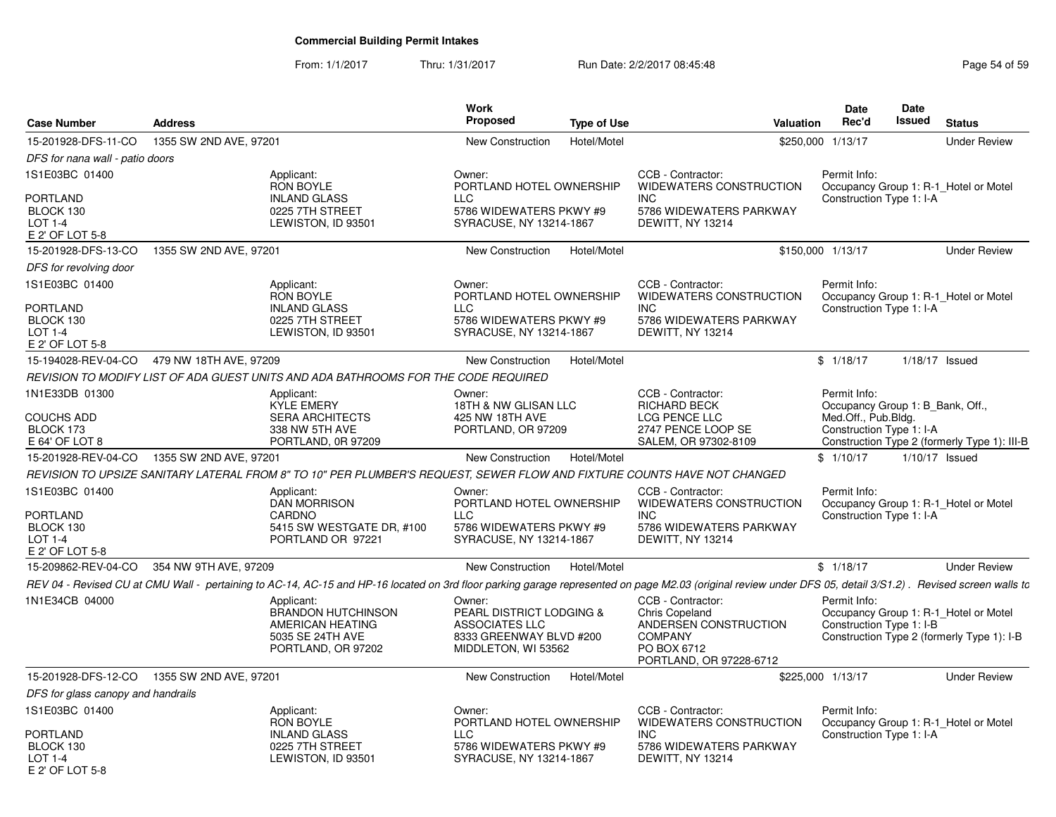**Commercial Building Permit Intakes**

From: 1/1/2017 Thru: 1/31/2017 Run Date: 2/2/2017 08:45:48

| Case Number | Address | Work Proposed | Type of Use | Valuation | Date Rec'd | Date Issued | Status |
|---|---|---|---|---|---|---|---|
| 15-201928-DFS-11-CO | 1355 SW 2ND AVE, 97201 | New Construction | Hotel/Motel | $250,000 | 1/13/17 | | Under Review |

*DFS for nana wall - patio doors*

1S1E03BC 01400
PORTLAND
BLOCK 130
LOT 1-4
E 2' OF LOT 5-8

Applicant: RON BOYLE, INLAND GLASS, 0225 7TH STREET, LEWISTON, ID 93501
Owner: PORTLAND HOTEL OWNERSHIP LLC, 5786 WIDEWATERS PKWY #9, SYRACUSE, NY 13214-1867
CCB - Contractor: WIDEWATERS CONSTRUCTION INC, 5786 WIDEWATERS PARKWAY, DEWITT, NY 13214
Permit Info: Occupancy Group 1: R-1_Hotel or Motel; Construction Type 1: I-A

| Case Number | Address | Work Proposed | Type of Use | Valuation | Date Rec'd | Date Issued | Status |
|---|---|---|---|---|---|---|---|
| 15-201928-DFS-13-CO | 1355 SW 2ND AVE, 97201 | New Construction | Hotel/Motel | $150,000 | 1/13/17 | | Under Review |

*DFS for revolving door*

1S1E03BC 01400
PORTLAND
BLOCK 130
LOT 1-4
E 2' OF LOT 5-8

Applicant: RON BOYLE, INLAND GLASS, 0225 7TH STREET, LEWISTON, ID 93501
Owner: PORTLAND HOTEL OWNERSHIP LLC, 5786 WIDEWATERS PKWY #9, SYRACUSE, NY 13214-1867
CCB - Contractor: WIDEWATERS CONSTRUCTION INC, 5786 WIDEWATERS PARKWAY, DEWITT, NY 13214
Permit Info: Occupancy Group 1: R-1_Hotel or Motel; Construction Type 1: I-A

| Case Number | Address | Work Proposed | Type of Use | Valuation | Date Rec'd | Date Issued | Status |
|---|---|---|---|---|---|---|---|
| 15-194028-REV-04-CO | 479 NW 18TH AVE, 97209 | New Construction | Hotel/Motel | $ | 1/18/17 | 1/18/17 | Issued |

*REVISION TO MODIFY LIST OF ADA GUEST UNITS AND ADA BATHROOMS FOR THE CODE REQUIRED*

1N1E33DB 01300
COUCHS ADD
BLOCK 173
E 64' OF LOT 8

Applicant: KYLE EMERY, SERA ARCHITECTS, 338 NW 5TH AVE, PORTLAND, 0R 97209
Owner: 18TH & NW GLISAN LLC, 425 NW 18TH AVE, PORTLAND, OR 97209
CCB - Contractor: RICHARD BECK, LCG PENCE LLC, 2747 PENCE LOOP SE, SALEM, OR 97302-8109
Permit Info: Occupancy Group 1: B_Bank, Off., Med.Off., Pub.Bldg.; Construction Type 1: I-A; Construction Type 2 (formerly Type 1): III-B

| Case Number | Address | Work Proposed | Type of Use | Valuation | Date Rec'd | Date Issued | Status |
|---|---|---|---|---|---|---|---|
| 15-201928-REV-04-CO | 1355 SW 2ND AVE, 97201 | New Construction | Hotel/Motel | $ | 1/10/17 | 1/10/17 | Issued |

*REVISION TO UPSIZE SANITARY LATERAL FROM 8" TO 10" PER PLUMBER'S REQUEST, SEWER FLOW AND FIXTURE COUNTS HAVE NOT CHANGED*

1S1E03BC 01400
PORTLAND
BLOCK 130
LOT 1-4
E 2' OF LOT 5-8

Applicant: DAN MORRISON, CARDNO, 5415 SW WESTGATE DR, #100, PORTLAND OR 97221
Owner: PORTLAND HOTEL OWNERSHIP LLC, 5786 WIDEWATERS PKWY #9, SYRACUSE, NY 13214-1867
CCB - Contractor: WIDEWATERS CONSTRUCTION INC, 5786 WIDEWATERS PARKWAY, DEWITT, NY 13214
Permit Info: Occupancy Group 1: R-1_Hotel or Motel; Construction Type 1: I-A

| Case Number | Address | Work Proposed | Type of Use | Valuation | Date Rec'd | Date Issued | Status |
|---|---|---|---|---|---|---|---|
| 15-209862-REV-04-CO | 354 NW 9TH AVE, 97209 | New Construction | Hotel/Motel | $ | 1/18/17 | | Under Review |

*REV 04 - Revised CU at CMU Wall - pertaining to AC-14, AC-15 and HP-16 located on 3rd floor parking garage represented on page M2.03 (original review under DFS 05, detail 3/S1.2) . Revised screen walls to*

1N1E34CB 04000

Applicant: BRANDON HUTCHINSON, AMERICAN HEATING, 5035 SE 24TH AVE, PORTLAND, OR 97202
Owner: PEARL DISTRICT LODGING & ASSOCIATES LLC, 8333 GREENWAY BLVD #200, MIDDLETON, WI 53562
CCB - Contractor: Chris Copeland, ANDERSEN CONSTRUCTION COMPANY, PO BOX 6712, PORTLAND, OR 97228-6712
Permit Info: Occupancy Group 1: R-1_Hotel or Motel; Construction Type 1: I-B; Construction Type 2 (formerly Type 1): I-B

| Case Number | Address | Work Proposed | Type of Use | Valuation | Date Rec'd | Date Issued | Status |
|---|---|---|---|---|---|---|---|
| 15-201928-DFS-12-CO | 1355 SW 2ND AVE, 97201 | New Construction | Hotel/Motel | $225,000 | 1/13/17 | | Under Review |

*DFS for glass canopy and handrails*

1S1E03BC 01400
PORTLAND
BLOCK 130
LOT 1-4
E 2' OF LOT 5-8

Applicant: RON BOYLE, INLAND GLASS, 0225 7TH STREET, LEWISTON, ID 93501
Owner: PORTLAND HOTEL OWNERSHIP LLC, 5786 WIDEWATERS PKWY #9, SYRACUSE, NY 13214-1867
CCB - Contractor: WIDEWATERS CONSTRUCTION INC, 5786 WIDEWATERS PARKWAY, DEWITT, NY 13214
Permit Info: Occupancy Group 1: R-1_Hotel or Motel; Construction Type 1: I-A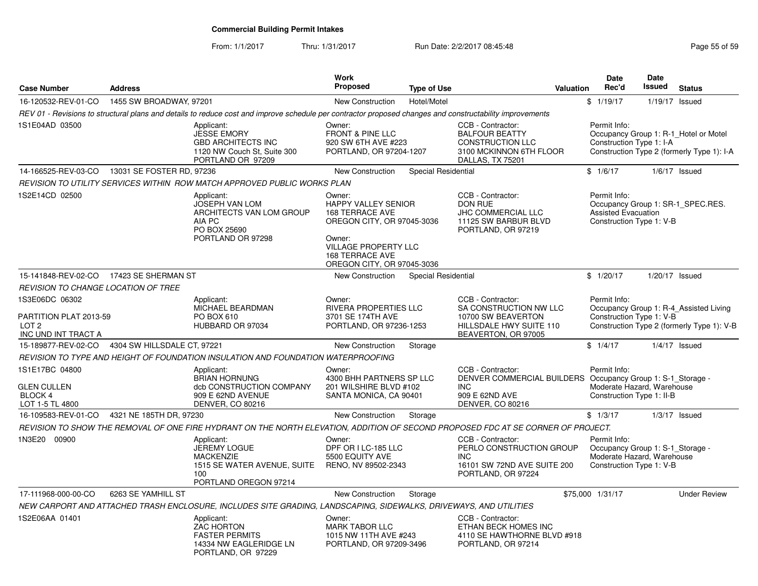## Commercial Building Permit Intakes

From: 1/1/2017 Thru: 1/31/2017 Run Date: 2/2/2017 08:45:48

| Case Number | Address | Work Proposed | Type of Use | Valuation | Date Rec'd | Date Issued | Status |
|---|---|---|---|---|---|---|---|
| 16-120532-REV-01-CO | 1455 SW BROADWAY, 97201 | New Construction | Hotel/Motel | $ | 1/19/17 | 1/19/17 | Issued |

REV 01 - Revisions to structural plans and details to reduce cost and improve schedule per contractor proposed changes and constructability improvements

1S1E04AD 03500

Applicant: JESSE EMORY, GBD ARCHITECTS INC, 1120 NW Couch St, Suite 300, PORTLAND OR 97209

Owner: FRONT & PINE LLC, 920 SW 6TH AVE #223, PORTLAND, OR 97204-1207

CCB - Contractor: BALFOUR BEATTY CONSTRUCTION LLC, 3100 MCKINNON 6TH FLOOR, DALLAS, TX 75201

Permit Info: Occupancy Group 1: R-1_Hotel or Motel; Construction Type 1: I-A; Construction Type 2 (formerly Type 1): I-A

| Case Number | Address | Work Proposed | Type of Use | Valuation | Date Rec'd | Date Issued | Status |
|---|---|---|---|---|---|---|---|
| 14-166525-REV-03-CO | 13031 SE FOSTER RD, 97236 | New Construction | Special Residential | $ | 1/6/17 | 1/6/17 | Issued |

REVISION TO UTILITY SERVICES WITHIN ROW MATCH APPROVED PUBLIC WORKS PLAN

1S2E14CD 02500

Applicant: JOSEPH VAN LOM, ARCHITECTS VAN LOM GROUP AIA PC, PO BOX 25690, PORTLAND OR 97298

Owner: HAPPY VALLEY SENIOR, 168 TERRACE AVE, OREGON CITY, OR 97045-3036

Owner: VILLAGE PROPERTY LLC, 168 TERRACE AVE, OREGON CITY, OR 97045-3036

CCB - Contractor: DON RUE, JHC COMMERCIAL LLC, 11125 SW BARBUR BLVD, PORTLAND, OR 97219

Permit Info: Occupancy Group 1: SR-1_SPEC.RES. Assisted Evacuation; Construction Type 1: V-B

| Case Number | Address | Work Proposed | Type of Use | Valuation | Date Rec'd | Date Issued | Status |
|---|---|---|---|---|---|---|---|
| 15-141848-REV-02-CO | 17423 SE SHERMAN ST | New Construction | Special Residential | $ | 1/20/17 | 1/20/17 | Issued |

REVISION TO CHANGE LOCATION OF TREE

1S3E06DC 06302, PARTITION PLAT 2013-59, LOT 2, INC UND INT TRACT A

Applicant: MICHAEL BEARDMAN, PO BOX 610, HUBBARD OR 97034

Owner: RIVERA PROPERTIES LLC, 3701 SE 174TH AVE, PORTLAND, OR 97236-1253

CCB - Contractor: SA CONSTRUCTION NW LLC, 10700 SW BEAVERTON HILLSDALE HWY SUITE 110, BEAVERTON, OR 97005

Permit Info: Occupancy Group 1: R-4_Assisted Living; Construction Type 1: V-B; Construction Type 2 (formerly Type 1): V-B

| Case Number | Address | Work Proposed | Type of Use | Valuation | Date Rec'd | Date Issued | Status |
|---|---|---|---|---|---|---|---|
| 15-189877-REV-02-CO | 4304 SW HILLSDALE CT, 97221 | New Construction | Storage | $ | 1/4/17 | 1/4/17 | Issued |

REVISION TO TYPE AND HEIGHT OF FOUNDATION INSULATION AND FOUNDATION WATERPROOFING

1S1E17BC 04800, GLEN CULLEN, BLOCK 4, LOT 1-5 TL 4800

Applicant: BRIAN HORNUNG, dcb CONSTRUCTION COMPANY, 909 E 62ND AVENUE, DENVER, CO 80216

Owner: 4300 BHH PARTNERS SP LLC, 201 WILSHIRE BLVD #102, SANTA MONICA, CA 90401

CCB - Contractor: DENVER COMMERCIAL BUILDERS INC, 909 E 62ND AVE, DENVER, CO 80216

Permit Info: Occupancy Group 1: S-1_Storage - Moderate Hazard, Warehouse; Construction Type 1: II-B

| Case Number | Address | Work Proposed | Type of Use | Valuation | Date Rec'd | Date Issued | Status |
|---|---|---|---|---|---|---|---|
| 16-109583-REV-01-CO | 4321 NE 185TH DR, 97230 | New Construction | Storage | $ | 1/3/17 | 1/3/17 | Issued |

REVISION TO SHOW THE REMOVAL OF ONE FIRE HYDRANT ON THE NORTH ELEVATION, ADDITION OF SECOND PROPOSED FDC AT SE CORNER OF PROJECT.

1N3E20 00900

Applicant: JEREMY LOGUE, MACKENZIE, 1515 SE WATER AVENUE, SUITE 100, PORTLAND OREGON 97214

Owner: DPF OR I LC-185 LLC, 5500 EQUITY AVE, RENO, NV 89502-2343

CCB - Contractor: PERLO CONSTRUCTION GROUP INC, 16101 SW 72ND AVE SUITE 200, PORTLAND, OR 97224

Permit Info: Occupancy Group 1: S-1_Storage - Moderate Hazard, Warehouse; Construction Type 1: V-B

| Case Number | Address | Work Proposed | Type of Use | Valuation | Date Rec'd | Date Issued | Status |
|---|---|---|---|---|---|---|---|
| 17-111968-000-00-CO | 6263 SE YAMHILL ST | New Construction | Storage | $75,000 | 1/31/17 | | Under Review |

NEW CARPORT AND ATTACHED TRASH ENCLOSURE, INCLUDES SITE GRADING, LANDSCAPING, SIDEWALKS, DRIVEWAYS, AND UTILITIES

1S2E06AA 01401

Applicant: ZAC HORTON, FASTER PERMITS, 14334 NW EAGLERIDGE LN, PORTLAND, OR 97229

Owner: MARK TABOR LLC, 1015 NW 11TH AVE #243, PORTLAND, OR 97209-3496

CCB - Contractor: ETHAN BECK HOMES INC, 4110 SE HAWTHORNE BLVD #918, PORTLAND, OR 97214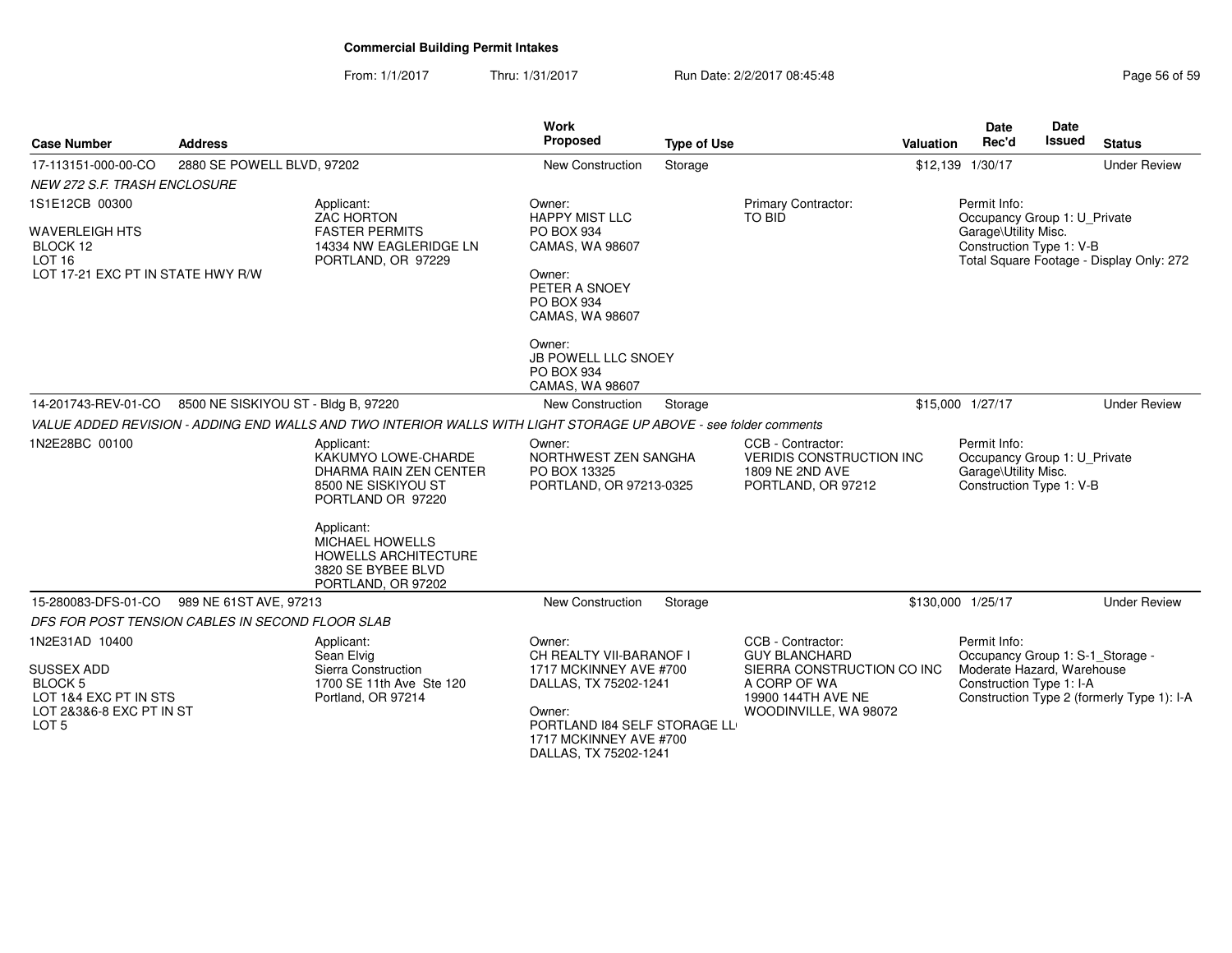# Commercial Building Permit Intakes

From: 1/1/2017 Thru: 1/31/2017 Run Date: 2/2/2017 08:45:48

| Case Number | Address | Work Proposed | Type of Use | Valuation | Date Rec'd | Date Issued | Status |
|---|---|---|---|---|---|---|---|
| 17-113151-000-00-CO | 2880 SE POWELL BLVD, 97202 | New Construction | Storage | $12,139 | 1/30/17 | | Under Review |

*NEW 272 S.F. TRASH ENCLOSURE*

1S1E12CB 00300

WAVERLEIGH HTS
BLOCK 12
LOT 16
LOT 17-21 EXC PT IN STATE HWY R/W

Applicant:
ZAC HORTON
FASTER PERMITS
14334 NW EAGLERIDGE LN
PORTLAND, OR 97229

Owner:
HAPPY MIST LLC
PO BOX 934
CAMAS, WA 98607

Owner:
PETER A SNOEY
PO BOX 934
CAMAS, WA 98607

Owner:
JB POWELL LLC SNOEY
PO BOX 934
CAMAS, WA 98607

Primary Contractor:
TO BID

Permit Info:
Occupancy Group 1: U_Private Garage\Utility Misc.
Construction Type 1: V-B
Total Square Footage - Display Only: 272

| Case Number | Address | Work Proposed | Type of Use | Valuation | Date Rec'd | Date Issued | Status |
|---|---|---|---|---|---|---|---|
| 14-201743-REV-01-CO | 8500 NE SISKIYOU ST - Bldg B, 97220 | New Construction | Storage | $15,000 | 1/27/17 | | Under Review |

*VALUE ADDED REVISION - ADDING END WALLS AND TWO INTERIOR WALLS WITH LIGHT STORAGE UP ABOVE - see folder comments*

1N2E28BC 00100

Applicant:
KAKUMYO LOWE-CHARDE
DHARMA RAIN ZEN CENTER
8500 NE SISKIYOU ST
PORTLAND OR 97220

Applicant:
MICHAEL HOWELLS
HOWELLS ARCHITECTURE
3820 SE BYBEE BLVD
PORTLAND, OR 97202

Owner:
NORTHWEST ZEN SANGHA
PO BOX 13325
PORTLAND, OR 97213-0325

CCB - Contractor:
VERIDIS CONSTRUCTION INC
1809 NE 2ND AVE
PORTLAND, OR 97212

Permit Info:
Occupancy Group 1: U_Private Garage\Utility Misc.
Construction Type 1: V-B

| Case Number | Address | Work Proposed | Type of Use | Valuation | Date Rec'd | Date Issued | Status |
|---|---|---|---|---|---|---|---|
| 15-280083-DFS-01-CO | 989 NE 61ST AVE, 97213 | New Construction | Storage | $130,000 | 1/25/17 | | Under Review |

*DFS FOR POST TENSION CABLES IN SECOND FLOOR SLAB*

1N2E31AD 10400

SUSSEX ADD
BLOCK 5
LOT 1&4 EXC PT IN STS
LOT 2&3&6-8 EXC PT IN ST
LOT 5

Applicant:
Sean Elvig
Sierra Construction
1700 SE 11th Ave Ste 120
Portland, OR 97214

Owner:
CH REALTY VII-BARANOF I
1717 MCKINNEY AVE #700
DALLAS, TX 75202-1241

Owner:
PORTLAND I84 SELF STORAGE LL
1717 MCKINNEY AVE #700
DALLAS, TX 75202-1241

CCB - Contractor:
GUY BLANCHARD
SIERRA CONSTRUCTION CO INC
A CORP OF WA
19900 144TH AVE NE
WOODINVILLE, WA 98072

Permit Info:
Occupancy Group 1: S-1_Storage - Moderate Hazard, Warehouse
Construction Type 1: I-A
Construction Type 2 (formerly Type 1): I-A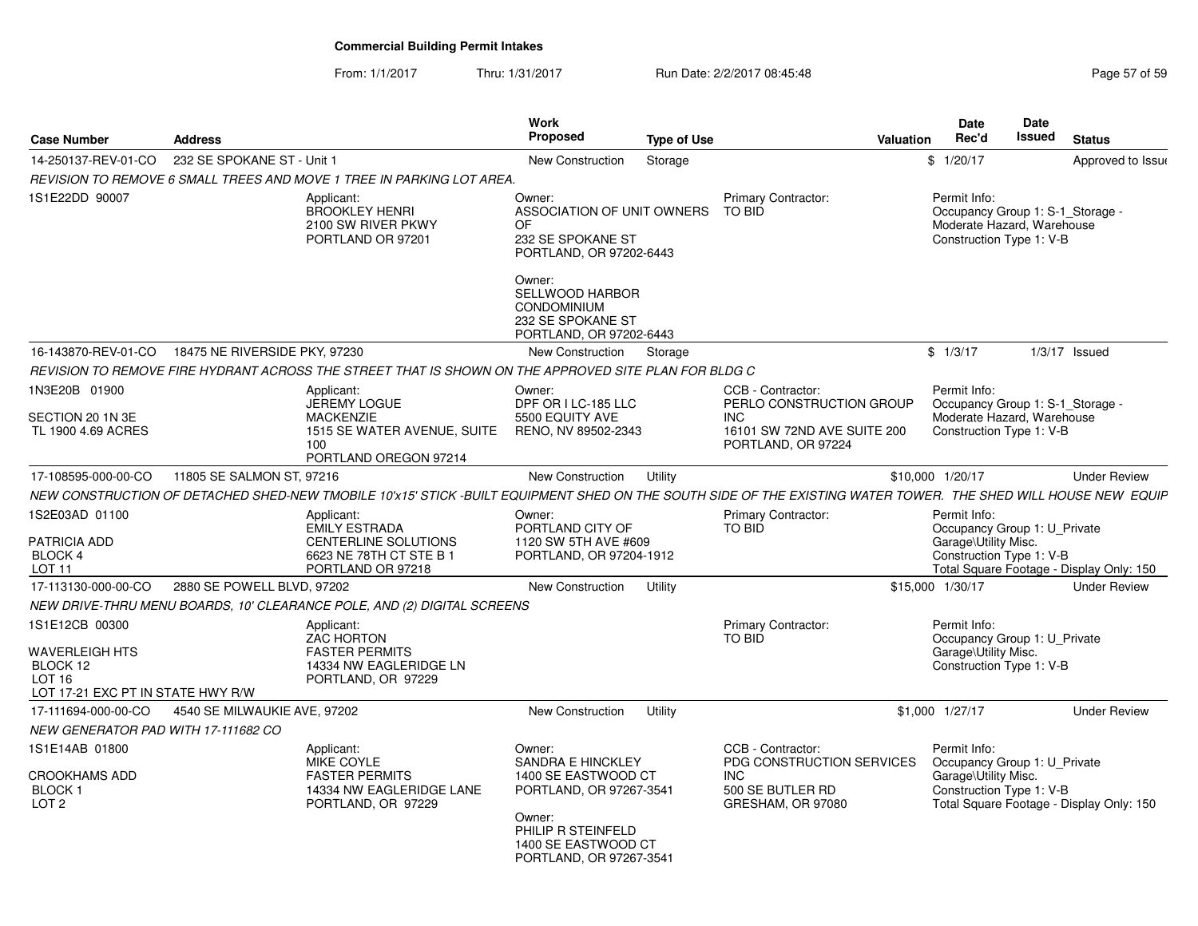# Commercial Building Permit Intakes

From: 1/1/2017 Thru: 1/31/2017 Run Date: 2/2/2017 08:45:48

| Case Number | Address | Work Proposed | Type of Use | Valuation | Date Rec'd | Date Issued | Status |
|---|---|---|---|---|---|---|---|
| 14-250137-REV-01-CO | 232 SE SPOKANE ST - Unit 1 | New Construction | Storage | $ | 1/20/17 | | Approved to Issue |

*REVISION TO REMOVE 6 SMALL TREES AND MOVE 1 TREE IN PARKING LOT AREA.*

1S1E22DD 90007

Applicant:
BROOKLEY HENRI
2100 SW RIVER PKWY
PORTLAND OR 97201

Owner:
ASSOCIATION OF UNIT OWNERS OF
232 SE SPOKANE ST
PORTLAND, OR 97202-6443

Owner:
SELLWOOD HARBOR CONDOMINIUM
232 SE SPOKANE ST
PORTLAND, OR 97202-6443

Primary Contractor:
TO BID

Permit Info:
Occupancy Group 1: S-1_Storage - Moderate Hazard, Warehouse
Construction Type 1: V-B

---

| Case Number | Address | Work Proposed | Type of Use | Valuation | Date Rec'd | Date Issued | Status |
|---|---|---|---|---|---|---|---|
| 16-143870-REV-01-CO | 18475 NE RIVERSIDE PKY, 97230 | New Construction | Storage | $ | 1/3/17 | 1/3/17 | Issued |

*REVISION TO REMOVE FIRE HYDRANT ACROSS THE STREET THAT IS SHOWN ON THE APPROVED SITE PLAN FOR BLDG C*

1N3E20B 01900

SECTION 20 1N 3E
TL 1900 4.69 ACRES

Applicant:
JEREMY LOGUE
MACKENZIE
1515 SE WATER AVENUE, SUITE 100
PORTLAND OREGON 97214

Owner:
DPF OR I LC-185 LLC
5500 EQUITY AVE
RENO, NV 89502-2343

CCB - Contractor:
PERLO CONSTRUCTION GROUP INC
16101 SW 72ND AVE SUITE 200
PORTLAND, OR 97224

Permit Info:
Occupancy Group 1: S-1_Storage - Moderate Hazard, Warehouse
Construction Type 1: V-B

---

| Case Number | Address | Work Proposed | Type of Use | Valuation | Date Rec'd | Date Issued | Status |
|---|---|---|---|---|---|---|---|
| 17-108595-000-00-CO | 11805 SE SALMON ST, 97216 | New Construction | Utility | $10,000 | 1/20/17 | | Under Review |

*NEW CONSTRUCTION OF DETACHED SHED-NEW TMOBILE 10'x15' STICK -BUILT EQUIPMENT SHED ON THE SOUTH SIDE OF THE EXISTING WATER TOWER. THE SHED WILL HOUSE NEW EQUIP*

1S2E03AD 01100

PATRICIA ADD
BLOCK 4
LOT 11

Applicant:
EMILY ESTRADA
CENTERLINE SOLUTIONS
6623 NE 78TH CT STE B 1
PORTLAND OR 97218

Owner:
PORTLAND CITY OF
1120 SW 5TH AVE #609
PORTLAND, OR 97204-1912

Primary Contractor:
TO BID

Permit Info:
Occupancy Group 1: U_Private Garage\Utility Misc.
Construction Type 1: V-B
Total Square Footage - Display Only: 150

---

| Case Number | Address | Work Proposed | Type of Use | Valuation | Date Rec'd | Date Issued | Status |
|---|---|---|---|---|---|---|---|
| 17-113130-000-00-CO | 2880 SE POWELL BLVD, 97202 | New Construction | Utility | $15,000 | 1/30/17 | | Under Review |

*NEW DRIVE-THRU MENU BOARDS, 10' CLEARANCE POLE, AND (2) DIGITAL SCREENS*

1S1E12CB 00300

WAVERLEIGH HTS
BLOCK 12
LOT 16
LOT 17-21 EXC PT IN STATE HWY R/W

Applicant:
ZAC HORTON
FASTER PERMITS
14334 NW EAGLERIDGE LN
PORTLAND, OR 97229

Primary Contractor:
TO BID

Permit Info:
Occupancy Group 1: U_Private Garage\Utility Misc.
Construction Type 1: V-B

---

| Case Number | Address | Work Proposed | Type of Use | Valuation | Date Rec'd | Date Issued | Status |
|---|---|---|---|---|---|---|---|
| 17-111694-000-00-CO | 4540 SE MILWAUKIE AVE, 97202 | New Construction | Utility | $1,000 | 1/27/17 | | Under Review |

*NEW GENERATOR PAD WITH 17-111682 CO*

1S1E14AB 01800

CROOKHAMS ADD
BLOCK 1
LOT 2

Applicant:
MIKE COYLE
FASTER PERMITS
14334 NW EAGLERIDGE LANE
PORTLAND, OR 97229

Owner:
SANDRA E HINCKLEY
1400 SE EASTWOOD CT
PORTLAND, OR 97267-3541

Owner:
PHILIP R STEINFELD
1400 SE EASTWOOD CT
PORTLAND, OR 97267-3541

CCB - Contractor:
PDG CONSTRUCTION SERVICES INC
500 SE BUTLER RD
GRESHAM, OR 97080

Permit Info:
Occupancy Group 1: U_Private Garage\Utility Misc.
Construction Type 1: V-B
Total Square Footage - Display Only: 150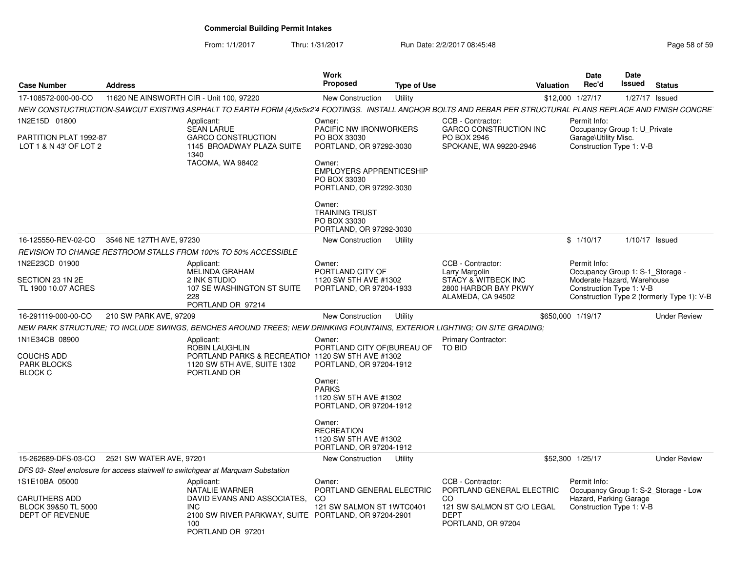## Commercial Building Permit Intakes

From: 1/1/2017 Thru: 1/31/2017 Run Date: 2/2/2017 08:45:48

| Case Number | Address | Work Proposed | Type of Use | Valuation | Date Rec'd | Date Issued | Status |
|---|---|---|---|---|---|---|---|
| 17-108572-000-00-CO | 11620 NE AINSWORTH CIR - Unit 100, 97220 | New Construction | Utility | $12,000 | 1/27/17 | 1/27/17 | Issued |

*NEW CONSTUCTRUCTION-SAWCUT EXISTING ASPHALT TO EARTH FORM (4)5x5x2'4 FOOTINGS. INSTALL ANCHOR BOLTS AND REBAR PER STRUCTURAL PLANS REPLACE AND FINISH CONCRET*

1N2E15D 01800

PARTITION PLAT 1992-87
LOT 1 & N 43' OF LOT 2

Applicant:
SEAN LARUE
GARCO CONSTRUCTION
1145 BROADWAY PLAZA SUITE 1340
TACOMA, WA 98402

Owner:
PACIFIC NW IRONWORKERS
PO BOX 33030
PORTLAND, OR 97292-3030

Owner:
EMPLOYERS APPRENTICESHIP
PO BOX 33030
PORTLAND, OR 97292-3030

Owner:
TRAINING TRUST
PO BOX 33030
PORTLAND, OR 97292-3030

CCB - Contractor:
GARCO CONSTRUCTION INC
PO BOX 2946
SPOKANE, WA 99220-2946

Permit Info:
Occupancy Group 1: U_Private Garage\Utility Misc.
Construction Type 1: V-B

| Case Number | Address | Work Proposed | Type of Use | Valuation | Date Rec'd | Date Issued | Status |
|---|---|---|---|---|---|---|---|
| 16-125550-REV-02-CO | 3546 NE 127TH AVE, 97230 | New Construction | Utility | $ | 1/10/17 | 1/10/17 | Issued |

*REVISION TO CHANGE RESTROOM STALLS FROM 100% TO 50% ACCESSIBLE*

1N2E23CD 01900

SECTION 23 1N 2E
TL 1900 10.07 ACRES

Applicant:
MELINDA GRAHAM
2 INK STUDIO
107 SE WASHINGTON ST SUITE 228
PORTLAND OR 97214

Owner:
PORTLAND CITY OF
1120 SW 5TH AVE #1302
PORTLAND, OR 97204-1933

CCB - Contractor:
Larry Margolin
STACY & WITBECK INC
2800 HARBOR BAY PKWY
ALAMEDA, CA 94502

Permit Info:
Occupancy Group 1: S-1_Storage - Moderate Hazard, Warehouse
Construction Type 1: V-B
Construction Type 2 (formerly Type 1): V-B

| Case Number | Address | Work Proposed | Type of Use | Valuation | Date Rec'd | Date Issued | Status |
|---|---|---|---|---|---|---|---|
| 16-291119-000-00-CO | 210 SW PARK AVE, 97209 | New Construction | Utility | $650,000 | 1/19/17 | | Under Review |

*NEW PARK STRUCTURE; TO INCLUDE SWINGS, BENCHES AROUND TREES; NEW DRINKING FOUNTAINS, EXTERIOR LIGHTING; ON SITE GRADING;*

1N1E34CB 08900

COUCHS ADD
PARK BLOCKS
BLOCK C

Applicant:
ROBIN LAUGHLIN
PORTLAND PARKS & RECREATION
1120 SW 5TH AVE, SUITE 1302
PORTLAND OR

Owner:
PORTLAND CITY OF(BUREAU OF
1120 SW 5TH AVE #1302
PORTLAND, OR 97204-1912

Owner:
PARKS
1120 SW 5TH AVE #1302
PORTLAND, OR 97204-1912

Owner:
RECREATION
1120 SW 5TH AVE #1302
PORTLAND, OR 97204-1912

Primary Contractor:
TO BID

| Case Number | Address | Work Proposed | Type of Use | Valuation | Date Rec'd | Date Issued | Status |
|---|---|---|---|---|---|---|---|
| 15-262689-DFS-03-CO | 2521 SW WATER AVE, 97201 | New Construction | Utility | $52,300 | 1/25/17 | | Under Review |

*DFS 03- Steel enclosure for access stairwell to switchgear at Marquam Substation*

1S1E10BA 05000

CARUTHERS ADD
BLOCK 39&50 TL 5000
DEPT OF REVENUE

Applicant:
NATALIE WARNER
DAVID EVANS AND ASSOCIATES, INC
2100 SW RIVER PARKWAY, SUITE 100
PORTLAND OR 97201

Owner:
PORTLAND GENERAL ELECTRIC CO
121 SW SALMON ST 1WTC0401
PORTLAND, OR 97204-2901

CCB - Contractor:
PORTLAND GENERAL ELECTRIC CO
121 SW SALMON ST C/O LEGAL DEPT
PORTLAND, OR 97204

Permit Info:
Occupancy Group 1: S-2_Storage - Low Hazard, Parking Garage
Construction Type 1: V-B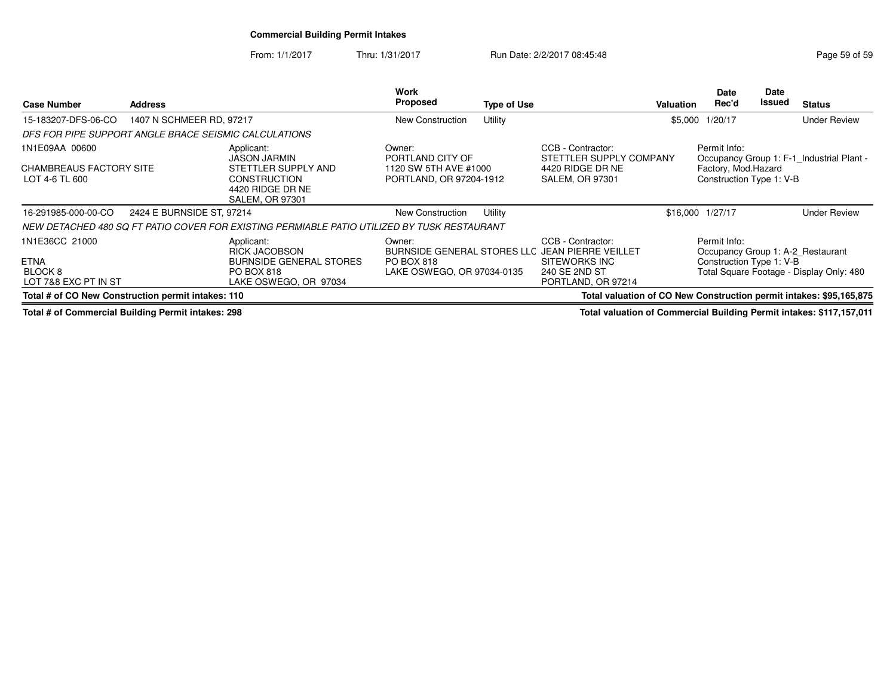**Commercial Building Permit Intakes**

From: 1/1/2017 Thru: 1/31/2017 Run Date: 2/2/2017 08:45:48

| Case Number | Address | | Work Proposed | Type of Use | | Valuation | Date Rec'd | Date Issued | Status |
|---|---|---|---|---|---|---|---|---|---|
| 15-183207-DFS-06-CO | 1407 N SCHMEER RD, 97217 | | New Construction | Utility | | $5,000 | 1/20/17 | | Under Review |
| *DFS FOR PIPE SUPPORT ANGLE BRACE SEISMIC CALCULATIONS* | | | | | | | | | |
| 1N1E09AA 00600<br><br>CHAMBREAUS FACTORY SITE<br>LOT 4-6 TL 600 | | Applicant:<br>JASON JARMIN<br>STETTLER SUPPLY AND CONSTRUCTION<br>4420 RIDGE DR NE<br>SALEM, OR 97301 | Owner:<br>PORTLAND CITY OF<br>1120 SW 5TH AVE #1000<br>PORTLAND, OR 97204-1912 | | CCB - Contractor:<br>STETTLER SUPPLY COMPANY<br>4420 RIDGE DR NE<br>SALEM, OR 97301 | | Permit Info:<br>Occupancy Group 1: F-1_Industrial Plant - Factory, Mod.Hazard<br>Construction Type 1: V-B | | |
| 16-291985-000-00-CO | 2424 E BURNSIDE ST, 97214 | | New Construction | Utility | | $16,000 | 1/27/17 | | Under Review |
| *NEW DETACHED 480 SQ FT PATIO COVER FOR EXISTING PERMIABLE PATIO UTILIZED BY TUSK RESTAURANT* | | | | | | | | | |
| 1N1E36CC 21000<br><br>ETNA<br>BLOCK 8<br>LOT 7&8 EXC PT IN ST | | Applicant:<br>RICK JACOBSON<br>BURNSIDE GENERAL STORES<br>PO BOX 818<br>LAKE OSWEGO, OR 97034 | Owner:<br>BURNSIDE GENERAL STORES LLC<br>PO BOX 818<br>LAKE OSWEGO, OR 97034-0135 | | CCB - Contractor:<br>JEAN PIERRE VEILLET<br>SITEWORKS INC<br>240 SE 2ND ST<br>PORTLAND, OR 97214 | | Permit Info:<br>Occupancy Group 1: A-2_Restaurant<br>Construction Type 1: V-B<br>Total Square Footage - Display Only: 480 | | |

**Total # of CO New Construction permit intakes: 110** — **Total valuation of CO New Construction permit intakes: $95,165,875**

**Total # of Commercial Building Permit intakes: 298** — **Total valuation of Commercial Building Permit intakes: $117,157,011**